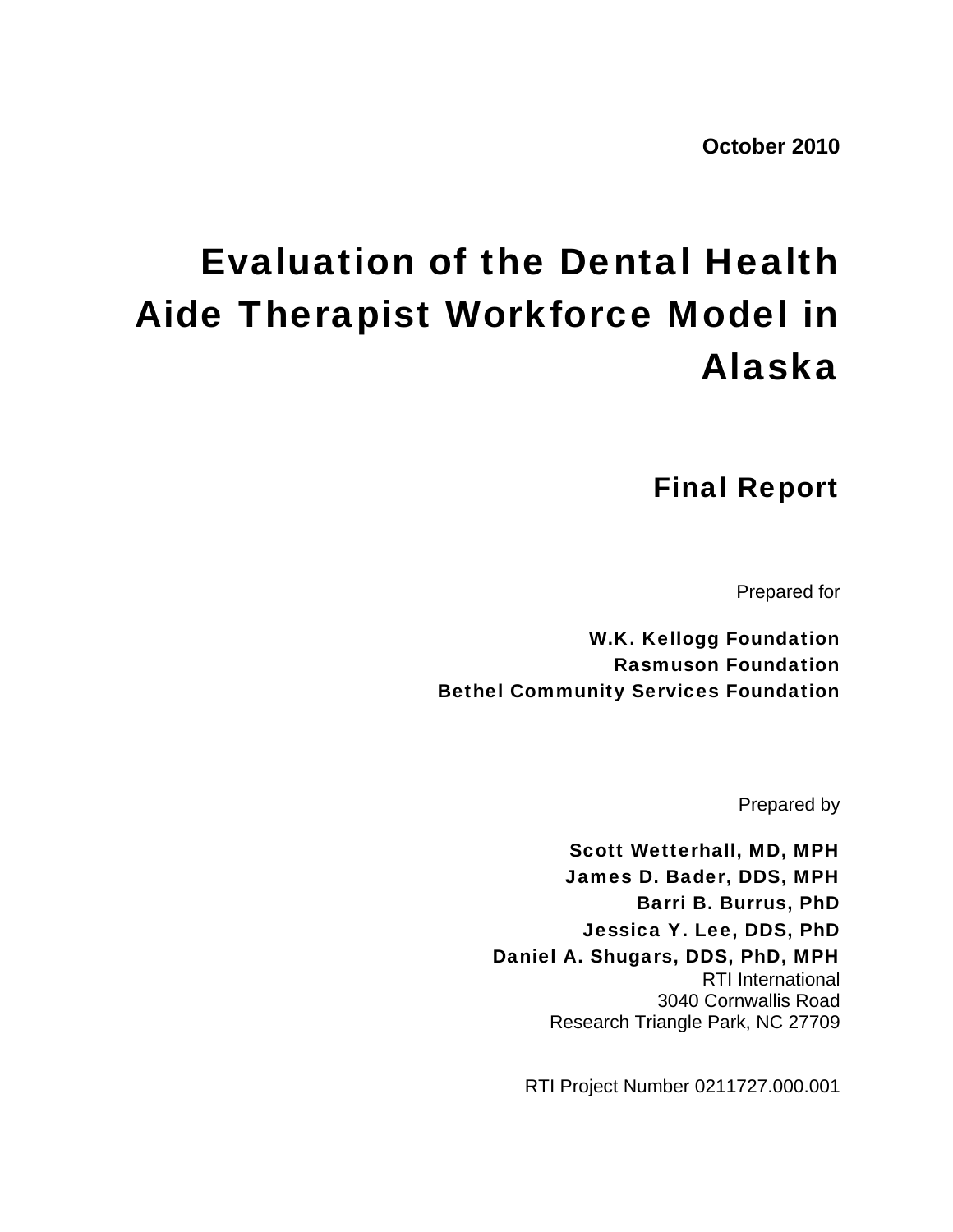**October 2010**

# Evaluation of the Dental Health Aide Therapist Workforce Model in Alaska

## Final Report

Prepared for

**W.K. Kellogg Foundation**
**Rasmuson Foundation**
**Bethel Community Services Foundation**

Prepared by

**Scott Wetterhall, MD, MPH**
**James D. Bader, DDS, MPH**
**Barri B. Burrus, PhD**
**Jessica Y. Lee, DDS, PhD**
**Daniel A. Shugars, DDS, PhD, MPH**

RTI International
3040 Cornwallis Road
Research Triangle Park, NC 27709

RTI Project Number 0211727.000.001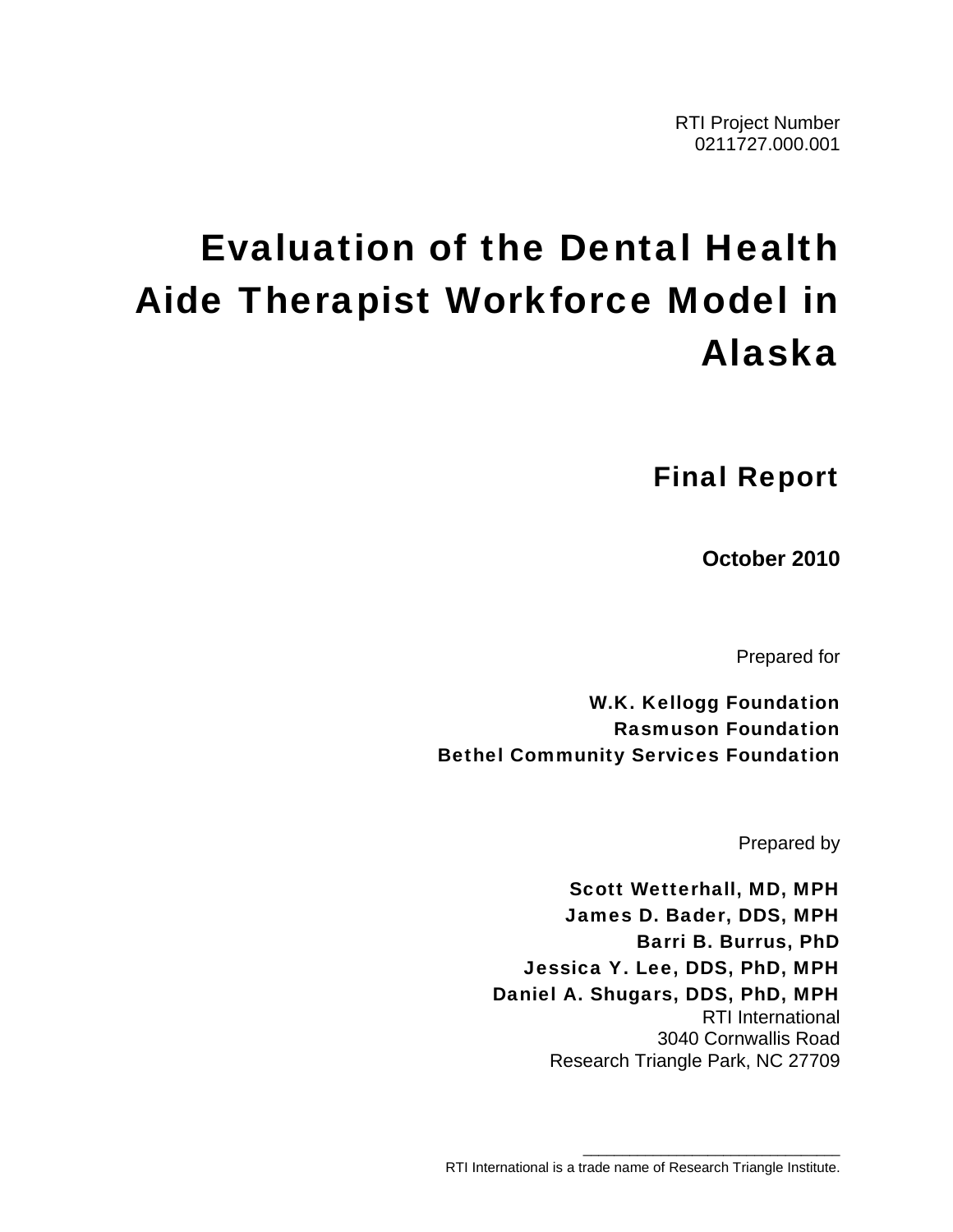RTI Project Number
0211727.000.001

# Evaluation of the Dental Health Aide Therapist Workforce Model in Alaska

## Final Report

**October 2010**

Prepared for

**W.K. Kellogg Foundation**
**Rasmuson Foundation**
**Bethel Community Services Foundation**

Prepared by

**Scott Wetterhall, MD, MPH**
**James D. Bader, DDS, MPH**
**Barri B. Burrus, PhD**
**Jessica Y. Lee, DDS, PhD, MPH**
**Daniel A. Shugars, DDS, PhD, MPH**
RTI International
3040 Cornwallis Road
Research Triangle Park, NC 27709

_______________________________
RTI International is a trade name of Research Triangle Institute.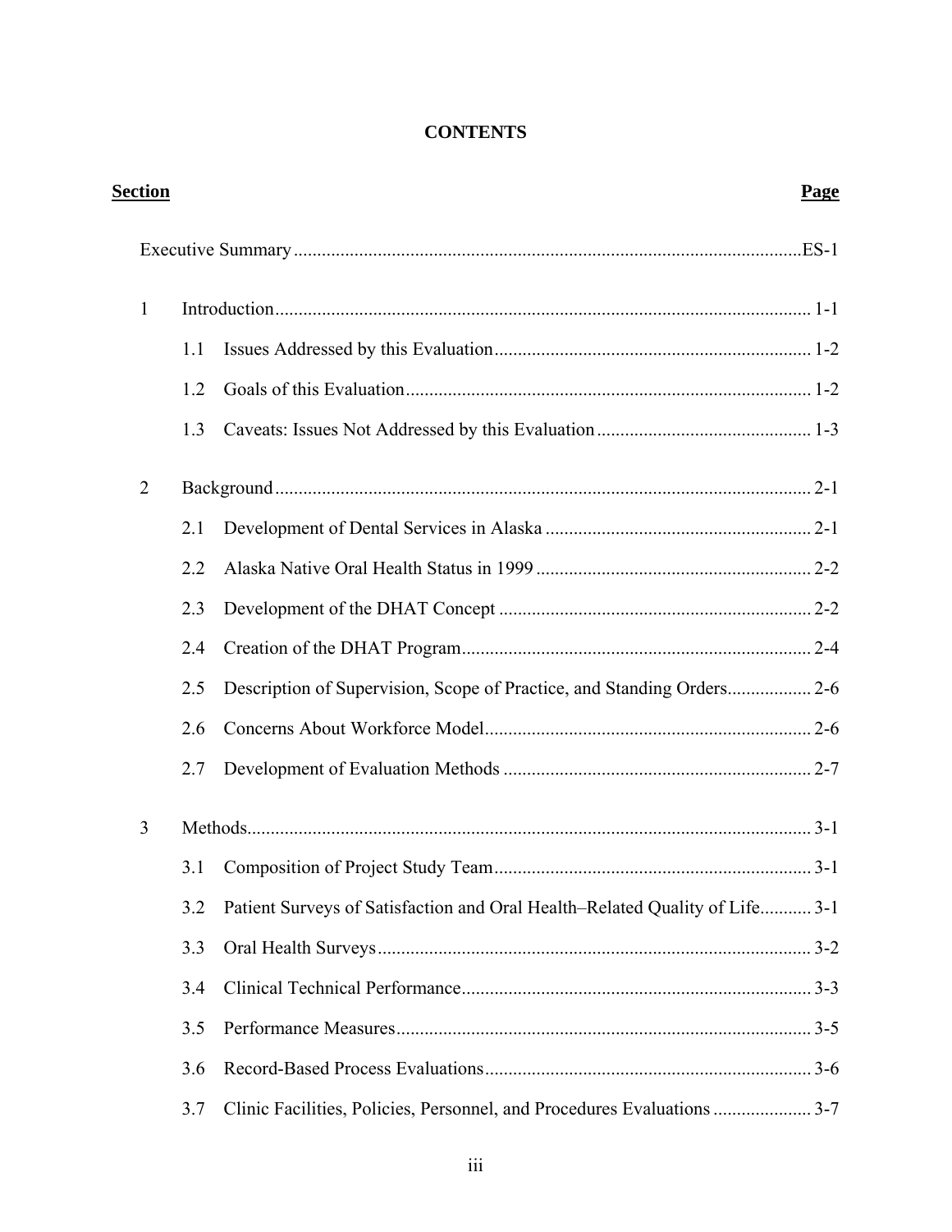# CONTENTS

| Section | | Page |
|---|---|---|
| | Executive Summary | ES-1 |
| 1 | Introduction | 1-1 |
| | 1.1 Issues Addressed by this Evaluation | 1-2 |
| | 1.2 Goals of this Evaluation | 1-2 |
| | 1.3 Caveats: Issues Not Addressed by this Evaluation | 1-3 |
| 2 | Background | 2-1 |
| | 2.1 Development of Dental Services in Alaska | 2-1 |
| | 2.2 Alaska Native Oral Health Status in 1999 | 2-2 |
| | 2.3 Development of the DHAT Concept | 2-2 |
| | 2.4 Creation of the DHAT Program | 2-4 |
| | 2.5 Description of Supervision, Scope of Practice, and Standing Orders | 2-6 |
| | 2.6 Concerns About Workforce Model | 2-6 |
| | 2.7 Development of Evaluation Methods | 2-7 |
| 3 | Methods | 3-1 |
| | 3.1 Composition of Project Study Team | 3-1 |
| | 3.2 Patient Surveys of Satisfaction and Oral Health–Related Quality of Life | 3-1 |
| | 3.3 Oral Health Surveys | 3-2 |
| | 3.4 Clinical Technical Performance | 3-3 |
| | 3.5 Performance Measures | 3-5 |
| | 3.6 Record-Based Process Evaluations | 3-6 |
| | 3.7 Clinic Facilities, Policies, Personnel, and Procedures Evaluations | 3-7 |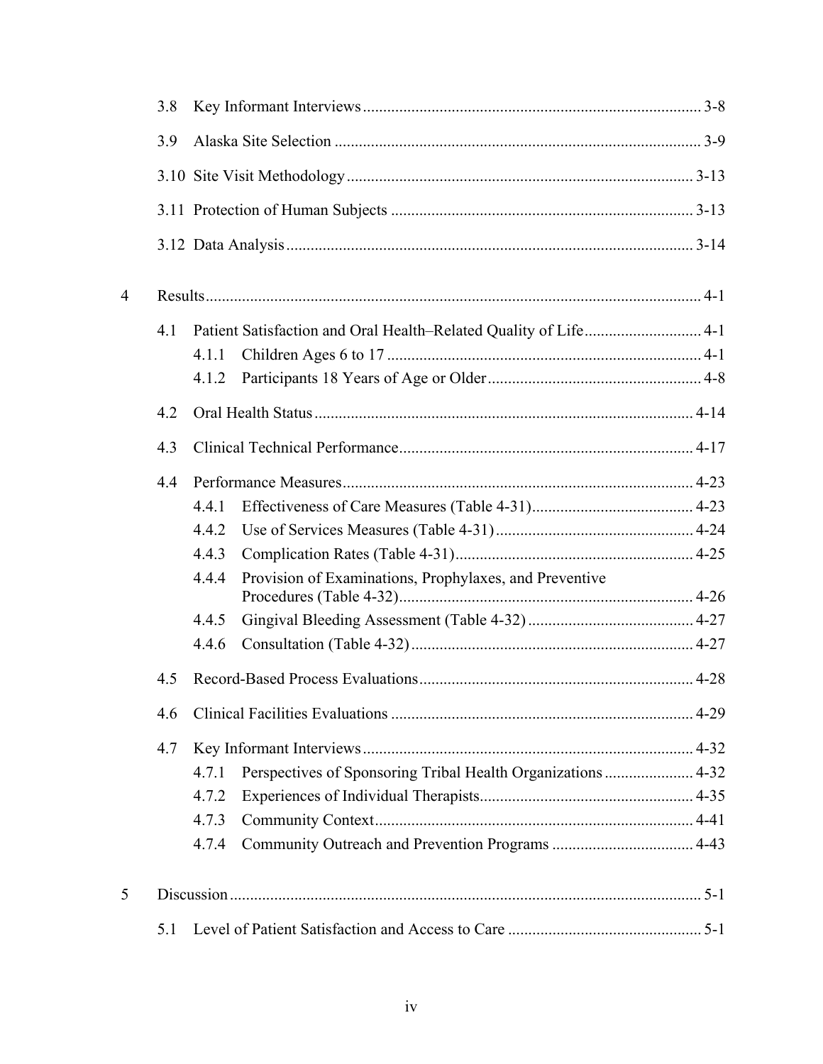3.8 Key Informant Interviews ..................................................................................... 3-8

3.9 Alaska Site Selection ........................................................................................... 3-9

3.10 Site Visit Methodology ..................................................................................... 3-13

3.11 Protection of Human Subjects ......................................................................... 3-13

3.12 Data Analysis ................................................................................................... 3-14

4 Results ........................................................................................................................ 4-1

4.1 Patient Satisfaction and Oral Health–Related Quality of Life ............................ 4-1

- 4.1.1 Children Ages 6 to 17 ............................................................................ 4-1
- 4.1.2 Participants 18 Years of Age or Older ................................................... 4-8

4.2 Oral Health Status ............................................................................................. 4-14

4.3 Clinical Technical Performance ........................................................................ 4-17

4.4 Performance Measures ...................................................................................... 4-23

- 4.4.1 Effectiveness of Care Measures (Table 4-31) ....................................... 4-23
- 4.4.2 Use of Services Measures (Table 4-31) ................................................ 4-24
- 4.4.3 Complication Rates (Table 4-31) .......................................................... 4-25
- 4.4.4 Provision of Examinations, Prophylaxes, and Preventive Procedures (Table 4-32) ....................................................................... 4-26
- 4.4.5 Gingival Bleeding Assessment (Table 4-32) ........................................ 4-27
- 4.4.6 Consultation (Table 4-32) ..................................................................... 4-27

4.5 Record-Based Process Evaluations ................................................................... 4-28

4.6 Clinical Facilities Evaluations .......................................................................... 4-29

4.7 Key Informant Interviews ................................................................................. 4-32

- 4.7.1 Perspectives of Sponsoring Tribal Health Organizations ..................... 4-32
- 4.7.2 Experiences of Individual Therapists .................................................... 4-35
- 4.7.3 Community Context .............................................................................. 4-41
- 4.7.4 Community Outreach and Prevention Programs .................................. 4-43

5 Discussion .................................................................................................................... 5-1

5.1 Level of Patient Satisfaction and Access to Care ................................................ 5-1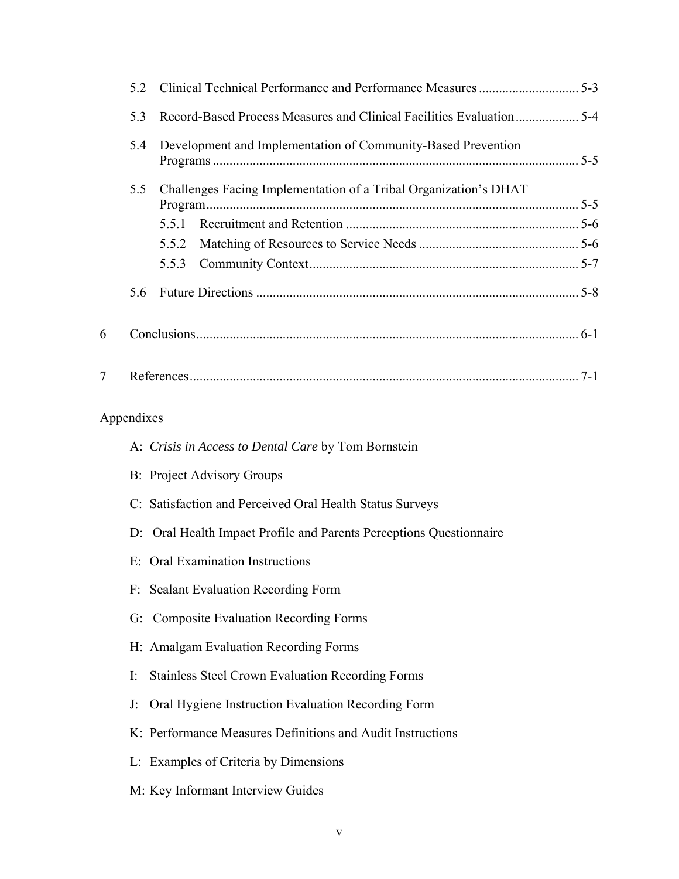5.2 Clinical Technical Performance and Performance Measures ............................. 5-3

5.3 Record-Based Process Measures and Clinical Facilities Evaluation .................. 5-4

5.4 Development and Implementation of Community-Based Prevention Programs ............................................................................................................ 5-5

5.5 Challenges Facing Implementation of a Tribal Organization's DHAT Program............................................................................................................... 5-5

5.5.1 Recruitment and Retention ..................................................................... 5-6

5.5.2 Matching of Resources to Service Needs ............................................... 5-6

5.5.3 Community Context................................................................................ 5-7

5.6 Future Directions ................................................................................................ 5-8

6 Conclusions.................................................................................................................. 6-1

7 References.................................................................................................................... 7-1

Appendixes

A: *Crisis in Access to Dental Care* by Tom Bornstein

B: Project Advisory Groups

C: Satisfaction and Perceived Oral Health Status Surveys

D: Oral Health Impact Profile and Parents Perceptions Questionnaire

E: Oral Examination Instructions

F: Sealant Evaluation Recording Form

G: Composite Evaluation Recording Forms

H: Amalgam Evaluation Recording Forms

I: Stainless Steel Crown Evaluation Recording Forms

J: Oral Hygiene Instruction Evaluation Recording Form

K: Performance Measures Definitions and Audit Instructions

L: Examples of Criteria by Dimensions

M: Key Informant Interview Guides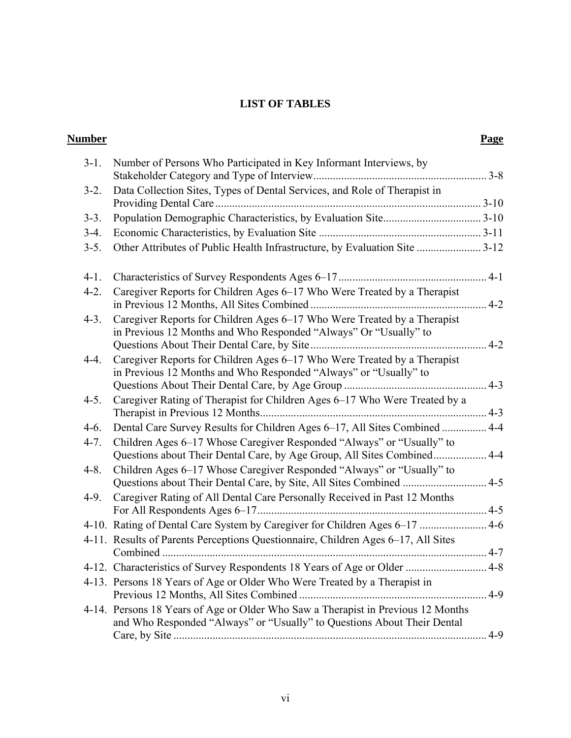# LIST OF TABLES

| Number | | Page |
|---|---|---|
| 3-1. | Number of Persons Who Participated in Key Informant Interviews, by Stakeholder Category and Type of Interview | 3-8 |
| 3-2. | Data Collection Sites, Types of Dental Services, and Role of Therapist in Providing Dental Care | 3-10 |
| 3-3. | Population Demographic Characteristics, by Evaluation Site | 3-10 |
| 3-4. | Economic Characteristics, by Evaluation Site | 3-11 |
| 3-5. | Other Attributes of Public Health Infrastructure, by Evaluation Site | 3-12 |
| 4-1. | Characteristics of Survey Respondents Ages 6–17 | 4-1 |
| 4-2. | Caregiver Reports for Children Ages 6–17 Who Were Treated by a Therapist in Previous 12 Months, All Sites Combined | 4-2 |
| 4-3. | Caregiver Reports for Children Ages 6–17 Who Were Treated by a Therapist in Previous 12 Months and Who Responded "Always" Or "Usually" to Questions About Their Dental Care, by Site | 4-2 |
| 4-4. | Caregiver Reports for Children Ages 6–17 Who Were Treated by a Therapist in Previous 12 Months and Who Responded "Always" or "Usually" to Questions About Their Dental Care, by Age Group | 4-3 |
| 4-5. | Caregiver Rating of Therapist for Children Ages 6–17 Who Were Treated by a Therapist in Previous 12 Months | 4-3 |
| 4-6. | Dental Care Survey Results for Children Ages 6–17, All Sites Combined | 4-4 |
| 4-7. | Children Ages 6–17 Whose Caregiver Responded "Always" or "Usually" to Questions about Their Dental Care, by Age Group, All Sites Combined | 4-4 |
| 4-8. | Children Ages 6–17 Whose Caregiver Responded "Always" or "Usually" to Questions about Their Dental Care, by Site, All Sites Combined | 4-5 |
| 4-9. | Caregiver Rating of All Dental Care Personally Received in Past 12 Months For All Respondents Ages 6–17 | 4-5 |
| 4-10. | Rating of Dental Care System by Caregiver for Children Ages 6–17 | 4-6 |
| 4-11. | Results of Parents Perceptions Questionnaire, Children Ages 6–17, All Sites Combined | 4-7 |
| 4-12. | Characteristics of Survey Respondents 18 Years of Age or Older | 4-8 |
| 4-13. | Persons 18 Years of Age or Older Who Were Treated by a Therapist in Previous 12 Months, All Sites Combined | 4-9 |
| 4-14. | Persons 18 Years of Age or Older Who Saw a Therapist in Previous 12 Months and Who Responded "Always" or "Usually" to Questions About Their Dental Care, by Site | 4-9 |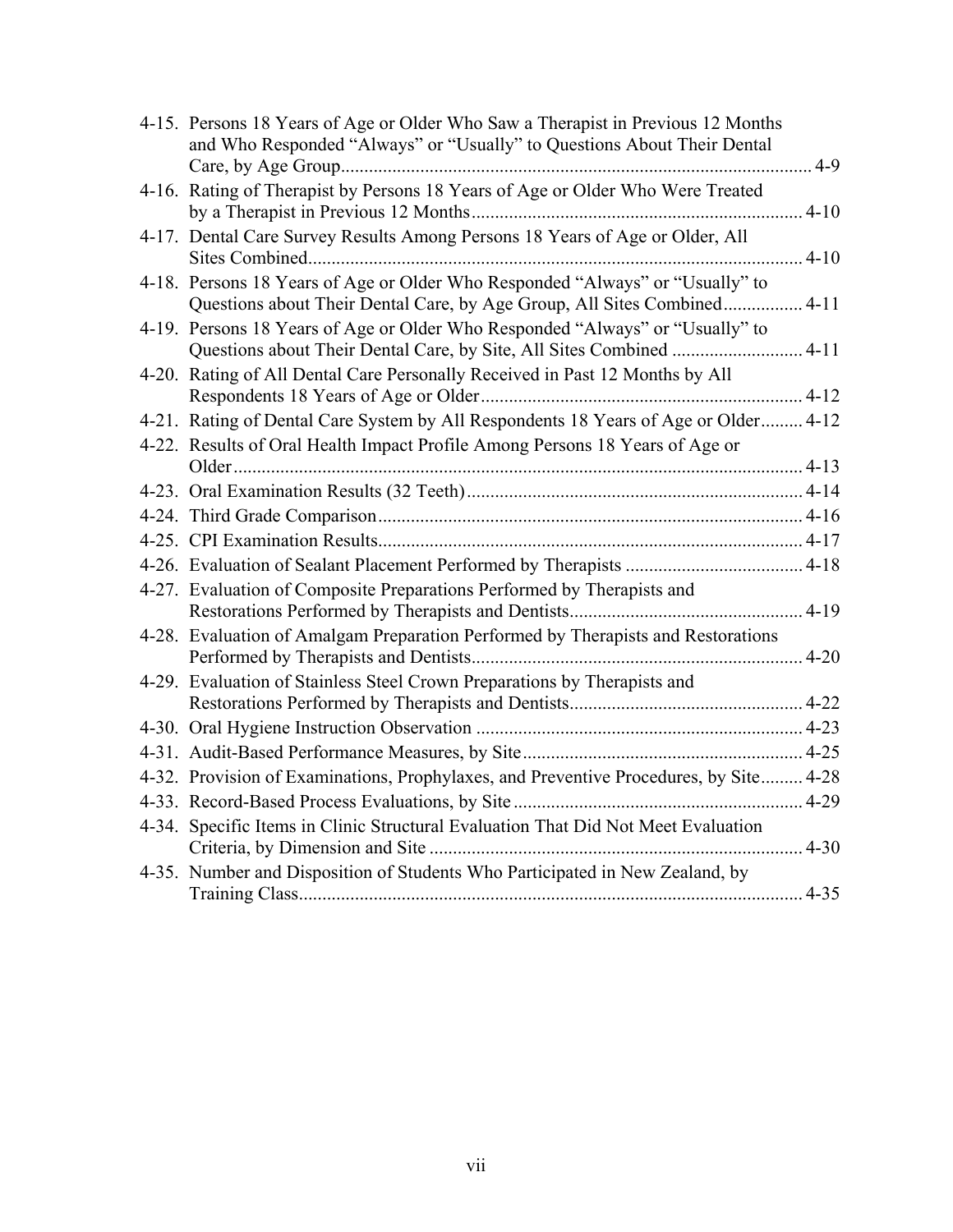4-15. Persons 18 Years of Age or Older Who Saw a Therapist in Previous 12 Months and Who Responded "Always" or "Usually" to Questions About Their Dental Care, by Age Group .................... 4-9

4-16. Rating of Therapist by Persons 18 Years of Age or Older Who Were Treated by a Therapist in Previous 12 Months .................... 4-10

4-17. Dental Care Survey Results Among Persons 18 Years of Age or Older, All Sites Combined .................... 4-10

4-18. Persons 18 Years of Age or Older Who Responded "Always" or "Usually" to Questions about Their Dental Care, by Age Group, All Sites Combined .................... 4-11

4-19. Persons 18 Years of Age or Older Who Responded "Always" or "Usually" to Questions about Their Dental Care, by Site, All Sites Combined .................... 4-11

4-20. Rating of All Dental Care Personally Received in Past 12 Months by All Respondents 18 Years of Age or Older .................... 4-12

4-21. Rating of Dental Care System by All Respondents 18 Years of Age or Older .................... 4-12

4-22. Results of Oral Health Impact Profile Among Persons 18 Years of Age or Older .................... 4-13

4-23. Oral Examination Results (32 Teeth) .................... 4-14

4-24. Third Grade Comparison .................... 4-16

4-25. CPI Examination Results .................... 4-17

4-26. Evaluation of Sealant Placement Performed by Therapists .................... 4-18

4-27. Evaluation of Composite Preparations Performed by Therapists and Restorations Performed by Therapists and Dentists .................... 4-19

4-28. Evaluation of Amalgam Preparation Performed by Therapists and Restorations Performed by Therapists and Dentists .................... 4-20

4-29. Evaluation of Stainless Steel Crown Preparations by Therapists and Restorations Performed by Therapists and Dentists .................... 4-22

4-30. Oral Hygiene Instruction Observation .................... 4-23

4-31. Audit-Based Performance Measures, by Site .................... 4-25

4-32. Provision of Examinations, Prophylaxes, and Preventive Procedures, by Site .................... 4-28

4-33. Record-Based Process Evaluations, by Site .................... 4-29

4-34. Specific Items in Clinic Structural Evaluation That Did Not Meet Evaluation Criteria, by Dimension and Site .................... 4-30

4-35. Number and Disposition of Students Who Participated in New Zealand, by Training Class .................... 4-35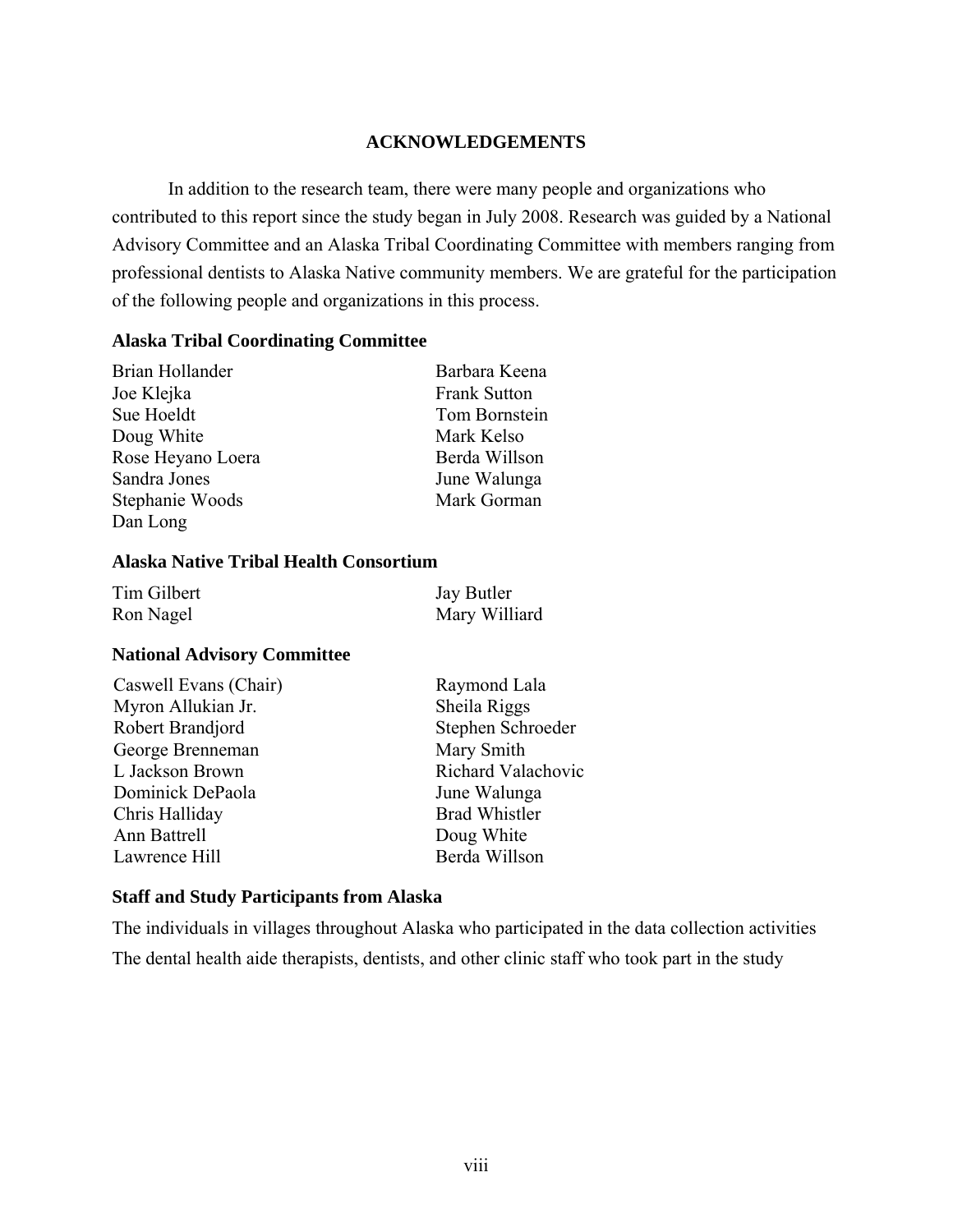# ACKNOWLEDGEMENTS

In addition to the research team, there were many people and organizations who contributed to this report since the study began in July 2008. Research was guided by a National Advisory Committee and an Alaska Tribal Coordinating Committee with members ranging from professional dentists to Alaska Native community members. We are grateful for the participation of the following people and organizations in this process.

### Alaska Tribal Coordinating Committee

Brian Hollander
Joe Klejka
Sue Hoeldt
Doug White
Rose Heyano Loera
Sandra Jones
Stephanie Woods
Dan Long
Barbara Keena
Frank Sutton
Tom Bornstein
Mark Kelso
Berda Willson
June Walunga
Mark Gorman

### Alaska Native Tribal Health Consortium

Tim Gilbert
Ron Nagel
Jay Butler
Mary Williard

### National Advisory Committee

Caswell Evans (Chair)
Myron Allukian Jr.
Robert Brandjord
George Brenneman
L Jackson Brown
Dominick DePaola
Chris Halliday
Ann Battrell
Lawrence Hill
Raymond Lala
Sheila Riggs
Stephen Schroeder
Mary Smith
Richard Valachovic
June Walunga
Brad Whistler
Doug White
Berda Willson

### Staff and Study Participants from Alaska

The individuals in villages throughout Alaska who participated in the data collection activities

The dental health aide therapists, dentists, and other clinic staff who took part in the study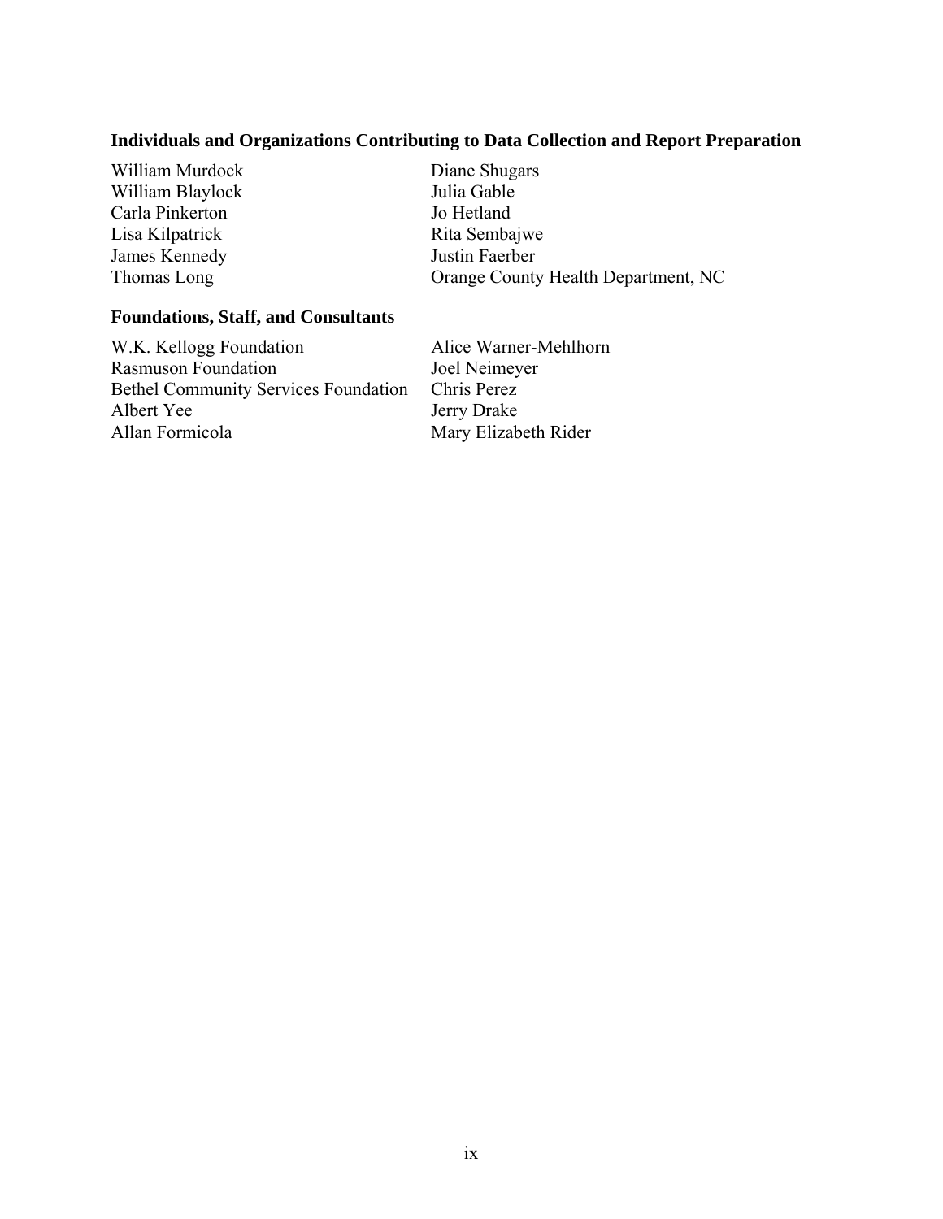### Individuals and Organizations Contributing to Data Collection and Report Preparation

William Murdock
William Blaylock
Carla Pinkerton
Lisa Kilpatrick
James Kennedy
Thomas Long
Diane Shugars
Julia Gable
Jo Hetland
Rita Sembajwe
Justin Faerber
Orange County Health Department, NC

### Foundations, Staff, and Consultants

W.K. Kellogg Foundation
Rasmuson Foundation
Bethel Community Services Foundation
Albert Yee
Allan Formicola
Alice Warner-Mehlhorn
Joel Neimeyer
Chris Perez
Jerry Drake
Mary Elizabeth Rider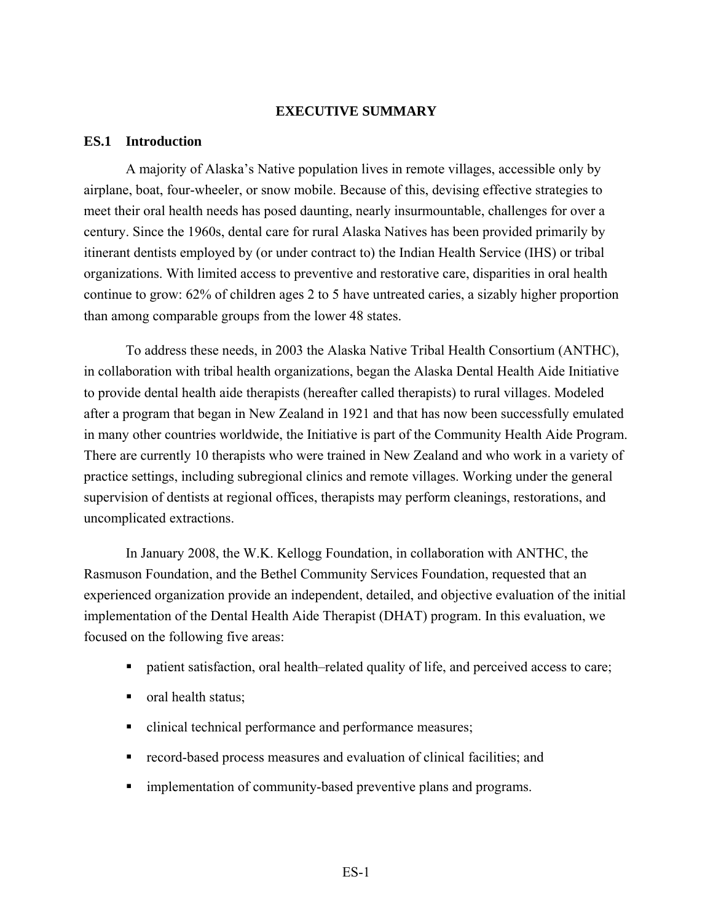# EXECUTIVE SUMMARY

## ES.1 Introduction

A majority of Alaska's Native population lives in remote villages, accessible only by airplane, boat, four-wheeler, or snow mobile. Because of this, devising effective strategies to meet their oral health needs has posed daunting, nearly insurmountable, challenges for over a century. Since the 1960s, dental care for rural Alaska Natives has been provided primarily by itinerant dentists employed by (or under contract to) the Indian Health Service (IHS) or tribal organizations. With limited access to preventive and restorative care, disparities in oral health continue to grow: 62% of children ages 2 to 5 have untreated caries, a sizably higher proportion than among comparable groups from the lower 48 states.

To address these needs, in 2003 the Alaska Native Tribal Health Consortium (ANTHC), in collaboration with tribal health organizations, began the Alaska Dental Health Aide Initiative to provide dental health aide therapists (hereafter called therapists) to rural villages. Modeled after a program that began in New Zealand in 1921 and that has now been successfully emulated in many other countries worldwide, the Initiative is part of the Community Health Aide Program. There are currently 10 therapists who were trained in New Zealand and who work in a variety of practice settings, including subregional clinics and remote villages. Working under the general supervision of dentists at regional offices, therapists may perform cleanings, restorations, and uncomplicated extractions.

In January 2008, the W.K. Kellogg Foundation, in collaboration with ANTHC, the Rasmuson Foundation, and the Bethel Community Services Foundation, requested that an experienced organization provide an independent, detailed, and objective evaluation of the initial implementation of the Dental Health Aide Therapist (DHAT) program. In this evaluation, we focused on the following five areas:

- patient satisfaction, oral health–related quality of life, and perceived access to care;
- oral health status;
- clinical technical performance and performance measures;
- record-based process measures and evaluation of clinical facilities; and
- implementation of community-based preventive plans and programs.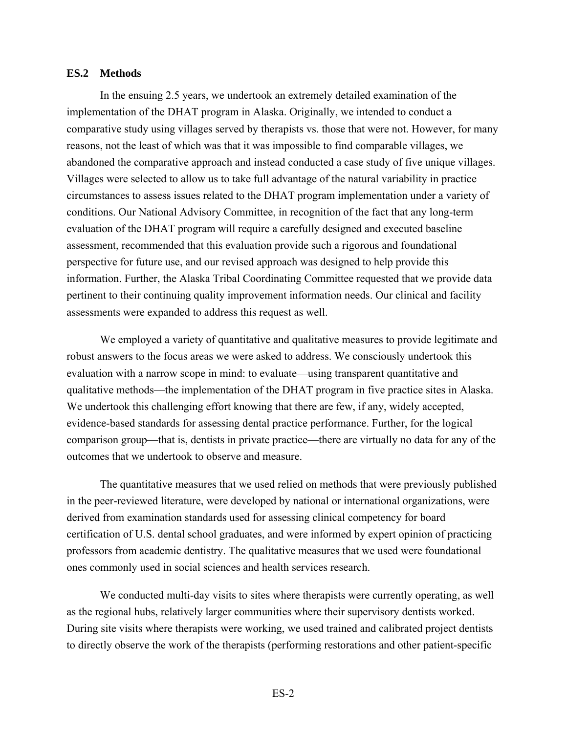### ES.2 Methods

In the ensuing 2.5 years, we undertook an extremely detailed examination of the implementation of the DHAT program in Alaska. Originally, we intended to conduct a comparative study using villages served by therapists vs. those that were not. However, for many reasons, not the least of which was that it was impossible to find comparable villages, we abandoned the comparative approach and instead conducted a case study of five unique villages. Villages were selected to allow us to take full advantage of the natural variability in practice circumstances to assess issues related to the DHAT program implementation under a variety of conditions. Our National Advisory Committee, in recognition of the fact that any long-term evaluation of the DHAT program will require a carefully designed and executed baseline assessment, recommended that this evaluation provide such a rigorous and foundational perspective for future use, and our revised approach was designed to help provide this information. Further, the Alaska Tribal Coordinating Committee requested that we provide data pertinent to their continuing quality improvement information needs. Our clinical and facility assessments were expanded to address this request as well.

We employed a variety of quantitative and qualitative measures to provide legitimate and robust answers to the focus areas we were asked to address. We consciously undertook this evaluation with a narrow scope in mind: to evaluate—using transparent quantitative and qualitative methods—the implementation of the DHAT program in five practice sites in Alaska. We undertook this challenging effort knowing that there are few, if any, widely accepted, evidence-based standards for assessing dental practice performance. Further, for the logical comparison group—that is, dentists in private practice—there are virtually no data for any of the outcomes that we undertook to observe and measure.

The quantitative measures that we used relied on methods that were previously published in the peer-reviewed literature, were developed by national or international organizations, were derived from examination standards used for assessing clinical competency for board certification of U.S. dental school graduates, and were informed by expert opinion of practicing professors from academic dentistry. The qualitative measures that we used were foundational ones commonly used in social sciences and health services research.

We conducted multi-day visits to sites where therapists were currently operating, as well as the regional hubs, relatively larger communities where their supervisory dentists worked. During site visits where therapists were working, we used trained and calibrated project dentists to directly observe the work of the therapists (performing restorations and other patient-specific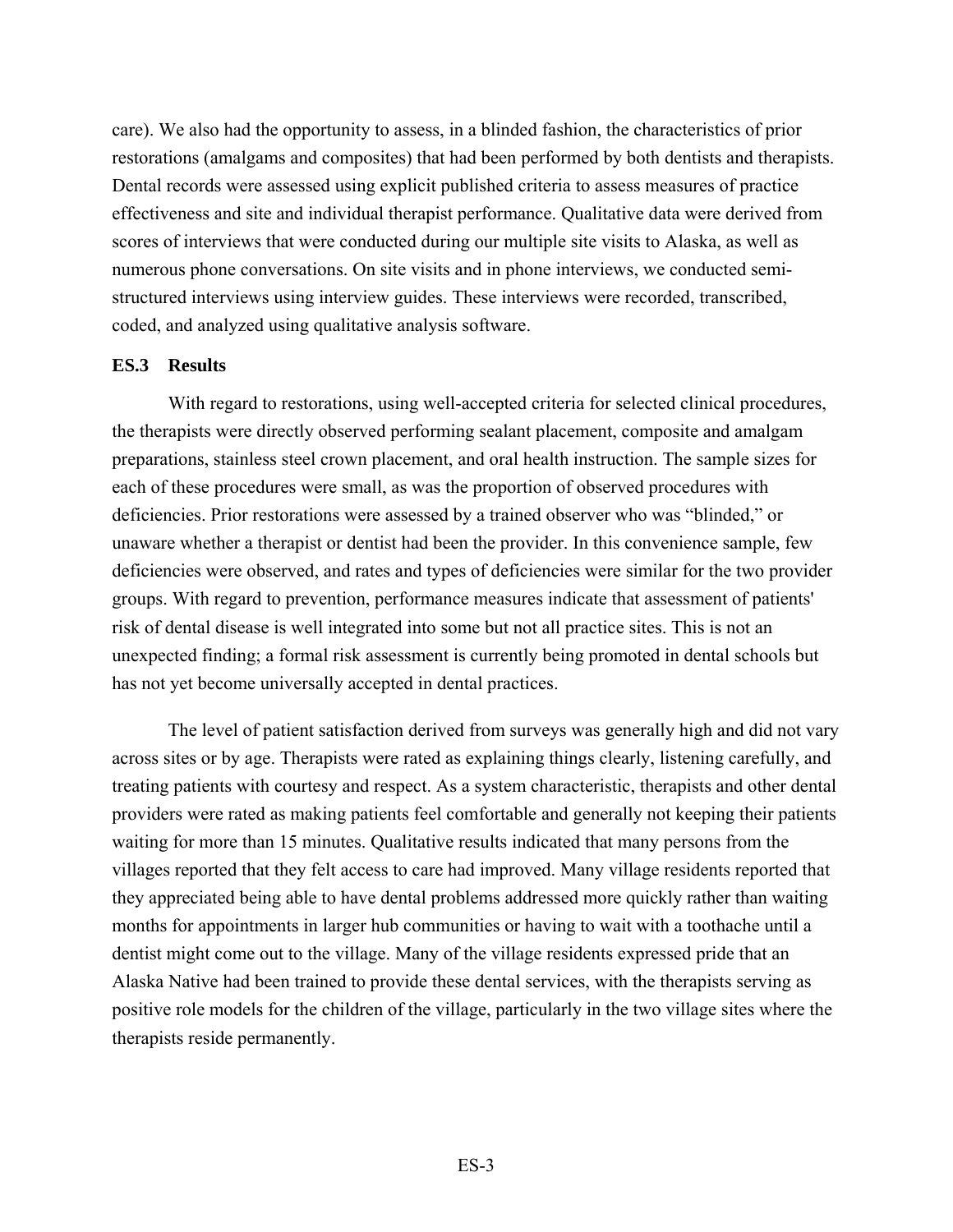care). We also had the opportunity to assess, in a blinded fashion, the characteristics of prior restorations (amalgams and composites) that had been performed by both dentists and therapists. Dental records were assessed using explicit published criteria to assess measures of practice effectiveness and site and individual therapist performance. Qualitative data were derived from scores of interviews that were conducted during our multiple site visits to Alaska, as well as numerous phone conversations. On site visits and in phone interviews, we conducted semi-structured interviews using interview guides. These interviews were recorded, transcribed, coded, and analyzed using qualitative analysis software.

## ES.3 Results

With regard to restorations, using well-accepted criteria for selected clinical procedures, the therapists were directly observed performing sealant placement, composite and amalgam preparations, stainless steel crown placement, and oral health instruction. The sample sizes for each of these procedures were small, as was the proportion of observed procedures with deficiencies. Prior restorations were assessed by a trained observer who was "blinded," or unaware whether a therapist or dentist had been the provider. In this convenience sample, few deficiencies were observed, and rates and types of deficiencies were similar for the two provider groups. With regard to prevention, performance measures indicate that assessment of patients' risk of dental disease is well integrated into some but not all practice sites. This is not an unexpected finding; a formal risk assessment is currently being promoted in dental schools but has not yet become universally accepted in dental practices.

The level of patient satisfaction derived from surveys was generally high and did not vary across sites or by age. Therapists were rated as explaining things clearly, listening carefully, and treating patients with courtesy and respect. As a system characteristic, therapists and other dental providers were rated as making patients feel comfortable and generally not keeping their patients waiting for more than 15 minutes. Qualitative results indicated that many persons from the villages reported that they felt access to care had improved. Many village residents reported that they appreciated being able to have dental problems addressed more quickly rather than waiting months for appointments in larger hub communities or having to wait with a toothache until a dentist might come out to the village. Many of the village residents expressed pride that an Alaska Native had been trained to provide these dental services, with the therapists serving as positive role models for the children of the village, particularly in the two village sites where the therapists reside permanently.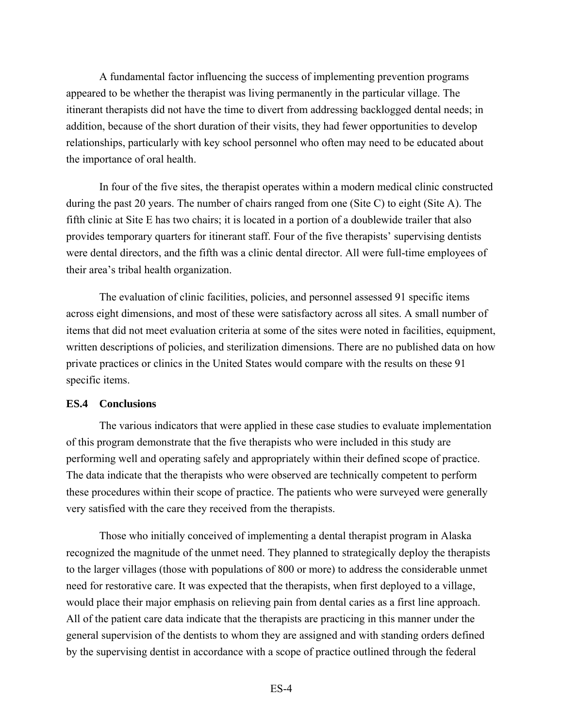A fundamental factor influencing the success of implementing prevention programs appeared to be whether the therapist was living permanently in the particular village. The itinerant therapists did not have the time to divert from addressing backlogged dental needs; in addition, because of the short duration of their visits, they had fewer opportunities to develop relationships, particularly with key school personnel who often may need to be educated about the importance of oral health.

In four of the five sites, the therapist operates within a modern medical clinic constructed during the past 20 years. The number of chairs ranged from one (Site C) to eight (Site A). The fifth clinic at Site E has two chairs; it is located in a portion of a doublewide trailer that also provides temporary quarters for itinerant staff. Four of the five therapists' supervising dentists were dental directors, and the fifth was a clinic dental director. All were full-time employees of their area's tribal health organization.

The evaluation of clinic facilities, policies, and personnel assessed 91 specific items across eight dimensions, and most of these were satisfactory across all sites. A small number of items that did not meet evaluation criteria at some of the sites were noted in facilities, equipment, written descriptions of policies, and sterilization dimensions. There are no published data on how private practices or clinics in the United States would compare with the results on these 91 specific items.

## ES.4 Conclusions

The various indicators that were applied in these case studies to evaluate implementation of this program demonstrate that the five therapists who were included in this study are performing well and operating safely and appropriately within their defined scope of practice. The data indicate that the therapists who were observed are technically competent to perform these procedures within their scope of practice. The patients who were surveyed were generally very satisfied with the care they received from the therapists.

Those who initially conceived of implementing a dental therapist program in Alaska recognized the magnitude of the unmet need. They planned to strategically deploy the therapists to the larger villages (those with populations of 800 or more) to address the considerable unmet need for restorative care. It was expected that the therapists, when first deployed to a village, would place their major emphasis on relieving pain from dental caries as a first line approach. All of the patient care data indicate that the therapists are practicing in this manner under the general supervision of the dentists to whom they are assigned and with standing orders defined by the supervising dentist in accordance with a scope of practice outlined through the federal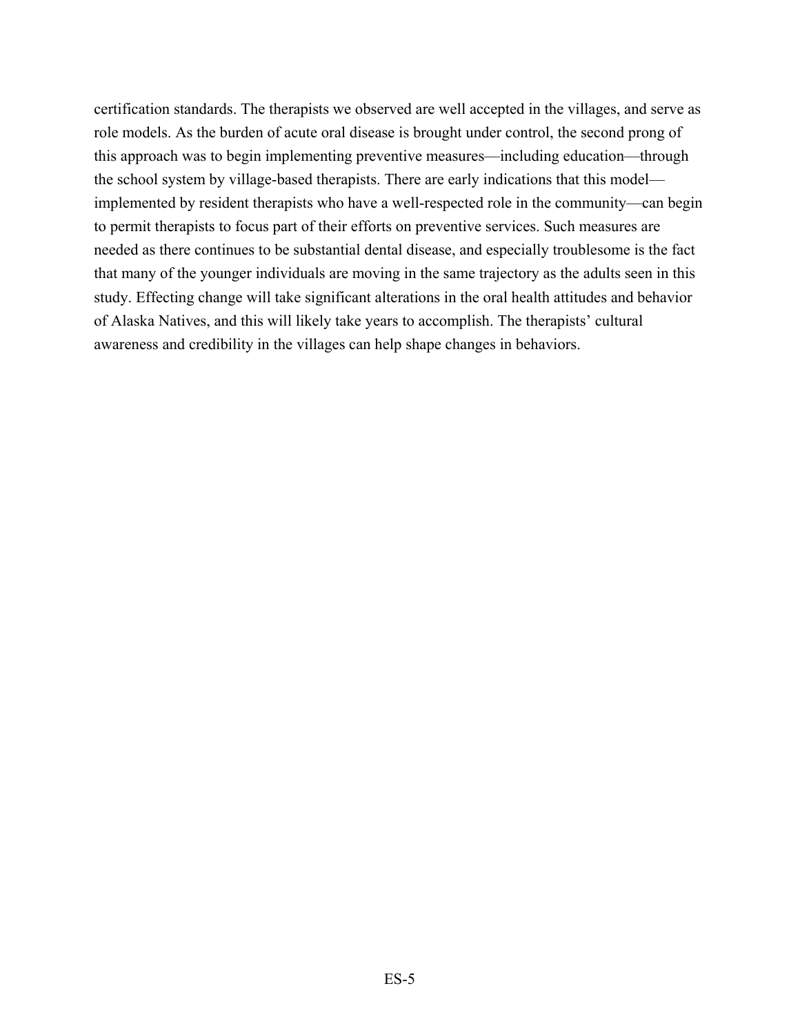certification standards. The therapists we observed are well accepted in the villages, and serve as role models. As the burden of acute oral disease is brought under control, the second prong of this approach was to begin implementing preventive measures—including education—through the school system by village-based therapists. There are early indications that this model—implemented by resident therapists who have a well-respected role in the community—can begin to permit therapists to focus part of their efforts on preventive services. Such measures are needed as there continues to be substantial dental disease, and especially troublesome is the fact that many of the younger individuals are moving in the same trajectory as the adults seen in this study. Effecting change will take significant alterations in the oral health attitudes and behavior of Alaska Natives, and this will likely take years to accomplish. The therapists' cultural awareness and credibility in the villages can help shape changes in behaviors.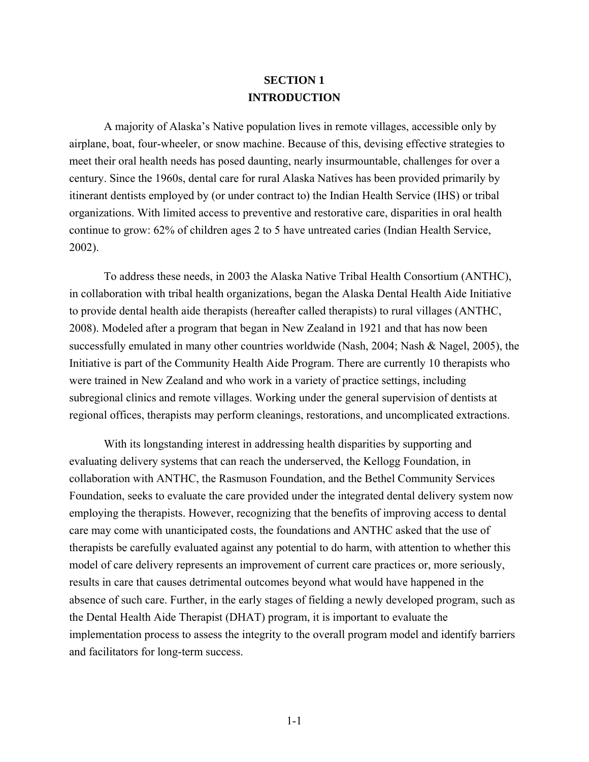# SECTION 1
# INTRODUCTION

A majority of Alaska's Native population lives in remote villages, accessible only by airplane, boat, four-wheeler, or snow machine. Because of this, devising effective strategies to meet their oral health needs has posed daunting, nearly insurmountable, challenges for over a century. Since the 1960s, dental care for rural Alaska Natives has been provided primarily by itinerant dentists employed by (or under contract to) the Indian Health Service (IHS) or tribal organizations. With limited access to preventive and restorative care, disparities in oral health continue to grow: 62% of children ages 2 to 5 have untreated caries (Indian Health Service, 2002).

To address these needs, in 2003 the Alaska Native Tribal Health Consortium (ANTHC), in collaboration with tribal health organizations, began the Alaska Dental Health Aide Initiative to provide dental health aide therapists (hereafter called therapists) to rural villages (ANTHC, 2008). Modeled after a program that began in New Zealand in 1921 and that has now been successfully emulated in many other countries worldwide (Nash, 2004; Nash & Nagel, 2005), the Initiative is part of the Community Health Aide Program. There are currently 10 therapists who were trained in New Zealand and who work in a variety of practice settings, including subregional clinics and remote villages. Working under the general supervision of dentists at regional offices, therapists may perform cleanings, restorations, and uncomplicated extractions.

With its longstanding interest in addressing health disparities by supporting and evaluating delivery systems that can reach the underserved, the Kellogg Foundation, in collaboration with ANTHC, the Rasmuson Foundation, and the Bethel Community Services Foundation, seeks to evaluate the care provided under the integrated dental delivery system now employing the therapists. However, recognizing that the benefits of improving access to dental care may come with unanticipated costs, the foundations and ANTHC asked that the use of therapists be carefully evaluated against any potential to do harm, with attention to whether this model of care delivery represents an improvement of current care practices or, more seriously, results in care that causes detrimental outcomes beyond what would have happened in the absence of such care. Further, in the early stages of fielding a newly developed program, such as the Dental Health Aide Therapist (DHAT) program, it is important to evaluate the implementation process to assess the integrity to the overall program model and identify barriers and facilitators for long-term success.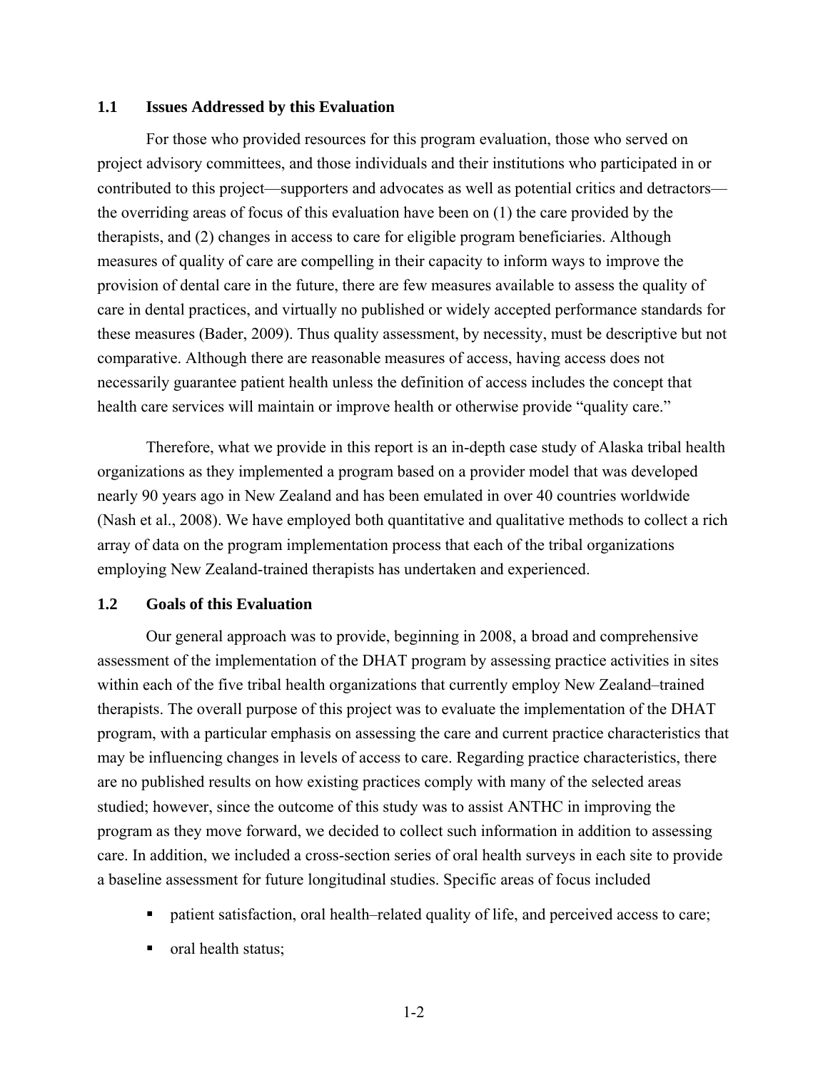### 1.1 Issues Addressed by this Evaluation

For those who provided resources for this program evaluation, those who served on project advisory committees, and those individuals and their institutions who participated in or contributed to this project—supporters and advocates as well as potential critics and detractors—the overriding areas of focus of this evaluation have been on (1) the care provided by the therapists, and (2) changes in access to care for eligible program beneficiaries. Although measures of quality of care are compelling in their capacity to inform ways to improve the provision of dental care in the future, there are few measures available to assess the quality of care in dental practices, and virtually no published or widely accepted performance standards for these measures (Bader, 2009). Thus quality assessment, by necessity, must be descriptive but not comparative. Although there are reasonable measures of access, having access does not necessarily guarantee patient health unless the definition of access includes the concept that health care services will maintain or improve health or otherwise provide "quality care."

Therefore, what we provide in this report is an in-depth case study of Alaska tribal health organizations as they implemented a program based on a provider model that was developed nearly 90 years ago in New Zealand and has been emulated in over 40 countries worldwide (Nash et al., 2008). We have employed both quantitative and qualitative methods to collect a rich array of data on the program implementation process that each of the tribal organizations employing New Zealand-trained therapists has undertaken and experienced.

### 1.2 Goals of this Evaluation

Our general approach was to provide, beginning in 2008, a broad and comprehensive assessment of the implementation of the DHAT program by assessing practice activities in sites within each of the five tribal health organizations that currently employ New Zealand–trained therapists. The overall purpose of this project was to evaluate the implementation of the DHAT program, with a particular emphasis on assessing the care and current practice characteristics that may be influencing changes in levels of access to care. Regarding practice characteristics, there are no published results on how existing practices comply with many of the selected areas studied; however, since the outcome of this study was to assist ANTHC in improving the program as they move forward, we decided to collect such information in addition to assessing care. In addition, we included a cross-section series of oral health surveys in each site to provide a baseline assessment for future longitudinal studies. Specific areas of focus included

- patient satisfaction, oral health–related quality of life, and perceived access to care;
- oral health status;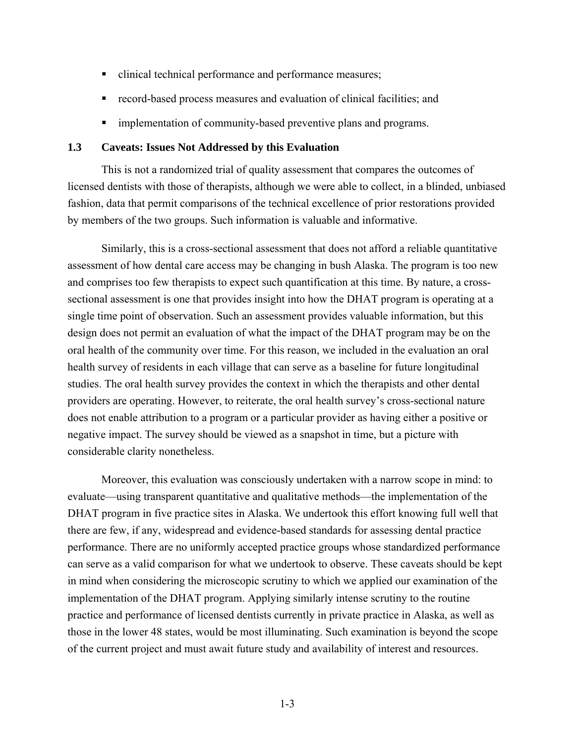- clinical technical performance and performance measures;
- record-based process measures and evaluation of clinical facilities; and
- implementation of community-based preventive plans and programs.

### 1.3 Caveats: Issues Not Addressed by this Evaluation

This is not a randomized trial of quality assessment that compares the outcomes of licensed dentists with those of therapists, although we were able to collect, in a blinded, unbiased fashion, data that permit comparisons of the technical excellence of prior restorations provided by members of the two groups. Such information is valuable and informative.

Similarly, this is a cross-sectional assessment that does not afford a reliable quantitative assessment of how dental care access may be changing in bush Alaska. The program is too new and comprises too few therapists to expect such quantification at this time. By nature, a cross-sectional assessment is one that provides insight into how the DHAT program is operating at a single time point of observation. Such an assessment provides valuable information, but this design does not permit an evaluation of what the impact of the DHAT program may be on the oral health of the community over time. For this reason, we included in the evaluation an oral health survey of residents in each village that can serve as a baseline for future longitudinal studies. The oral health survey provides the context in which the therapists and other dental providers are operating. However, to reiterate, the oral health survey's cross-sectional nature does not enable attribution to a program or a particular provider as having either a positive or negative impact. The survey should be viewed as a snapshot in time, but a picture with considerable clarity nonetheless.

Moreover, this evaluation was consciously undertaken with a narrow scope in mind: to evaluate—using transparent quantitative and qualitative methods—the implementation of the DHAT program in five practice sites in Alaska. We undertook this effort knowing full well that there are few, if any, widespread and evidence-based standards for assessing dental practice performance. There are no uniformly accepted practice groups whose standardized performance can serve as a valid comparison for what we undertook to observe. These caveats should be kept in mind when considering the microscopic scrutiny to which we applied our examination of the implementation of the DHAT program. Applying similarly intense scrutiny to the routine practice and performance of licensed dentists currently in private practice in Alaska, as well as those in the lower 48 states, would be most illuminating. Such examination is beyond the scope of the current project and must await future study and availability of interest and resources.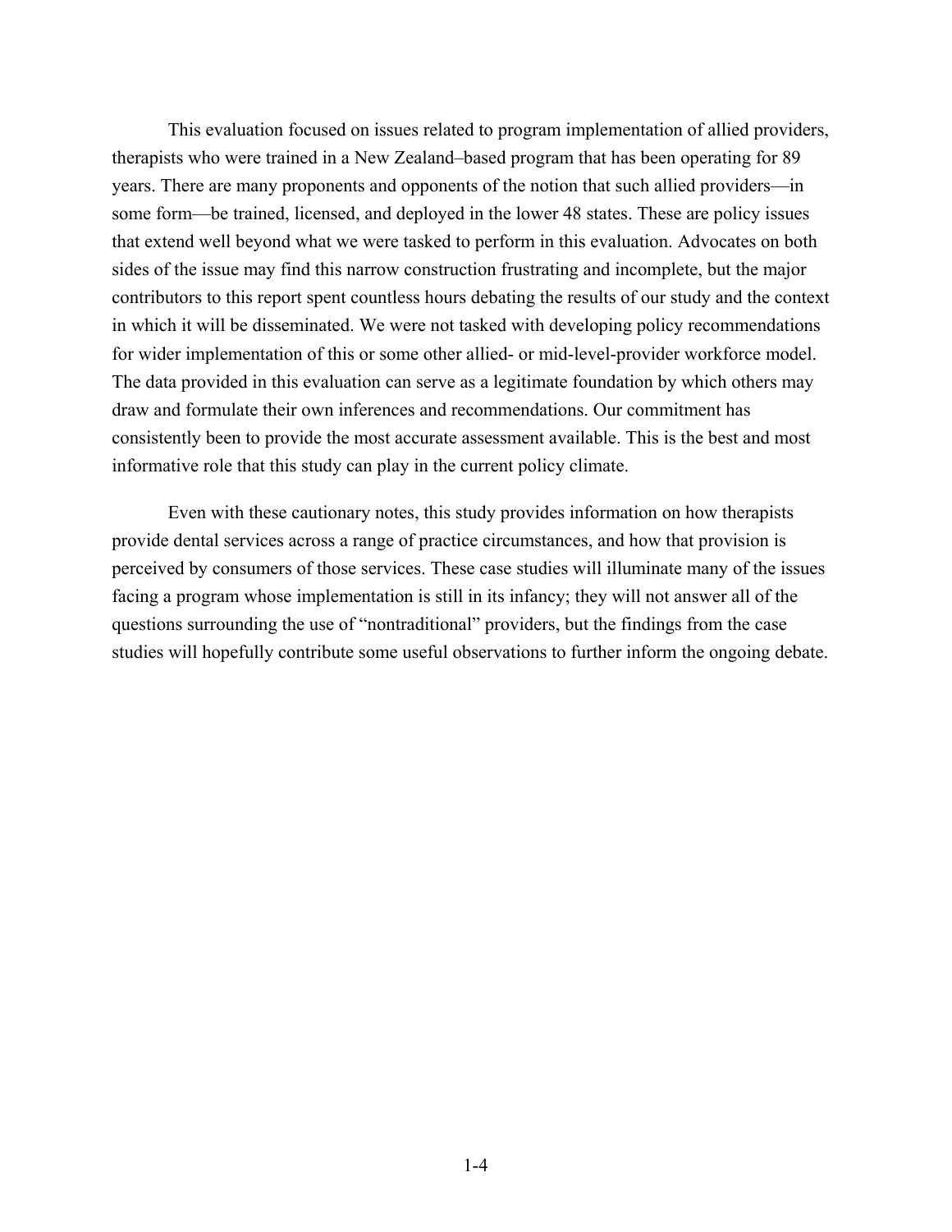This evaluation focused on issues related to program implementation of allied providers, therapists who were trained in a New Zealand–based program that has been operating for 89 years. There are many proponents and opponents of the notion that such allied providers—in some form—be trained, licensed, and deployed in the lower 48 states. These are policy issues that extend well beyond what we were tasked to perform in this evaluation. Advocates on both sides of the issue may find this narrow construction frustrating and incomplete, but the major contributors to this report spent countless hours debating the results of our study and the context in which it will be disseminated. We were not tasked with developing policy recommendations for wider implementation of this or some other allied- or mid-level-provider workforce model. The data provided in this evaluation can serve as a legitimate foundation by which others may draw and formulate their own inferences and recommendations. Our commitment has consistently been to provide the most accurate assessment available. This is the best and most informative role that this study can play in the current policy climate.

Even with these cautionary notes, this study provides information on how therapists provide dental services across a range of practice circumstances, and how that provision is perceived by consumers of those services. These case studies will illuminate many of the issues facing a program whose implementation is still in its infancy; they will not answer all of the questions surrounding the use of "nontraditional" providers, but the findings from the case studies will hopefully contribute some useful observations to further inform the ongoing debate.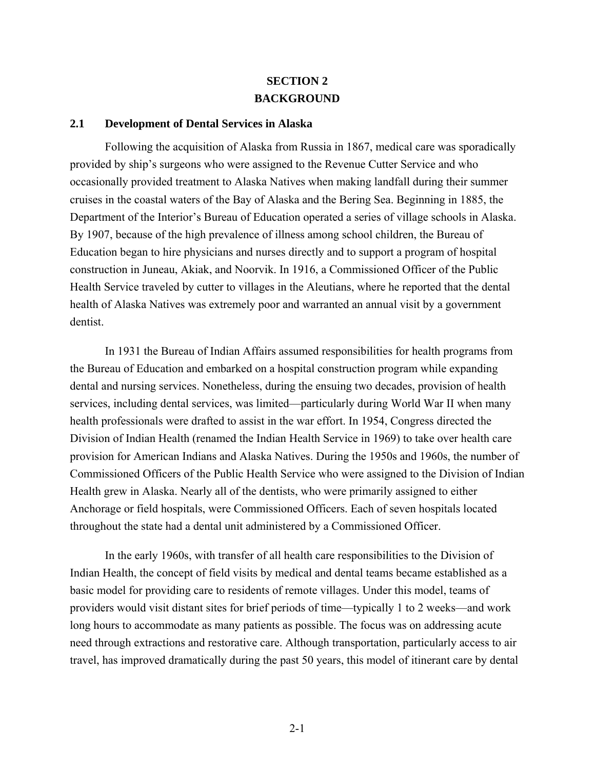# SECTION 2
# BACKGROUND

## 2.1 Development of Dental Services in Alaska

Following the acquisition of Alaska from Russia in 1867, medical care was sporadically provided by ship's surgeons who were assigned to the Revenue Cutter Service and who occasionally provided treatment to Alaska Natives when making landfall during their summer cruises in the coastal waters of the Bay of Alaska and the Bering Sea. Beginning in 1885, the Department of the Interior's Bureau of Education operated a series of village schools in Alaska. By 1907, because of the high prevalence of illness among school children, the Bureau of Education began to hire physicians and nurses directly and to support a program of hospital construction in Juneau, Akiak, and Noorvik. In 1916, a Commissioned Officer of the Public Health Service traveled by cutter to villages in the Aleutians, where he reported that the dental health of Alaska Natives was extremely poor and warranted an annual visit by a government dentist.

In 1931 the Bureau of Indian Affairs assumed responsibilities for health programs from the Bureau of Education and embarked on a hospital construction program while expanding dental and nursing services. Nonetheless, during the ensuing two decades, provision of health services, including dental services, was limited—particularly during World War II when many health professionals were drafted to assist in the war effort. In 1954, Congress directed the Division of Indian Health (renamed the Indian Health Service in 1969) to take over health care provision for American Indians and Alaska Natives. During the 1950s and 1960s, the number of Commissioned Officers of the Public Health Service who were assigned to the Division of Indian Health grew in Alaska. Nearly all of the dentists, who were primarily assigned to either Anchorage or field hospitals, were Commissioned Officers. Each of seven hospitals located throughout the state had a dental unit administered by a Commissioned Officer.

In the early 1960s, with transfer of all health care responsibilities to the Division of Indian Health, the concept of field visits by medical and dental teams became established as a basic model for providing care to residents of remote villages. Under this model, teams of providers would visit distant sites for brief periods of time—typically 1 to 2 weeks—and work long hours to accommodate as many patients as possible. The focus was on addressing acute need through extractions and restorative care. Although transportation, particularly access to air travel, has improved dramatically during the past 50 years, this model of itinerant care by dental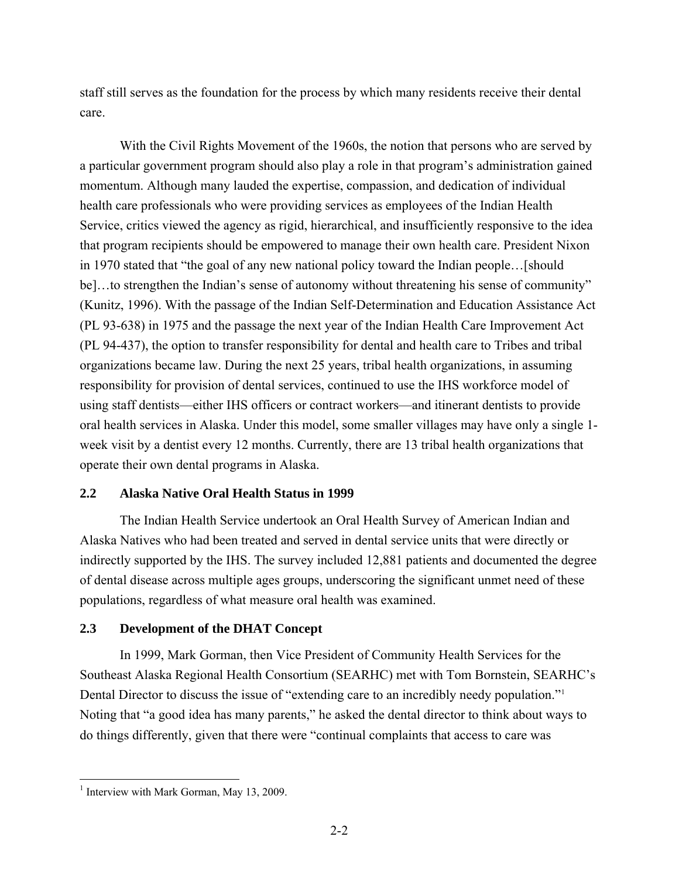staff still serves as the foundation for the process by which many residents receive their dental care.

With the Civil Rights Movement of the 1960s, the notion that persons who are served by a particular government program should also play a role in that program's administration gained momentum. Although many lauded the expertise, compassion, and dedication of individual health care professionals who were providing services as employees of the Indian Health Service, critics viewed the agency as rigid, hierarchical, and insufficiently responsive to the idea that program recipients should be empowered to manage their own health care. President Nixon in 1970 stated that "the goal of any new national policy toward the Indian people…[should be]…to strengthen the Indian's sense of autonomy without threatening his sense of community" (Kunitz, 1996). With the passage of the Indian Self-Determination and Education Assistance Act (PL 93-638) in 1975 and the passage the next year of the Indian Health Care Improvement Act (PL 94-437), the option to transfer responsibility for dental and health care to Tribes and tribal organizations became law. During the next 25 years, tribal health organizations, in assuming responsibility for provision of dental services, continued to use the IHS workforce model of using staff dentists—either IHS officers or contract workers—and itinerant dentists to provide oral health services in Alaska. Under this model, some smaller villages may have only a single 1-week visit by a dentist every 12 months. Currently, there are 13 tribal health organizations that operate their own dental programs in Alaska.

## 2.2 Alaska Native Oral Health Status in 1999

The Indian Health Service undertook an Oral Health Survey of American Indian and Alaska Natives who had been treated and served in dental service units that were directly or indirectly supported by the IHS. The survey included 12,881 patients and documented the degree of dental disease across multiple ages groups, underscoring the significant unmet need of these populations, regardless of what measure oral health was examined.

## 2.3 Development of the DHAT Concept

In 1999, Mark Gorman, then Vice President of Community Health Services for the Southeast Alaska Regional Health Consortium (SEARHC) met with Tom Bornstein, SEARHC's Dental Director to discuss the issue of "extending care to an incredibly needy population."[1] Noting that "a good idea has many parents," he asked the dental director to think about ways to do things differently, given that there were "continual complaints that access to care was

[1] Interview with Mark Gorman, May 13, 2009.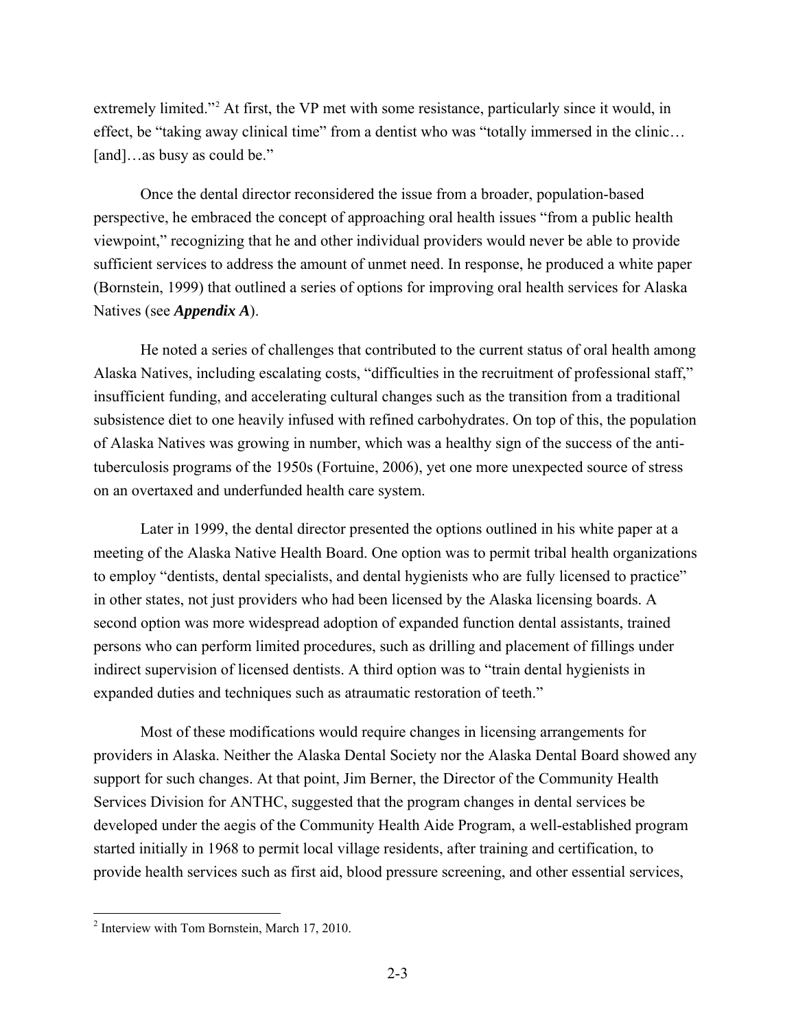extremely limited."[2] At first, the VP met with some resistance, particularly since it would, in effect, be "taking away clinical time" from a dentist who was "totally immersed in the clinic… [and]…as busy as could be."

Once the dental director reconsidered the issue from a broader, population-based perspective, he embraced the concept of approaching oral health issues "from a public health viewpoint," recognizing that he and other individual providers would never be able to provide sufficient services to address the amount of unmet need. In response, he produced a white paper (Bornstein, 1999) that outlined a series of options for improving oral health services for Alaska Natives (see ***Appendix A***).

He noted a series of challenges that contributed to the current status of oral health among Alaska Natives, including escalating costs, "difficulties in the recruitment of professional staff," insufficient funding, and accelerating cultural changes such as the transition from a traditional subsistence diet to one heavily infused with refined carbohydrates. On top of this, the population of Alaska Natives was growing in number, which was a healthy sign of the success of the anti-tuberculosis programs of the 1950s (Fortuine, 2006), yet one more unexpected source of stress on an overtaxed and underfunded health care system.

Later in 1999, the dental director presented the options outlined in his white paper at a meeting of the Alaska Native Health Board. One option was to permit tribal health organizations to employ "dentists, dental specialists, and dental hygienists who are fully licensed to practice" in other states, not just providers who had been licensed by the Alaska licensing boards. A second option was more widespread adoption of expanded function dental assistants, trained persons who can perform limited procedures, such as drilling and placement of fillings under indirect supervision of licensed dentists. A third option was to "train dental hygienists in expanded duties and techniques such as atraumatic restoration of teeth."

Most of these modifications would require changes in licensing arrangements for providers in Alaska. Neither the Alaska Dental Society nor the Alaska Dental Board showed any support for such changes. At that point, Jim Berner, the Director of the Community Health Services Division for ANTHC, suggested that the program changes in dental services be developed under the aegis of the Community Health Aide Program, a well-established program started initially in 1968 to permit local village residents, after training and certification, to provide health services such as first aid, blood pressure screening, and other essential services,

[2] Interview with Tom Bornstein, March 17, 2010.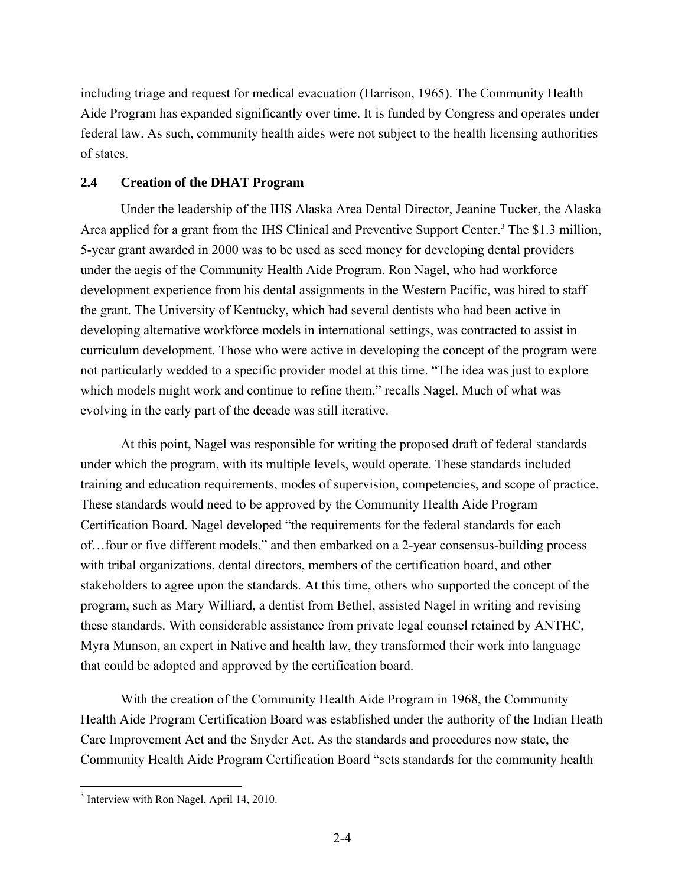including triage and request for medical evacuation (Harrison, 1965). The Community Health Aide Program has expanded significantly over time. It is funded by Congress and operates under federal law. As such, community health aides were not subject to the health licensing authorities of states.

## 2.4 Creation of the DHAT Program

Under the leadership of the IHS Alaska Area Dental Director, Jeanine Tucker, the Alaska Area applied for a grant from the IHS Clinical and Preventive Support Center.[3] The $1.3 million, 5-year grant awarded in 2000 was to be used as seed money for developing dental providers under the aegis of the Community Health Aide Program. Ron Nagel, who had workforce development experience from his dental assignments in the Western Pacific, was hired to staff the grant. The University of Kentucky, which had several dentists who had been active in developing alternative workforce models in international settings, was contracted to assist in curriculum development. Those who were active in developing the concept of the program were not particularly wedded to a specific provider model at this time. "The idea was just to explore which models might work and continue to refine them," recalls Nagel. Much of what was evolving in the early part of the decade was still iterative.

At this point, Nagel was responsible for writing the proposed draft of federal standards under which the program, with its multiple levels, would operate. These standards included training and education requirements, modes of supervision, competencies, and scope of practice. These standards would need to be approved by the Community Health Aide Program Certification Board. Nagel developed "the requirements for the federal standards for each of…four or five different models," and then embarked on a 2-year consensus-building process with tribal organizations, dental directors, members of the certification board, and other stakeholders to agree upon the standards. At this time, others who supported the concept of the program, such as Mary Williard, a dentist from Bethel, assisted Nagel in writing and revising these standards. With considerable assistance from private legal counsel retained by ANTHC, Myra Munson, an expert in Native and health law, they transformed their work into language that could be adopted and approved by the certification board.

With the creation of the Community Health Aide Program in 1968, the Community Health Aide Program Certification Board was established under the authority of the Indian Heath Care Improvement Act and the Snyder Act. As the standards and procedures now state, the Community Health Aide Program Certification Board "sets standards for the community health

[3] Interview with Ron Nagel, April 14, 2010.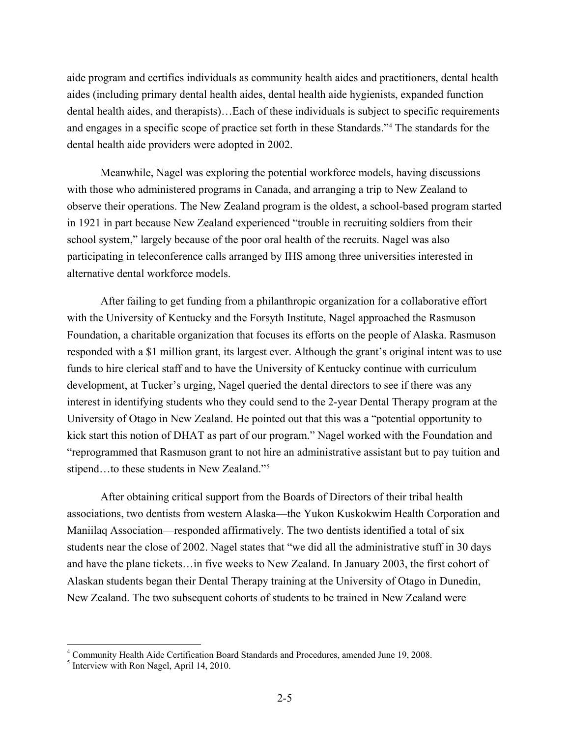aide program and certifies individuals as community health aides and practitioners, dental health aides (including primary dental health aides, dental health aide hygienists, expanded function dental health aides, and therapists)…Each of these individuals is subject to specific requirements and engages in a specific scope of practice set forth in these Standards."[4] The standards for the dental health aide providers were adopted in 2002.

Meanwhile, Nagel was exploring the potential workforce models, having discussions with those who administered programs in Canada, and arranging a trip to New Zealand to observe their operations. The New Zealand program is the oldest, a school-based program started in 1921 in part because New Zealand experienced "trouble in recruiting soldiers from their school system," largely because of the poor oral health of the recruits. Nagel was also participating in teleconference calls arranged by IHS among three universities interested in alternative dental workforce models.

After failing to get funding from a philanthropic organization for a collaborative effort with the University of Kentucky and the Forsyth Institute, Nagel approached the Rasmuson Foundation, a charitable organization that focuses its efforts on the people of Alaska. Rasmuson responded with a $1 million grant, its largest ever. Although the grant's original intent was to use funds to hire clerical staff and to have the University of Kentucky continue with curriculum development, at Tucker's urging, Nagel queried the dental directors to see if there was any interest in identifying students who they could send to the 2-year Dental Therapy program at the University of Otago in New Zealand. He pointed out that this was a "potential opportunity to kick start this notion of DHAT as part of our program." Nagel worked with the Foundation and "reprogrammed that Rasmuson grant to not hire an administrative assistant but to pay tuition and stipend…to these students in New Zealand."[5]

After obtaining critical support from the Boards of Directors of their tribal health associations, two dentists from western Alaska—the Yukon Kuskokwim Health Corporation and Maniilaq Association—responded affirmatively. The two dentists identified a total of six students near the close of 2002. Nagel states that "we did all the administrative stuff in 30 days and have the plane tickets…in five weeks to New Zealand. In January 2003, the first cohort of Alaskan students began their Dental Therapy training at the University of Otago in Dunedin, New Zealand. The two subsequent cohorts of students to be trained in New Zealand were

[4] Community Health Aide Certification Board Standards and Procedures, amended June 19, 2008.

[5] Interview with Ron Nagel, April 14, 2010.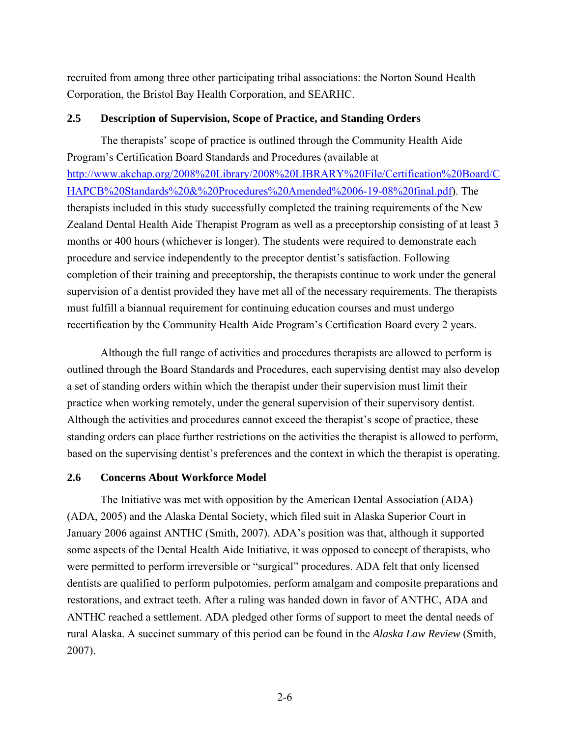recruited from among three other participating tribal associations: the Norton Sound Health Corporation, the Bristol Bay Health Corporation, and SEARHC.

## 2.5 Description of Supervision, Scope of Practice, and Standing Orders

The therapists' scope of practice is outlined through the Community Health Aide Program's Certification Board Standards and Procedures (available at [http://www.akchap.org/2008%20Library/2008%20LIBRARY%20File/Certification%20Board/CHAPCB%20Standards%20&%20Procedures%20Amended%2006-19-08%20final.pdf](http://www.akchap.org/2008%20Library/2008%20LIBRARY%20File/Certification%20Board/CHAPCB%20Standards%20&%20Procedures%20Amended%2006-19-08%20final.pdf)). The therapists included in this study successfully completed the training requirements of the New Zealand Dental Health Aide Therapist Program as well as a preceptorship consisting of at least 3 months or 400 hours (whichever is longer). The students were required to demonstrate each procedure and service independently to the preceptor dentist's satisfaction. Following completion of their training and preceptorship, the therapists continue to work under the general supervision of a dentist provided they have met all of the necessary requirements. The therapists must fulfill a biannual requirement for continuing education courses and must undergo recertification by the Community Health Aide Program's Certification Board every 2 years.

Although the full range of activities and procedures therapists are allowed to perform is outlined through the Board Standards and Procedures, each supervising dentist may also develop a set of standing orders within which the therapist under their supervision must limit their practice when working remotely, under the general supervision of their supervisory dentist. Although the activities and procedures cannot exceed the therapist's scope of practice, these standing orders can place further restrictions on the activities the therapist is allowed to perform, based on the supervising dentist's preferences and the context in which the therapist is operating.

## 2.6 Concerns About Workforce Model

The Initiative was met with opposition by the American Dental Association (ADA) (ADA, 2005) and the Alaska Dental Society, which filed suit in Alaska Superior Court in January 2006 against ANTHC (Smith, 2007). ADA's position was that, although it supported some aspects of the Dental Health Aide Initiative, it was opposed to concept of therapists, who were permitted to perform irreversible or "surgical" procedures. ADA felt that only licensed dentists are qualified to perform pulpotomies, perform amalgam and composite preparations and restorations, and extract teeth. After a ruling was handed down in favor of ANTHC, ADA and ANTHC reached a settlement. ADA pledged other forms of support to meet the dental needs of rural Alaska. A succinct summary of this period can be found in the *Alaska Law Review* (Smith, 2007).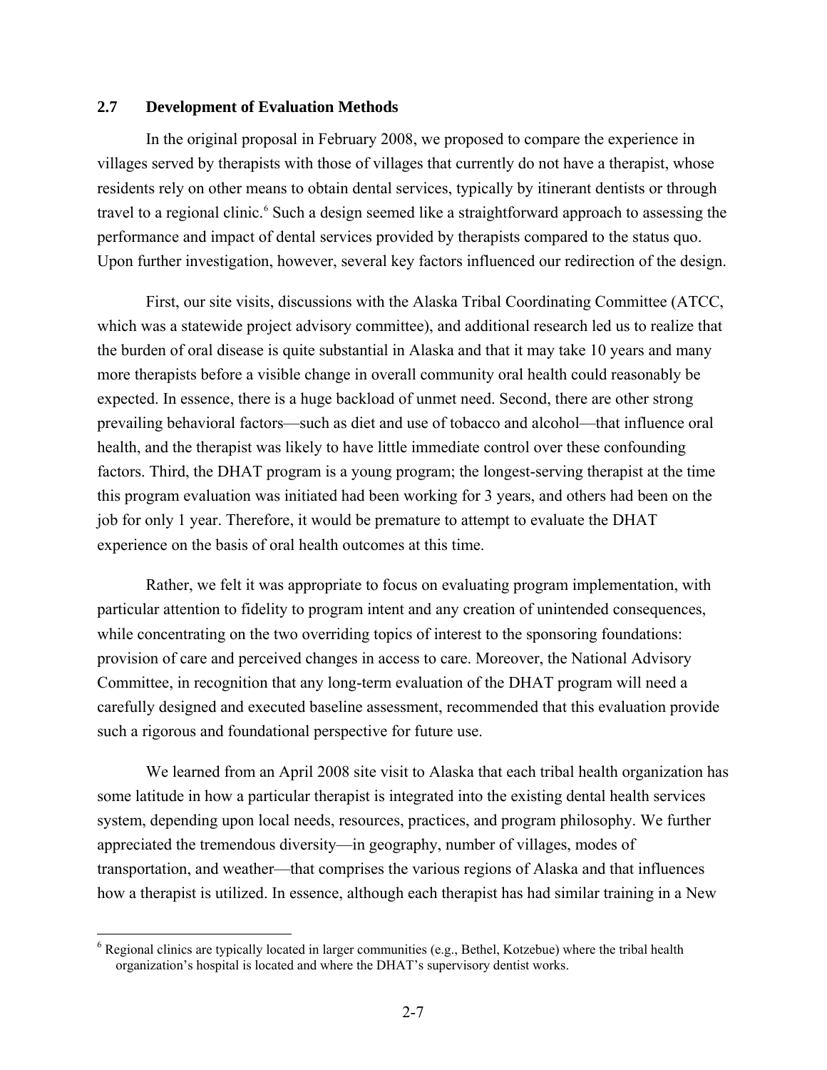### 2.7 Development of Evaluation Methods

In the original proposal in February 2008, we proposed to compare the experience in villages served by therapists with those of villages that currently do not have a therapist, whose residents rely on other means to obtain dental services, typically by itinerant dentists or through travel to a regional clinic.[6] Such a design seemed like a straightforward approach to assessing the performance and impact of dental services provided by therapists compared to the status quo. Upon further investigation, however, several key factors influenced our redirection of the design.

First, our site visits, discussions with the Alaska Tribal Coordinating Committee (ATCC, which was a statewide project advisory committee), and additional research led us to realize that the burden of oral disease is quite substantial in Alaska and that it may take 10 years and many more therapists before a visible change in overall community oral health could reasonably be expected. In essence, there is a huge backload of unmet need. Second, there are other strong prevailing behavioral factors—such as diet and use of tobacco and alcohol—that influence oral health, and the therapist was likely to have little immediate control over these confounding factors. Third, the DHAT program is a young program; the longest-serving therapist at the time this program evaluation was initiated had been working for 3 years, and others had been on the job for only 1 year. Therefore, it would be premature to attempt to evaluate the DHAT experience on the basis of oral health outcomes at this time.

Rather, we felt it was appropriate to focus on evaluating program implementation, with particular attention to fidelity to program intent and any creation of unintended consequences, while concentrating on the two overriding topics of interest to the sponsoring foundations: provision of care and perceived changes in access to care. Moreover, the National Advisory Committee, in recognition that any long-term evaluation of the DHAT program will need a carefully designed and executed baseline assessment, recommended that this evaluation provide such a rigorous and foundational perspective for future use.

We learned from an April 2008 site visit to Alaska that each tribal health organization has some latitude in how a particular therapist is integrated into the existing dental health services system, depending upon local needs, resources, practices, and program philosophy. We further appreciated the tremendous diversity—in geography, number of villages, modes of transportation, and weather—that comprises the various regions of Alaska and that influences how a therapist is utilized. In essence, although each therapist has had similar training in a New

[6] Regional clinics are typically located in larger communities (e.g., Bethel, Kotzebue) where the tribal health organization's hospital is located and where the DHAT's supervisory dentist works.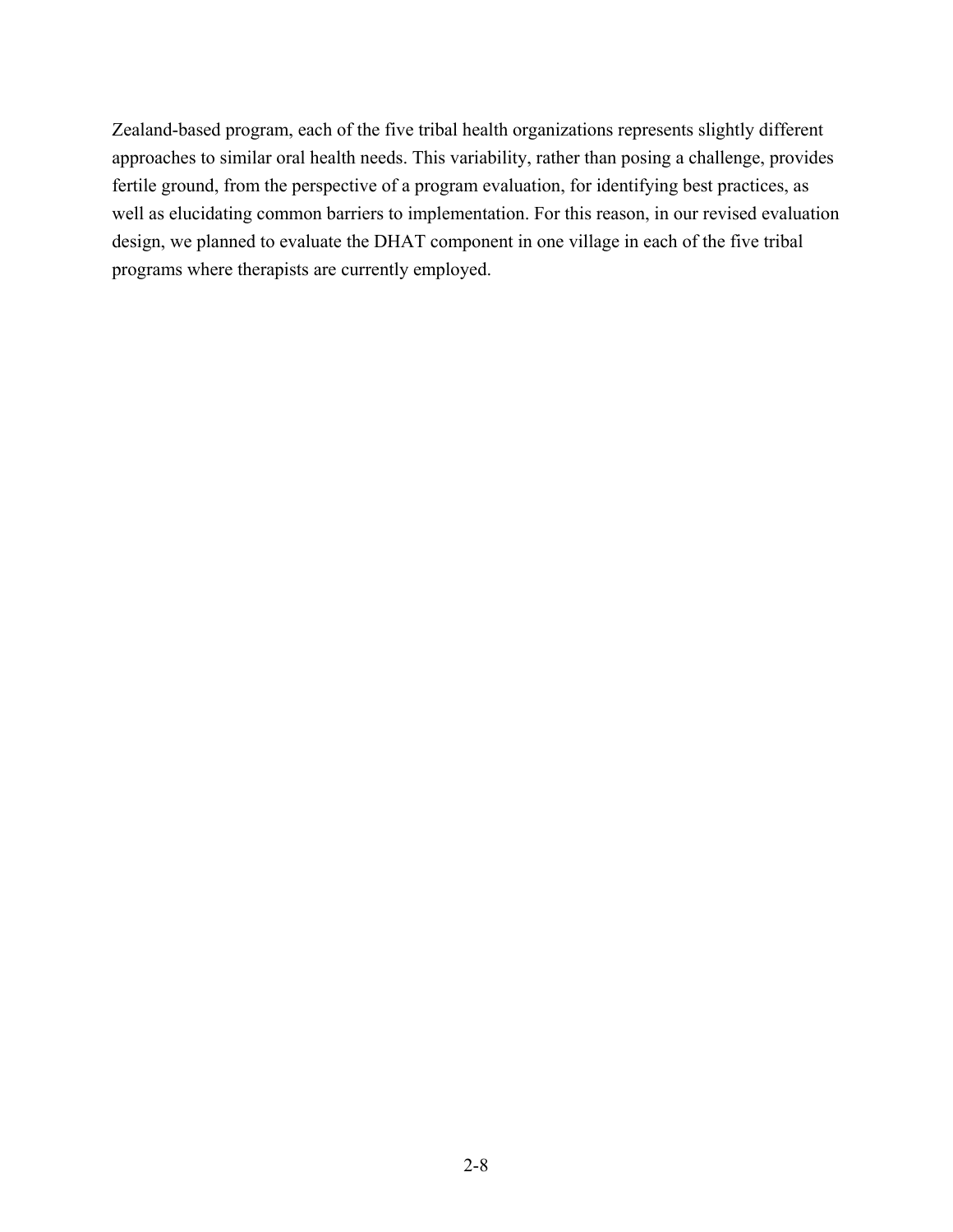Zealand-based program, each of the five tribal health organizations represents slightly different approaches to similar oral health needs. This variability, rather than posing a challenge, provides fertile ground, from the perspective of a program evaluation, for identifying best practices, as well as elucidating common barriers to implementation. For this reason, in our revised evaluation design, we planned to evaluate the DHAT component in one village in each of the five tribal programs where therapists are currently employed.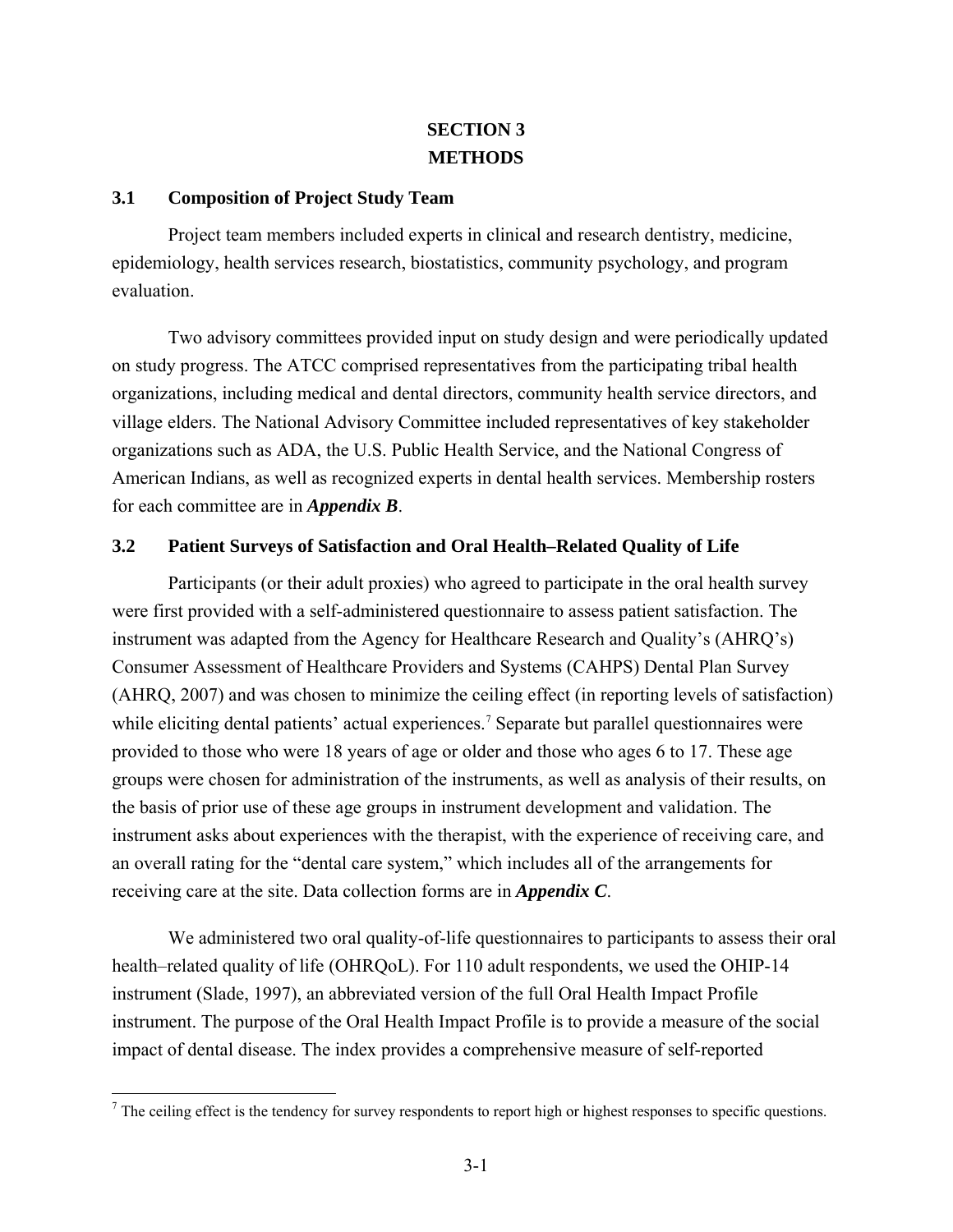# SECTION 3
# METHODS

## 3.1 Composition of Project Study Team

Project team members included experts in clinical and research dentistry, medicine, epidemiology, health services research, biostatistics, community psychology, and program evaluation.

Two advisory committees provided input on study design and were periodically updated on study progress. The ATCC comprised representatives from the participating tribal health organizations, including medical and dental directors, community health service directors, and village elders. The National Advisory Committee included representatives of key stakeholder organizations such as ADA, the U.S. Public Health Service, and the National Congress of American Indians, as well as recognized experts in dental health services. Membership rosters for each committee are in ***Appendix B***.

## 3.2 Patient Surveys of Satisfaction and Oral Health–Related Quality of Life

Participants (or their adult proxies) who agreed to participate in the oral health survey were first provided with a self-administered questionnaire to assess patient satisfaction. The instrument was adapted from the Agency for Healthcare Research and Quality's (AHRQ's) Consumer Assessment of Healthcare Providers and Systems (CAHPS) Dental Plan Survey (AHRQ, 2007) and was chosen to minimize the ceiling effect (in reporting levels of satisfaction) while eliciting dental patients' actual experiences.[7] Separate but parallel questionnaires were provided to those who were 18 years of age or older and those who ages 6 to 17. These age groups were chosen for administration of the instruments, as well as analysis of their results, on the basis of prior use of these age groups in instrument development and validation. The instrument asks about experiences with the therapist, with the experience of receiving care, and an overall rating for the "dental care system," which includes all of the arrangements for receiving care at the site. Data collection forms are in ***Appendix C***.

We administered two oral quality-of-life questionnaires to participants to assess their oral health–related quality of life (OHRQoL). For 110 adult respondents, we used the OHIP-14 instrument (Slade, 1997), an abbreviated version of the full Oral Health Impact Profile instrument. The purpose of the Oral Health Impact Profile is to provide a measure of the social impact of dental disease. The index provides a comprehensive measure of self-reported

[7] The ceiling effect is the tendency for survey respondents to report high or highest responses to specific questions.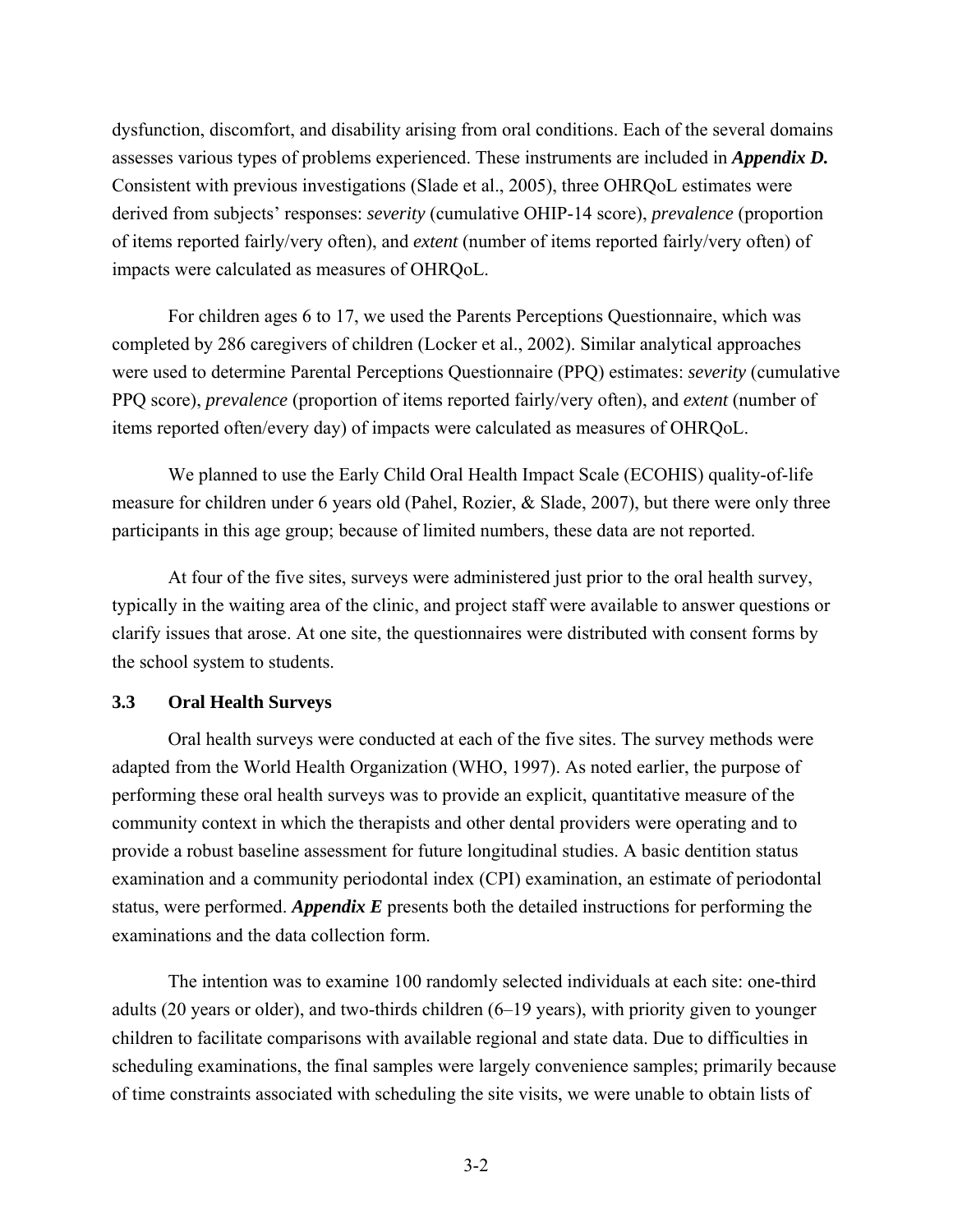dysfunction, discomfort, and disability arising from oral conditions. Each of the several domains assesses various types of problems experienced. These instruments are included in ***Appendix D.*** Consistent with previous investigations (Slade et al., 2005), three OHRQoL estimates were derived from subjects' responses: *severity* (cumulative OHIP-14 score), *prevalence* (proportion of items reported fairly/very often), and *extent* (number of items reported fairly/very often) of impacts were calculated as measures of OHRQoL.

For children ages 6 to 17, we used the Parents Perceptions Questionnaire, which was completed by 286 caregivers of children (Locker et al., 2002). Similar analytical approaches were used to determine Parental Perceptions Questionnaire (PPQ) estimates: *severity* (cumulative PPQ score), *prevalence* (proportion of items reported fairly/very often), and *extent* (number of items reported often/every day) of impacts were calculated as measures of OHRQoL.

We planned to use the Early Child Oral Health Impact Scale (ECOHIS) quality-of-life measure for children under 6 years old (Pahel, Rozier, & Slade, 2007), but there were only three participants in this age group; because of limited numbers, these data are not reported.

At four of the five sites, surveys were administered just prior to the oral health survey, typically in the waiting area of the clinic, and project staff were available to answer questions or clarify issues that arose. At one site, the questionnaires were distributed with consent forms by the school system to students.

### 3.3 Oral Health Surveys

Oral health surveys were conducted at each of the five sites. The survey methods were adapted from the World Health Organization (WHO, 1997). As noted earlier, the purpose of performing these oral health surveys was to provide an explicit, quantitative measure of the community context in which the therapists and other dental providers were operating and to provide a robust baseline assessment for future longitudinal studies. A basic dentition status examination and a community periodontal index (CPI) examination, an estimate of periodontal status, were performed. ***Appendix E*** presents both the detailed instructions for performing the examinations and the data collection form.

The intention was to examine 100 randomly selected individuals at each site: one-third adults (20 years or older), and two-thirds children (6–19 years), with priority given to younger children to facilitate comparisons with available regional and state data. Due to difficulties in scheduling examinations, the final samples were largely convenience samples; primarily because of time constraints associated with scheduling the site visits, we were unable to obtain lists of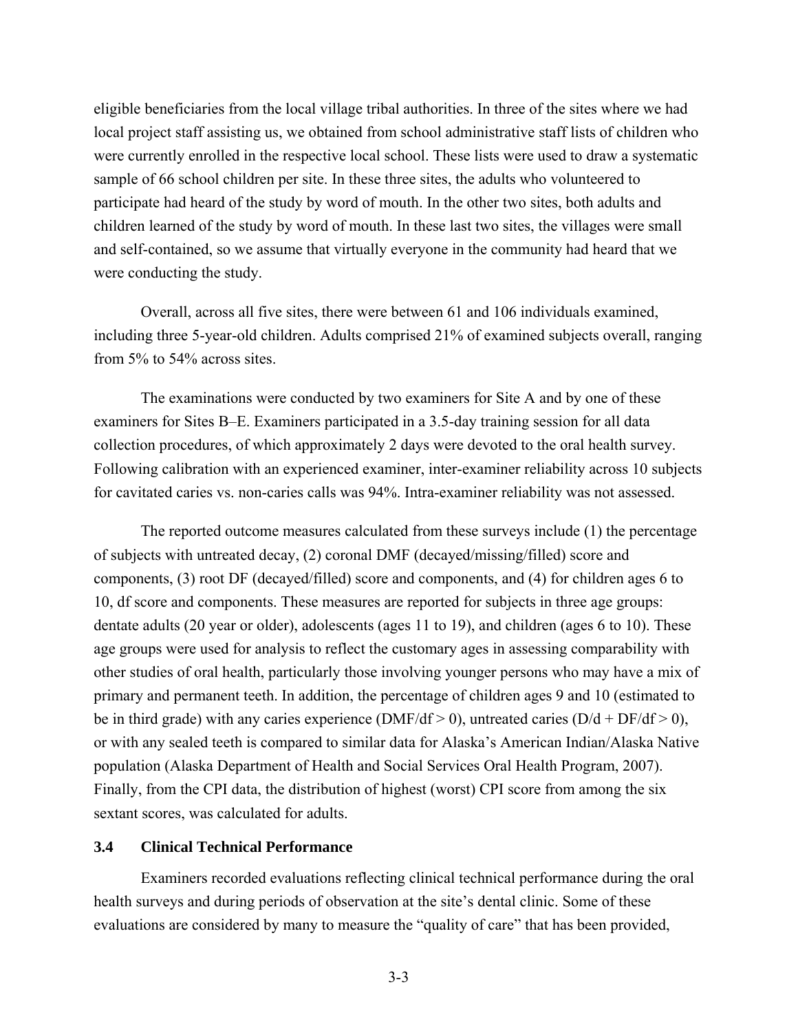eligible beneficiaries from the local village tribal authorities. In three of the sites where we had local project staff assisting us, we obtained from school administrative staff lists of children who were currently enrolled in the respective local school. These lists were used to draw a systematic sample of 66 school children per site. In these three sites, the adults who volunteered to participate had heard of the study by word of mouth. In the other two sites, both adults and children learned of the study by word of mouth. In these last two sites, the villages were small and self-contained, so we assume that virtually everyone in the community had heard that we were conducting the study.

Overall, across all five sites, there were between 61 and 106 individuals examined, including three 5-year-old children. Adults comprised 21% of examined subjects overall, ranging from 5% to 54% across sites.

The examinations were conducted by two examiners for Site A and by one of these examiners for Sites B–E. Examiners participated in a 3.5-day training session for all data collection procedures, of which approximately 2 days were devoted to the oral health survey. Following calibration with an experienced examiner, inter-examiner reliability across 10 subjects for cavitated caries vs. non-caries calls was 94%. Intra-examiner reliability was not assessed.

The reported outcome measures calculated from these surveys include (1) the percentage of subjects with untreated decay, (2) coronal DMF (decayed/missing/filled) score and components, (3) root DF (decayed/filled) score and components, and (4) for children ages 6 to 10, df score and components. These measures are reported for subjects in three age groups: dentate adults (20 year or older), adolescents (ages 11 to 19), and children (ages 6 to 10). These age groups were used for analysis to reflect the customary ages in assessing comparability with other studies of oral health, particularly those involving younger persons who may have a mix of primary and permanent teeth. In addition, the percentage of children ages 9 and 10 (estimated to be in third grade) with any caries experience (DMF/df > 0), untreated caries (D/d + DF/df > 0), or with any sealed teeth is compared to similar data for Alaska's American Indian/Alaska Native population (Alaska Department of Health and Social Services Oral Health Program, 2007). Finally, from the CPI data, the distribution of highest (worst) CPI score from among the six sextant scores, was calculated for adults.

### 3.4 Clinical Technical Performance

Examiners recorded evaluations reflecting clinical technical performance during the oral health surveys and during periods of observation at the site's dental clinic. Some of these evaluations are considered by many to measure the "quality of care" that has been provided,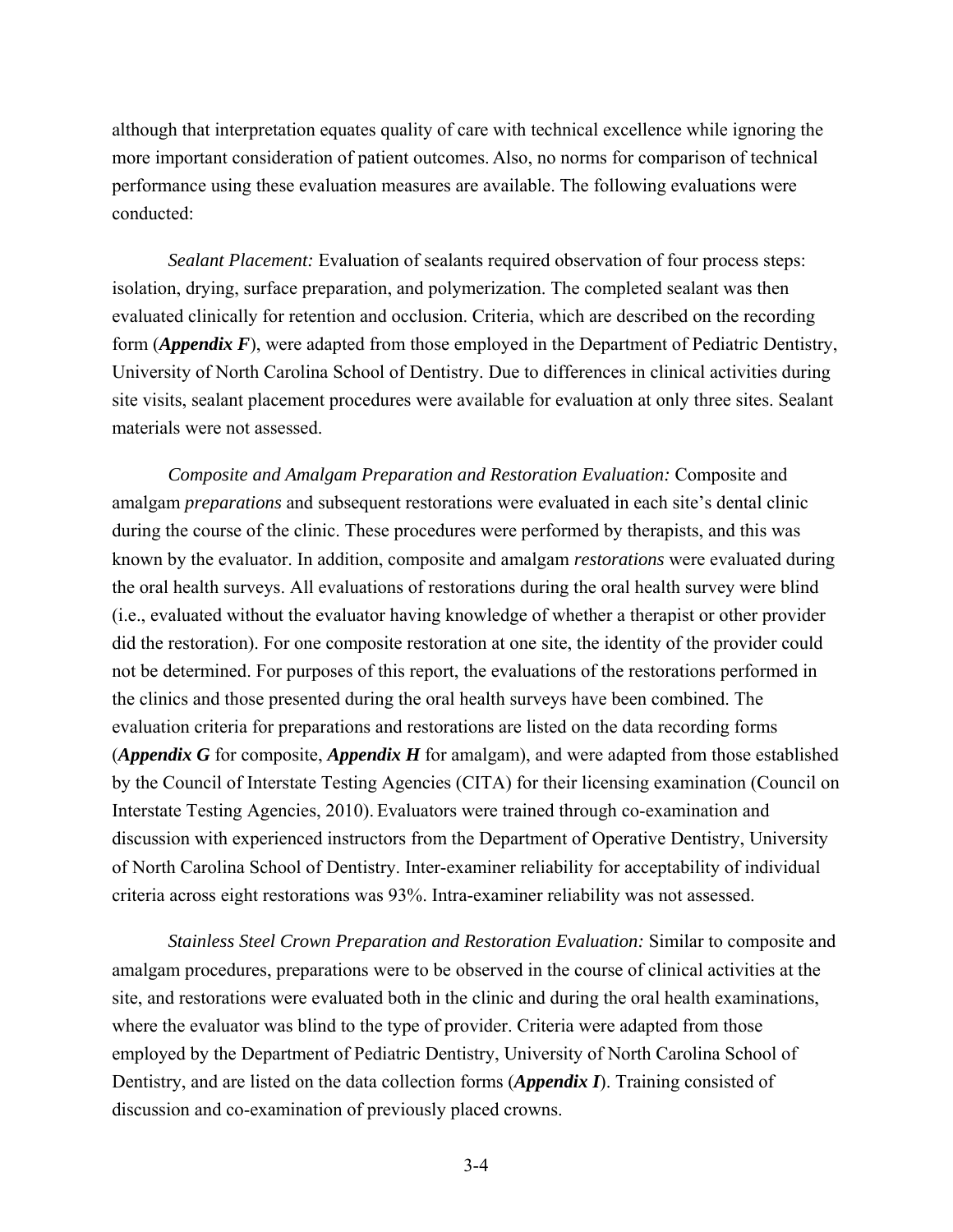although that interpretation equates quality of care with technical excellence while ignoring the more important consideration of patient outcomes. Also, no norms for comparison of technical performance using these evaluation measures are available. The following evaluations were conducted:

*Sealant Placement:* Evaluation of sealants required observation of four process steps: isolation, drying, surface preparation, and polymerization. The completed sealant was then evaluated clinically for retention and occlusion. Criteria, which are described on the recording form (***Appendix F***), were adapted from those employed in the Department of Pediatric Dentistry, University of North Carolina School of Dentistry. Due to differences in clinical activities during site visits, sealant placement procedures were available for evaluation at only three sites. Sealant materials were not assessed.

*Composite and Amalgam Preparation and Restoration Evaluation:* Composite and amalgam *preparations* and subsequent restorations were evaluated in each site's dental clinic during the course of the clinic. These procedures were performed by therapists, and this was known by the evaluator. In addition, composite and amalgam *restorations* were evaluated during the oral health surveys. All evaluations of restorations during the oral health survey were blind (i.e., evaluated without the evaluator having knowledge of whether a therapist or other provider did the restoration). For one composite restoration at one site, the identity of the provider could not be determined. For purposes of this report, the evaluations of the restorations performed in the clinics and those presented during the oral health surveys have been combined. The evaluation criteria for preparations and restorations are listed on the data recording forms (***Appendix G*** for composite, ***Appendix H*** for amalgam), and were adapted from those established by the Council of Interstate Testing Agencies (CITA) for their licensing examination (Council on Interstate Testing Agencies, 2010). Evaluators were trained through co-examination and discussion with experienced instructors from the Department of Operative Dentistry, University of North Carolina School of Dentistry. Inter-examiner reliability for acceptability of individual criteria across eight restorations was 93%. Intra-examiner reliability was not assessed.

*Stainless Steel Crown Preparation and Restoration Evaluation:* Similar to composite and amalgam procedures, preparations were to be observed in the course of clinical activities at the site, and restorations were evaluated both in the clinic and during the oral health examinations, where the evaluator was blind to the type of provider. Criteria were adapted from those employed by the Department of Pediatric Dentistry, University of North Carolina School of Dentistry, and are listed on the data collection forms (***Appendix I***). Training consisted of discussion and co-examination of previously placed crowns.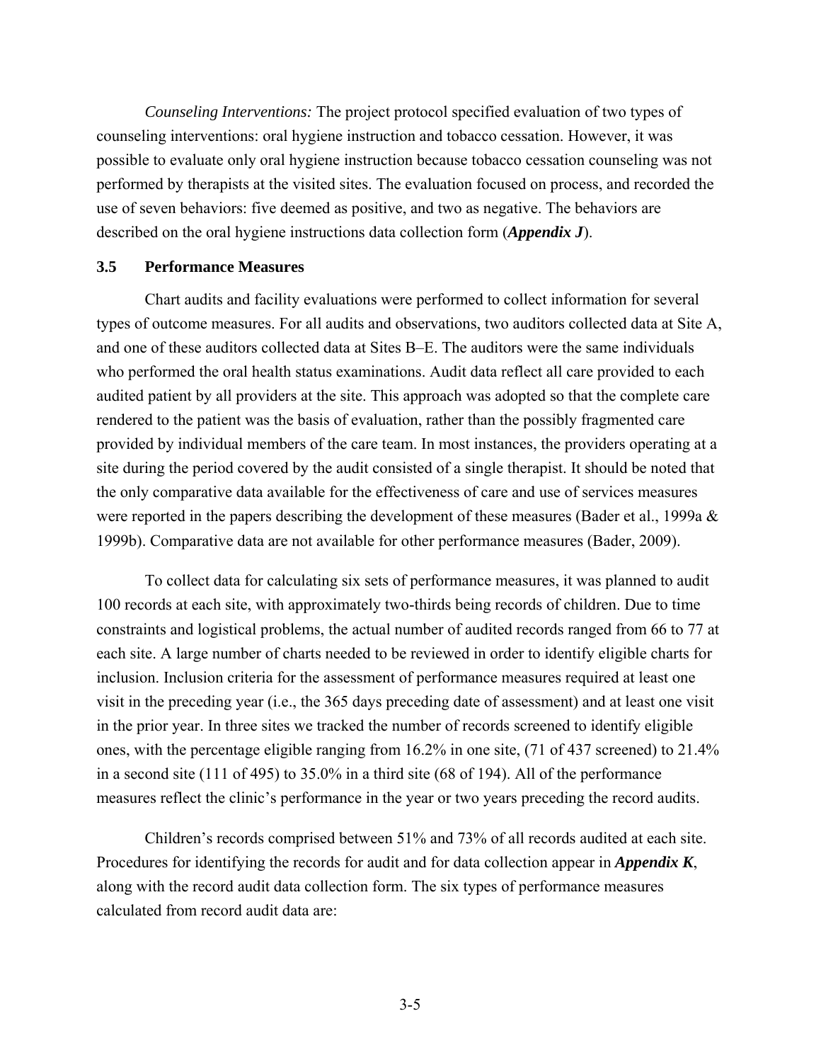*Counseling Interventions:* The project protocol specified evaluation of two types of counseling interventions: oral hygiene instruction and tobacco cessation. However, it was possible to evaluate only oral hygiene instruction because tobacco cessation counseling was not performed by therapists at the visited sites. The evaluation focused on process, and recorded the use of seven behaviors: five deemed as positive, and two as negative. The behaviors are described on the oral hygiene instructions data collection form (***Appendix J***).

### 3.5 Performance Measures

Chart audits and facility evaluations were performed to collect information for several types of outcome measures. For all audits and observations, two auditors collected data at Site A, and one of these auditors collected data at Sites B–E. The auditors were the same individuals who performed the oral health status examinations. Audit data reflect all care provided to each audited patient by all providers at the site. This approach was adopted so that the complete care rendered to the patient was the basis of evaluation, rather than the possibly fragmented care provided by individual members of the care team. In most instances, the providers operating at a site during the period covered by the audit consisted of a single therapist. It should be noted that the only comparative data available for the effectiveness of care and use of services measures were reported in the papers describing the development of these measures (Bader et al., 1999a & 1999b). Comparative data are not available for other performance measures (Bader, 2009).

To collect data for calculating six sets of performance measures, it was planned to audit 100 records at each site, with approximately two-thirds being records of children. Due to time constraints and logistical problems, the actual number of audited records ranged from 66 to 77 at each site. A large number of charts needed to be reviewed in order to identify eligible charts for inclusion. Inclusion criteria for the assessment of performance measures required at least one visit in the preceding year (i.e., the 365 days preceding date of assessment) and at least one visit in the prior year. In three sites we tracked the number of records screened to identify eligible ones, with the percentage eligible ranging from 16.2% in one site, (71 of 437 screened) to 21.4% in a second site (111 of 495) to 35.0% in a third site (68 of 194). All of the performance measures reflect the clinic's performance in the year or two years preceding the record audits.

Children's records comprised between 51% and 73% of all records audited at each site. Procedures for identifying the records for audit and for data collection appear in ***Appendix K***, along with the record audit data collection form. The six types of performance measures calculated from record audit data are: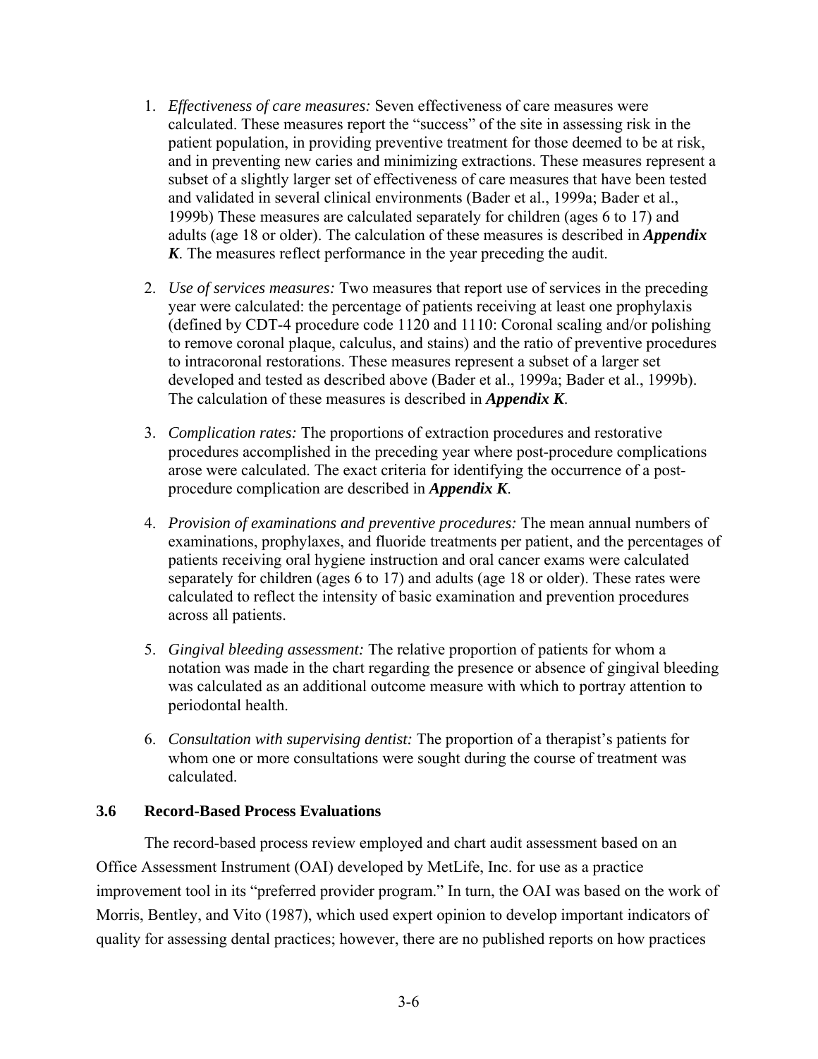1. *Effectiveness of care measures:* Seven effectiveness of care measures were calculated. These measures report the "success" of the site in assessing risk in the patient population, in providing preventive treatment for those deemed to be at risk, and in preventing new caries and minimizing extractions. These measures represent a subset of a slightly larger set of effectiveness of care measures that have been tested and validated in several clinical environments (Bader et al., 1999a; Bader et al., 1999b) These measures are calculated separately for children (ages 6 to 17) and adults (age 18 or older). The calculation of these measures is described in ***Appendix K***. The measures reflect performance in the year preceding the audit.

2. *Use of services measures:* Two measures that report use of services in the preceding year were calculated: the percentage of patients receiving at least one prophylaxis (defined by CDT-4 procedure code 1120 and 1110: Coronal scaling and/or polishing to remove coronal plaque, calculus, and stains) and the ratio of preventive procedures to intracoronal restorations. These measures represent a subset of a larger set developed and tested as described above (Bader et al., 1999a; Bader et al., 1999b). The calculation of these measures is described in ***Appendix K***.

3. *Complication rates:* The proportions of extraction procedures and restorative procedures accomplished in the preceding year where post-procedure complications arose were calculated. The exact criteria for identifying the occurrence of a post-procedure complication are described in ***Appendix K***.

4. *Provision of examinations and preventive procedures:* The mean annual numbers of examinations, prophylaxes, and fluoride treatments per patient, and the percentages of patients receiving oral hygiene instruction and oral cancer exams were calculated separately for children (ages 6 to 17) and adults (age 18 or older). These rates were calculated to reflect the intensity of basic examination and prevention procedures across all patients.

5. *Gingival bleeding assessment:* The relative proportion of patients for whom a notation was made in the chart regarding the presence or absence of gingival bleeding was calculated as an additional outcome measure with which to portray attention to periodontal health.

6. *Consultation with supervising dentist:* The proportion of a therapist's patients for whom one or more consultations were sought during the course of treatment was calculated.

### 3.6 Record-Based Process Evaluations

The record-based process review employed and chart audit assessment based on an Office Assessment Instrument (OAI) developed by MetLife, Inc. for use as a practice improvement tool in its "preferred provider program." In turn, the OAI was based on the work of Morris, Bentley, and Vito (1987), which used expert opinion to develop important indicators of quality for assessing dental practices; however, there are no published reports on how practices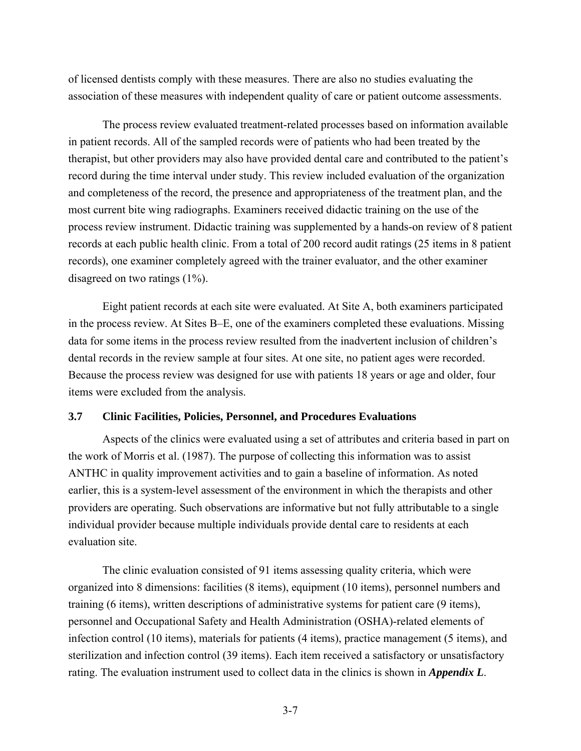of licensed dentists comply with these measures. There are also no studies evaluating the association of these measures with independent quality of care or patient outcome assessments.

The process review evaluated treatment-related processes based on information available in patient records. All of the sampled records were of patients who had been treated by the therapist, but other providers may also have provided dental care and contributed to the patient's record during the time interval under study. This review included evaluation of the organization and completeness of the record, the presence and appropriateness of the treatment plan, and the most current bite wing radiographs. Examiners received didactic training on the use of the process review instrument. Didactic training was supplemented by a hands-on review of 8 patient records at each public health clinic. From a total of 200 record audit ratings (25 items in 8 patient records), one examiner completely agreed with the trainer evaluator, and the other examiner disagreed on two ratings (1%).

Eight patient records at each site were evaluated. At Site A, both examiners participated in the process review. At Sites B–E, one of the examiners completed these evaluations. Missing data for some items in the process review resulted from the inadvertent inclusion of children's dental records in the review sample at four sites. At one site, no patient ages were recorded. Because the process review was designed for use with patients 18 years or age and older, four items were excluded from the analysis.

### 3.7 Clinic Facilities, Policies, Personnel, and Procedures Evaluations

Aspects of the clinics were evaluated using a set of attributes and criteria based in part on the work of Morris et al. (1987). The purpose of collecting this information was to assist ANTHC in quality improvement activities and to gain a baseline of information. As noted earlier, this is a system-level assessment of the environment in which the therapists and other providers are operating. Such observations are informative but not fully attributable to a single individual provider because multiple individuals provide dental care to residents at each evaluation site.

The clinic evaluation consisted of 91 items assessing quality criteria, which were organized into 8 dimensions: facilities (8 items), equipment (10 items), personnel numbers and training (6 items), written descriptions of administrative systems for patient care (9 items), personnel and Occupational Safety and Health Administration (OSHA)-related elements of infection control (10 items), materials for patients (4 items), practice management (5 items), and sterilization and infection control (39 items). Each item received a satisfactory or unsatisfactory rating. The evaluation instrument used to collect data in the clinics is shown in ***Appendix L***.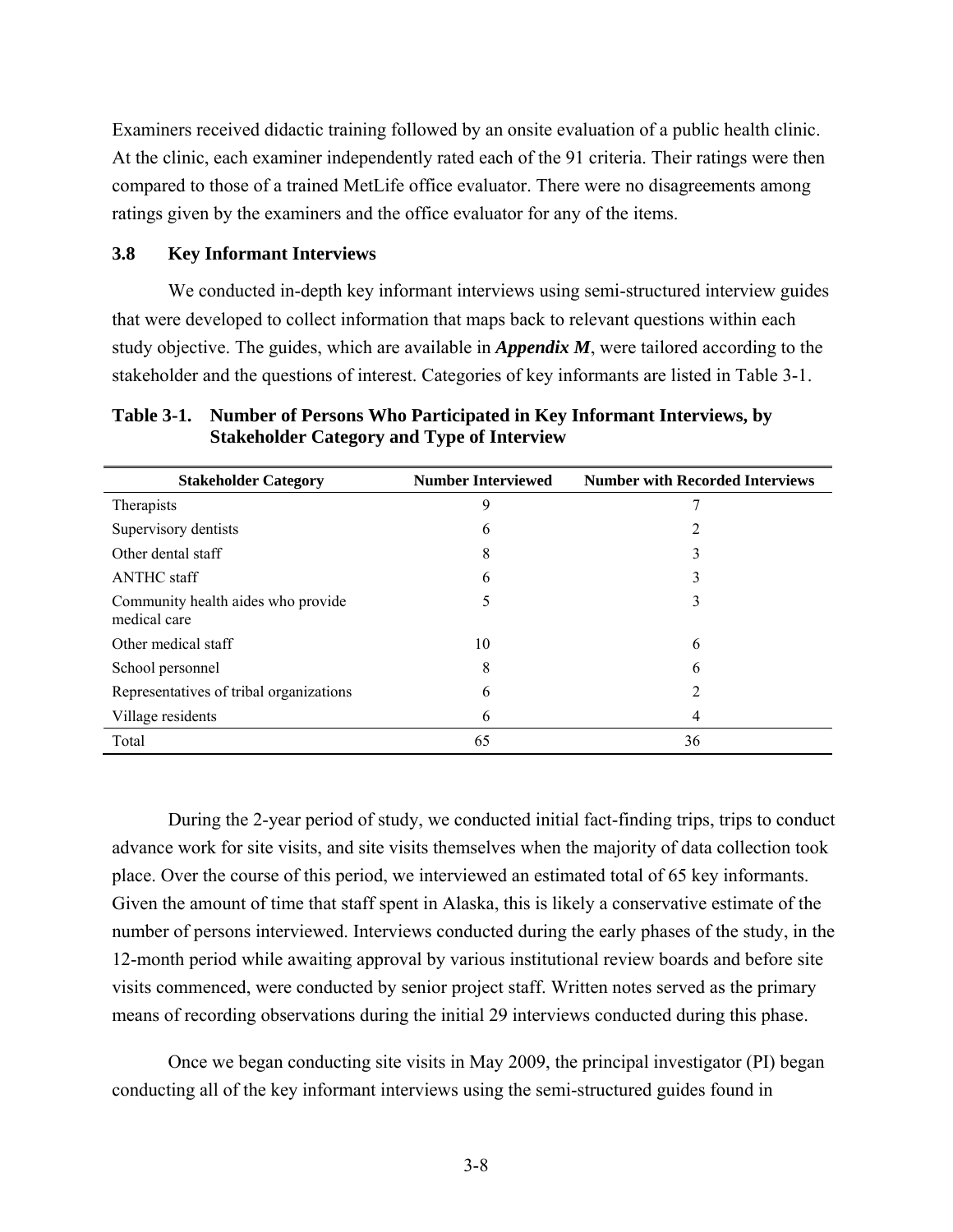Examiners received didactic training followed by an onsite evaluation of a public health clinic. At the clinic, each examiner independently rated each of the 91 criteria. Their ratings were then compared to those of a trained MetLife office evaluator. There were no disagreements among ratings given by the examiners and the office evaluator for any of the items.

### 3.8 Key Informant Interviews

We conducted in-depth key informant interviews using semi-structured interview guides that were developed to collect information that maps back to relevant questions within each study objective. The guides, which are available in ***Appendix M***, were tailored according to the stakeholder and the questions of interest. Categories of key informants are listed in Table 3-1.

**Table 3-1. Number of Persons Who Participated in Key Informant Interviews, by Stakeholder Category and Type of Interview**

| Stakeholder Category | Number Interviewed | Number with Recorded Interviews |
|---|---|---|
| Therapists | 9 | 7 |
| Supervisory dentists | 6 | 2 |
| Other dental staff | 8 | 3 |
| ANTHC staff | 6 | 3 |
| Community health aides who provide medical care | 5 | 3 |
| Other medical staff | 10 | 6 |
| School personnel | 8 | 6 |
| Representatives of tribal organizations | 6 | 2 |
| Village residents | 6 | 4 |
| Total | 65 | 36 |

During the 2-year period of study, we conducted initial fact-finding trips, trips to conduct advance work for site visits, and site visits themselves when the majority of data collection took place. Over the course of this period, we interviewed an estimated total of 65 key informants. Given the amount of time that staff spent in Alaska, this is likely a conservative estimate of the number of persons interviewed. Interviews conducted during the early phases of the study, in the 12-month period while awaiting approval by various institutional review boards and before site visits commenced, were conducted by senior project staff. Written notes served as the primary means of recording observations during the initial 29 interviews conducted during this phase.

Once we began conducting site visits in May 2009, the principal investigator (PI) began conducting all of the key informant interviews using the semi-structured guides found in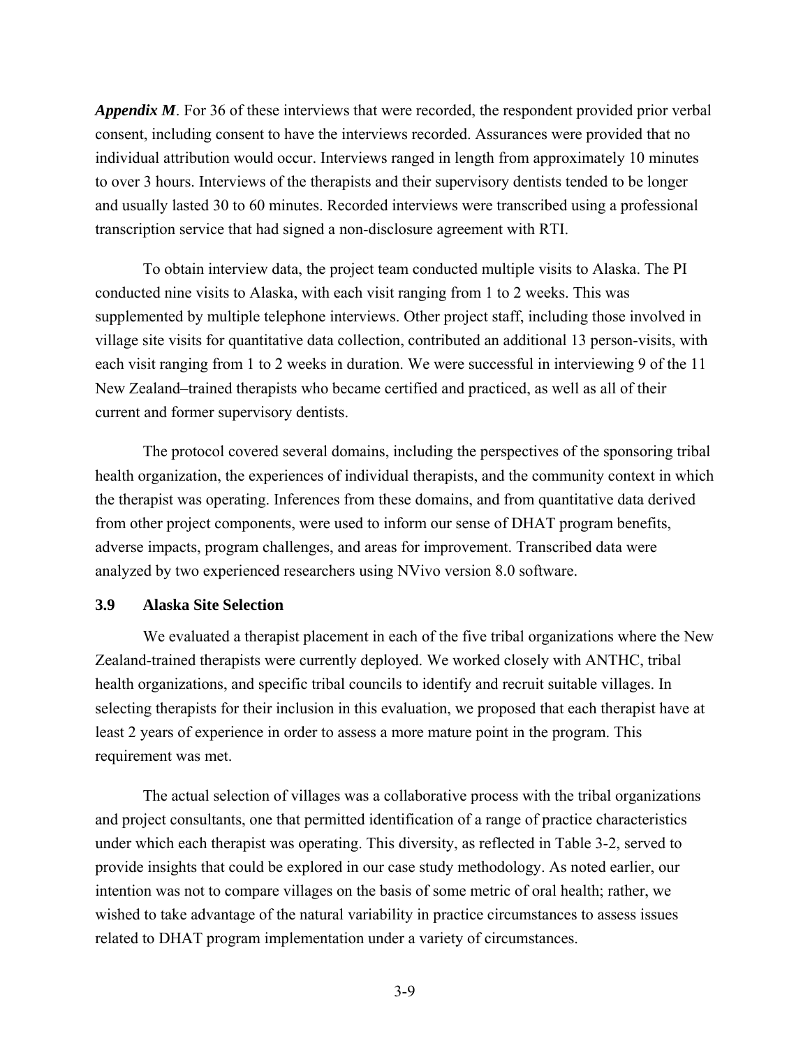***Appendix M***. For 36 of these interviews that were recorded, the respondent provided prior verbal consent, including consent to have the interviews recorded. Assurances were provided that no individual attribution would occur. Interviews ranged in length from approximately 10 minutes to over 3 hours. Interviews of the therapists and their supervisory dentists tended to be longer and usually lasted 30 to 60 minutes. Recorded interviews were transcribed using a professional transcription service that had signed a non-disclosure agreement with RTI.

To obtain interview data, the project team conducted multiple visits to Alaska. The PI conducted nine visits to Alaska, with each visit ranging from 1 to 2 weeks. This was supplemented by multiple telephone interviews. Other project staff, including those involved in village site visits for quantitative data collection, contributed an additional 13 person-visits, with each visit ranging from 1 to 2 weeks in duration. We were successful in interviewing 9 of the 11 New Zealand–trained therapists who became certified and practiced, as well as all of their current and former supervisory dentists.

The protocol covered several domains, including the perspectives of the sponsoring tribal health organization, the experiences of individual therapists, and the community context in which the therapist was operating. Inferences from these domains, and from quantitative data derived from other project components, were used to inform our sense of DHAT program benefits, adverse impacts, program challenges, and areas for improvement. Transcribed data were analyzed by two experienced researchers using NVivo version 8.0 software.

### 3.9 Alaska Site Selection

We evaluated a therapist placement in each of the five tribal organizations where the New Zealand-trained therapists were currently deployed. We worked closely with ANTHC, tribal health organizations, and specific tribal councils to identify and recruit suitable villages. In selecting therapists for their inclusion in this evaluation, we proposed that each therapist have at least 2 years of experience in order to assess a more mature point in the program. This requirement was met.

The actual selection of villages was a collaborative process with the tribal organizations and project consultants, one that permitted identification of a range of practice characteristics under which each therapist was operating. This diversity, as reflected in Table 3-2, served to provide insights that could be explored in our case study methodology. As noted earlier, our intention was not to compare villages on the basis of some metric of oral health; rather, we wished to take advantage of the natural variability in practice circumstances to assess issues related to DHAT program implementation under a variety of circumstances.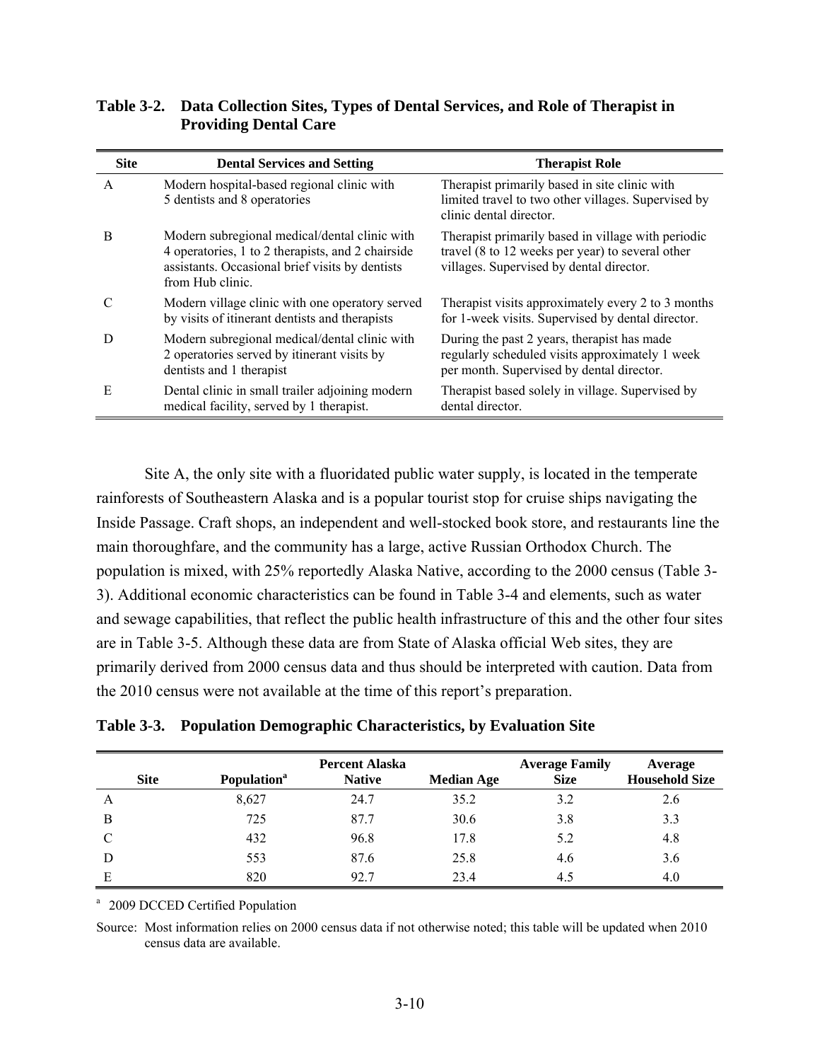**Table 3-2. Data Collection Sites, Types of Dental Services, and Role of Therapist in Providing Dental Care**

| Site | Dental Services and Setting | Therapist Role |
|---|---|---|
| A | Modern hospital-based regional clinic with 5 dentists and 8 operatories | Therapist primarily based in site clinic with limited travel to two other villages. Supervised by clinic dental director. |
| B | Modern subregional medical/dental clinic with 4 operatories, 1 to 2 therapists, and 2 chairside assistants. Occasional brief visits by dentists from Hub clinic. | Therapist primarily based in village with periodic travel (8 to 12 weeks per year) to several other villages. Supervised by dental director. |
| C | Modern village clinic with one operatory served by visits of itinerant dentists and therapists | Therapist visits approximately every 2 to 3 months for 1-week visits. Supervised by dental director. |
| D | Modern subregional medical/dental clinic with 2 operatories served by itinerant visits by dentists and 1 therapist | During the past 2 years, therapist has made regularly scheduled visits approximately 1 week per month. Supervised by dental director. |
| E | Dental clinic in small trailer adjoining modern medical facility, served by 1 therapist. | Therapist based solely in village. Supervised by dental director. |

Site A, the only site with a fluoridated public water supply, is located in the temperate rainforests of Southeastern Alaska and is a popular tourist stop for cruise ships navigating the Inside Passage. Craft shops, an independent and well-stocked book store, and restaurants line the main thoroughfare, and the community has a large, active Russian Orthodox Church. The population is mixed, with 25% reportedly Alaska Native, according to the 2000 census (Table 3-3). Additional economic characteristics can be found in Table 3-4 and elements, such as water and sewage capabilities, that reflect the public health infrastructure of this and the other four sites are in Table 3-5. Although these data are from State of Alaska official Web sites, they are primarily derived from 2000 census data and thus should be interpreted with caution. Data from the 2010 census were not available at the time of this report's preparation.

**Table 3-3. Population Demographic Characteristics, by Evaluation Site**

| Site | Population[a] | Percent Alaska Native | Median Age | Average Family Size | Average Household Size |
|---|---|---|---|---|---|
| A | 8,627 | 24.7 | 35.2 | 3.2 | 2.6 |
| B | 725 | 87.7 | 30.6 | 3.8 | 3.3 |
| C | 432 | 96.8 | 17.8 | 5.2 | 4.8 |
| D | 553 | 87.6 | 25.8 | 4.6 | 3.6 |
| E | 820 | 92.7 | 23.4 | 4.5 | 4.0 |

[a] 2009 DCCED Certified Population

Source: Most information relies on 2000 census data if not otherwise noted; this table will be updated when 2010 census data are available.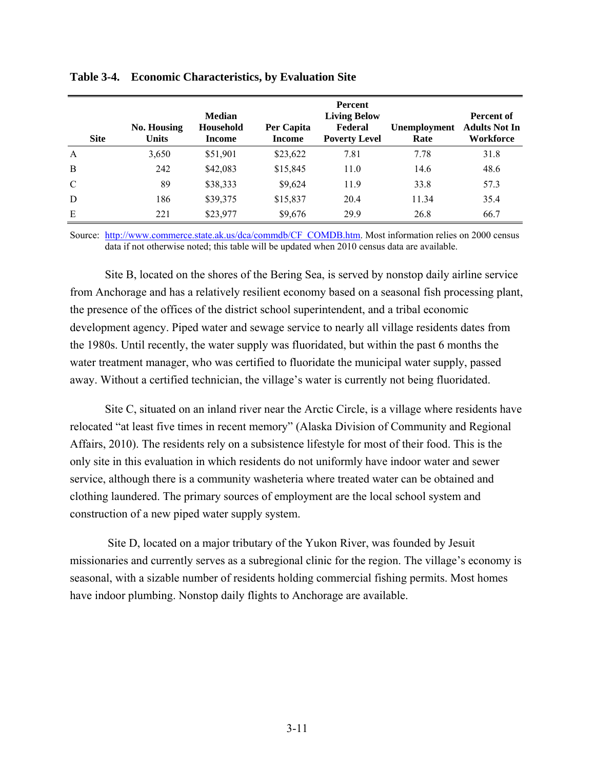**Table 3-4. Economic Characteristics, by Evaluation Site**

| Site | No. Housing Units | Median Household Income | Per Capita Income | Percent Living Below Federal Poverty Level | Unemployment Rate | Percent of Adults Not In Workforce |
|---|---|---|---|---|---|---|
| A | 3,650 | $51,901 | $23,622 | 7.81 | 7.78 | 31.8 |
| B | 242 | $42,083 | $15,845 | 11.0 | 14.6 | 48.6 |
| C | 89 | $38,333 | $9,624 | 11.9 | 33.8 | 57.3 |
| D | 186 | $39,375 | $15,837 | 20.4 | 11.34 | 35.4 |
| E | 221 | $23,977 | $9,676 | 29.9 | 26.8 | 66.7 |

Source: http://www.commerce.state.ak.us/dca/commdb/CF_COMDB.htm. Most information relies on 2000 census data if not otherwise noted; this table will be updated when 2010 census data are available.

Site B, located on the shores of the Bering Sea, is served by nonstop daily airline service from Anchorage and has a relatively resilient economy based on a seasonal fish processing plant, the presence of the offices of the district school superintendent, and a tribal economic development agency. Piped water and sewage service to nearly all village residents dates from the 1980s. Until recently, the water supply was fluoridated, but within the past 6 months the water treatment manager, who was certified to fluoridate the municipal water supply, passed away. Without a certified technician, the village's water is currently not being fluoridated.

Site C, situated on an inland river near the Arctic Circle, is a village where residents have relocated "at least five times in recent memory" (Alaska Division of Community and Regional Affairs, 2010). The residents rely on a subsistence lifestyle for most of their food. This is the only site in this evaluation in which residents do not uniformly have indoor water and sewer service, although there is a community washeteria where treated water can be obtained and clothing laundered. The primary sources of employment are the local school system and construction of a new piped water supply system.

Site D, located on a major tributary of the Yukon River, was founded by Jesuit missionaries and currently serves as a subregional clinic for the region. The village's economy is seasonal, with a sizable number of residents holding commercial fishing permits. Most homes have indoor plumbing. Nonstop daily flights to Anchorage are available.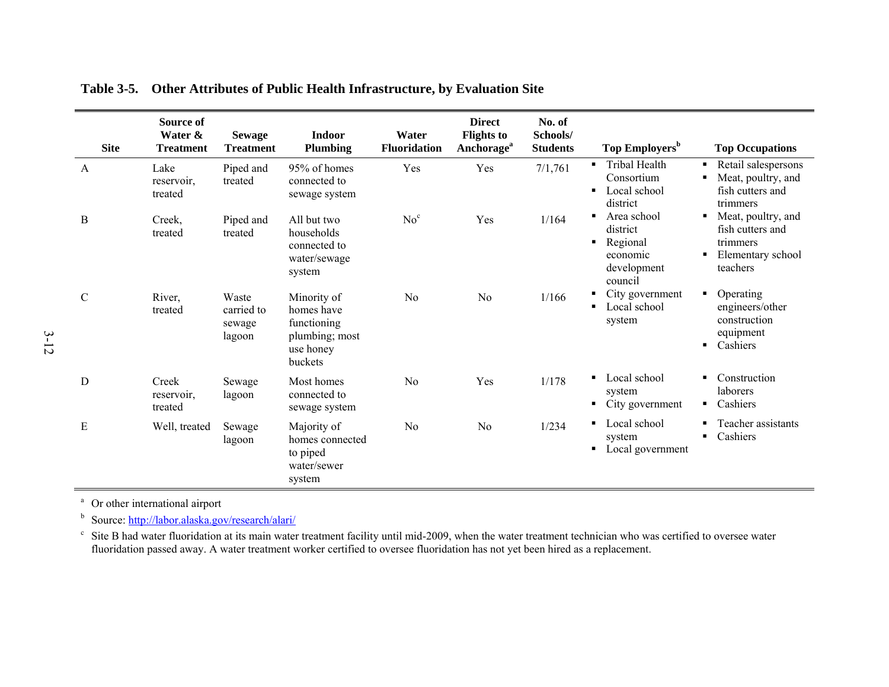**Table 3-5. Other Attributes of Public Health Infrastructure, by Evaluation Site**

| Site | Source of Water & Treatment | Sewage Treatment | Indoor Plumbing | Water Fluoridation | Direct Flights to Anchorage[a] | No. of Schools/ Students | Top Employers[b] | Top Occupations |
|---|---|---|---|---|---|---|---|---|
| A | Lake reservoir, treated | Piped and treated | 95% of homes connected to sewage system | Yes | Yes | 7/1,761 | ▪ Tribal Health Consortium<br>▪ Local school district | ▪ Retail salespersons<br>▪ Meat, poultry, and fish cutters and trimmers |
| B | Creek, treated | Piped and treated | All but two households connected to water/sewage system | No[c] | Yes | 1/164 | ▪ Area school district<br>▪ Regional economic development council | ▪ Meat, poultry, and fish cutters and trimmers<br>▪ Elementary school teachers |
| C | River, treated | Waste carried to sewage lagoon | Minority of homes have functioning plumbing; most use honey buckets | No | No | 1/166 | ▪ City government<br>▪ Local school system | ▪ Operating engineers/other construction equipment<br>▪ Cashiers |
| D | Creek reservoir, treated | Sewage lagoon | Most homes connected to sewage system | No | Yes | 1/178 | ▪ Local school system<br>▪ City government | ▪ Construction laborers<br>▪ Cashiers |
| E | Well, treated | Sewage lagoon | Majority of homes connected to piped water/sewer system | No | No | 1/234 | ▪ Local school system<br>▪ Local government | ▪ Teacher assistants<br>▪ Cashiers |

[a] Or other international airport

[b] Source: http://labor.alaska.gov/research/alari/

[c] Site B had water fluoridation at its main water treatment facility until mid-2009, when the water treatment technician who was certified to oversee water fluoridation passed away. A water treatment worker certified to oversee fluoridation has not yet been hired as a replacement.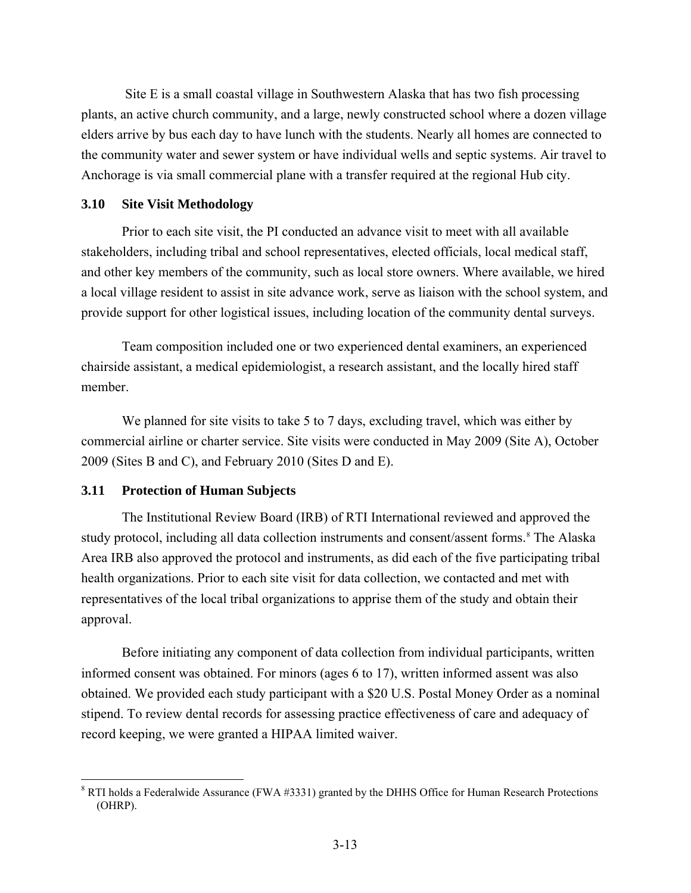Site E is a small coastal village in Southwestern Alaska that has two fish processing plants, an active church community, and a large, newly constructed school where a dozen village elders arrive by bus each day to have lunch with the students. Nearly all homes are connected to the community water and sewer system or have individual wells and septic systems. Air travel to Anchorage is via small commercial plane with a transfer required at the regional Hub city.

### 3.10 Site Visit Methodology

Prior to each site visit, the PI conducted an advance visit to meet with all available stakeholders, including tribal and school representatives, elected officials, local medical staff, and other key members of the community, such as local store owners. Where available, we hired a local village resident to assist in site advance work, serve as liaison with the school system, and provide support for other logistical issues, including location of the community dental surveys.

Team composition included one or two experienced dental examiners, an experienced chairside assistant, a medical epidemiologist, a research assistant, and the locally hired staff member.

We planned for site visits to take 5 to 7 days, excluding travel, which was either by commercial airline or charter service. Site visits were conducted in May 2009 (Site A), October 2009 (Sites B and C), and February 2010 (Sites D and E).

### 3.11 Protection of Human Subjects

The Institutional Review Board (IRB) of RTI International reviewed and approved the study protocol, including all data collection instruments and consent/assent forms.[8] The Alaska Area IRB also approved the protocol and instruments, as did each of the five participating tribal health organizations. Prior to each site visit for data collection, we contacted and met with representatives of the local tribal organizations to apprise them of the study and obtain their approval.

Before initiating any component of data collection from individual participants, written informed consent was obtained. For minors (ages 6 to 17), written informed assent was also obtained. We provided each study participant with a \$20 U.S. Postal Money Order as a nominal stipend. To review dental records for assessing practice effectiveness of care and adequacy of record keeping, we were granted a HIPAA limited waiver.

---

[8] RTI holds a Federalwide Assurance (FWA #3331) granted by the DHHS Office for Human Research Protections (OHRP).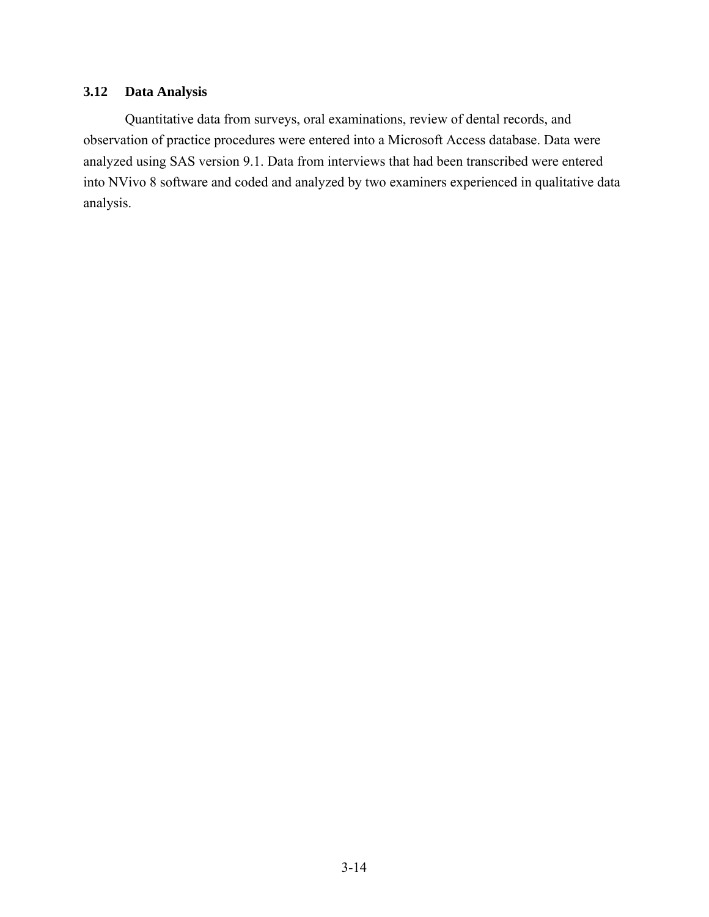### 3.12 Data Analysis

Quantitative data from surveys, oral examinations, review of dental records, and observation of practice procedures were entered into a Microsoft Access database. Data were analyzed using SAS version 9.1. Data from interviews that had been transcribed were entered into NVivo 8 software and coded and analyzed by two examiners experienced in qualitative data analysis.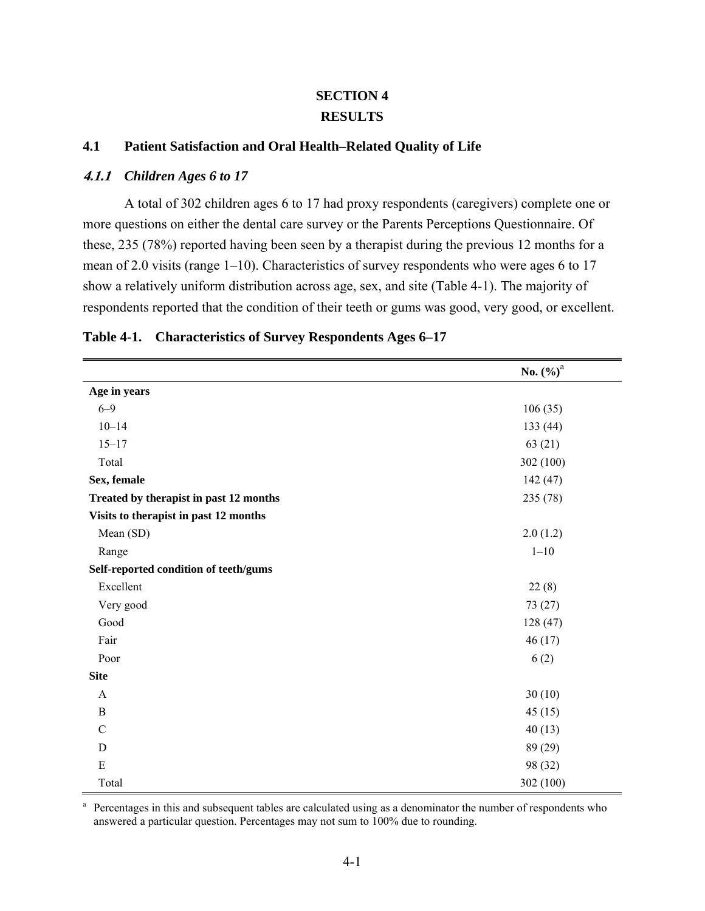# SECTION 4
# RESULTS

## 4.1 Patient Satisfaction and Oral Health–Related Quality of Life

### *4.1.1 Children Ages 6 to 17*

A total of 302 children ages 6 to 17 had proxy respondents (caregivers) complete one or more questions on either the dental care survey or the Parents Perceptions Questionnaire. Of these, 235 (78%) reported having been seen by a therapist during the previous 12 months for a mean of 2.0 visits (range 1–10). Characteristics of survey respondents who were ages 6 to 17 show a relatively uniform distribution across age, sex, and site (Table 4-1). The majority of respondents reported that the condition of their teeth or gums was good, very good, or excellent.

**Table 4-1. Characteristics of Survey Respondents Ages 6–17**

| | No. (%)[a] |
|---|---|
| **Age in years** | |
| 6–9 | 106 (35) |
| 10–14 | 133 (44) |
| 15–17 | 63 (21) |
| Total | 302 (100) |
| **Sex, female** | 142 (47) |
| **Treated by therapist in past 12 months** | 235 (78) |
| **Visits to therapist in past 12 months** | |
| Mean (SD) | 2.0 (1.2) |
| Range | 1–10 |
| **Self-reported condition of teeth/gums** | |
| Excellent | 22 (8) |
| Very good | 73 (27) |
| Good | 128 (47) |
| Fair | 46 (17) |
| Poor | 6 (2) |
| **Site** | |
| A | 30 (10) |
| B | 45 (15) |
| C | 40 (13) |
| D | 89 (29) |
| E | 98 (32) |
| Total | 302 (100) |

[a] Percentages in this and subsequent tables are calculated using as a denominator the number of respondents who answered a particular question. Percentages may not sum to 100% due to rounding.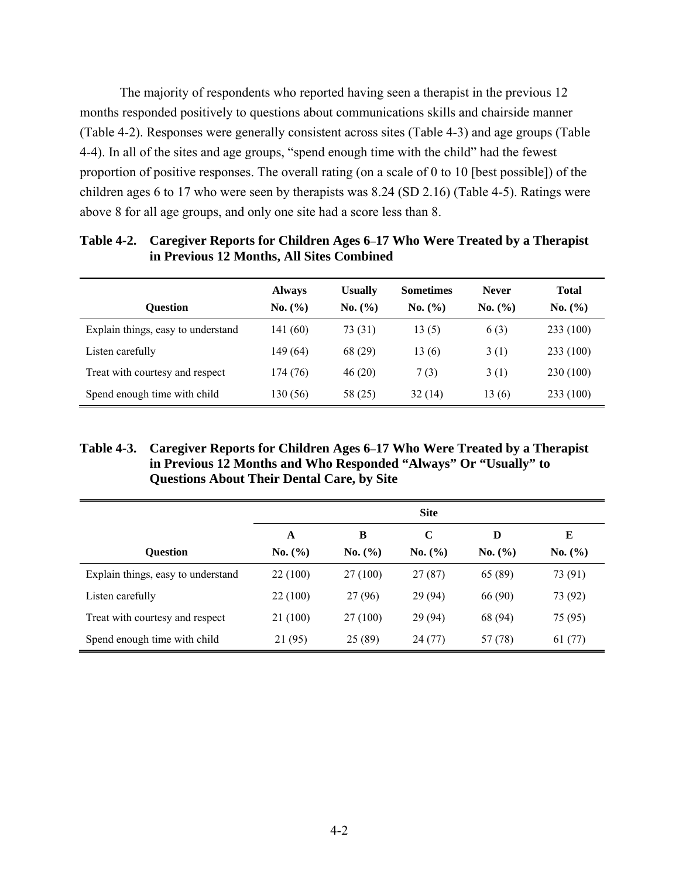The majority of respondents who reported having seen a therapist in the previous 12 months responded positively to questions about communications skills and chairside manner (Table 4-2). Responses were generally consistent across sites (Table 4-3) and age groups (Table 4-4). In all of the sites and age groups, "spend enough time with the child" had the fewest proportion of positive responses. The overall rating (on a scale of 0 to 10 [best possible]) of the children ages 6 to 17 who were seen by therapists was 8.24 (SD 2.16) (Table 4-5). Ratings were above 8 for all age groups, and only one site had a score less than 8.

**Table 4-2. Caregiver Reports for Children Ages 6–17 Who Were Treated by a Therapist in Previous 12 Months, All Sites Combined**

| Question | Always No. (%) | Usually No. (%) | Sometimes No. (%) | Never No. (%) | Total No. (%) |
|---|---|---|---|---|---|
| Explain things, easy to understand | 141 (60) | 73 (31) | 13 (5) | 6 (3) | 233 (100) |
| Listen carefully | 149 (64) | 68 (29) | 13 (6) | 3 (1) | 233 (100) |
| Treat with courtesy and respect | 174 (76) | 46 (20) | 7 (3) | 3 (1) | 230 (100) |
| Spend enough time with child | 130 (56) | 58 (25) | 32 (14) | 13 (6) | 233 (100) |

**Table 4-3. Caregiver Reports for Children Ages 6–17 Who Were Treated by a Therapist in Previous 12 Months and Who Responded "Always" Or "Usually" to Questions About Their Dental Care, by Site**

| | Site | | | | |
|---|---|---|---|---|---|
| Question | A No. (%) | B No. (%) | C No. (%) | D No. (%) | E No. (%) |
| Explain things, easy to understand | 22 (100) | 27 (100) | 27 (87) | 65 (89) | 73 (91) |
| Listen carefully | 22 (100) | 27 (96) | 29 (94) | 66 (90) | 73 (92) |
| Treat with courtesy and respect | 21 (100) | 27 (100) | 29 (94) | 68 (94) | 75 (95) |
| Spend enough time with child | 21 (95) | 25 (89) | 24 (77) | 57 (78) | 61 (77) |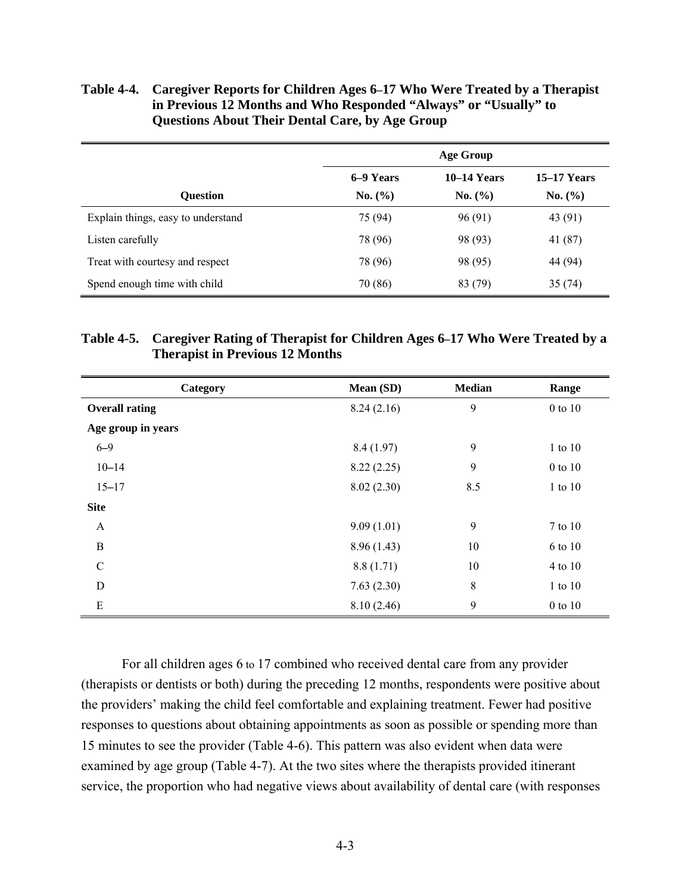**Table 4-4. Caregiver Reports for Children Ages 6–17 Who Were Treated by a Therapist in Previous 12 Months and Who Responded "Always" or "Usually" to Questions About Their Dental Care, by Age Group**

| | Age Group | | |
|---|---|---|---|
| **Question** | **6–9 Years No. (%)** | **10–14 Years No. (%)** | **15–17 Years No. (%)** |
| Explain things, easy to understand | 75 (94) | 96 (91) | 43 (91) |
| Listen carefully | 78 (96) | 98 (93) | 41 (87) |
| Treat with courtesy and respect | 78 (96) | 98 (95) | 44 (94) |
| Spend enough time with child | 70 (86) | 83 (79) | 35 (74) |

**Table 4-5. Caregiver Rating of Therapist for Children Ages 6–17 Who Were Treated by a Therapist in Previous 12 Months**

| Category | Mean (SD) | Median | Range |
|---|---|---|---|
| **Overall rating** | 8.24 (2.16) | 9 | 0 to 10 |
| **Age group in years** | | | |
| 6–9 | 8.4 (1.97) | 9 | 1 to 10 |
| 10–14 | 8.22 (2.25) | 9 | 0 to 10 |
| 15–17 | 8.02 (2.30) | 8.5 | 1 to 10 |
| **Site** | | | |
| A | 9.09 (1.01) | 9 | 7 to 10 |
| B | 8.96 (1.43) | 10 | 6 to 10 |
| C | 8.8 (1.71) | 10 | 4 to 10 |
| D | 7.63 (2.30) | 8 | 1 to 10 |
| E | 8.10 (2.46) | 9 | 0 to 10 |

For all children ages 6 to 17 combined who received dental care from any provider (therapists or dentists or both) during the preceding 12 months, respondents were positive about the providers' making the child feel comfortable and explaining treatment. Fewer had positive responses to questions about obtaining appointments as soon as possible or spending more than 15 minutes to see the provider (Table 4-6). This pattern was also evident when data were examined by age group (Table 4-7). At the two sites where the therapists provided itinerant service, the proportion who had negative views about availability of dental care (with responses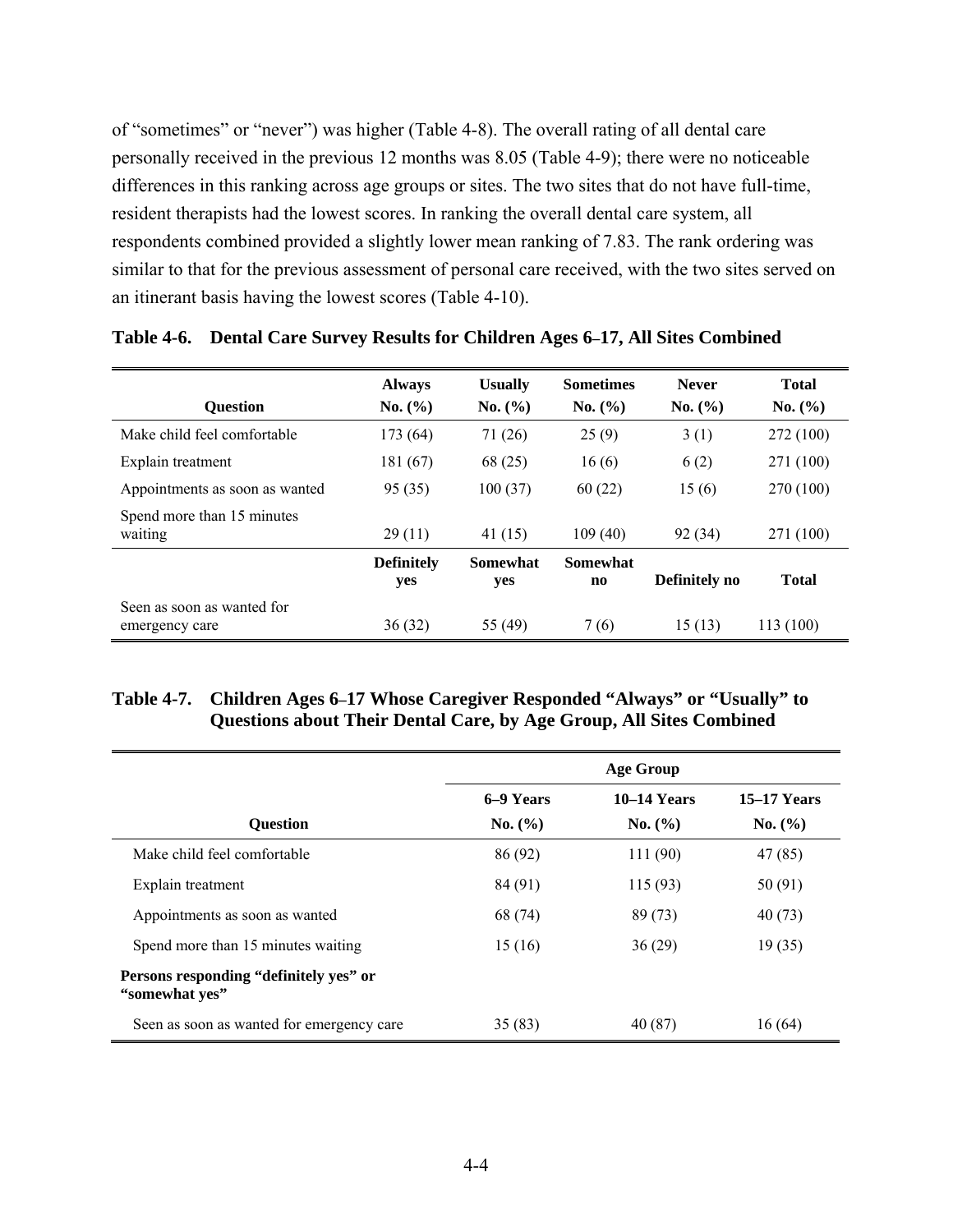of "sometimes" or "never") was higher (Table 4-8). The overall rating of all dental care personally received in the previous 12 months was 8.05 (Table 4-9); there were no noticeable differences in this ranking across age groups or sites. The two sites that do not have full-time, resident therapists had the lowest scores. In ranking the overall dental care system, all respondents combined provided a slightly lower mean ranking of 7.83. The rank ordering was similar to that for the previous assessment of personal care received, with the two sites served on an itinerant basis having the lowest scores (Table 4-10).

**Table 4-6. Dental Care Survey Results for Children Ages 6–17, All Sites Combined**

| Question | Always No. (%) | Usually No. (%) | Sometimes No. (%) | Never No. (%) | Total No. (%) |
|---|---|---|---|---|---|
| Make child feel comfortable | 173 (64) | 71 (26) | 25 (9) | 3 (1) | 272 (100) |
| Explain treatment | 181 (67) | 68 (25) | 16 (6) | 6 (2) | 271 (100) |
| Appointments as soon as wanted | 95 (35) | 100 (37) | 60 (22) | 15 (6) | 270 (100) |
| Spend more than 15 minutes waiting | 29 (11) | 41 (15) | 109 (40) | 92 (34) | 271 (100) |
| | **Definitely yes** | **Somewhat yes** | **Somewhat no** | **Definitely no** | **Total** |
| Seen as soon as wanted for emergency care | 36 (32) | 55 (49) | 7 (6) | 15 (13) | 113 (100) |

**Table 4-7. Children Ages 6–17 Whose Caregiver Responded "Always" or "Usually" to Questions about Their Dental Care, by Age Group, All Sites Combined**

| | Age Group | | |
|---|---|---|---|
| Question | 6–9 Years No. (%) | 10–14 Years No. (%) | 15–17 Years No. (%) |
| Make child feel comfortable | 86 (92) | 111 (90) | 47 (85) |
| Explain treatment | 84 (91) | 115 (93) | 50 (91) |
| Appointments as soon as wanted | 68 (74) | 89 (73) | 40 (73) |
| Spend more than 15 minutes waiting | 15 (16) | 36 (29) | 19 (35) |
| **Persons responding "definitely yes" or "somewhat yes"** | | | |
| Seen as soon as wanted for emergency care | 35 (83) | 40 (87) | 16 (64) |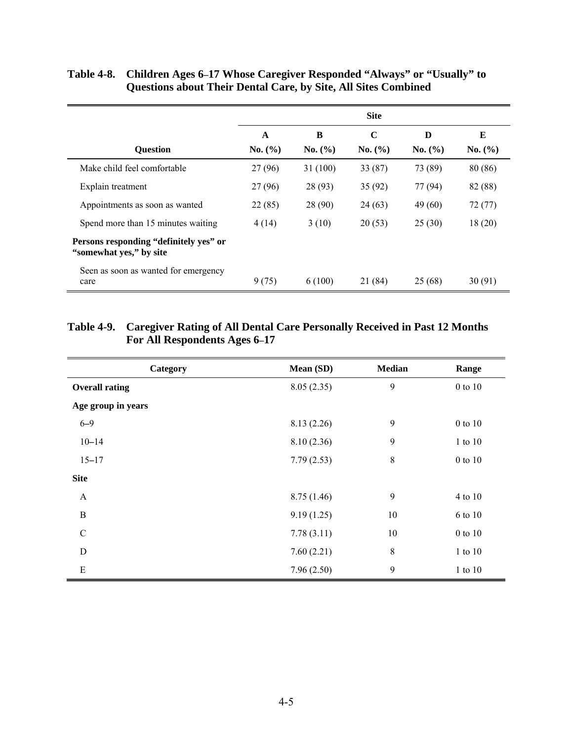**Table 4-8. Children Ages 6–17 Whose Caregiver Responded "Always" or "Usually" to Questions about Their Dental Care, by Site, All Sites Combined**

| | Site | | | | |
|---|---|---|---|---|---|
| | A | B | C | D | E |
| Question | No. (%) | No. (%) | No. (%) | No. (%) | No. (%) |
| Make child feel comfortable | 27 (96) | 31 (100) | 33 (87) | 73 (89) | 80 (86) |
| Explain treatment | 27 (96) | 28 (93) | 35 (92) | 77 (94) | 82 (88) |
| Appointments as soon as wanted | 22 (85) | 28 (90) | 24 (63) | 49 (60) | 72 (77) |
| Spend more than 15 minutes waiting | 4 (14) | 3 (10) | 20 (53) | 25 (30) | 18 (20) |
| **Persons responding "definitely yes" or "somewhat yes," by site** | | | | | |
| Seen as soon as wanted for emergency care | 9 (75) | 6 (100) | 21 (84) | 25 (68) | 30 (91) |

**Table 4-9. Caregiver Rating of All Dental Care Personally Received in Past 12 Months For All Respondents Ages 6–17**

| Category | Mean (SD) | Median | Range |
|---|---|---|---|
| **Overall rating** | 8.05 (2.35) | 9 | 0 to 10 |
| **Age group in years** | | | |
| 6–9 | 8.13 (2.26) | 9 | 0 to 10 |
| 10–14 | 8.10 (2.36) | 9 | 1 to 10 |
| 15–17 | 7.79 (2.53) | 8 | 0 to 10 |
| **Site** | | | |
| A | 8.75 (1.46) | 9 | 4 to 10 |
| B | 9.19 (1.25) | 10 | 6 to 10 |
| C | 7.78 (3.11) | 10 | 0 to 10 |
| D | 7.60 (2.21) | 8 | 1 to 10 |
| E | 7.96 (2.50) | 9 | 1 to 10 |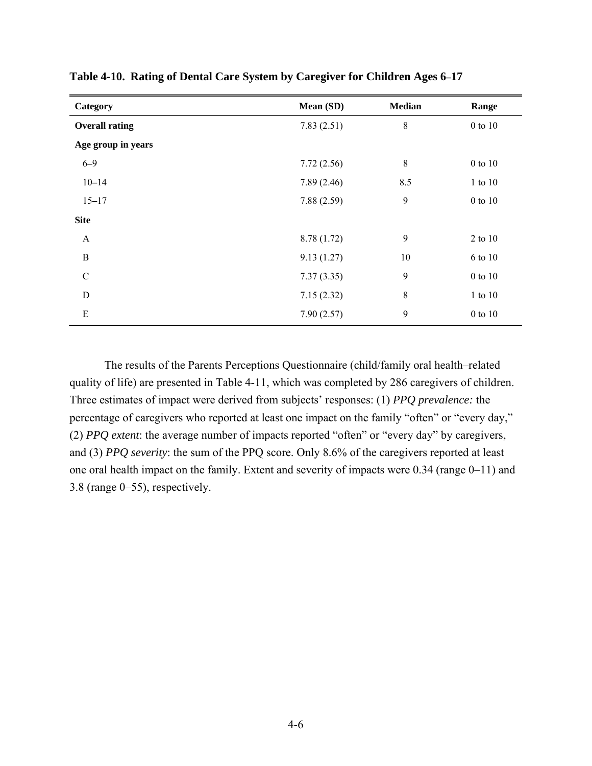**Table 4-10. Rating of Dental Care System by Caregiver for Children Ages 6–17**

| Category | Mean (SD) | Median | Range |
|---|---|---|---|
| **Overall rating** | 7.83 (2.51) | 8 | 0 to 10 |
| **Age group in years** | | | |
| 6–9 | 7.72 (2.56) | 8 | 0 to 10 |
| 10–14 | 7.89 (2.46) | 8.5 | 1 to 10 |
| 15–17 | 7.88 (2.59) | 9 | 0 to 10 |
| **Site** | | | |
| A | 8.78 (1.72) | 9 | 2 to 10 |
| B | 9.13 (1.27) | 10 | 6 to 10 |
| C | 7.37 (3.35) | 9 | 0 to 10 |
| D | 7.15 (2.32) | 8 | 1 to 10 |
| E | 7.90 (2.57) | 9 | 0 to 10 |

The results of the Parents Perceptions Questionnaire (child/family oral health–related quality of life) are presented in Table 4-11, which was completed by 286 caregivers of children. Three estimates of impact were derived from subjects' responses: (1) *PPQ prevalence:* the percentage of caregivers who reported at least one impact on the family "often" or "every day," (2) *PPQ extent*: the average number of impacts reported "often" or "every day" by caregivers, and (3) *PPQ severity*: the sum of the PPQ score. Only 8.6% of the caregivers reported at least one oral health impact on the family. Extent and severity of impacts were 0.34 (range 0–11) and 3.8 (range 0–55), respectively.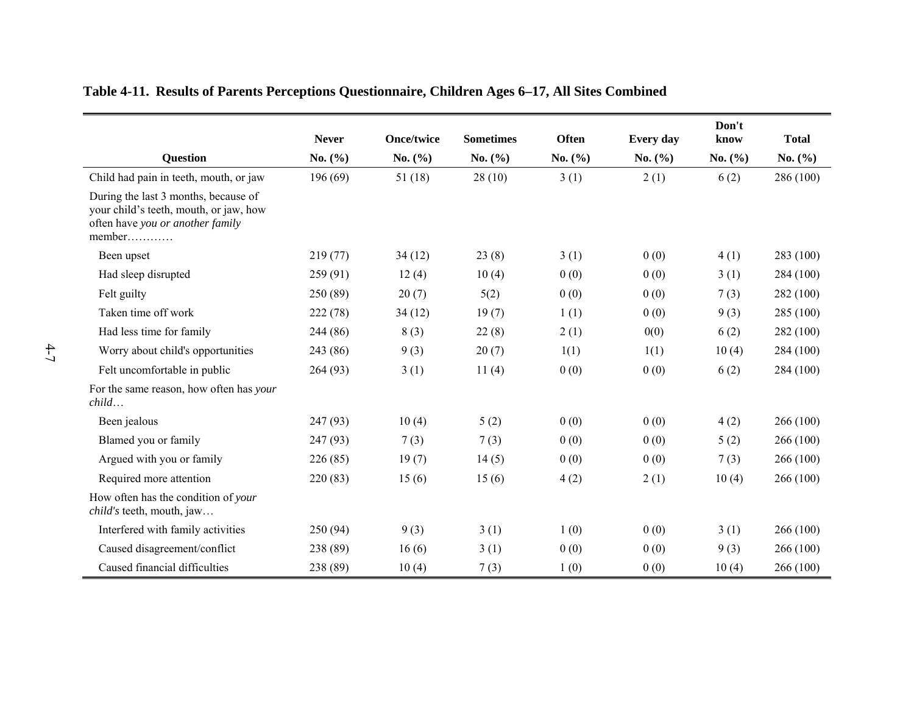**Table 4-11. Results of Parents Perceptions Questionnaire, Children Ages 6–17, All Sites Combined**

| Question | Never No. (%) | Once/twice No. (%) | Sometimes No. (%) | Often No. (%) | Every day No. (%) | Don't know No. (%) | Total No. (%) |
|---|---|---|---|---|---|---|---|
| Child had pain in teeth, mouth, or jaw | 196 (69) | 51 (18) | 28 (10) | 3 (1) | 2 (1) | 6 (2) | 286 (100) |
| During the last 3 months, because of your child's teeth, mouth, or jaw, how often have *you or another family* member………… | | | | | | | |
| Been upset | 219 (77) | 34 (12) | 23 (8) | 3 (1) | 0 (0) | 4 (1) | 283 (100) |
| Had sleep disrupted | 259 (91) | 12 (4) | 10 (4) | 0 (0) | 0 (0) | 3 (1) | 284 (100) |
| Felt guilty | 250 (89) | 20 (7) | 5(2) | 0 (0) | 0 (0) | 7 (3) | 282 (100) |
| Taken time off work | 222 (78) | 34 (12) | 19 (7) | 1 (1) | 0 (0) | 9 (3) | 285 (100) |
| Had less time for family | 244 (86) | 8 (3) | 22 (8) | 2 (1) | 0(0) | 6 (2) | 282 (100) |
| Worry about child's opportunities | 243 (86) | 9 (3) | 20 (7) | 1(1) | 1(1) | 10 (4) | 284 (100) |
| Felt uncomfortable in public | 264 (93) | 3 (1) | 11 (4) | 0 (0) | 0 (0) | 6 (2) | 284 (100) |
| For the same reason, how often has *your child…* | | | | | | | |
| Been jealous | 247 (93) | 10 (4) | 5 (2) | 0 (0) | 0 (0) | 4 (2) | 266 (100) |
| Blamed you or family | 247 (93) | 7 (3) | 7 (3) | 0 (0) | 0 (0) | 5 (2) | 266 (100) |
| Argued with you or family | 226 (85) | 19 (7) | 14 (5) | 0 (0) | 0 (0) | 7 (3) | 266 (100) |
| Required more attention | 220 (83) | 15 (6) | 15 (6) | 4 (2) | 2 (1) | 10 (4) | 266 (100) |
| How often has the condition of *your child's* teeth, mouth, jaw… | | | | | | | |
| Interfered with family activities | 250 (94) | 9 (3) | 3 (1) | 1 (0) | 0 (0) | 3 (1) | 266 (100) |
| Caused disagreement/conflict | 238 (89) | 16 (6) | 3 (1) | 0 (0) | 0 (0) | 9 (3) | 266 (100) |
| Caused financial difficulties | 238 (89) | 10 (4) | 7 (3) | 1 (0) | 0 (0) | 10 (4) | 266 (100) |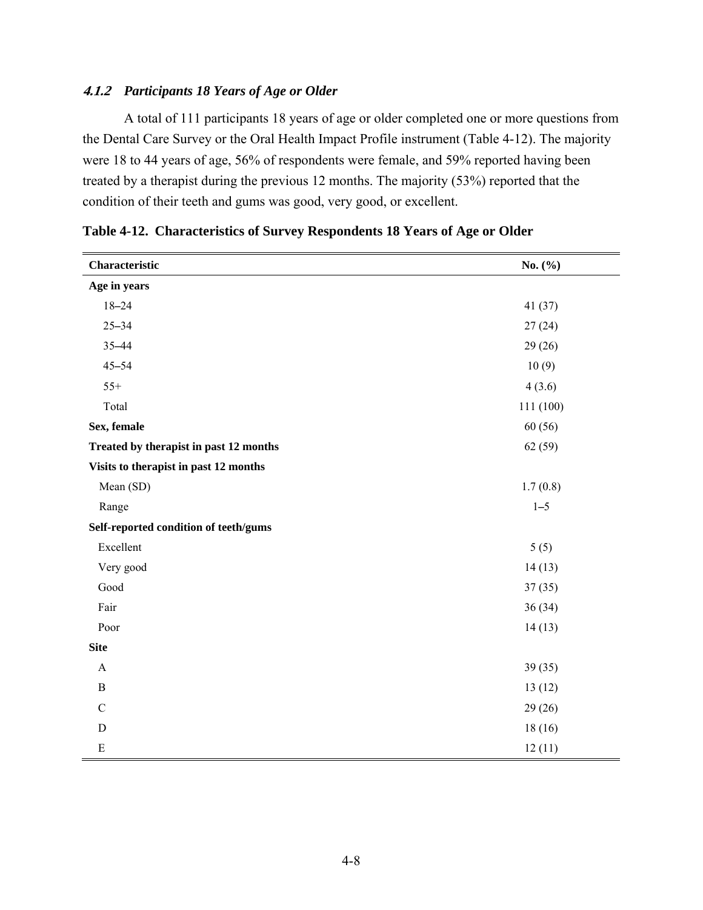### *4.1.2 Participants 18 Years of Age or Older*

A total of 111 participants 18 years of age or older completed one or more questions from the Dental Care Survey or the Oral Health Impact Profile instrument (Table 4-12). The majority were 18 to 44 years of age, 56% of respondents were female, and 59% reported having been treated by a therapist during the previous 12 months. The majority (53%) reported that the condition of their teeth and gums was good, very good, or excellent.

**Table 4-12. Characteristics of Survey Respondents 18 Years of Age or Older**

| Characteristic | No. (%) |
| --- | --- |
| **Age in years** | |
| 18–24 | 41 (37) |
| 25–34 | 27 (24) |
| 35–44 | 29 (26) |
| 45–54 | 10 (9) |
| 55+ | 4 (3.6) |
| Total | 111 (100) |
| **Sex, female** | 60 (56) |
| **Treated by therapist in past 12 months** | 62 (59) |
| **Visits to therapist in past 12 months** | |
| Mean (SD) | 1.7 (0.8) |
| Range | 1–5 |
| **Self-reported condition of teeth/gums** | |
| Excellent | 5 (5) |
| Very good | 14 (13) |
| Good | 37 (35) |
| Fair | 36 (34) |
| Poor | 14 (13) |
| **Site** | |
| A | 39 (35) |
| B | 13 (12) |
| C | 29 (26) |
| D | 18 (16) |
| E | 12 (11) |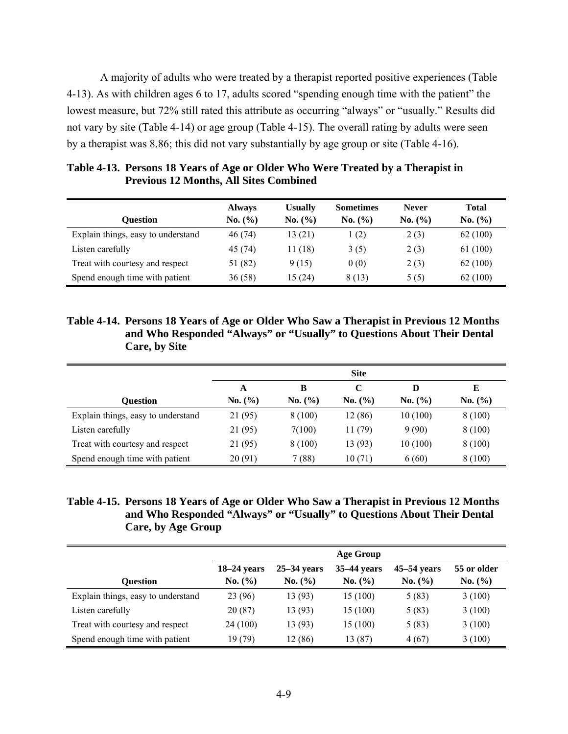A majority of adults who were treated by a therapist reported positive experiences (Table 4-13). As with children ages 6 to 17, adults scored "spending enough time with the patient" the lowest measure, but 72% still rated this attribute as occurring "always" or "usually." Results did not vary by site (Table 4-14) or age group (Table 4-15). The overall rating by adults were seen by a therapist was 8.86; this did not vary substantially by age group or site (Table 4-16).

**Table 4-13. Persons 18 Years of Age or Older Who Were Treated by a Therapist in Previous 12 Months, All Sites Combined**

| Question | Always No. (%) | Usually No. (%) | Sometimes No. (%) | Never No. (%) | Total No. (%) |
|---|---|---|---|---|---|
| Explain things, easy to understand | 46 (74) | 13 (21) | 1 (2) | 2 (3) | 62 (100) |
| Listen carefully | 45 (74) | 11 (18) | 3 (5) | 2 (3) | 61 (100) |
| Treat with courtesy and respect | 51 (82) | 9 (15) | 0 (0) | 2 (3) | 62 (100) |
| Spend enough time with patient | 36 (58) | 15 (24) | 8 (13) | 5 (5) | 62 (100) |

**Table 4-14. Persons 18 Years of Age or Older Who Saw a Therapist in Previous 12 Months and Who Responded "Always" or "Usually" to Questions About Their Dental Care, by Site**

| | Site | | | | |
|---|---|---|---|---|---|
| Question | A No. (%) | B No. (%) | C No. (%) | D No. (%) | E No. (%) |
| Explain things, easy to understand | 21 (95) | 8 (100) | 12 (86) | 10 (100) | 8 (100) |
| Listen carefully | 21 (95) | 7(100) | 11 (79) | 9 (90) | 8 (100) |
| Treat with courtesy and respect | 21 (95) | 8 (100) | 13 (93) | 10 (100) | 8 (100) |
| Spend enough time with patient | 20 (91) | 7 (88) | 10 (71) | 6 (60) | 8 (100) |

**Table 4-15. Persons 18 Years of Age or Older Who Saw a Therapist in Previous 12 Months and Who Responded "Always" or "Usually" to Questions About Their Dental Care, by Age Group**

| | Age Group | | | | |
|---|---|---|---|---|---|
| Question | 18–24 years No. (%) | 25–34 years No. (%) | 35–44 years No. (%) | 45–54 years No. (%) | 55 or older No. (%) |
| Explain things, easy to understand | 23 (96) | 13 (93) | 15 (100) | 5 (83) | 3 (100) |
| Listen carefully | 20 (87) | 13 (93) | 15 (100) | 5 (83) | 3 (100) |
| Treat with courtesy and respect | 24 (100) | 13 (93) | 15 (100) | 5 (83) | 3 (100) |
| Spend enough time with patient | 19 (79) | 12 (86) | 13 (87) | 4 (67) | 3 (100) |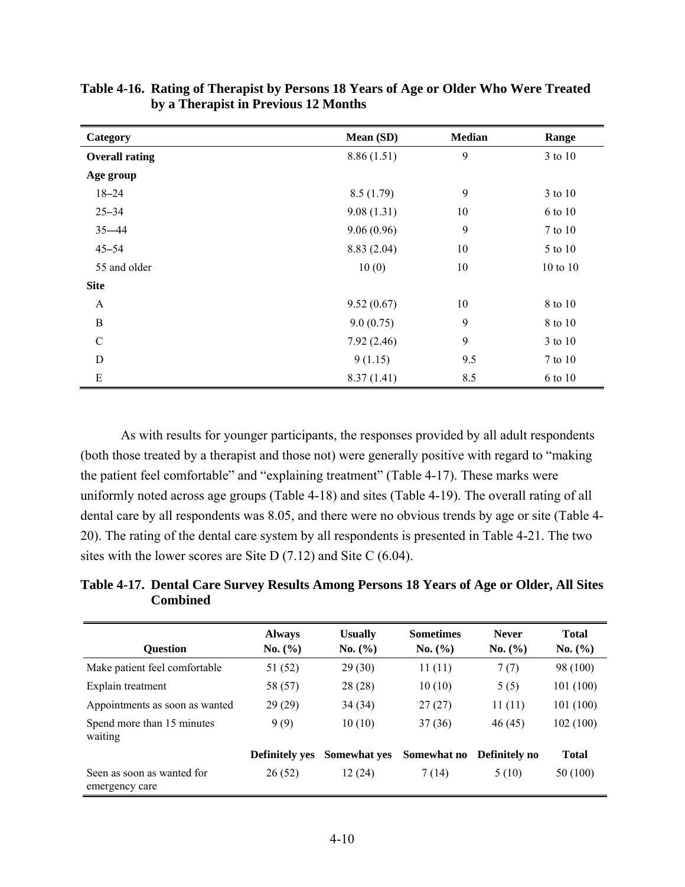**Table 4-16. Rating of Therapist by Persons 18 Years of Age or Older Who Were Treated by a Therapist in Previous 12 Months**

| Category | Mean (SD) | Median | Range |
|---|---|---|---|
| **Overall rating** | 8.86 (1.51) | 9 | 3 to 10 |
| **Age group** | | | |
| 18–24 | 8.5 (1.79) | 9 | 3 to 10 |
| 25–34 | 9.08 (1.31) | 10 | 6 to 10 |
| 35-–44 | 9.06 (0.96) | 9 | 7 to 10 |
| 45–54 | 8.83 (2.04) | 10 | 5 to 10 |
| 55 and older | 10 (0) | 10 | 10 to 10 |
| **Site** | | | |
| A | 9.52 (0.67) | 10 | 8 to 10 |
| B | 9.0 (0.75) | 9 | 8 to 10 |
| C | 7.92 (2.46) | 9 | 3 to 10 |
| D | 9 (1.15) | 9.5 | 7 to 10 |
| E | 8.37 (1.41) | 8.5 | 6 to 10 |

As with results for younger participants, the responses provided by all adult respondents (both those treated by a therapist and those not) were generally positive with regard to "making the patient feel comfortable" and "explaining treatment" (Table 4-17). These marks were uniformly noted across age groups (Table 4-18) and sites (Table 4-19). The overall rating of all dental care by all respondents was 8.05, and there were no obvious trends by age or site (Table 4-20). The rating of the dental care system by all respondents is presented in Table 4-21. The two sites with the lower scores are Site D (7.12) and Site C (6.04).

**Table 4-17. Dental Care Survey Results Among Persons 18 Years of Age or Older, All Sites Combined**

| Question | Always No. (%) | Usually No. (%) | Sometimes No. (%) | Never No. (%) | Total No. (%) |
|---|---|---|---|---|---|
| Make patient feel comfortable | 51 (52) | 29 (30) | 11 (11) | 7 (7) | 98 (100) |
| Explain treatment | 58 (57) | 28 (28) | 10 (10) | 5 (5) | 101 (100) |
| Appointments as soon as wanted | 29 (29) | 34 (34) | 27 (27) | 11 (11) | 101 (100) |
| Spend more than 15 minutes waiting | 9 (9) | 10 (10) | 37 (36) | 46 (45) | 102 (100) |
| | **Definitely yes** | **Somewhat yes** | **Somewhat no** | **Definitely no** | **Total** |
| Seen as soon as wanted for emergency care | 26 (52) | 12 (24) | 7 (14) | 5 (10) | 50 (100) |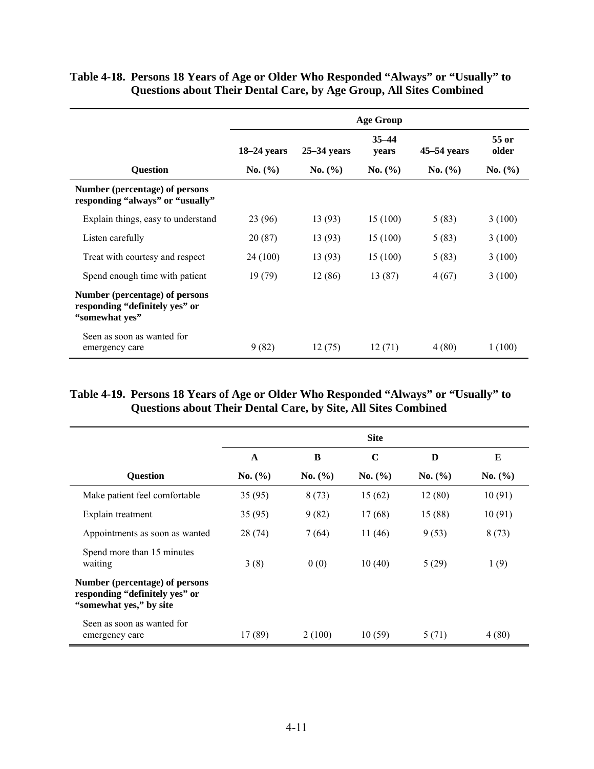**Table 4-18. Persons 18 Years of Age or Older Who Responded "Always" or "Usually" to Questions about Their Dental Care, by Age Group, All Sites Combined**

| | Age Group | | | | |
|---|---|---|---|---|---|
| | 18–24 years | 25–34 years | 35–44 years | 45–54 years | 55 or older |
| **Question** | No. (%) | No. (%) | No. (%) | No. (%) | No. (%) |
| **Number (percentage) of persons responding "always" or "usually"** | | | | | |
| Explain things, easy to understand | 23 (96) | 13 (93) | 15 (100) | 5 (83) | 3 (100) |
| Listen carefully | 20 (87) | 13 (93) | 15 (100) | 5 (83) | 3 (100) |
| Treat with courtesy and respect | 24 (100) | 13 (93) | 15 (100) | 5 (83) | 3 (100) |
| Spend enough time with patient | 19 (79) | 12 (86) | 13 (87) | 4 (67) | 3 (100) |
| **Number (percentage) of persons responding "definitely yes" or "somewhat yes"** | | | | | |
| Seen as soon as wanted for emergency care | 9 (82) | 12 (75) | 12 (71) | 4 (80) | 1 (100) |

**Table 4-19. Persons 18 Years of Age or Older Who Responded "Always" or "Usually" to Questions about Their Dental Care, by Site, All Sites Combined**

| | Site | | | | |
|---|---|---|---|---|---|
| | A | B | C | D | E |
| **Question** | No. (%) | No. (%) | No. (%) | No. (%) | No. (%) |
| Make patient feel comfortable | 35 (95) | 8 (73) | 15 (62) | 12 (80) | 10 (91) |
| Explain treatment | 35 (95) | 9 (82) | 17 (68) | 15 (88) | 10 (91) |
| Appointments as soon as wanted | 28 (74) | 7 (64) | 11 (46) | 9 (53) | 8 (73) |
| Spend more than 15 minutes waiting | 3 (8) | 0 (0) | 10 (40) | 5 (29) | 1 (9) |
| **Number (percentage) of persons responding "definitely yes" or "somewhat yes," by site** | | | | | |
| Seen as soon as wanted for emergency care | 17 (89) | 2 (100) | 10 (59) | 5 (71) | 4 (80) |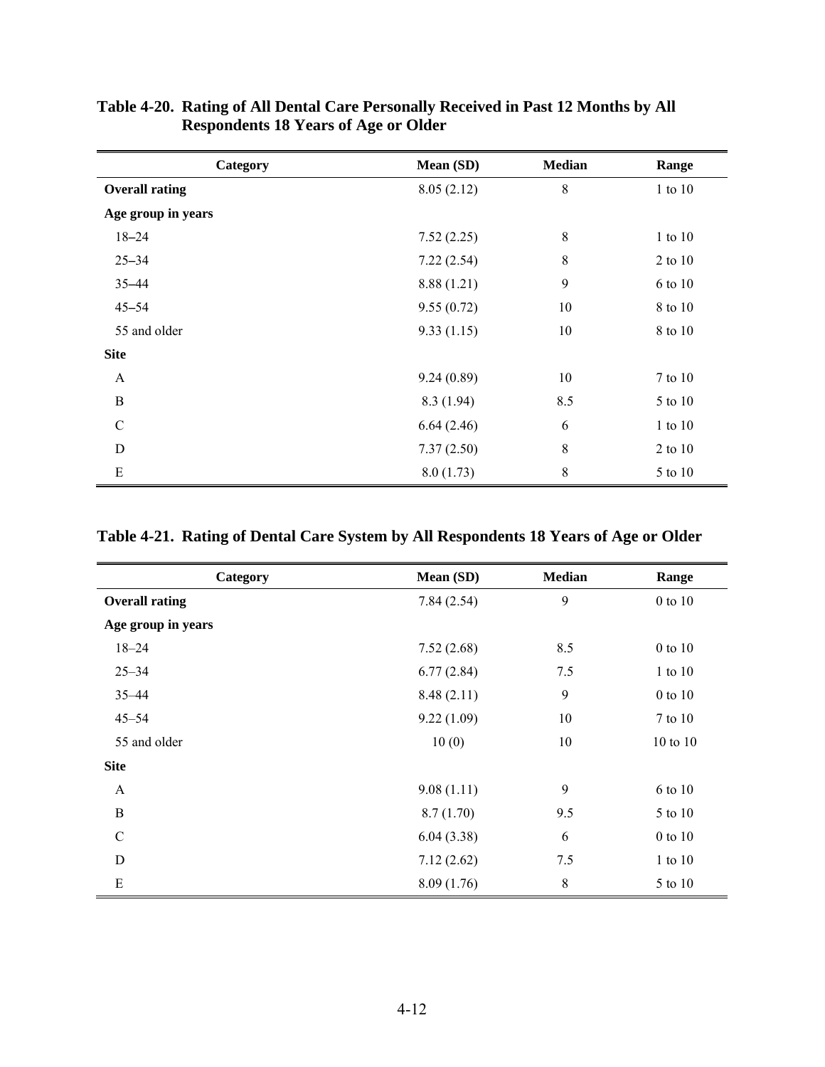**Table 4-20. Rating of All Dental Care Personally Received in Past 12 Months by All Respondents 18 Years of Age or Older**

| Category | Mean (SD) | Median | Range |
|---|---|---|---|
| **Overall rating** | 8.05 (2.12) | 8 | 1 to 10 |
| **Age group in years** | | | |
| 18–24 | 7.52 (2.25) | 8 | 1 to 10 |
| 25–34 | 7.22 (2.54) | 8 | 2 to 10 |
| 35–44 | 8.88 (1.21) | 9 | 6 to 10 |
| 45–54 | 9.55 (0.72) | 10 | 8 to 10 |
| 55 and older | 9.33 (1.15) | 10 | 8 to 10 |
| **Site** | | | |
| A | 9.24 (0.89) | 10 | 7 to 10 |
| B | 8.3 (1.94) | 8.5 | 5 to 10 |
| C | 6.64 (2.46) | 6 | 1 to 10 |
| D | 7.37 (2.50) | 8 | 2 to 10 |
| E | 8.0 (1.73) | 8 | 5 to 10 |

**Table 4-21. Rating of Dental Care System by All Respondents 18 Years of Age or Older**

| Category | Mean (SD) | Median | Range |
|---|---|---|---|
| **Overall rating** | 7.84 (2.54) | 9 | 0 to 10 |
| **Age group in years** | | | |
| 18–24 | 7.52 (2.68) | 8.5 | 0 to 10 |
| 25–34 | 6.77 (2.84) | 7.5 | 1 to 10 |
| 35–44 | 8.48 (2.11) | 9 | 0 to 10 |
| 45–54 | 9.22 (1.09) | 10 | 7 to 10 |
| 55 and older | 10 (0) | 10 | 10 to 10 |
| **Site** | | | |
| A | 9.08 (1.11) | 9 | 6 to 10 |
| B | 8.7 (1.70) | 9.5 | 5 to 10 |
| C | 6.04 (3.38) | 6 | 0 to 10 |
| D | 7.12 (2.62) | 7.5 | 1 to 10 |
| E | 8.09 (1.76) | 8 | 5 to 10 |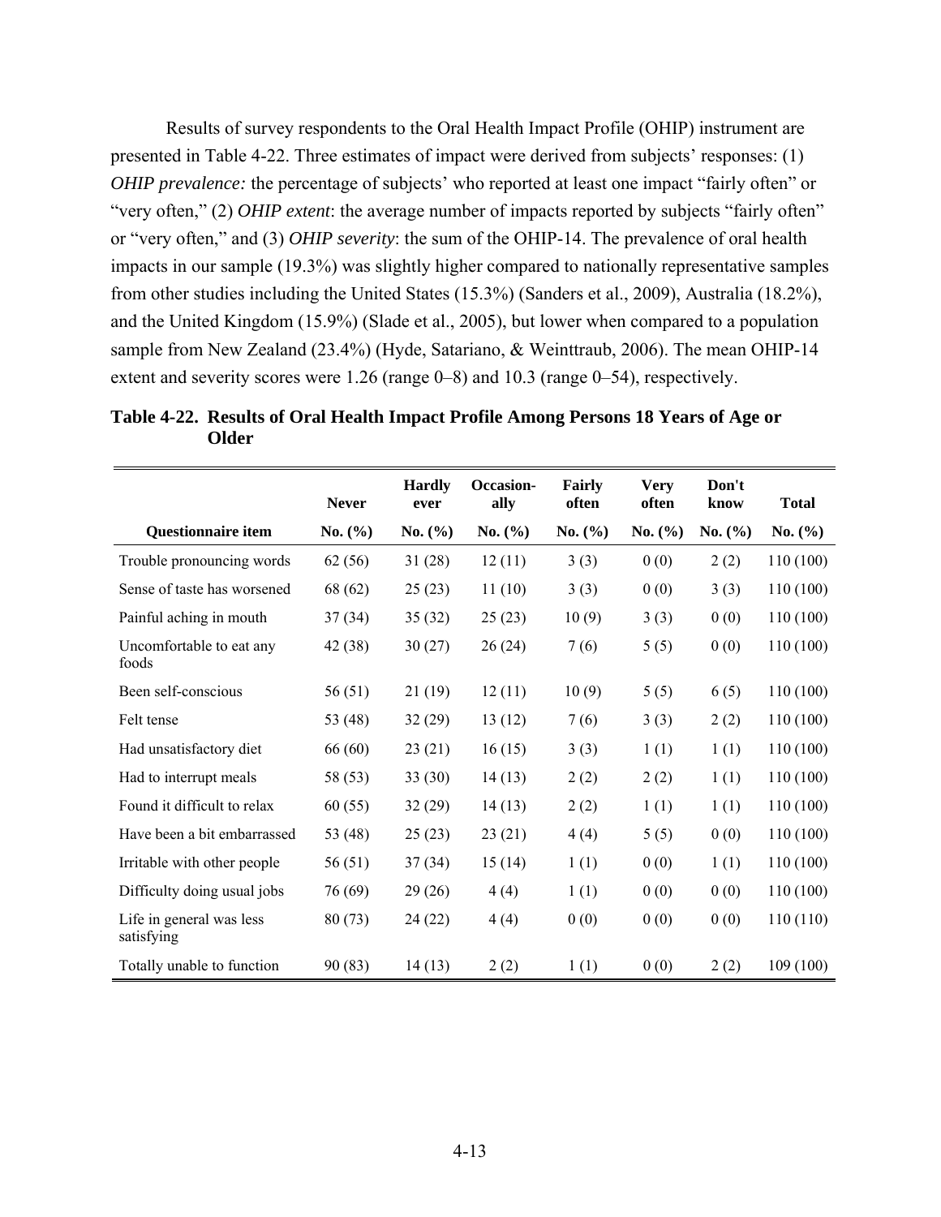Results of survey respondents to the Oral Health Impact Profile (OHIP) instrument are presented in Table 4-22. Three estimates of impact were derived from subjects' responses: (1) *OHIP prevalence:* the percentage of subjects' who reported at least one impact "fairly often" or "very often," (2) *OHIP extent*: the average number of impacts reported by subjects "fairly often" or "very often," and (3) *OHIP severity*: the sum of the OHIP-14. The prevalence of oral health impacts in our sample (19.3%) was slightly higher compared to nationally representative samples from other studies including the United States (15.3%) (Sanders et al., 2009), Australia (18.2%), and the United Kingdom (15.9%) (Slade et al., 2005), but lower when compared to a population sample from New Zealand (23.4%) (Hyde, Satariano, & Weinttraub, 2006). The mean OHIP-14 extent and severity scores were 1.26 (range 0–8) and 10.3 (range 0–54), respectively.

**Table 4-22. Results of Oral Health Impact Profile Among Persons 18 Years of Age or Older**

| Questionnaire item | Never No. (%) | Hardly ever No. (%) | Occasion-ally No. (%) | Fairly often No. (%) | Very often No. (%) | Don't know No. (%) | Total No. (%) |
|---|---|---|---|---|---|---|---|
| Trouble pronouncing words | 62 (56) | 31 (28) | 12 (11) | 3 (3) | 0 (0) | 2 (2) | 110 (100) |
| Sense of taste has worsened | 68 (62) | 25 (23) | 11 (10) | 3 (3) | 0 (0) | 3 (3) | 110 (100) |
| Painful aching in mouth | 37 (34) | 35 (32) | 25 (23) | 10 (9) | 3 (3) | 0 (0) | 110 (100) |
| Uncomfortable to eat any foods | 42 (38) | 30 (27) | 26 (24) | 7 (6) | 5 (5) | 0 (0) | 110 (100) |
| Been self-conscious | 56 (51) | 21 (19) | 12 (11) | 10 (9) | 5 (5) | 6 (5) | 110 (100) |
| Felt tense | 53 (48) | 32 (29) | 13 (12) | 7 (6) | 3 (3) | 2 (2) | 110 (100) |
| Had unsatisfactory diet | 66 (60) | 23 (21) | 16 (15) | 3 (3) | 1 (1) | 1 (1) | 110 (100) |
| Had to interrupt meals | 58 (53) | 33 (30) | 14 (13) | 2 (2) | 2 (2) | 1 (1) | 110 (100) |
| Found it difficult to relax | 60 (55) | 32 (29) | 14 (13) | 2 (2) | 1 (1) | 1 (1) | 110 (100) |
| Have been a bit embarrassed | 53 (48) | 25 (23) | 23 (21) | 4 (4) | 5 (5) | 0 (0) | 110 (100) |
| Irritable with other people | 56 (51) | 37 (34) | 15 (14) | 1 (1) | 0 (0) | 1 (1) | 110 (100) |
| Difficulty doing usual jobs | 76 (69) | 29 (26) | 4 (4) | 1 (1) | 0 (0) | 0 (0) | 110 (100) |
| Life in general was less satisfying | 80 (73) | 24 (22) | 4 (4) | 0 (0) | 0 (0) | 0 (0) | 110 (110) |
| Totally unable to function | 90 (83) | 14 (13) | 2 (2) | 1 (1) | 0 (0) | 2 (2) | 109 (100) |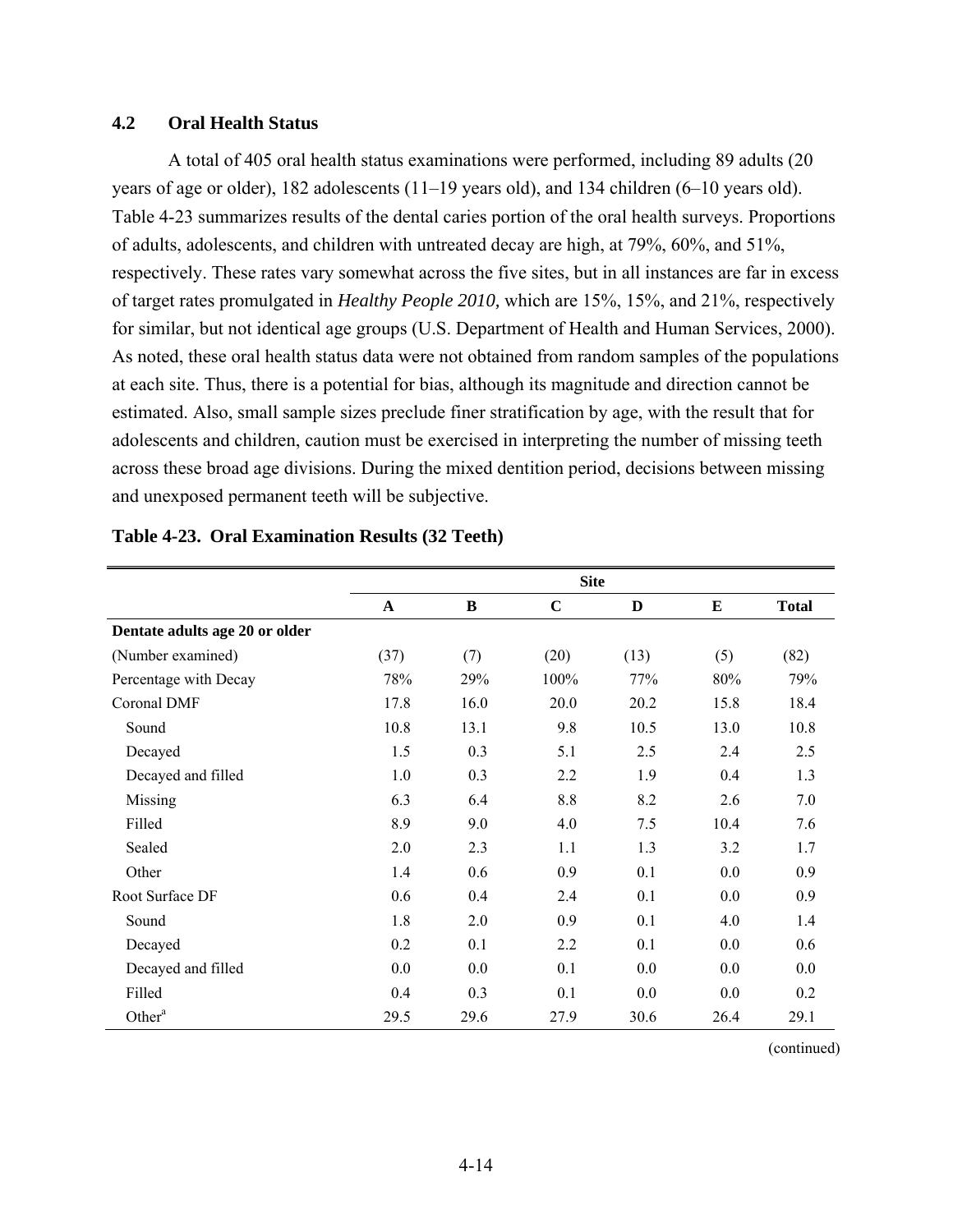### 4.2 Oral Health Status

A total of 405 oral health status examinations were performed, including 89 adults (20 years of age or older), 182 adolescents (11–19 years old), and 134 children (6–10 years old). Table 4-23 summarizes results of the dental caries portion of the oral health surveys. Proportions of adults, adolescents, and children with untreated decay are high, at 79%, 60%, and 51%, respectively. These rates vary somewhat across the five sites, but in all instances are far in excess of target rates promulgated in *Healthy People 2010,* which are 15%, 15%, and 21%, respectively for similar, but not identical age groups (U.S. Department of Health and Human Services, 2000). As noted, these oral health status data were not obtained from random samples of the populations at each site. Thus, there is a potential for bias, although its magnitude and direction cannot be estimated. Also, small sample sizes preclude finer stratification by age, with the result that for adolescents and children, caution must be exercised in interpreting the number of missing teeth across these broad age divisions. During the mixed dentition period, decisions between missing and unexposed permanent teeth will be subjective.

**Table 4-23. Oral Examination Results (32 Teeth)**

| | Site | | | | | |
|---|---|---|---|---|---|---|
| | **A** | **B** | **C** | **D** | **E** | **Total** |
| **Dentate adults age 20 or older** | | | | | | |
| (Number examined) | (37) | (7) | (20) | (13) | (5) | (82) |
| Percentage with Decay | 78% | 29% | 100% | 77% | 80% | 79% |
| Coronal DMF | 17.8 | 16.0 | 20.0 | 20.2 | 15.8 | 18.4 |
| Sound | 10.8 | 13.1 | 9.8 | 10.5 | 13.0 | 10.8 |
| Decayed | 1.5 | 0.3 | 5.1 | 2.5 | 2.4 | 2.5 |
| Decayed and filled | 1.0 | 0.3 | 2.2 | 1.9 | 0.4 | 1.3 |
| Missing | 6.3 | 6.4 | 8.8 | 8.2 | 2.6 | 7.0 |
| Filled | 8.9 | 9.0 | 4.0 | 7.5 | 10.4 | 7.6 |
| Sealed | 2.0 | 2.3 | 1.1 | 1.3 | 3.2 | 1.7 |
| Other | 1.4 | 0.6 | 0.9 | 0.1 | 0.0 | 0.9 |
| Root Surface DF | 0.6 | 0.4 | 2.4 | 0.1 | 0.0 | 0.9 |
| Sound | 1.8 | 2.0 | 0.9 | 0.1 | 4.0 | 1.4 |
| Decayed | 0.2 | 0.1 | 2.2 | 0.1 | 0.0 | 0.6 |
| Decayed and filled | 0.0 | 0.0 | 0.1 | 0.0 | 0.0 | 0.0 |
| Filled | 0.4 | 0.3 | 0.1 | 0.0 | 0.0 | 0.2 |
| Other[a] | 29.5 | 29.6 | 27.9 | 30.6 | 26.4 | 29.1 |

(continued)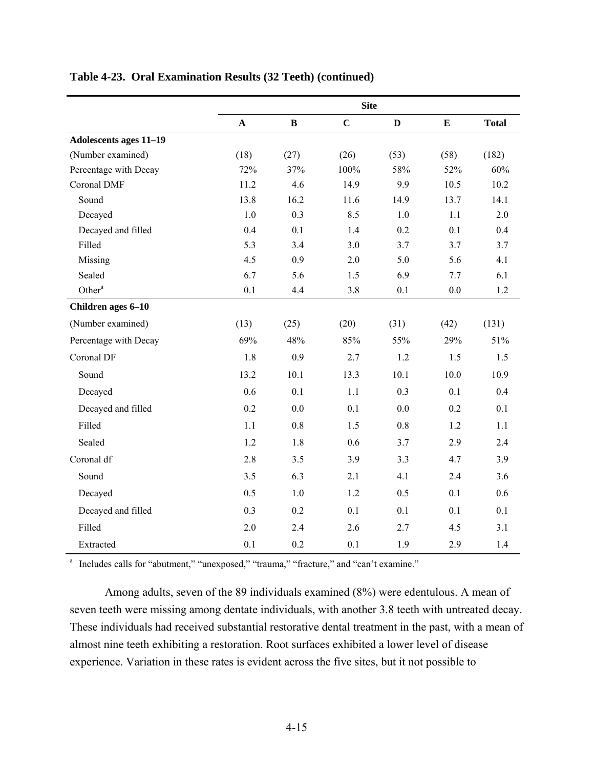**Table 4-23. Oral Examination Results (32 Teeth) (continued)**

| | Site | | | | | |
|---|---|---|---|---|---|---|
| | **A** | **B** | **C** | **D** | **E** | **Total** |
| **Adolescents ages 11–19** | | | | | | |
| (Number examined) | (18) | (27) | (26) | (53) | (58) | (182) |
| Percentage with Decay | 72% | 37% | 100% | 58% | 52% | 60% |
| Coronal DMF | 11.2 | 4.6 | 14.9 | 9.9 | 10.5 | 10.2 |
| Sound | 13.8 | 16.2 | 11.6 | 14.9 | 13.7 | 14.1 |
| Decayed | 1.0 | 0.3 | 8.5 | 1.0 | 1.1 | 2.0 |
| Decayed and filled | 0.4 | 0.1 | 1.4 | 0.2 | 0.1 | 0.4 |
| Filled | 5.3 | 3.4 | 3.0 | 3.7 | 3.7 | 3.7 |
| Missing | 4.5 | 0.9 | 2.0 | 5.0 | 5.6 | 4.1 |
| Sealed | 6.7 | 5.6 | 1.5 | 6.9 | 7.7 | 6.1 |
| Other[a] | 0.1 | 4.4 | 3.8 | 0.1 | 0.0 | 1.2 |
| **Children ages 6–10** | | | | | | |
| (Number examined) | (13) | (25) | (20) | (31) | (42) | (131) |
| Percentage with Decay | 69% | 48% | 85% | 55% | 29% | 51% |
| Coronal DF | 1.8 | 0.9 | 2.7 | 1.2 | 1.5 | 1.5 |
| Sound | 13.2 | 10.1 | 13.3 | 10.1 | 10.0 | 10.9 |
| Decayed | 0.6 | 0.1 | 1.1 | 0.3 | 0.1 | 0.4 |
| Decayed and filled | 0.2 | 0.0 | 0.1 | 0.0 | 0.2 | 0.1 |
| Filled | 1.1 | 0.8 | 1.5 | 0.8 | 1.2 | 1.1 |
| Sealed | 1.2 | 1.8 | 0.6 | 3.7 | 2.9 | 2.4 |
| Coronal df | 2.8 | 3.5 | 3.9 | 3.3 | 4.7 | 3.9 |
| Sound | 3.5 | 6.3 | 2.1 | 4.1 | 2.4 | 3.6 |
| Decayed | 0.5 | 1.0 | 1.2 | 0.5 | 0.1 | 0.6 |
| Decayed and filled | 0.3 | 0.2 | 0.1 | 0.1 | 0.1 | 0.1 |
| Filled | 2.0 | 2.4 | 2.6 | 2.7 | 4.5 | 3.1 |
| Extracted | 0.1 | 0.2 | 0.1 | 1.9 | 2.9 | 1.4 |

[a] Includes calls for "abutment," "unexposed," "trauma," "fracture," and "can't examine."

Among adults, seven of the 89 individuals examined (8%) were edentulous. A mean of seven teeth were missing among dentate individuals, with another 3.8 teeth with untreated decay. These individuals had received substantial restorative dental treatment in the past, with a mean of almost nine teeth exhibiting a restoration. Root surfaces exhibited a lower level of disease experience. Variation in these rates is evident across the five sites, but it not possible to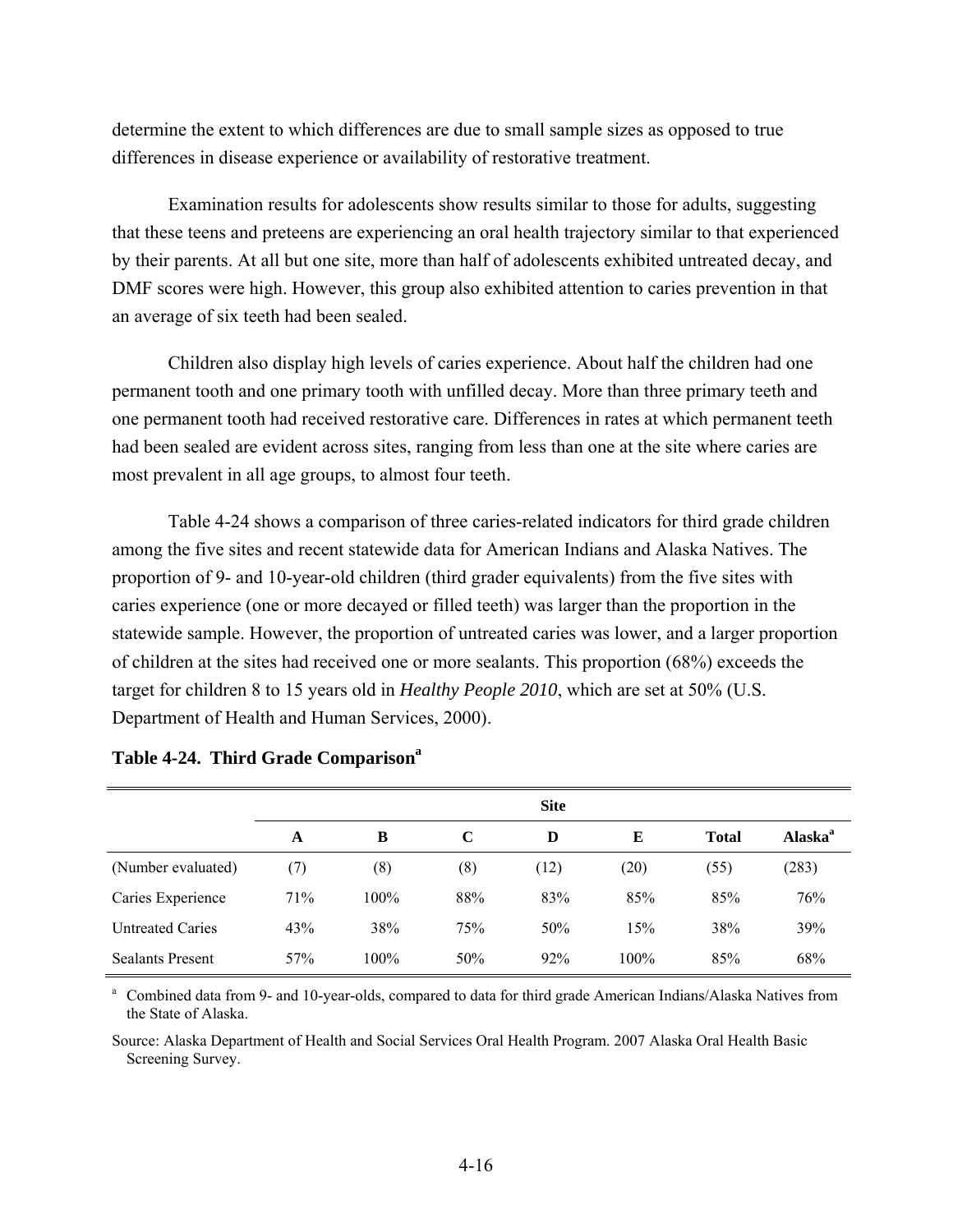determine the extent to which differences are due to small sample sizes as opposed to true differences in disease experience or availability of restorative treatment.

Examination results for adolescents show results similar to those for adults, suggesting that these teens and preteens are experiencing an oral health trajectory similar to that experienced by their parents. At all but one site, more than half of adolescents exhibited untreated decay, and DMF scores were high. However, this group also exhibited attention to caries prevention in that an average of six teeth had been sealed.

Children also display high levels of caries experience. About half the children had one permanent tooth and one primary tooth with unfilled decay. More than three primary teeth and one permanent tooth had received restorative care. Differences in rates at which permanent teeth had been sealed are evident across sites, ranging from less than one at the site where caries are most prevalent in all age groups, to almost four teeth.

Table 4-24 shows a comparison of three caries-related indicators for third grade children among the five sites and recent statewide data for American Indians and Alaska Natives. The proportion of 9- and 10-year-old children (third grader equivalents) from the five sites with caries experience (one or more decayed or filled teeth) was larger than the proportion in the statewide sample. However, the proportion of untreated caries was lower, and a larger proportion of children at the sites had received one or more sealants. This proportion (68%) exceeds the target for children 8 to 15 years old in *Healthy People 2010*, which are set at 50% (U.S. Department of Health and Human Services, 2000).

**Table 4-24. Third Grade Comparison[a]**

| | Site | | | | | | |
|---|---|---|---|---|---|---|---|
| | **A** | **B** | **C** | **D** | **E** | **Total** | **Alaska[a]** |
| (Number evaluated) | (7) | (8) | (8) | (12) | (20) | (55) | (283) |
| Caries Experience | 71% | 100% | 88% | 83% | 85% | 85% | 76% |
| Untreated Caries | 43% | 38% | 75% | 50% | 15% | 38% | 39% |
| Sealants Present | 57% | 100% | 50% | 92% | 100% | 85% | 68% |

[a] Combined data from 9- and 10-year-olds, compared to data for third grade American Indians/Alaska Natives from the State of Alaska.

Source: Alaska Department of Health and Social Services Oral Health Program. 2007 Alaska Oral Health Basic Screening Survey.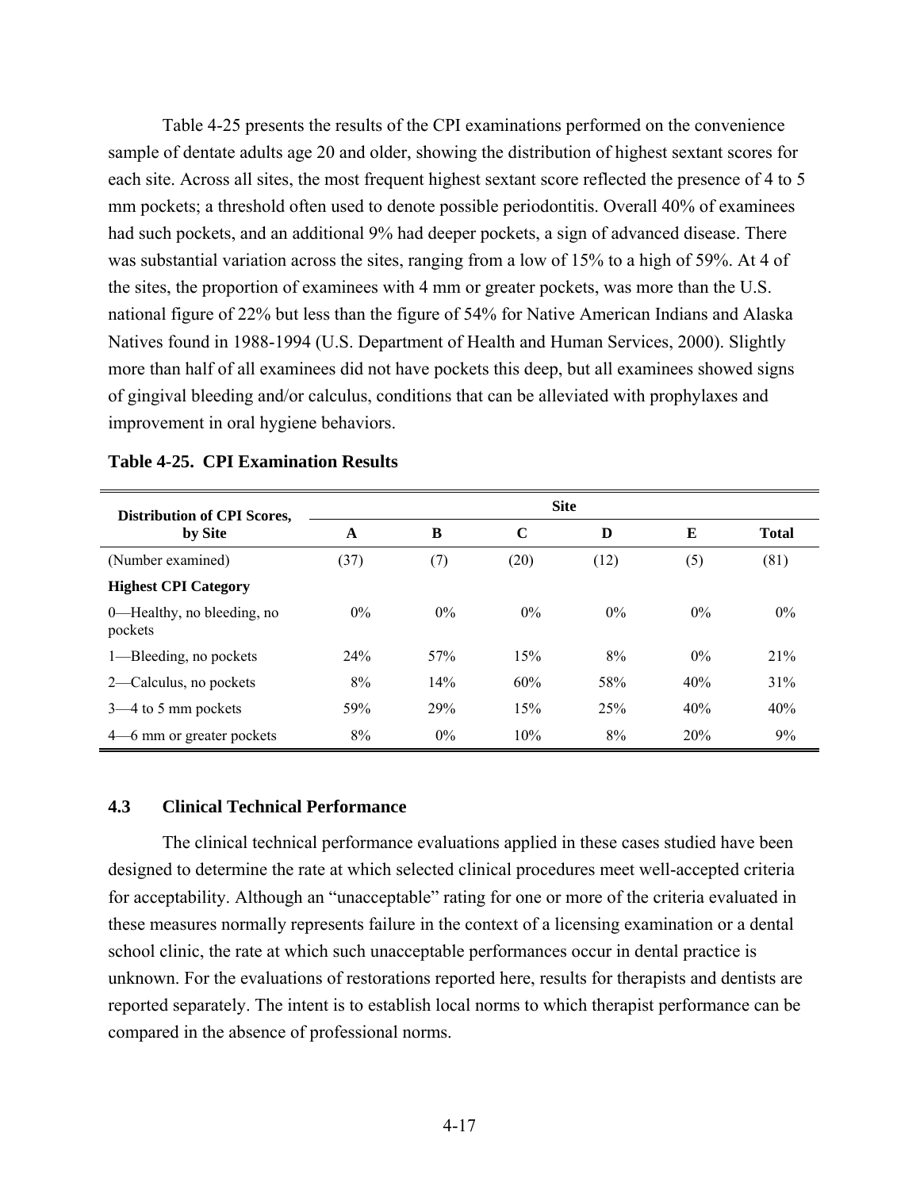Table 4-25 presents the results of the CPI examinations performed on the convenience sample of dentate adults age 20 and older, showing the distribution of highest sextant scores for each site. Across all sites, the most frequent highest sextant score reflected the presence of 4 to 5 mm pockets; a threshold often used to denote possible periodontitis. Overall 40% of examinees had such pockets, and an additional 9% had deeper pockets, a sign of advanced disease. There was substantial variation across the sites, ranging from a low of 15% to a high of 59%. At 4 of the sites, the proportion of examinees with 4 mm or greater pockets, was more than the U.S. national figure of 22% but less than the figure of 54% for Native American Indians and Alaska Natives found in 1988-1994 (U.S. Department of Health and Human Services, 2000). Slightly more than half of all examinees did not have pockets this deep, but all examinees showed signs of gingival bleeding and/or calculus, conditions that can be alleviated with prophylaxes and improvement in oral hygiene behaviors.

**Table 4-25. CPI Examination Results**

| Distribution of CPI Scores, by Site | Site | | | | | |
|---|---|---|---|---|---|---|
| | A | B | C | D | E | Total |
| (Number examined) | (37) | (7) | (20) | (12) | (5) | (81) |
| **Highest CPI Category** | | | | | | |
| 0—Healthy, no bleeding, no pockets | 0% | 0% | 0% | 0% | 0% | 0% |
| 1—Bleeding, no pockets | 24% | 57% | 15% | 8% | 0% | 21% |
| 2—Calculus, no pockets | 8% | 14% | 60% | 58% | 40% | 31% |
| 3—4 to 5 mm pockets | 59% | 29% | 15% | 25% | 40% | 40% |
| 4—6 mm or greater pockets | 8% | 0% | 10% | 8% | 20% | 9% |

### 4.3 Clinical Technical Performance

The clinical technical performance evaluations applied in these cases studied have been designed to determine the rate at which selected clinical procedures meet well-accepted criteria for acceptability. Although an "unacceptable" rating for one or more of the criteria evaluated in these measures normally represents failure in the context of a licensing examination or a dental school clinic, the rate at which such unacceptable performances occur in dental practice is unknown. For the evaluations of restorations reported here, results for therapists and dentists are reported separately. The intent is to establish local norms to which therapist performance can be compared in the absence of professional norms.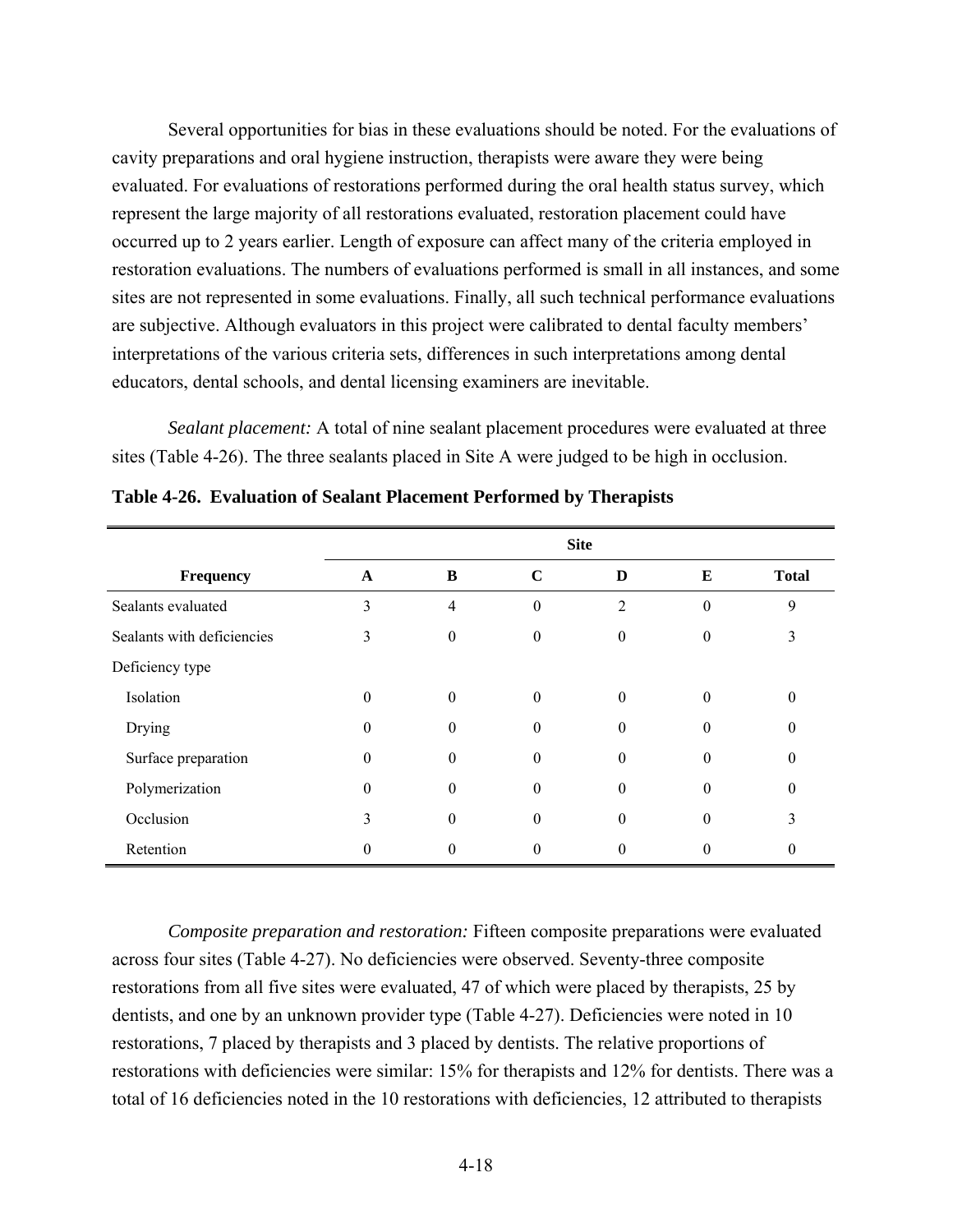Several opportunities for bias in these evaluations should be noted. For the evaluations of cavity preparations and oral hygiene instruction, therapists were aware they were being evaluated. For evaluations of restorations performed during the oral health status survey, which represent the large majority of all restorations evaluated, restoration placement could have occurred up to 2 years earlier. Length of exposure can affect many of the criteria employed in restoration evaluations. The numbers of evaluations performed is small in all instances, and some sites are not represented in some evaluations. Finally, all such technical performance evaluations are subjective. Although evaluators in this project were calibrated to dental faculty members' interpretations of the various criteria sets, differences in such interpretations among dental educators, dental schools, and dental licensing examiners are inevitable.

*Sealant placement:* A total of nine sealant placement procedures were evaluated at three sites (Table 4-26). The three sealants placed in Site A were judged to be high in occlusion.

**Table 4-26. Evaluation of Sealant Placement Performed by Therapists**

| | Site | | | | | |
|---|---|---|---|---|---|---|
| **Frequency** | **A** | **B** | **C** | **D** | **E** | **Total** |
| Sealants evaluated | 3 | 4 | 0 | 2 | 0 | 9 |
| Sealants with deficiencies | 3 | 0 | 0 | 0 | 0 | 3 |
| Deficiency type | | | | | | |
| Isolation | 0 | 0 | 0 | 0 | 0 | 0 |
| Drying | 0 | 0 | 0 | 0 | 0 | 0 |
| Surface preparation | 0 | 0 | 0 | 0 | 0 | 0 |
| Polymerization | 0 | 0 | 0 | 0 | 0 | 0 |
| Occlusion | 3 | 0 | 0 | 0 | 0 | 3 |
| Retention | 0 | 0 | 0 | 0 | 0 | 0 |

*Composite preparation and restoration:* Fifteen composite preparations were evaluated across four sites (Table 4-27). No deficiencies were observed. Seventy-three composite restorations from all five sites were evaluated, 47 of which were placed by therapists, 25 by dentists, and one by an unknown provider type (Table 4-27). Deficiencies were noted in 10 restorations, 7 placed by therapists and 3 placed by dentists. The relative proportions of restorations with deficiencies were similar: 15% for therapists and 12% for dentists. There was a total of 16 deficiencies noted in the 10 restorations with deficiencies, 12 attributed to therapists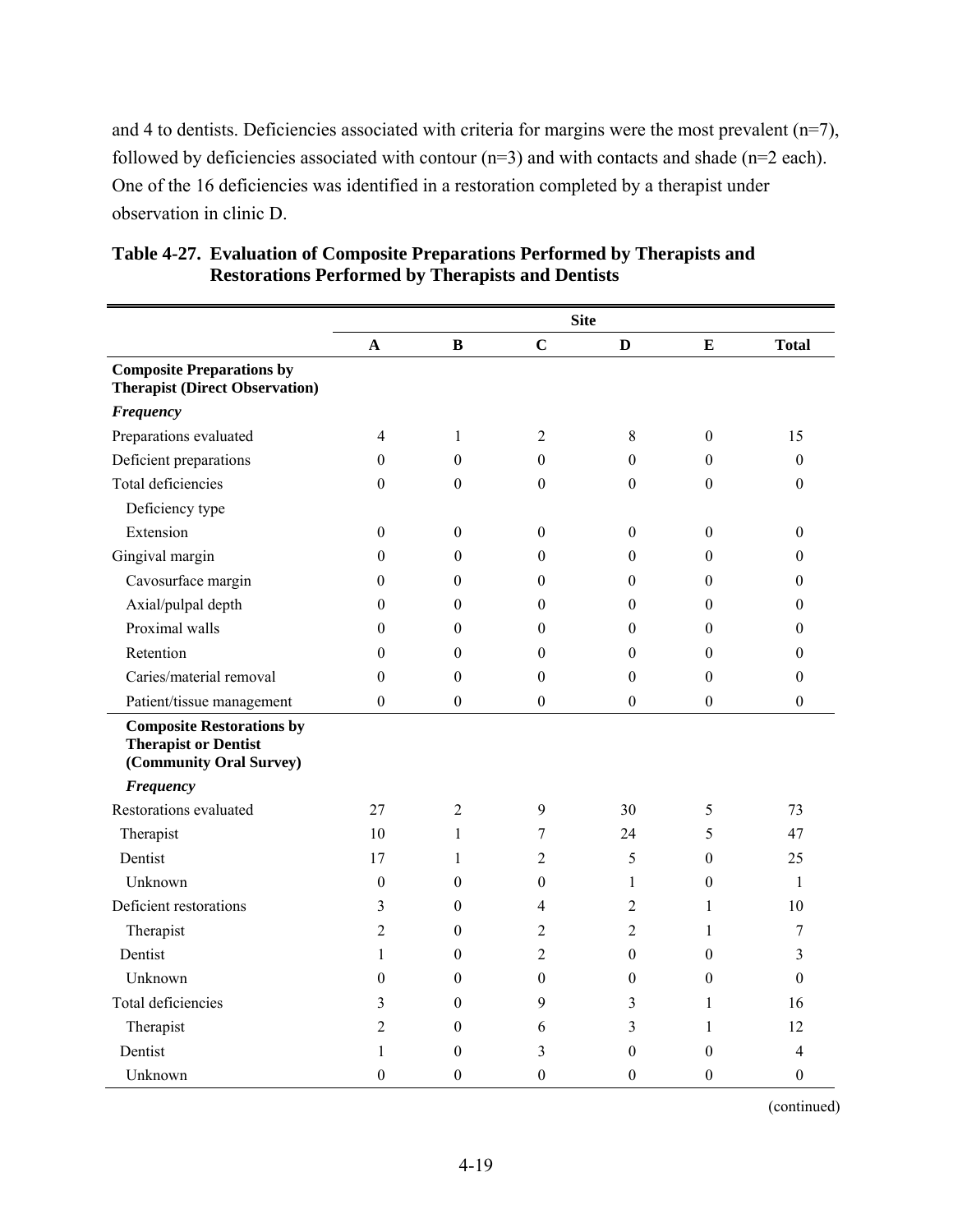and 4 to dentists. Deficiencies associated with criteria for margins were the most prevalent (n=7), followed by deficiencies associated with contour (n=3) and with contacts and shade (n=2 each). One of the 16 deficiencies was identified in a restoration completed by a therapist under observation in clinic D.

**Table 4-27. Evaluation of Composite Preparations Performed by Therapists and Restorations Performed by Therapists and Dentists**

| | Site | | | | | |
|---|---|---|---|---|---|---|
| | **A** | **B** | **C** | **D** | **E** | **Total** |
| **Composite Preparations by Therapist (Direct Observation)** | | | | | | |
| ***Frequency*** | | | | | | |
| Preparations evaluated | 4 | 1 | 2 | 8 | 0 | 15 |
| Deficient preparations | 0 | 0 | 0 | 0 | 0 | 0 |
| Total deficiencies | 0 | 0 | 0 | 0 | 0 | 0 |
| Deficiency type | | | | | | |
| Extension | 0 | 0 | 0 | 0 | 0 | 0 |
| Gingival margin | 0 | 0 | 0 | 0 | 0 | 0 |
| Cavosurface margin | 0 | 0 | 0 | 0 | 0 | 0 |
| Axial/pulpal depth | 0 | 0 | 0 | 0 | 0 | 0 |
| Proximal walls | 0 | 0 | 0 | 0 | 0 | 0 |
| Retention | 0 | 0 | 0 | 0 | 0 | 0 |
| Caries/material removal | 0 | 0 | 0 | 0 | 0 | 0 |
| Patient/tissue management | 0 | 0 | 0 | 0 | 0 | 0 |
| **Composite Restorations by Therapist or Dentist (Community Oral Survey)** | | | | | | |
| ***Frequency*** | | | | | | |
| Restorations evaluated | 27 | 2 | 9 | 30 | 5 | 73 |
| Therapist | 10 | 1 | 7 | 24 | 5 | 47 |
| Dentist | 17 | 1 | 2 | 5 | 0 | 25 |
| Unknown | 0 | 0 | 0 | 1 | 0 | 1 |
| Deficient restorations | 3 | 0 | 4 | 2 | 1 | 10 |
| Therapist | 2 | 0 | 2 | 2 | 1 | 7 |
| Dentist | 1 | 0 | 2 | 0 | 0 | 3 |
| Unknown | 0 | 0 | 0 | 0 | 0 | 0 |
| Total deficiencies | 3 | 0 | 9 | 3 | 1 | 16 |
| Therapist | 2 | 0 | 6 | 3 | 1 | 12 |
| Dentist | 1 | 0 | 3 | 0 | 0 | 4 |
| Unknown | 0 | 0 | 0 | 0 | 0 | 0 |

(continued)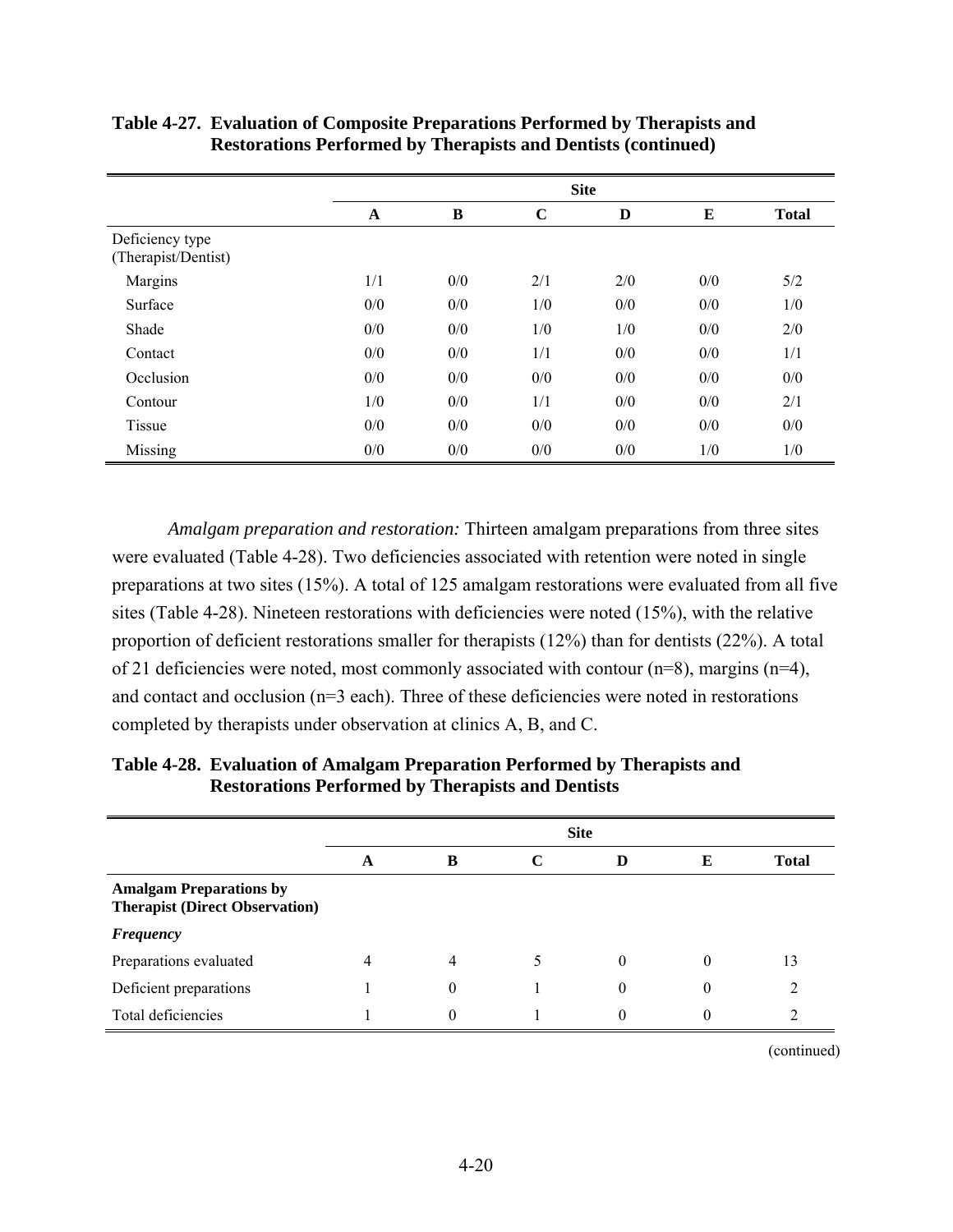**Table 4-27. Evaluation of Composite Preparations Performed by Therapists and Restorations Performed by Therapists and Dentists (continued)**

| | Site | | | | | |
|---|---|---|---|---|---|---|
| | A | B | C | D | E | Total |
| Deficiency type (Therapist/Dentist) | | | | | | |
| Margins | 1/1 | 0/0 | 2/1 | 2/0 | 0/0 | 5/2 |
| Surface | 0/0 | 0/0 | 1/0 | 0/0 | 0/0 | 1/0 |
| Shade | 0/0 | 0/0 | 1/0 | 1/0 | 0/0 | 2/0 |
| Contact | 0/0 | 0/0 | 1/1 | 0/0 | 0/0 | 1/1 |
| Occlusion | 0/0 | 0/0 | 0/0 | 0/0 | 0/0 | 0/0 |
| Contour | 1/0 | 0/0 | 1/1 | 0/0 | 0/0 | 2/1 |
| Tissue | 0/0 | 0/0 | 0/0 | 0/0 | 0/0 | 0/0 |
| Missing | 0/0 | 0/0 | 0/0 | 0/0 | 1/0 | 1/0 |

*Amalgam preparation and restoration:* Thirteen amalgam preparations from three sites were evaluated (Table 4-28). Two deficiencies associated with retention were noted in single preparations at two sites (15%). A total of 125 amalgam restorations were evaluated from all five sites (Table 4-28). Nineteen restorations with deficiencies were noted (15%), with the relative proportion of deficient restorations smaller for therapists (12%) than for dentists (22%). A total of 21 deficiencies were noted, most commonly associated with contour (n=8), margins (n=4), and contact and occlusion (n=3 each). Three of these deficiencies were noted in restorations completed by therapists under observation at clinics A, B, and C.

**Table 4-28. Evaluation of Amalgam Preparation Performed by Therapists and Restorations Performed by Therapists and Dentists**

| | Site | | | | | |
|---|---|---|---|---|---|---|
| | A | B | C | D | E | Total |
| **Amalgam Preparations by Therapist (Direct Observation)** | | | | | | |
| ***Frequency*** | | | | | | |
| Preparations evaluated | 4 | 4 | 5 | 0 | 0 | 13 |
| Deficient preparations | 1 | 0 | 1 | 0 | 0 | 2 |
| Total deficiencies | 1 | 0 | 1 | 0 | 0 | 2 |

(continued)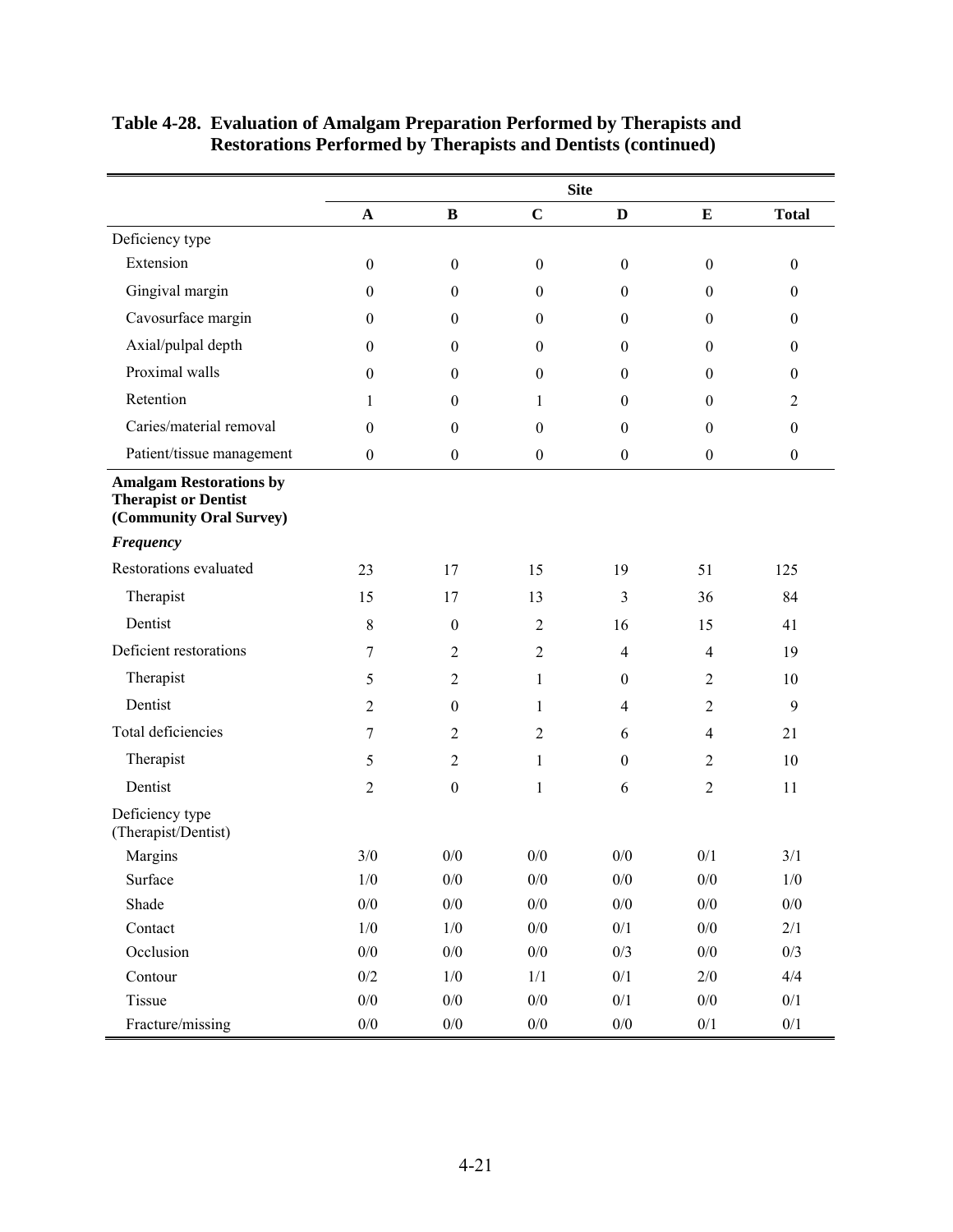**Table 4-28. Evaluation of Amalgam Preparation Performed by Therapists and Restorations Performed by Therapists and Dentists (continued)**

| | Site | | | | | |
|---|---|---|---|---|---|---|
| | **A** | **B** | **C** | **D** | **E** | **Total** |
| Deficiency type | | | | | | |
| Extension | 0 | 0 | 0 | 0 | 0 | 0 |
| Gingival margin | 0 | 0 | 0 | 0 | 0 | 0 |
| Cavosurface margin | 0 | 0 | 0 | 0 | 0 | 0 |
| Axial/pulpal depth | 0 | 0 | 0 | 0 | 0 | 0 |
| Proximal walls | 0 | 0 | 0 | 0 | 0 | 0 |
| Retention | 1 | 0 | 1 | 0 | 0 | 2 |
| Caries/material removal | 0 | 0 | 0 | 0 | 0 | 0 |
| Patient/tissue management | 0 | 0 | 0 | 0 | 0 | 0 |
| **Amalgam Restorations by Therapist or Dentist (Community Oral Survey)** | | | | | | |
| ***Frequency*** | | | | | | |
| Restorations evaluated | 23 | 17 | 15 | 19 | 51 | 125 |
| Therapist | 15 | 17 | 13 | 3 | 36 | 84 |
| Dentist | 8 | 0 | 2 | 16 | 15 | 41 |
| Deficient restorations | 7 | 2 | 2 | 4 | 4 | 19 |
| Therapist | 5 | 2 | 1 | 0 | 2 | 10 |
| Dentist | 2 | 0 | 1 | 4 | 2 | 9 |
| Total deficiencies | 7 | 2 | 2 | 6 | 4 | 21 |
| Therapist | 5 | 2 | 1 | 0 | 2 | 10 |
| Dentist | 2 | 0 | 1 | 6 | 2 | 11 |
| Deficiency type (Therapist/Dentist) | | | | | | |
| Margins | 3/0 | 0/0 | 0/0 | 0/0 | 0/1 | 3/1 |
| Surface | 1/0 | 0/0 | 0/0 | 0/0 | 0/0 | 1/0 |
| Shade | 0/0 | 0/0 | 0/0 | 0/0 | 0/0 | 0/0 |
| Contact | 1/0 | 1/0 | 0/0 | 0/1 | 0/0 | 2/1 |
| Occlusion | 0/0 | 0/0 | 0/0 | 0/3 | 0/0 | 0/3 |
| Contour | 0/2 | 1/0 | 1/1 | 0/1 | 2/0 | 4/4 |
| Tissue | 0/0 | 0/0 | 0/0 | 0/1 | 0/0 | 0/1 |
| Fracture/missing | 0/0 | 0/0 | 0/0 | 0/0 | 0/1 | 0/1 |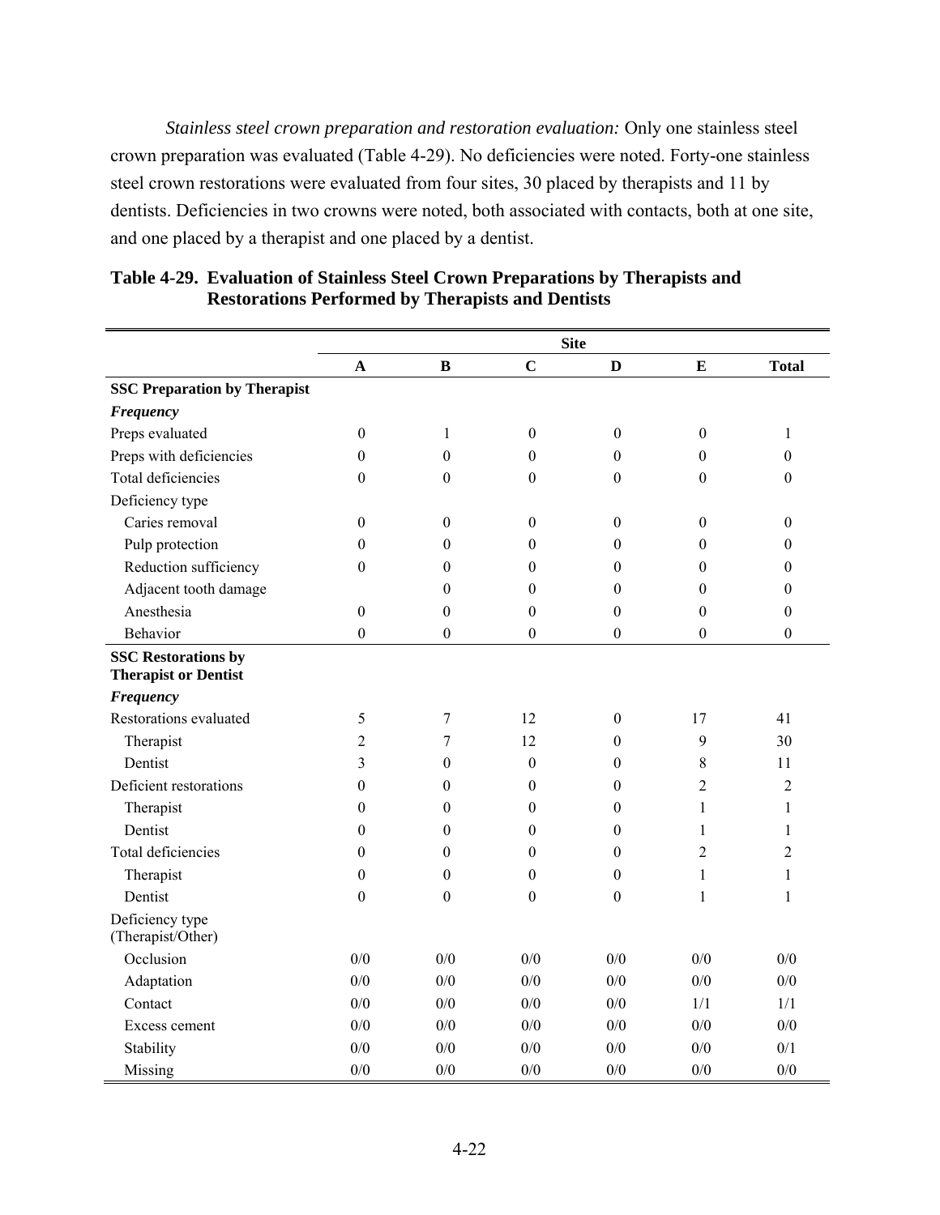*Stainless steel crown preparation and restoration evaluation:* Only one stainless steel crown preparation was evaluated (Table 4-29). No deficiencies were noted. Forty-one stainless steel crown restorations were evaluated from four sites, 30 placed by therapists and 11 by dentists. Deficiencies in two crowns were noted, both associated with contacts, both at one site, and one placed by a therapist and one placed by a dentist.

**Table 4-29. Evaluation of Stainless Steel Crown Preparations by Therapists and Restorations Performed by Therapists and Dentists**

| | Site | | | | | |
|---|---|---|---|---|---|---|
| | **A** | **B** | **C** | **D** | **E** | **Total** |
| **SSC Preparation by Therapist** | | | | | | |
| ***Frequency*** | | | | | | |
| Preps evaluated | 0 | 1 | 0 | 0 | 0 | 1 |
| Preps with deficiencies | 0 | 0 | 0 | 0 | 0 | 0 |
| Total deficiencies | 0 | 0 | 0 | 0 | 0 | 0 |
| Deficiency type | | | | | | |
| Caries removal | 0 | 0 | 0 | 0 | 0 | 0 |
| Pulp protection | 0 | 0 | 0 | 0 | 0 | 0 |
| Reduction sufficiency | 0 | 0 | 0 | 0 | 0 | 0 |
| Adjacent tooth damage | | 0 | 0 | 0 | 0 | 0 |
| Anesthesia | 0 | 0 | 0 | 0 | 0 | 0 |
| Behavior | 0 | 0 | 0 | 0 | 0 | 0 |
| **SSC Restorations by Therapist or Dentist** | | | | | | |
| ***Frequency*** | | | | | | |
| Restorations evaluated | 5 | 7 | 12 | 0 | 17 | 41 |
| Therapist | 2 | 7 | 12 | 0 | 9 | 30 |
| Dentist | 3 | 0 | 0 | 0 | 8 | 11 |
| Deficient restorations | 0 | 0 | 0 | 0 | 2 | 2 |
| Therapist | 0 | 0 | 0 | 0 | 1 | 1 |
| Dentist | 0 | 0 | 0 | 0 | 1 | 1 |
| Total deficiencies | 0 | 0 | 0 | 0 | 2 | 2 |
| Therapist | 0 | 0 | 0 | 0 | 1 | 1 |
| Dentist | 0 | 0 | 0 | 0 | 1 | 1 |
| Deficiency type (Therapist/Other) | | | | | | |
| Occlusion | 0/0 | 0/0 | 0/0 | 0/0 | 0/0 | 0/0 |
| Adaptation | 0/0 | 0/0 | 0/0 | 0/0 | 0/0 | 0/0 |
| Contact | 0/0 | 0/0 | 0/0 | 0/0 | 1/1 | 1/1 |
| Excess cement | 0/0 | 0/0 | 0/0 | 0/0 | 0/0 | 0/0 |
| Stability | 0/0 | 0/0 | 0/0 | 0/0 | 0/0 | 0/1 |
| Missing | 0/0 | 0/0 | 0/0 | 0/0 | 0/0 | 0/0 |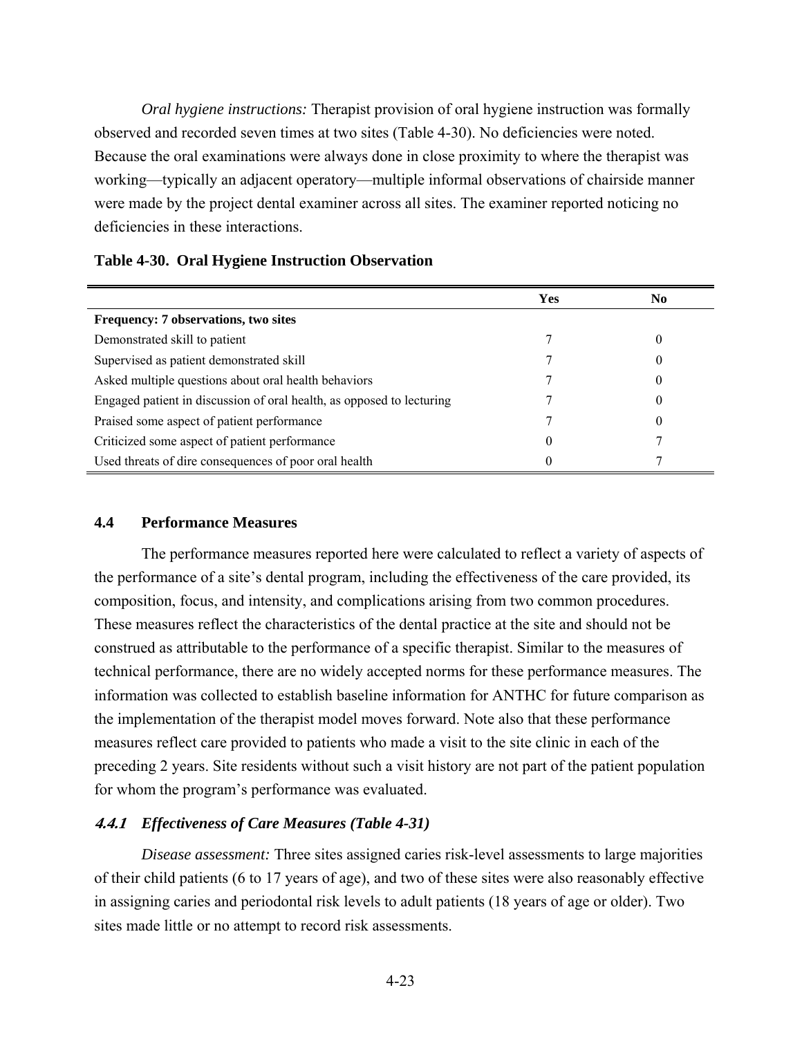*Oral hygiene instructions:* Therapist provision of oral hygiene instruction was formally observed and recorded seven times at two sites (Table 4-30). No deficiencies were noted. Because the oral examinations were always done in close proximity to where the therapist was working—typically an adjacent operatory—multiple informal observations of chairside manner were made by the project dental examiner across all sites. The examiner reported noticing no deficiencies in these interactions.

**Table 4-30. Oral Hygiene Instruction Observation**

| | Yes | No |
|---|---|---|
| **Frequency: 7 observations, two sites** | | |
| Demonstrated skill to patient | 7 | 0 |
| Supervised as patient demonstrated skill | 7 | 0 |
| Asked multiple questions about oral health behaviors | 7 | 0 |
| Engaged patient in discussion of oral health, as opposed to lecturing | 7 | 0 |
| Praised some aspect of patient performance | 7 | 0 |
| Criticized some aspect of patient performance | 0 | 7 |
| Used threats of dire consequences of poor oral health | 0 | 7 |

## 4.4 Performance Measures

The performance measures reported here were calculated to reflect a variety of aspects of the performance of a site's dental program, including the effectiveness of the care provided, its composition, focus, and intensity, and complications arising from two common procedures. These measures reflect the characteristics of the dental practice at the site and should not be construed as attributable to the performance of a specific therapist. Similar to the measures of technical performance, there are no widely accepted norms for these performance measures. The information was collected to establish baseline information for ANTHC for future comparison as the implementation of the therapist model moves forward. Note also that these performance measures reflect care provided to patients who made a visit to the site clinic in each of the preceding 2 years. Site residents without such a visit history are not part of the patient population for whom the program's performance was evaluated.

### *4.4.1 Effectiveness of Care Measures (Table 4-31)*

*Disease assessment:* Three sites assigned caries risk-level assessments to large majorities of their child patients (6 to 17 years of age), and two of these sites were also reasonably effective in assigning caries and periodontal risk levels to adult patients (18 years of age or older). Two sites made little or no attempt to record risk assessments.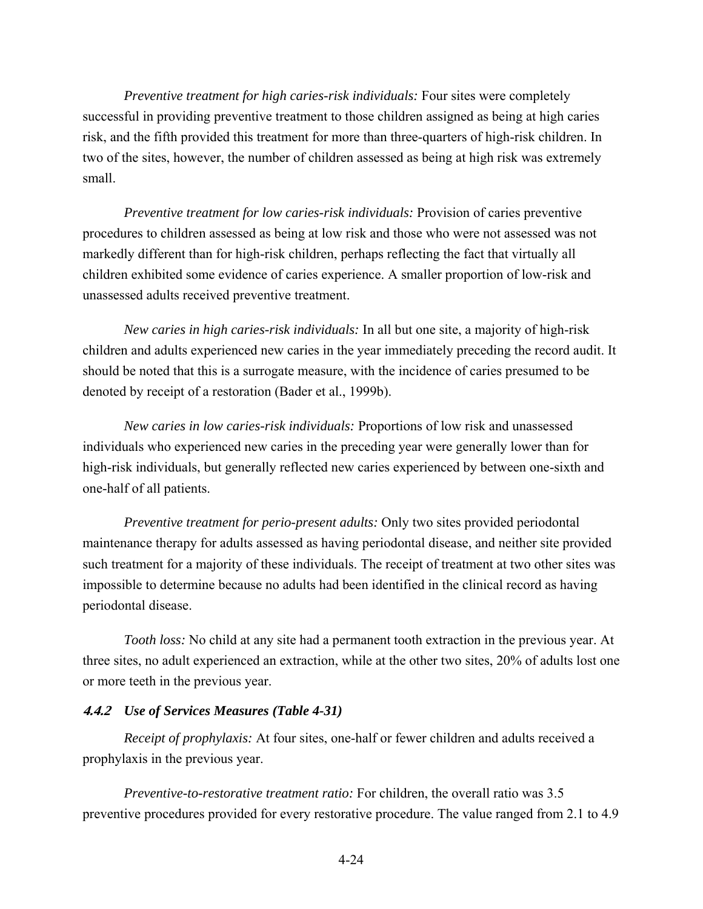*Preventive treatment for high caries-risk individuals:* Four sites were completely successful in providing preventive treatment to those children assigned as being at high caries risk, and the fifth provided this treatment for more than three-quarters of high-risk children. In two of the sites, however, the number of children assessed as being at high risk was extremely small.

*Preventive treatment for low caries-risk individuals:* Provision of caries preventive procedures to children assessed as being at low risk and those who were not assessed was not markedly different than for high-risk children, perhaps reflecting the fact that virtually all children exhibited some evidence of caries experience. A smaller proportion of low-risk and unassessed adults received preventive treatment.

*New caries in high caries-risk individuals:* In all but one site, a majority of high-risk children and adults experienced new caries in the year immediately preceding the record audit. It should be noted that this is a surrogate measure, with the incidence of caries presumed to be denoted by receipt of a restoration (Bader et al., 1999b).

*New caries in low caries-risk individuals:* Proportions of low risk and unassessed individuals who experienced new caries in the preceding year were generally lower than for high-risk individuals, but generally reflected new caries experienced by between one-sixth and one-half of all patients.

*Preventive treatment for perio-present adults:* Only two sites provided periodontal maintenance therapy for adults assessed as having periodontal disease, and neither site provided such treatment for a majority of these individuals. The receipt of treatment at two other sites was impossible to determine because no adults had been identified in the clinical record as having periodontal disease.

*Tooth loss:* No child at any site had a permanent tooth extraction in the previous year. At three sites, no adult experienced an extraction, while at the other two sites, 20% of adults lost one or more teeth in the previous year.

### ***4.4.2 Use of Services Measures (Table 4-31)***

*Receipt of prophylaxis:* At four sites, one-half or fewer children and adults received a prophylaxis in the previous year.

*Preventive-to-restorative treatment ratio:* For children, the overall ratio was 3.5 preventive procedures provided for every restorative procedure. The value ranged from 2.1 to 4.9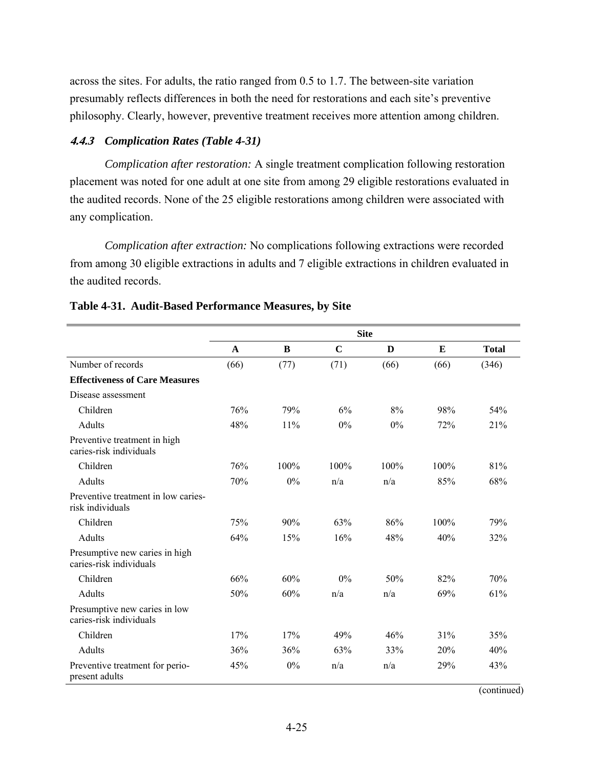across the sites. For adults, the ratio ranged from 0.5 to 1.7. The between-site variation presumably reflects differences in both the need for restorations and each site's preventive philosophy. Clearly, however, preventive treatment receives more attention among children.

### *4.4.3 Complication Rates (Table 4-31)*

*Complication after restoration:* A single treatment complication following restoration placement was noted for one adult at one site from among 29 eligible restorations evaluated in the audited records. None of the 25 eligible restorations among children were associated with any complication.

*Complication after extraction:* No complications following extractions were recorded from among 30 eligible extractions in adults and 7 eligible extractions in children evaluated in the audited records.

**Table 4-31. Audit-Based Performance Measures, by Site**

| | Site | | | | | |
|---|---|---|---|---|---|---|
| | **A** | **B** | **C** | **D** | **E** | **Total** |
| Number of records | (66) | (77) | (71) | (66) | (66) | (346) |
| **Effectiveness of Care Measures** | | | | | | |
| Disease assessment | | | | | | |
| Children | 76% | 79% | 6% | 8% | 98% | 54% |
| Adults | 48% | 11% | 0% | 0% | 72% | 21% |
| Preventive treatment in high caries-risk individuals | | | | | | |
| Children | 76% | 100% | 100% | 100% | 100% | 81% |
| Adults | 70% | 0% | n/a | n/a | 85% | 68% |
| Preventive treatment in low caries-risk individuals | | | | | | |
| Children | 75% | 90% | 63% | 86% | 100% | 79% |
| Adults | 64% | 15% | 16% | 48% | 40% | 32% |
| Presumptive new caries in high caries-risk individuals | | | | | | |
| Children | 66% | 60% | 0% | 50% | 82% | 70% |
| Adults | 50% | 60% | n/a | n/a | 69% | 61% |
| Presumptive new caries in low caries-risk individuals | | | | | | |
| Children | 17% | 17% | 49% | 46% | 31% | 35% |
| Adults | 36% | 36% | 63% | 33% | 20% | 40% |
| Preventive treatment for perio-present adults | 45% | 0% | n/a | n/a | 29% | 43% |

(continued)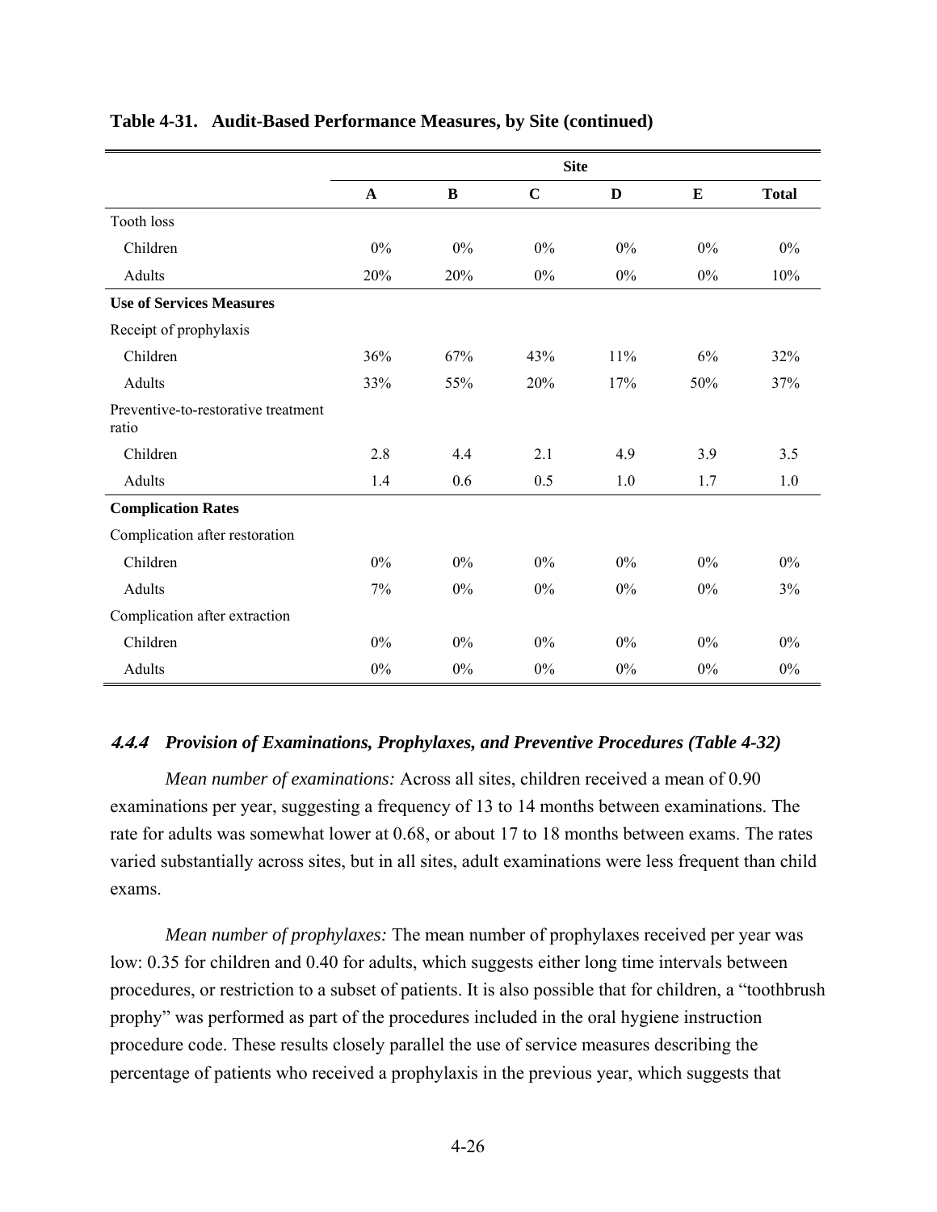**Table 4-31. Audit-Based Performance Measures, by Site (continued)**

| | Site | | | | | |
|---|---|---|---|---|---|---|
| | **A** | **B** | **C** | **D** | **E** | **Total** |
| Tooth loss | | | | | | |
| Children | 0% | 0% | 0% | 0% | 0% | 0% |
| Adults | 20% | 20% | 0% | 0% | 0% | 10% |
| **Use of Services Measures** | | | | | | |
| Receipt of prophylaxis | | | | | | |
| Children | 36% | 67% | 43% | 11% | 6% | 32% |
| Adults | 33% | 55% | 20% | 17% | 50% | 37% |
| Preventive-to-restorative treatment ratio | | | | | | |
| Children | 2.8 | 4.4 | 2.1 | 4.9 | 3.9 | 3.5 |
| Adults | 1.4 | 0.6 | 0.5 | 1.0 | 1.7 | 1.0 |
| **Complication Rates** | | | | | | |
| Complication after restoration | | | | | | |
| Children | 0% | 0% | 0% | 0% | 0% | 0% |
| Adults | 7% | 0% | 0% | 0% | 0% | 3% |
| Complication after extraction | | | | | | |
| Children | 0% | 0% | 0% | 0% | 0% | 0% |
| Adults | 0% | 0% | 0% | 0% | 0% | 0% |

### *4.4.4 Provision of Examinations, Prophylaxes, and Preventive Procedures (Table 4-32)*

*Mean number of examinations:* Across all sites, children received a mean of 0.90 examinations per year, suggesting a frequency of 13 to 14 months between examinations. The rate for adults was somewhat lower at 0.68, or about 17 to 18 months between exams. The rates varied substantially across sites, but in all sites, adult examinations were less frequent than child exams.

*Mean number of prophylaxes:* The mean number of prophylaxes received per year was low: 0.35 for children and 0.40 for adults, which suggests either long time intervals between procedures, or restriction to a subset of patients. It is also possible that for children, a "toothbrush prophy" was performed as part of the procedures included in the oral hygiene instruction procedure code. These results closely parallel the use of service measures describing the percentage of patients who received a prophylaxis in the previous year, which suggests that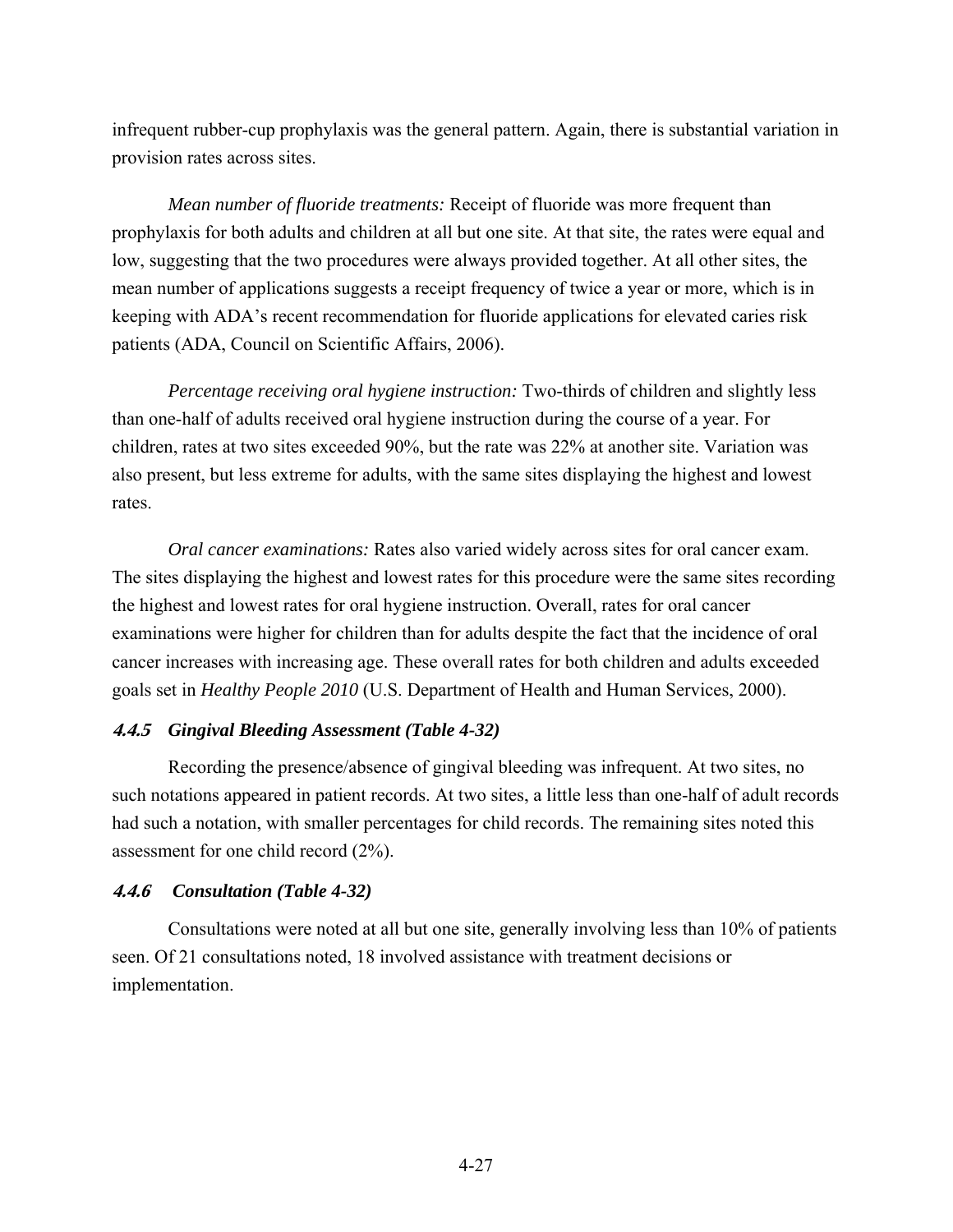infrequent rubber-cup prophylaxis was the general pattern. Again, there is substantial variation in provision rates across sites.

*Mean number of fluoride treatments:* Receipt of fluoride was more frequent than prophylaxis for both adults and children at all but one site. At that site, the rates were equal and low, suggesting that the two procedures were always provided together. At all other sites, the mean number of applications suggests a receipt frequency of twice a year or more, which is in keeping with ADA's recent recommendation for fluoride applications for elevated caries risk patients (ADA, Council on Scientific Affairs, 2006).

*Percentage receiving oral hygiene instruction:* Two-thirds of children and slightly less than one-half of adults received oral hygiene instruction during the course of a year. For children, rates at two sites exceeded 90%, but the rate was 22% at another site. Variation was also present, but less extreme for adults, with the same sites displaying the highest and lowest rates.

*Oral cancer examinations:* Rates also varied widely across sites for oral cancer exam. The sites displaying the highest and lowest rates for this procedure were the same sites recording the highest and lowest rates for oral hygiene instruction. Overall, rates for oral cancer examinations were higher for children than for adults despite the fact that the incidence of oral cancer increases with increasing age. These overall rates for both children and adults exceeded goals set in *Healthy People 2010* (U.S. Department of Health and Human Services, 2000).

### *4.4.5 Gingival Bleeding Assessment (Table 4-32)*

Recording the presence/absence of gingival bleeding was infrequent. At two sites, no such notations appeared in patient records. At two sites, a little less than one-half of adult records had such a notation, with smaller percentages for child records. The remaining sites noted this assessment for one child record (2%).

### *4.4.6 Consultation (Table 4-32)*

Consultations were noted at all but one site, generally involving less than 10% of patients seen. Of 21 consultations noted, 18 involved assistance with treatment decisions or implementation.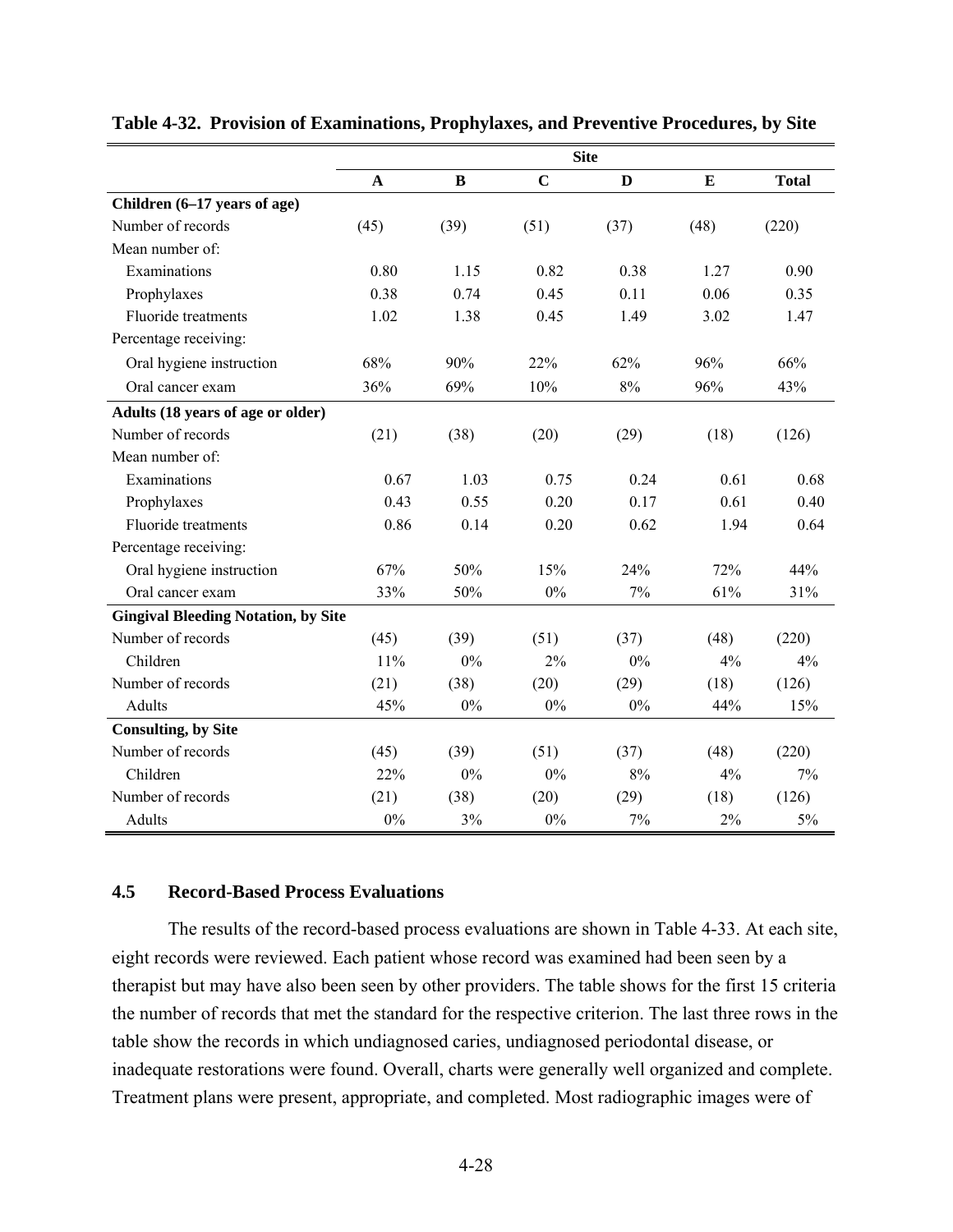**Table 4-32. Provision of Examinations, Prophylaxes, and Preventive Procedures, by Site**

| | Site | | | | | |
|---|---|---|---|---|---|---|
| | A | B | C | D | E | Total |
| **Children (6–17 years of age)** | | | | | | |
| Number of records | (45) | (39) | (51) | (37) | (48) | (220) |
| Mean number of: | | | | | | |
| Examinations | 0.80 | 1.15 | 0.82 | 0.38 | 1.27 | 0.90 |
| Prophylaxes | 0.38 | 0.74 | 0.45 | 0.11 | 0.06 | 0.35 |
| Fluoride treatments | 1.02 | 1.38 | 0.45 | 1.49 | 3.02 | 1.47 |
| Percentage receiving: | | | | | | |
| Oral hygiene instruction | 68% | 90% | 22% | 62% | 96% | 66% |
| Oral cancer exam | 36% | 69% | 10% | 8% | 96% | 43% |
| **Adults (18 years of age or older)** | | | | | | |
| Number of records | (21) | (38) | (20) | (29) | (18) | (126) |
| Mean number of: | | | | | | |
| Examinations | 0.67 | 1.03 | 0.75 | 0.24 | 0.61 | 0.68 |
| Prophylaxes | 0.43 | 0.55 | 0.20 | 0.17 | 0.61 | 0.40 |
| Fluoride treatments | 0.86 | 0.14 | 0.20 | 0.62 | 1.94 | 0.64 |
| Percentage receiving: | | | | | | |
| Oral hygiene instruction | 67% | 50% | 15% | 24% | 72% | 44% |
| Oral cancer exam | 33% | 50% | 0% | 7% | 61% | 31% |
| **Gingival Bleeding Notation, by Site** | | | | | | |
| Number of records | (45) | (39) | (51) | (37) | (48) | (220) |
| Children | 11% | 0% | 2% | 0% | 4% | 4% |
| Number of records | (21) | (38) | (20) | (29) | (18) | (126) |
| Adults | 45% | 0% | 0% | 0% | 44% | 15% |
| **Consulting, by Site** | | | | | | |
| Number of records | (45) | (39) | (51) | (37) | (48) | (220) |
| Children | 22% | 0% | 0% | 8% | 4% | 7% |
| Number of records | (21) | (38) | (20) | (29) | (18) | (126) |
| Adults | 0% | 3% | 0% | 7% | 2% | 5% |

## 4.5 Record-Based Process Evaluations

The results of the record-based process evaluations are shown in Table 4-33. At each site, eight records were reviewed. Each patient whose record was examined had been seen by a therapist but may have also been seen by other providers. The table shows for the first 15 criteria the number of records that met the standard for the respective criterion. The last three rows in the table show the records in which undiagnosed caries, undiagnosed periodontal disease, or inadequate restorations were found. Overall, charts were generally well organized and complete. Treatment plans were present, appropriate, and completed. Most radiographic images were of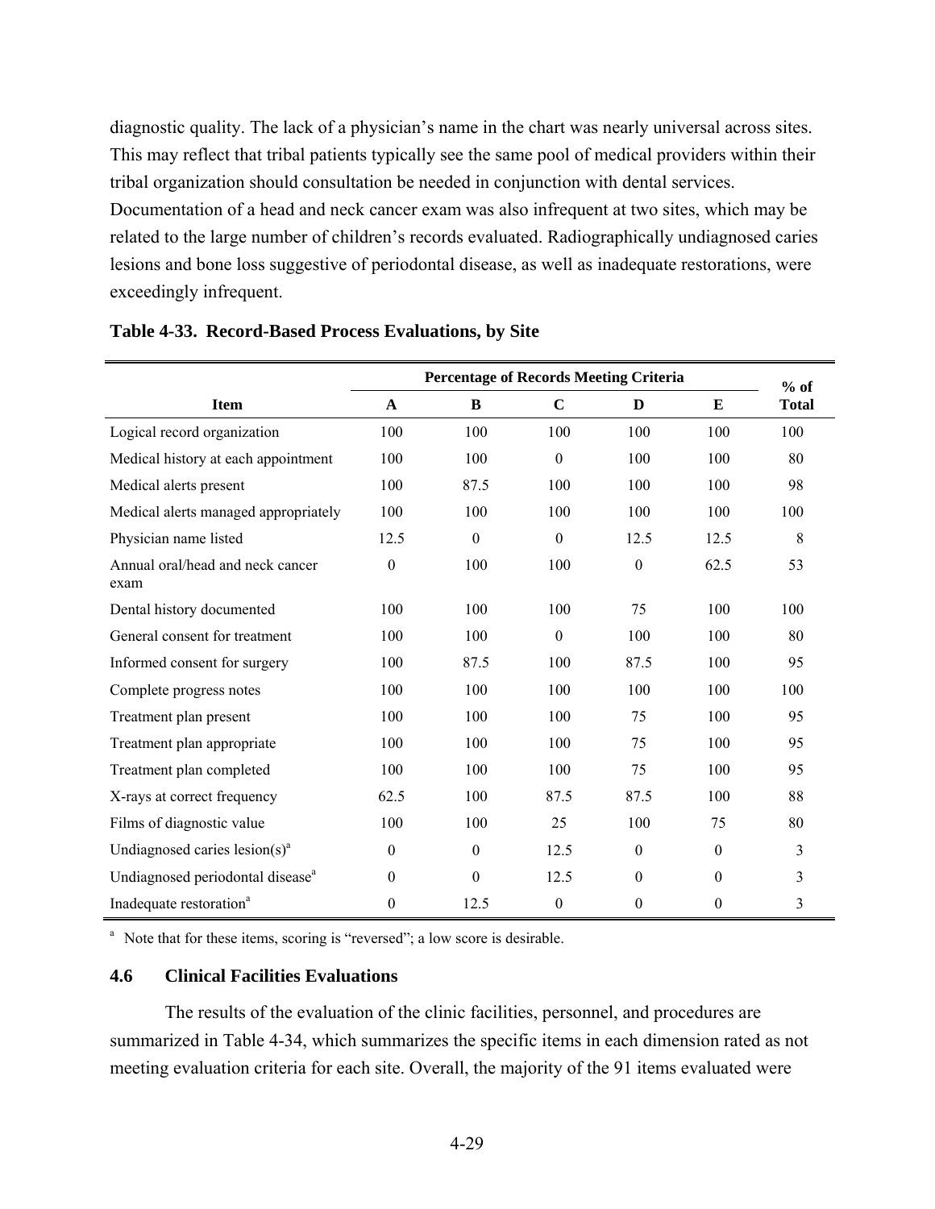diagnostic quality. The lack of a physician's name in the chart was nearly universal across sites. This may reflect that tribal patients typically see the same pool of medical providers within their tribal organization should consultation be needed in conjunction with dental services. Documentation of a head and neck cancer exam was also infrequent at two sites, which may be related to the large number of children's records evaluated. Radiographically undiagnosed caries lesions and bone loss suggestive of periodontal disease, as well as inadequate restorations, were exceedingly infrequent.

**Table 4-33. Record-Based Process Evaluations, by Site**

| | Percentage of Records Meeting Criteria | | | | | % of |
|---|---|---|---|---|---|---|
| **Item** | **A** | **B** | **C** | **D** | **E** | **Total** |
| Logical record organization | 100 | 100 | 100 | 100 | 100 | 100 |
| Medical history at each appointment | 100 | 100 | 0 | 100 | 100 | 80 |
| Medical alerts present | 100 | 87.5 | 100 | 100 | 100 | 98 |
| Medical alerts managed appropriately | 100 | 100 | 100 | 100 | 100 | 100 |
| Physician name listed | 12.5 | 0 | 0 | 12.5 | 12.5 | 8 |
| Annual oral/head and neck cancer exam | 0 | 100 | 100 | 0 | 62.5 | 53 |
| Dental history documented | 100 | 100 | 100 | 75 | 100 | 100 |
| General consent for treatment | 100 | 100 | 0 | 100 | 100 | 80 |
| Informed consent for surgery | 100 | 87.5 | 100 | 87.5 | 100 | 95 |
| Complete progress notes | 100 | 100 | 100 | 100 | 100 | 100 |
| Treatment plan present | 100 | 100 | 100 | 75 | 100 | 95 |
| Treatment plan appropriate | 100 | 100 | 100 | 75 | 100 | 95 |
| Treatment plan completed | 100 | 100 | 100 | 75 | 100 | 95 |
| X-rays at correct frequency | 62.5 | 100 | 87.5 | 87.5 | 100 | 88 |
| Films of diagnostic value | 100 | 100 | 25 | 100 | 75 | 80 |
| Undiagnosed caries lesion(s)[a] | 0 | 0 | 12.5 | 0 | 0 | 3 |
| Undiagnosed periodontal disease[a] | 0 | 0 | 12.5 | 0 | 0 | 3 |
| Inadequate restoration[a] | 0 | 12.5 | 0 | 0 | 0 | 3 |

[a] Note that for these items, scoring is "reversed"; a low score is desirable.

### 4.6 Clinical Facilities Evaluations

The results of the evaluation of the clinic facilities, personnel, and procedures are summarized in Table 4-34, which summarizes the specific items in each dimension rated as not meeting evaluation criteria for each site. Overall, the majority of the 91 items evaluated were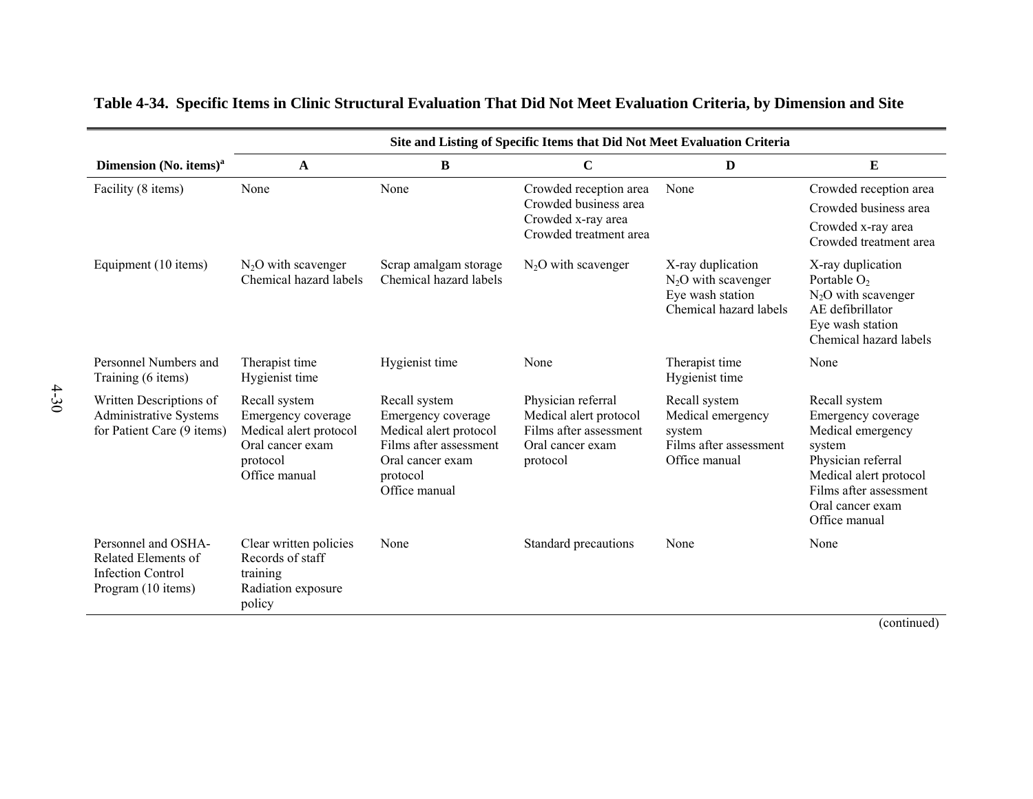**Table 4-34. Specific Items in Clinic Structural Evaluation That Did Not Meet Evaluation Criteria, by Dimension and Site**

| | Site and Listing of Specific Items that Did Not Meet Evaluation Criteria | | | | |
|---|---|---|---|---|---|
| **Dimension (No. items)[a]** | **A** | **B** | **C** | **D** | **E** |
| Facility (8 items) | None | None | Crowded reception area<br>Crowded business area<br>Crowded x-ray area<br>Crowded treatment area | None | Crowded reception area<br>Crowded business area<br>Crowded x-ray area<br>Crowded treatment area |
| Equipment (10 items) | $N_2O$ with scavenger<br>Chemical hazard labels | Scrap amalgam storage<br>Chemical hazard labels | $N_2O$ with scavenger | X-ray duplication<br>$N_2O$ with scavenger<br>Eye wash station<br>Chemical hazard labels | X-ray duplication<br>Portable $O_2$<br>$N_2O$ with scavenger<br>AE defibrillator<br>Eye wash station<br>Chemical hazard labels |
| Personnel Numbers and Training (6 items) | Therapist time<br>Hygienist time | Hygienist time | None | Therapist time<br>Hygienist time | None |
| Written Descriptions of Administrative Systems for Patient Care (9 items) | Recall system<br>Emergency coverage<br>Medical alert protocol<br>Oral cancer exam protocol<br>Office manual | Recall system<br>Emergency coverage<br>Medical alert protocol<br>Films after assessment<br>Oral cancer exam protocol<br>Office manual | Physician referral<br>Medical alert protocol<br>Films after assessment<br>Oral cancer exam protocol | Recall system<br>Medical emergency system<br>Films after assessment<br>Office manual | Recall system<br>Emergency coverage<br>Medical emergency system<br>Physician referral<br>Medical alert protocol<br>Films after assessment<br>Oral cancer exam<br>Office manual |
| Personnel and OSHA-Related Elements of Infection Control Program (10 items) | Clear written policies<br>Records of staff training<br>Radiation exposure policy | None | Standard precautions | None | None |

(continued)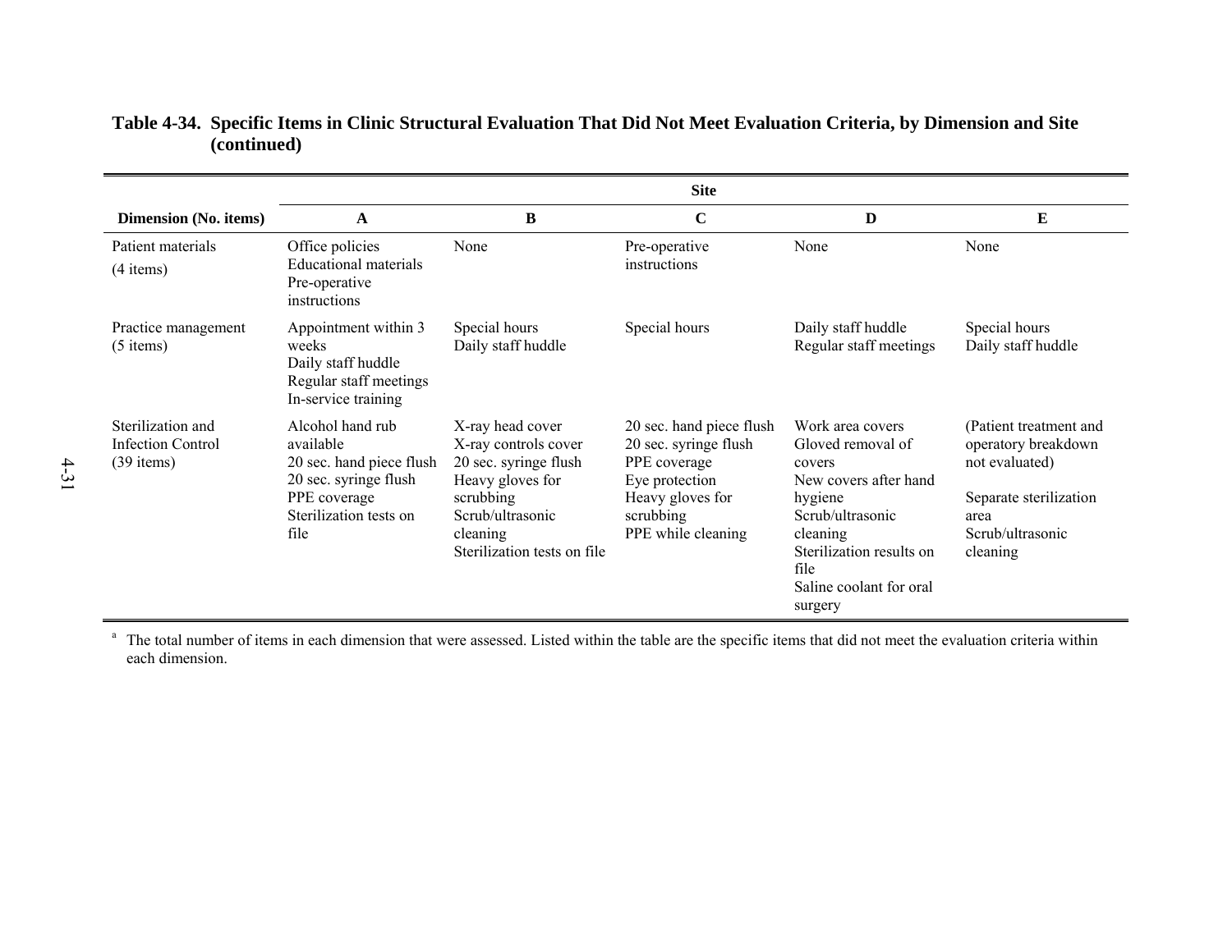**Table 4-34. Specific Items in Clinic Structural Evaluation That Did Not Meet Evaluation Criteria, by Dimension and Site (continued)**

| | Site | | | | |
|---|---|---|---|---|---|
| Dimension (No. items) | A | B | C | D | E |
| Patient materials (4 items) | Office policies<br>Educational materials<br>Pre-operative instructions | None | Pre-operative instructions | None | None |
| Practice management (5 items) | Appointment within 3 weeks<br>Daily staff huddle<br>Regular staff meetings<br>In-service training | Special hours<br>Daily staff huddle | Special hours | Daily staff huddle<br>Regular staff meetings | Special hours<br>Daily staff huddle |
| Sterilization and Infection Control (39 items) | Alcohol hand rub available<br>20 sec. hand piece flush<br>20 sec. syringe flush<br>PPE coverage<br>Sterilization tests on file | X-ray head cover<br>X-ray controls cover<br>20 sec. syringe flush<br>Heavy gloves for scrubbing<br>Scrub/ultrasonic cleaning<br>Sterilization tests on file | 20 sec. hand piece flush<br>20 sec. syringe flush<br>PPE coverage<br>Eye protection<br>Heavy gloves for scrubbing<br>PPE while cleaning | Work area covers<br>Gloved removal of covers<br>New covers after hand hygiene<br>Scrub/ultrasonic cleaning<br>Sterilization results on file<br>Saline coolant for oral surgery | (Patient treatment and operatory breakdown not evaluated)<br>Separate sterilization area<br>Scrub/ultrasonic cleaning |

[a] The total number of items in each dimension that were assessed. Listed within the table are the specific items that did not meet the evaluation criteria within each dimension.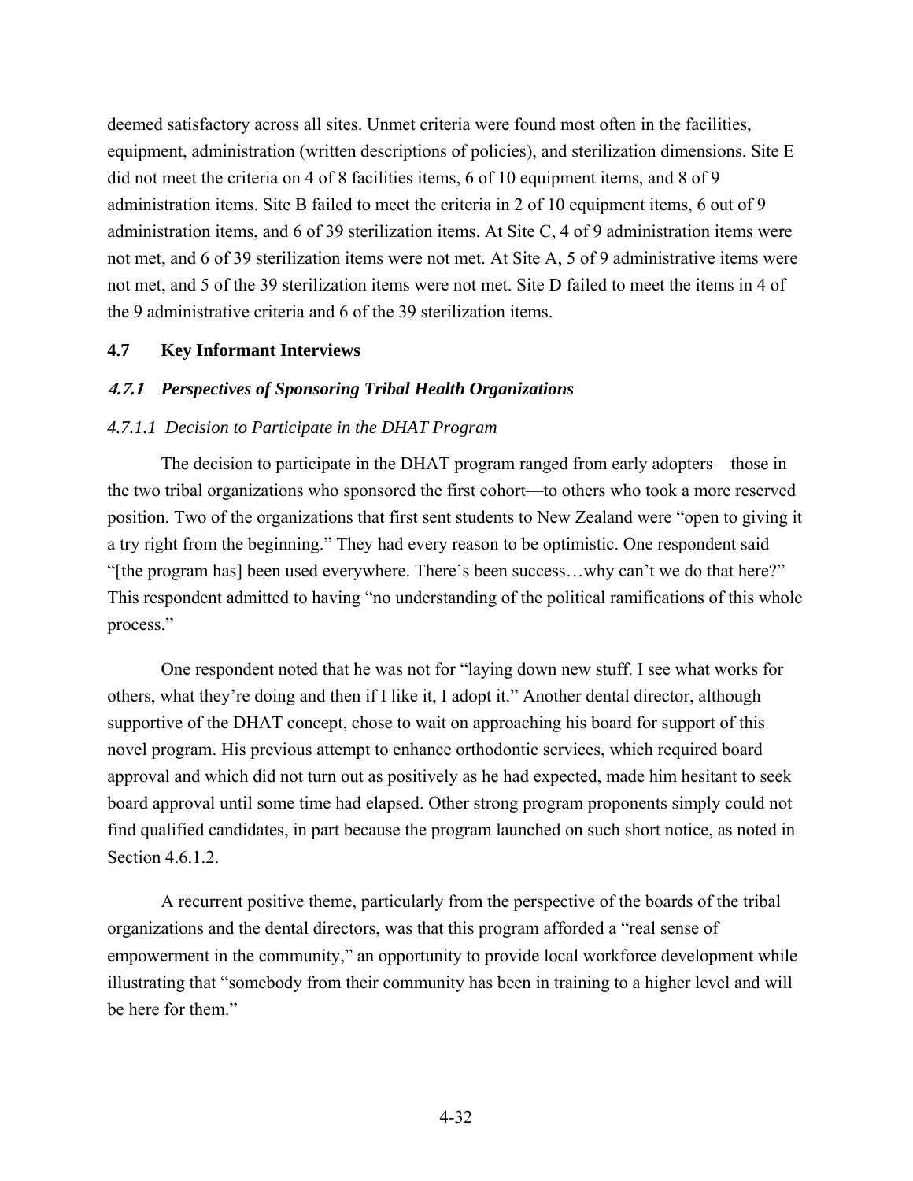deemed satisfactory across all sites. Unmet criteria were found most often in the facilities, equipment, administration (written descriptions of policies), and sterilization dimensions. Site E did not meet the criteria on 4 of 8 facilities items, 6 of 10 equipment items, and 8 of 9 administration items. Site B failed to meet the criteria in 2 of 10 equipment items, 6 out of 9 administration items, and 6 of 39 sterilization items. At Site C, 4 of 9 administration items were not met, and 6 of 39 sterilization items were not met. At Site A, 5 of 9 administrative items were not met, and 5 of the 39 sterilization items were not met. Site D failed to meet the items in 4 of the 9 administrative criteria and 6 of the 39 sterilization items.

## 4.7 Key Informant Interviews

### *4.7.1 Perspectives of Sponsoring Tribal Health Organizations*

#### *4.7.1.1 Decision to Participate in the DHAT Program*

The decision to participate in the DHAT program ranged from early adopters—those in the two tribal organizations who sponsored the first cohort—to others who took a more reserved position. Two of the organizations that first sent students to New Zealand were "open to giving it a try right from the beginning." They had every reason to be optimistic. One respondent said "[the program has] been used everywhere. There's been success…why can't we do that here?" This respondent admitted to having "no understanding of the political ramifications of this whole process."

One respondent noted that he was not for "laying down new stuff. I see what works for others, what they're doing and then if I like it, I adopt it." Another dental director, although supportive of the DHAT concept, chose to wait on approaching his board for support of this novel program. His previous attempt to enhance orthodontic services, which required board approval and which did not turn out as positively as he had expected, made him hesitant to seek board approval until some time had elapsed. Other strong program proponents simply could not find qualified candidates, in part because the program launched on such short notice, as noted in Section 4.6.1.2.

A recurrent positive theme, particularly from the perspective of the boards of the tribal organizations and the dental directors, was that this program afforded a "real sense of empowerment in the community," an opportunity to provide local workforce development while illustrating that "somebody from their community has been in training to a higher level and will be here for them."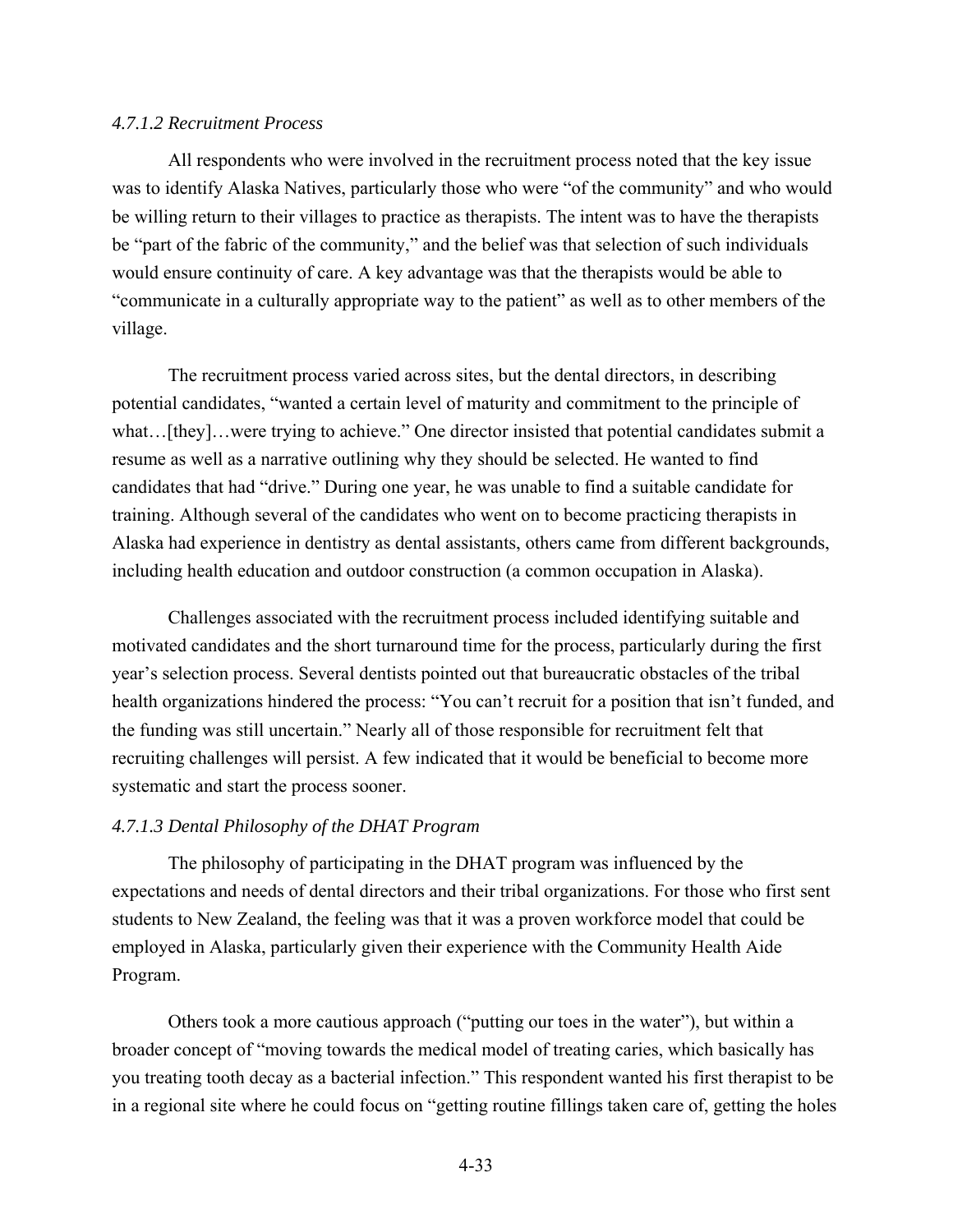*4.7.1.2 Recruitment Process*

All respondents who were involved in the recruitment process noted that the key issue was to identify Alaska Natives, particularly those who were "of the community" and who would be willing return to their villages to practice as therapists. The intent was to have the therapists be "part of the fabric of the community," and the belief was that selection of such individuals would ensure continuity of care. A key advantage was that the therapists would be able to "communicate in a culturally appropriate way to the patient" as well as to other members of the village.

The recruitment process varied across sites, but the dental directors, in describing potential candidates, "wanted a certain level of maturity and commitment to the principle of what…[they]…were trying to achieve." One director insisted that potential candidates submit a resume as well as a narrative outlining why they should be selected. He wanted to find candidates that had "drive." During one year, he was unable to find a suitable candidate for training. Although several of the candidates who went on to become practicing therapists in Alaska had experience in dentistry as dental assistants, others came from different backgrounds, including health education and outdoor construction (a common occupation in Alaska).

Challenges associated with the recruitment process included identifying suitable and motivated candidates and the short turnaround time for the process, particularly during the first year's selection process. Several dentists pointed out that bureaucratic obstacles of the tribal health organizations hindered the process: "You can't recruit for a position that isn't funded, and the funding was still uncertain." Nearly all of those responsible for recruitment felt that recruiting challenges will persist. A few indicated that it would be beneficial to become more systematic and start the process sooner.

*4.7.1.3 Dental Philosophy of the DHAT Program*

The philosophy of participating in the DHAT program was influenced by the expectations and needs of dental directors and their tribal organizations. For those who first sent students to New Zealand, the feeling was that it was a proven workforce model that could be employed in Alaska, particularly given their experience with the Community Health Aide Program.

Others took a more cautious approach ("putting our toes in the water"), but within a broader concept of "moving towards the medical model of treating caries, which basically has you treating tooth decay as a bacterial infection." This respondent wanted his first therapist to be in a regional site where he could focus on "getting routine fillings taken care of, getting the holes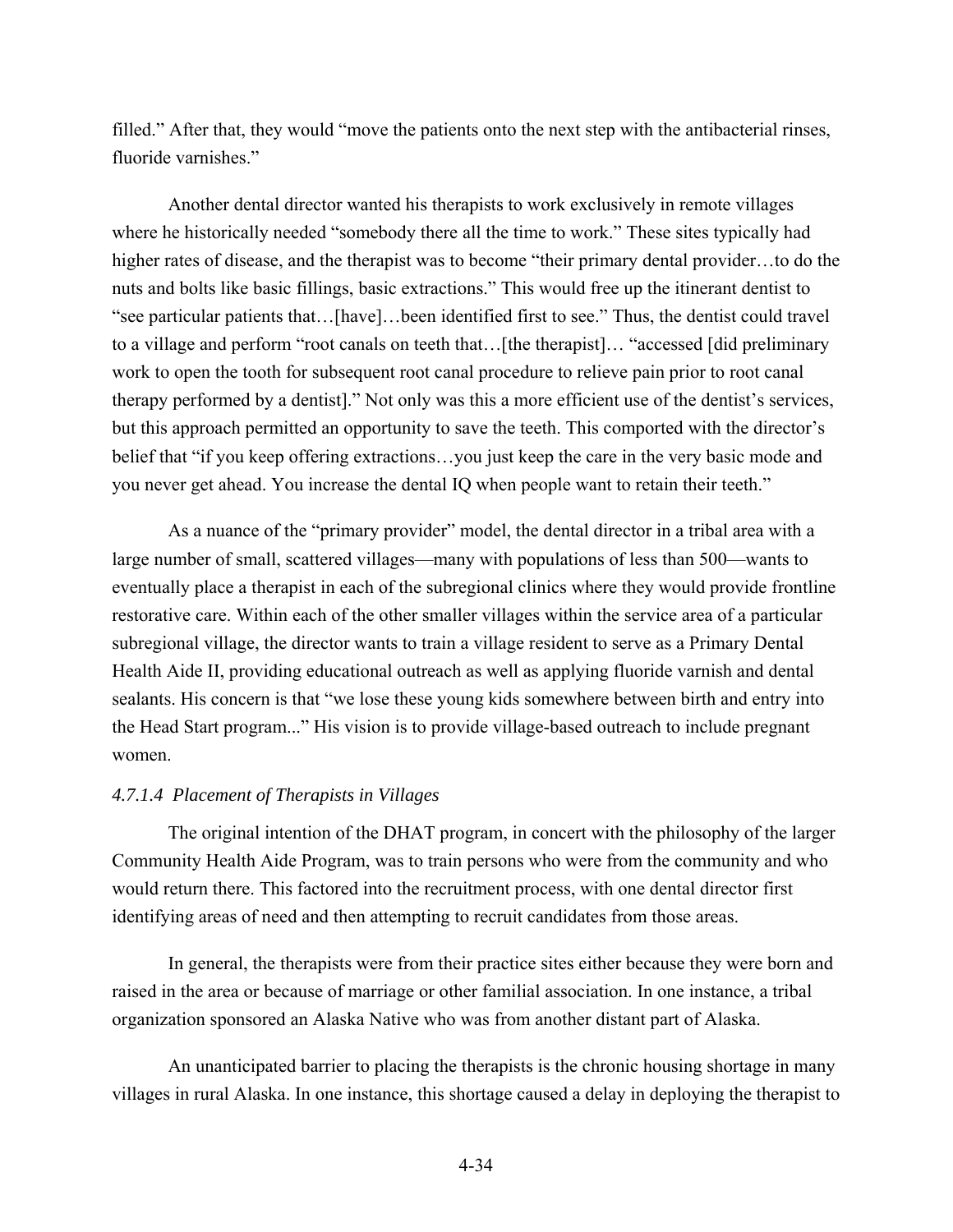filled." After that, they would "move the patients onto the next step with the antibacterial rinses, fluoride varnishes."

Another dental director wanted his therapists to work exclusively in remote villages where he historically needed "somebody there all the time to work." These sites typically had higher rates of disease, and the therapist was to become "their primary dental provider…to do the nuts and bolts like basic fillings, basic extractions." This would free up the itinerant dentist to "see particular patients that…[have]…been identified first to see." Thus, the dentist could travel to a village and perform "root canals on teeth that…[the therapist]… "accessed [did preliminary work to open the tooth for subsequent root canal procedure to relieve pain prior to root canal therapy performed by a dentist]." Not only was this a more efficient use of the dentist's services, but this approach permitted an opportunity to save the teeth. This comported with the director's belief that "if you keep offering extractions…you just keep the care in the very basic mode and you never get ahead. You increase the dental IQ when people want to retain their teeth."

As a nuance of the "primary provider" model, the dental director in a tribal area with a large number of small, scattered villages—many with populations of less than 500—wants to eventually place a therapist in each of the subregional clinics where they would provide frontline restorative care. Within each of the other smaller villages within the service area of a particular subregional village, the director wants to train a village resident to serve as a Primary Dental Health Aide II, providing educational outreach as well as applying fluoride varnish and dental sealants. His concern is that "we lose these young kids somewhere between birth and entry into the Head Start program..." His vision is to provide village-based outreach to include pregnant women.

#### *4.7.1.4 Placement of Therapists in Villages*

The original intention of the DHAT program, in concert with the philosophy of the larger Community Health Aide Program, was to train persons who were from the community and who would return there. This factored into the recruitment process, with one dental director first identifying areas of need and then attempting to recruit candidates from those areas.

In general, the therapists were from their practice sites either because they were born and raised in the area or because of marriage or other familial association. In one instance, a tribal organization sponsored an Alaska Native who was from another distant part of Alaska.

An unanticipated barrier to placing the therapists is the chronic housing shortage in many villages in rural Alaska. In one instance, this shortage caused a delay in deploying the therapist to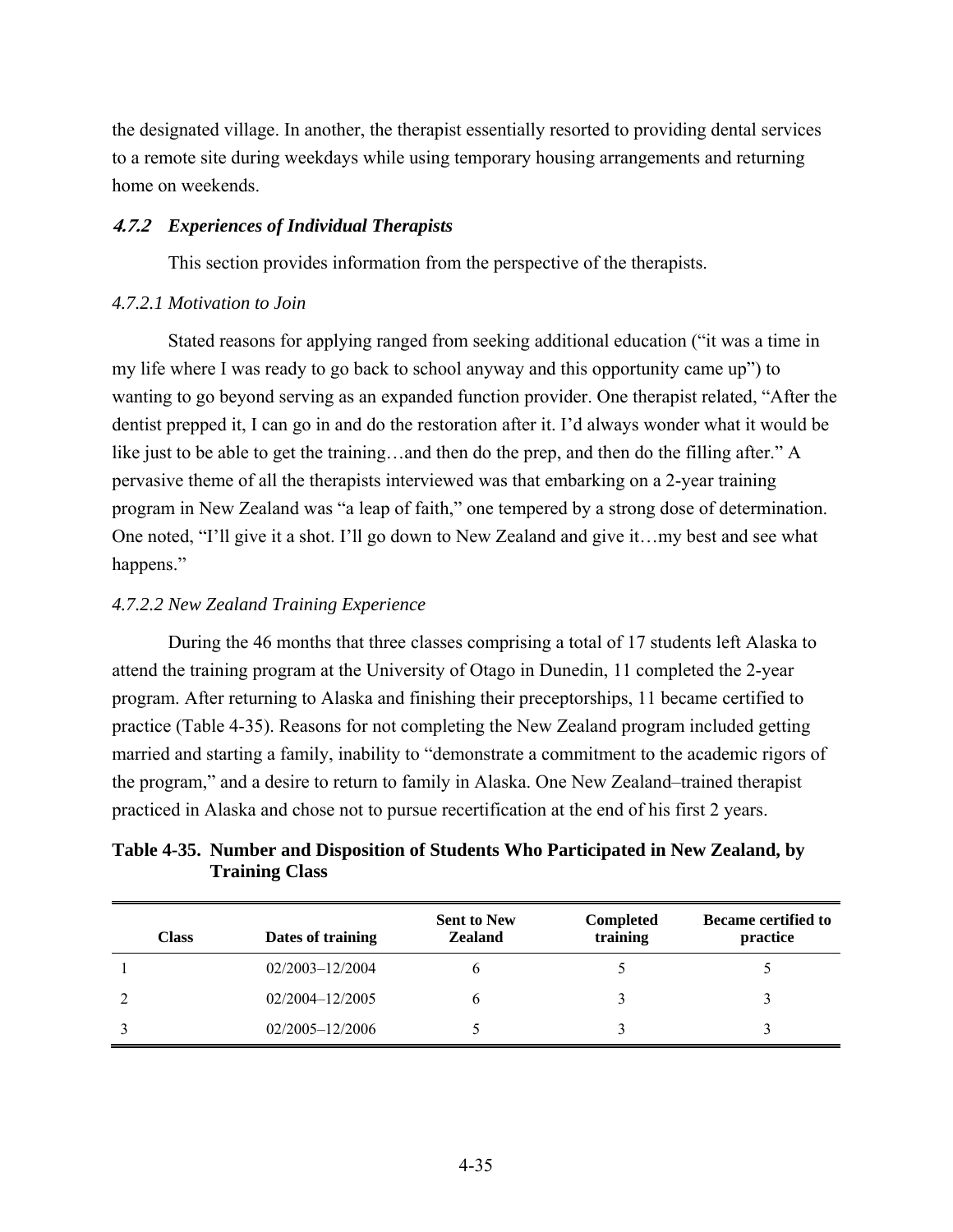the designated village. In another, the therapist essentially resorted to providing dental services to a remote site during weekdays while using temporary housing arrangements and returning home on weekends.

### *4.7.2 Experiences of Individual Therapists*

This section provides information from the perspective of the therapists.

#### *4.7.2.1 Motivation to Join*

Stated reasons for applying ranged from seeking additional education ("it was a time in my life where I was ready to go back to school anyway and this opportunity came up") to wanting to go beyond serving as an expanded function provider. One therapist related, "After the dentist prepped it, I can go in and do the restoration after it. I'd always wonder what it would be like just to be able to get the training…and then do the prep, and then do the filling after." A pervasive theme of all the therapists interviewed was that embarking on a 2-year training program in New Zealand was "a leap of faith," one tempered by a strong dose of determination. One noted, "I'll give it a shot. I'll go down to New Zealand and give it…my best and see what happens."

#### *4.7.2.2 New Zealand Training Experience*

During the 46 months that three classes comprising a total of 17 students left Alaska to attend the training program at the University of Otago in Dunedin, 11 completed the 2-year program. After returning to Alaska and finishing their preceptorships, 11 became certified to practice (Table 4-35). Reasons for not completing the New Zealand program included getting married and starting a family, inability to "demonstrate a commitment to the academic rigors of the program," and a desire to return to family in Alaska. One New Zealand–trained therapist practiced in Alaska and chose not to pursue recertification at the end of his first 2 years.

**Table 4-35. Number and Disposition of Students Who Participated in New Zealand, by Training Class**

| Class | Dates of training | Sent to New Zealand | Completed training | Became certified to practice |
|---|---|---|---|---|
| 1 | 02/2003–12/2004 | 6 | 5 | 5 |
| 2 | 02/2004–12/2005 | 6 | 3 | 3 |
| 3 | 02/2005–12/2006 | 5 | 3 | 3 |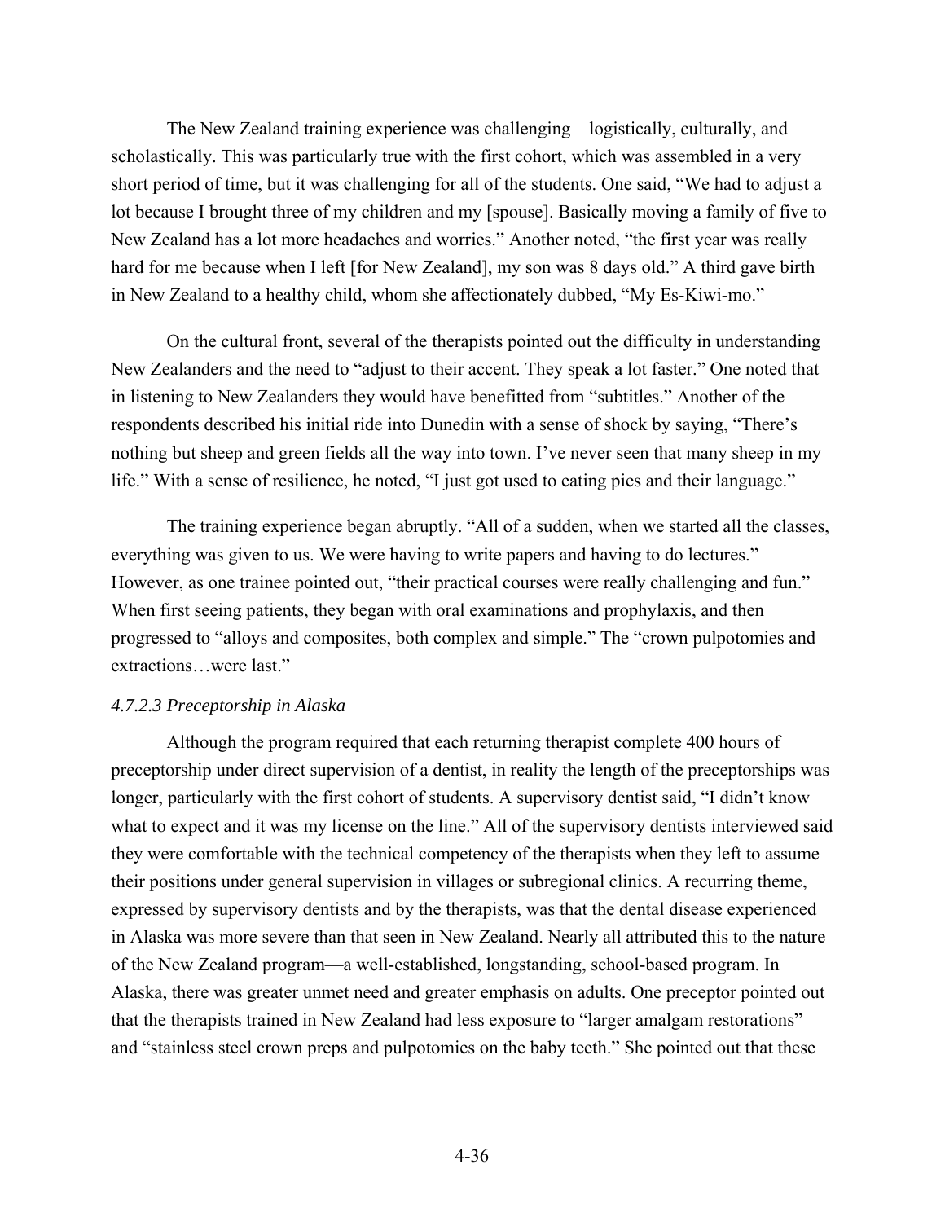The New Zealand training experience was challenging—logistically, culturally, and scholastically. This was particularly true with the first cohort, which was assembled in a very short period of time, but it was challenging for all of the students. One said, "We had to adjust a lot because I brought three of my children and my [spouse]. Basically moving a family of five to New Zealand has a lot more headaches and worries." Another noted, "the first year was really hard for me because when I left [for New Zealand], my son was 8 days old." A third gave birth in New Zealand to a healthy child, whom she affectionately dubbed, "My Es-Kiwi-mo."

On the cultural front, several of the therapists pointed out the difficulty in understanding New Zealanders and the need to "adjust to their accent. They speak a lot faster." One noted that in listening to New Zealanders they would have benefitted from "subtitles." Another of the respondents described his initial ride into Dunedin with a sense of shock by saying, "There's nothing but sheep and green fields all the way into town. I've never seen that many sheep in my life." With a sense of resilience, he noted, "I just got used to eating pies and their language."

The training experience began abruptly. "All of a sudden, when we started all the classes, everything was given to us. We were having to write papers and having to do lectures." However, as one trainee pointed out, "their practical courses were really challenging and fun." When first seeing patients, they began with oral examinations and prophylaxis, and then progressed to "alloys and composites, both complex and simple." The "crown pulpotomies and extractions…were last."

#### *4.7.2.3 Preceptorship in Alaska*

Although the program required that each returning therapist complete 400 hours of preceptorship under direct supervision of a dentist, in reality the length of the preceptorships was longer, particularly with the first cohort of students. A supervisory dentist said, "I didn't know what to expect and it was my license on the line." All of the supervisory dentists interviewed said they were comfortable with the technical competency of the therapists when they left to assume their positions under general supervision in villages or subregional clinics. A recurring theme, expressed by supervisory dentists and by the therapists, was that the dental disease experienced in Alaska was more severe than that seen in New Zealand. Nearly all attributed this to the nature of the New Zealand program—a well-established, longstanding, school-based program. In Alaska, there was greater unmet need and greater emphasis on adults. One preceptor pointed out that the therapists trained in New Zealand had less exposure to "larger amalgam restorations" and "stainless steel crown preps and pulpotomies on the baby teeth." She pointed out that these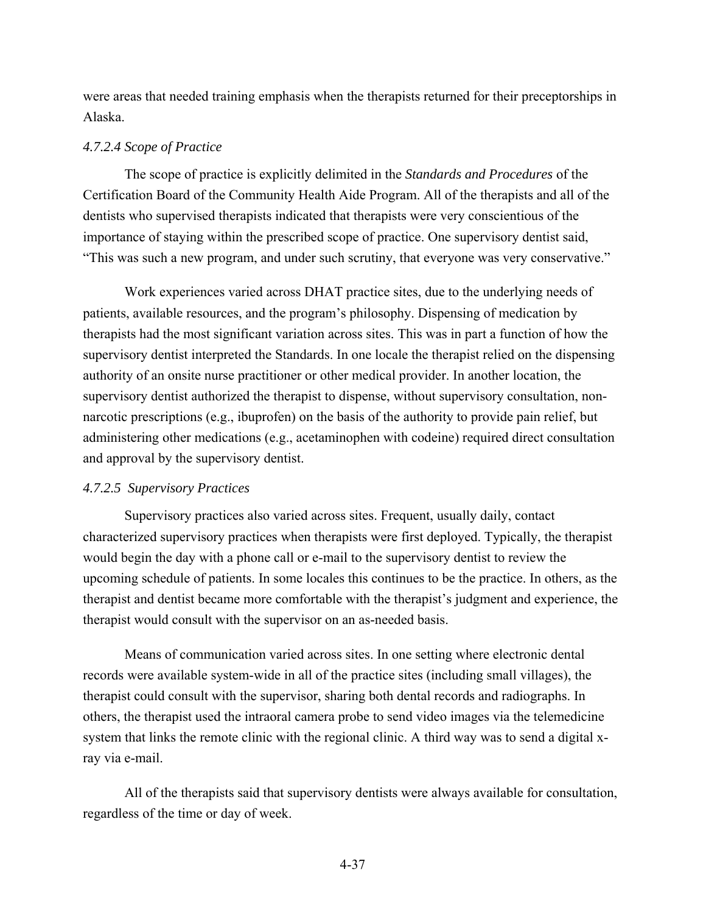were areas that needed training emphasis when the therapists returned for their preceptorships in Alaska.

#### *4.7.2.4 Scope of Practice*

The scope of practice is explicitly delimited in the *Standards and Procedures* of the Certification Board of the Community Health Aide Program. All of the therapists and all of the dentists who supervised therapists indicated that therapists were very conscientious of the importance of staying within the prescribed scope of practice. One supervisory dentist said, "This was such a new program, and under such scrutiny, that everyone was very conservative."

Work experiences varied across DHAT practice sites, due to the underlying needs of patients, available resources, and the program's philosophy. Dispensing of medication by therapists had the most significant variation across sites. This was in part a function of how the supervisory dentist interpreted the Standards. In one locale the therapist relied on the dispensing authority of an onsite nurse practitioner or other medical provider. In another location, the supervisory dentist authorized the therapist to dispense, without supervisory consultation, non-narcotic prescriptions (e.g., ibuprofen) on the basis of the authority to provide pain relief, but administering other medications (e.g., acetaminophen with codeine) required direct consultation and approval by the supervisory dentist.

#### *4.7.2.5 Supervisory Practices*

Supervisory practices also varied across sites. Frequent, usually daily, contact characterized supervisory practices when therapists were first deployed. Typically, the therapist would begin the day with a phone call or e-mail to the supervisory dentist to review the upcoming schedule of patients. In some locales this continues to be the practice. In others, as the therapist and dentist became more comfortable with the therapist's judgment and experience, the therapist would consult with the supervisor on an as-needed basis.

Means of communication varied across sites. In one setting where electronic dental records were available system-wide in all of the practice sites (including small villages), the therapist could consult with the supervisor, sharing both dental records and radiographs. In others, the therapist used the intraoral camera probe to send video images via the telemedicine system that links the remote clinic with the regional clinic. A third way was to send a digital x-ray via e-mail.

All of the therapists said that supervisory dentists were always available for consultation, regardless of the time or day of week.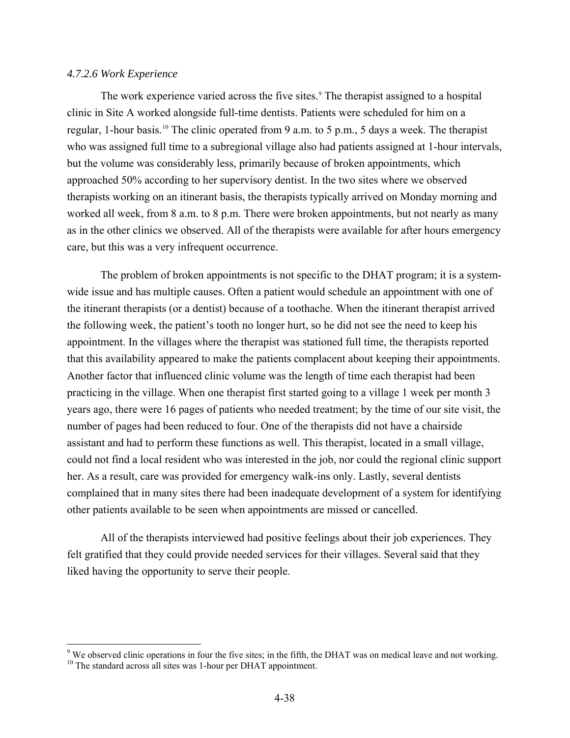#### *4.7.2.6 Work Experience*

The work experience varied across the five sites.[9] The therapist assigned to a hospital clinic in Site A worked alongside full-time dentists. Patients were scheduled for him on a regular, 1-hour basis.[10] The clinic operated from 9 a.m. to 5 p.m., 5 days a week. The therapist who was assigned full time to a subregional village also had patients assigned at 1-hour intervals, but the volume was considerably less, primarily because of broken appointments, which approached 50% according to her supervisory dentist. In the two sites where we observed therapists working on an itinerant basis, the therapists typically arrived on Monday morning and worked all week, from 8 a.m. to 8 p.m. There were broken appointments, but not nearly as many as in the other clinics we observed. All of the therapists were available for after hours emergency care, but this was a very infrequent occurrence.

The problem of broken appointments is not specific to the DHAT program; it is a system-wide issue and has multiple causes. Often a patient would schedule an appointment with one of the itinerant therapists (or a dentist) because of a toothache. When the itinerant therapist arrived the following week, the patient's tooth no longer hurt, so he did not see the need to keep his appointment. In the villages where the therapist was stationed full time, the therapists reported that this availability appeared to make the patients complacent about keeping their appointments. Another factor that influenced clinic volume was the length of time each therapist had been practicing in the village. When one therapist first started going to a village 1 week per month 3 years ago, there were 16 pages of patients who needed treatment; by the time of our site visit, the number of pages had been reduced to four. One of the therapists did not have a chairside assistant and had to perform these functions as well. This therapist, located in a small village, could not find a local resident who was interested in the job, nor could the regional clinic support her. As a result, care was provided for emergency walk-ins only. Lastly, several dentists complained that in many sites there had been inadequate development of a system for identifying other patients available to be seen when appointments are missed or cancelled.

All of the therapists interviewed had positive feelings about their job experiences. They felt gratified that they could provide needed services for their villages. Several said that they liked having the opportunity to serve their people.

[9] We observed clinic operations in four the five sites; in the fifth, the DHAT was on medical leave and not working.

[10] The standard across all sites was 1-hour per DHAT appointment.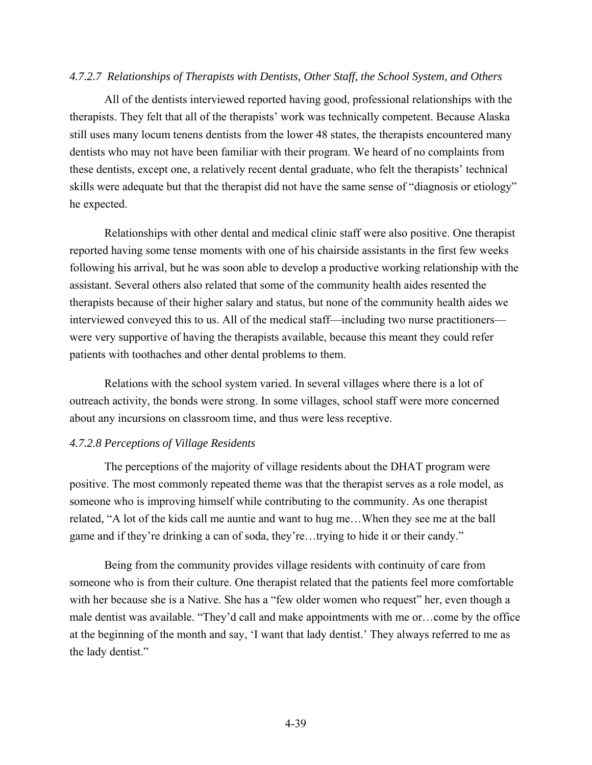#### *4.7.2.7 Relationships of Therapists with Dentists, Other Staff, the School System, and Others*

All of the dentists interviewed reported having good, professional relationships with the therapists. They felt that all of the therapists' work was technically competent. Because Alaska still uses many locum tenens dentists from the lower 48 states, the therapists encountered many dentists who may not have been familiar with their program. We heard of no complaints from these dentists, except one, a relatively recent dental graduate, who felt the therapists' technical skills were adequate but that the therapist did not have the same sense of "diagnosis or etiology" he expected.

Relationships with other dental and medical clinic staff were also positive. One therapist reported having some tense moments with one of his chairside assistants in the first few weeks following his arrival, but he was soon able to develop a productive working relationship with the assistant. Several others also related that some of the community health aides resented the therapists because of their higher salary and status, but none of the community health aides we interviewed conveyed this to us. All of the medical staff—including two nurse practitioners—were very supportive of having the therapists available, because this meant they could refer patients with toothaches and other dental problems to them.

Relations with the school system varied. In several villages where there is a lot of outreach activity, the bonds were strong. In some villages, school staff were more concerned about any incursions on classroom time, and thus were less receptive.

#### *4.7.2.8 Perceptions of Village Residents*

The perceptions of the majority of village residents about the DHAT program were positive. The most commonly repeated theme was that the therapist serves as a role model, as someone who is improving himself while contributing to the community. As one therapist related, "A lot of the kids call me auntie and want to hug me…When they see me at the ball game and if they're drinking a can of soda, they're…trying to hide it or their candy."

Being from the community provides village residents with continuity of care from someone who is from their culture. One therapist related that the patients feel more comfortable with her because she is a Native. She has a "few older women who request" her, even though a male dentist was available. "They'd call and make appointments with me or…come by the office at the beginning of the month and say, 'I want that lady dentist.' They always referred to me as the lady dentist."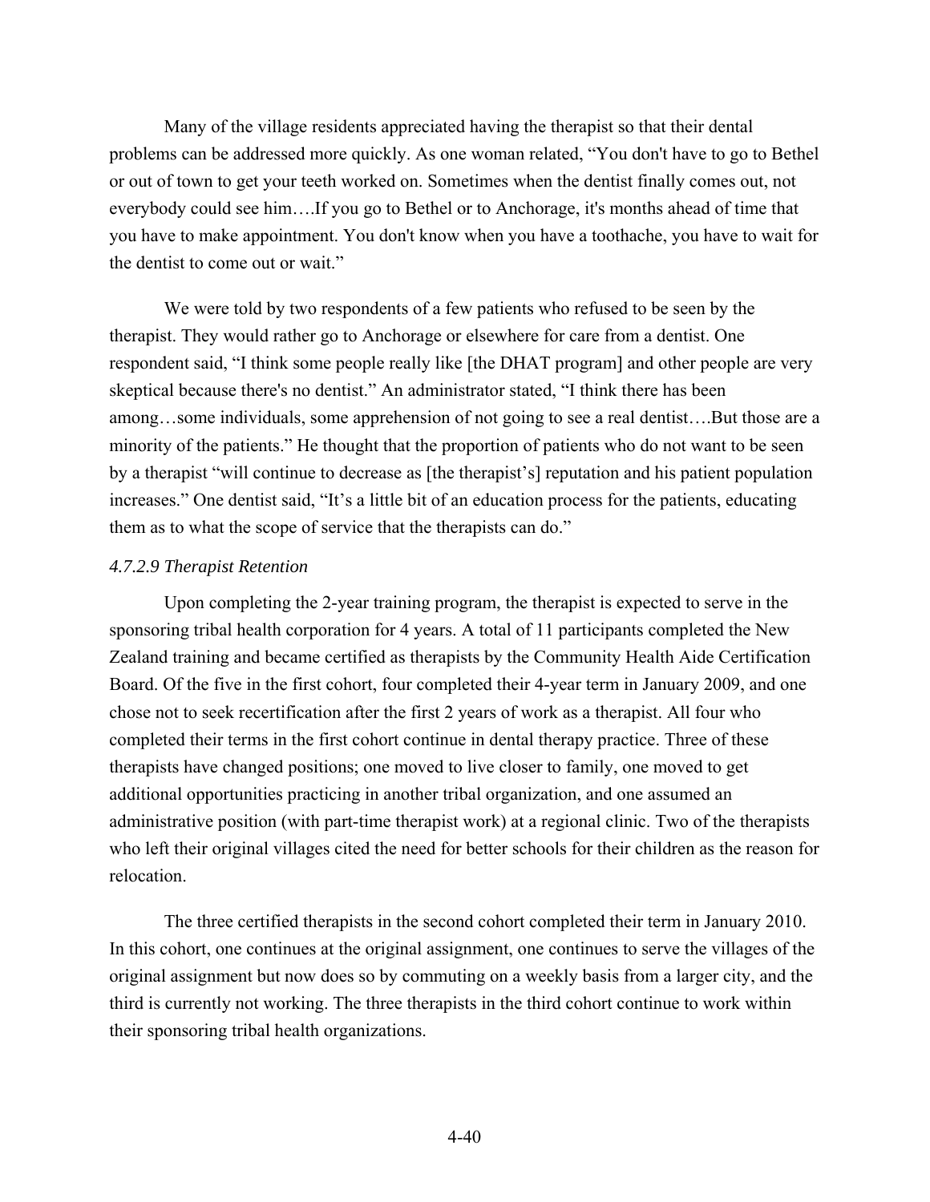Many of the village residents appreciated having the therapist so that their dental problems can be addressed more quickly. As one woman related, "You don't have to go to Bethel or out of town to get your teeth worked on. Sometimes when the dentist finally comes out, not everybody could see him….If you go to Bethel or to Anchorage, it's months ahead of time that you have to make appointment. You don't know when you have a toothache, you have to wait for the dentist to come out or wait."

We were told by two respondents of a few patients who refused to be seen by the therapist. They would rather go to Anchorage or elsewhere for care from a dentist. One respondent said, "I think some people really like [the DHAT program] and other people are very skeptical because there's no dentist." An administrator stated, "I think there has been among…some individuals, some apprehension of not going to see a real dentist….But those are a minority of the patients." He thought that the proportion of patients who do not want to be seen by a therapist "will continue to decrease as [the therapist's] reputation and his patient population increases." One dentist said, "It's a little bit of an education process for the patients, educating them as to what the scope of service that the therapists can do."

#### *4.7.2.9 Therapist Retention*

Upon completing the 2-year training program, the therapist is expected to serve in the sponsoring tribal health corporation for 4 years. A total of 11 participants completed the New Zealand training and became certified as therapists by the Community Health Aide Certification Board. Of the five in the first cohort, four completed their 4-year term in January 2009, and one chose not to seek recertification after the first 2 years of work as a therapist. All four who completed their terms in the first cohort continue in dental therapy practice. Three of these therapists have changed positions; one moved to live closer to family, one moved to get additional opportunities practicing in another tribal organization, and one assumed an administrative position (with part-time therapist work) at a regional clinic. Two of the therapists who left their original villages cited the need for better schools for their children as the reason for relocation.

The three certified therapists in the second cohort completed their term in January 2010. In this cohort, one continues at the original assignment, one continues to serve the villages of the original assignment but now does so by commuting on a weekly basis from a larger city, and the third is currently not working. The three therapists in the third cohort continue to work within their sponsoring tribal health organizations.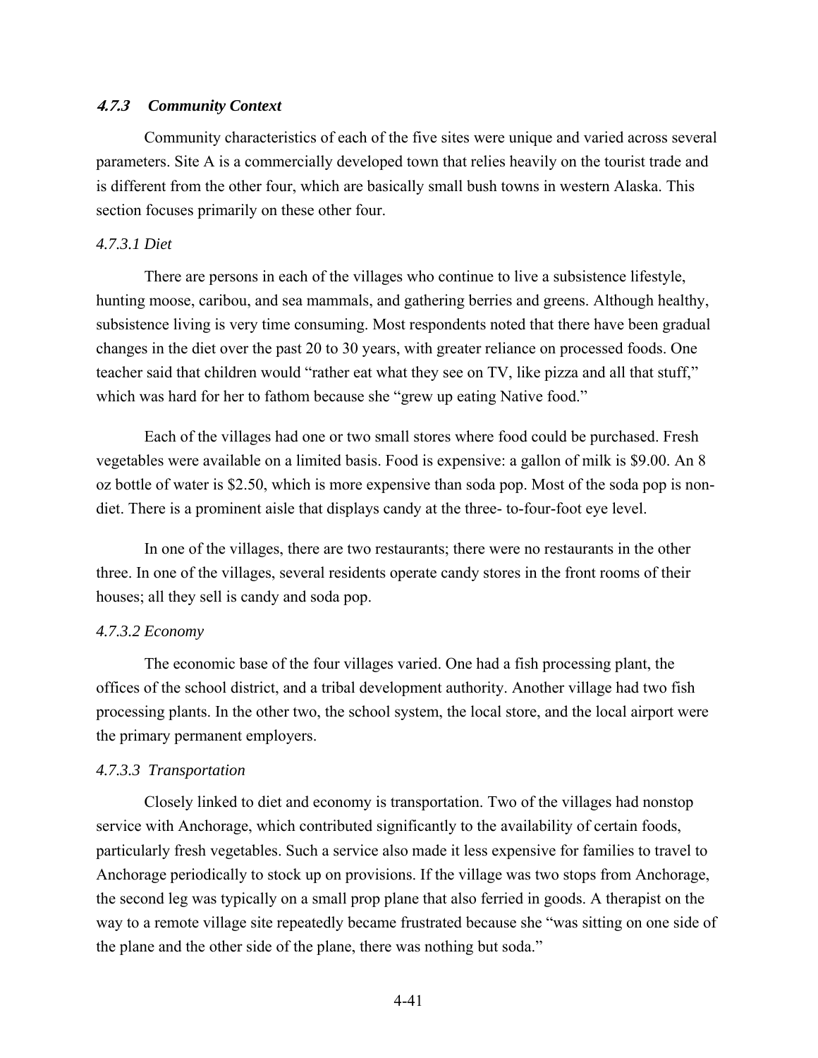### *4.7.3 Community Context*

Community characteristics of each of the five sites were unique and varied across several parameters. Site A is a commercially developed town that relies heavily on the tourist trade and is different from the other four, which are basically small bush towns in western Alaska. This section focuses primarily on these other four.

#### *4.7.3.1 Diet*

There are persons in each of the villages who continue to live a subsistence lifestyle, hunting moose, caribou, and sea mammals, and gathering berries and greens. Although healthy, subsistence living is very time consuming. Most respondents noted that there have been gradual changes in the diet over the past 20 to 30 years, with greater reliance on processed foods. One teacher said that children would "rather eat what they see on TV, like pizza and all that stuff," which was hard for her to fathom because she "grew up eating Native food."

Each of the villages had one or two small stores where food could be purchased. Fresh vegetables were available on a limited basis. Food is expensive: a gallon of milk is $9.00. An 8 oz bottle of water is $2.50, which is more expensive than soda pop. Most of the soda pop is non-diet. There is a prominent aisle that displays candy at the three- to-four-foot eye level.

In one of the villages, there are two restaurants; there were no restaurants in the other three. In one of the villages, several residents operate candy stores in the front rooms of their houses; all they sell is candy and soda pop.

#### *4.7.3.2 Economy*

The economic base of the four villages varied. One had a fish processing plant, the offices of the school district, and a tribal development authority. Another village had two fish processing plants. In the other two, the school system, the local store, and the local airport were the primary permanent employers.

#### *4.7.3.3 Transportation*

Closely linked to diet and economy is transportation. Two of the villages had nonstop service with Anchorage, which contributed significantly to the availability of certain foods, particularly fresh vegetables. Such a service also made it less expensive for families to travel to Anchorage periodically to stock up on provisions. If the village was two stops from Anchorage, the second leg was typically on a small prop plane that also ferried in goods. A therapist on the way to a remote village site repeatedly became frustrated because she "was sitting on one side of the plane and the other side of the plane, there was nothing but soda."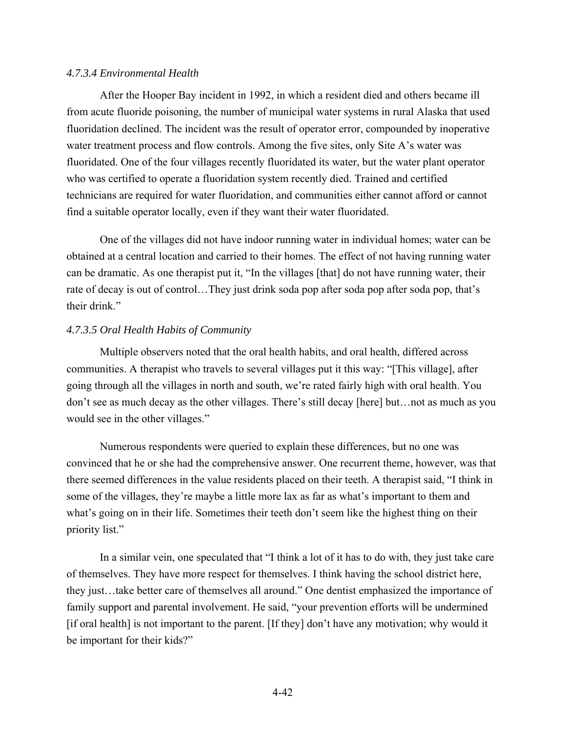#### *4.7.3.4 Environmental Health*

After the Hooper Bay incident in 1992, in which a resident died and others became ill from acute fluoride poisoning, the number of municipal water systems in rural Alaska that used fluoridation declined. The incident was the result of operator error, compounded by inoperative water treatment process and flow controls. Among the five sites, only Site A's water was fluoridated. One of the four villages recently fluoridated its water, but the water plant operator who was certified to operate a fluoridation system recently died. Trained and certified technicians are required for water fluoridation, and communities either cannot afford or cannot find a suitable operator locally, even if they want their water fluoridated.

One of the villages did not have indoor running water in individual homes; water can be obtained at a central location and carried to their homes. The effect of not having running water can be dramatic. As one therapist put it, "In the villages [that] do not have running water, their rate of decay is out of control…They just drink soda pop after soda pop after soda pop, that's their drink."

#### *4.7.3.5 Oral Health Habits of Community*

Multiple observers noted that the oral health habits, and oral health, differed across communities. A therapist who travels to several villages put it this way: "[This village], after going through all the villages in north and south, we're rated fairly high with oral health. You don't see as much decay as the other villages. There's still decay [here] but…not as much as you would see in the other villages."

Numerous respondents were queried to explain these differences, but no one was convinced that he or she had the comprehensive answer. One recurrent theme, however, was that there seemed differences in the value residents placed on their teeth. A therapist said, "I think in some of the villages, they're maybe a little more lax as far as what's important to them and what's going on in their life. Sometimes their teeth don't seem like the highest thing on their priority list."

In a similar vein, one speculated that "I think a lot of it has to do with, they just take care of themselves. They have more respect for themselves. I think having the school district here, they just…take better care of themselves all around." One dentist emphasized the importance of family support and parental involvement. He said, "your prevention efforts will be undermined [if oral health] is not important to the parent. [If they] don't have any motivation; why would it be important for their kids?"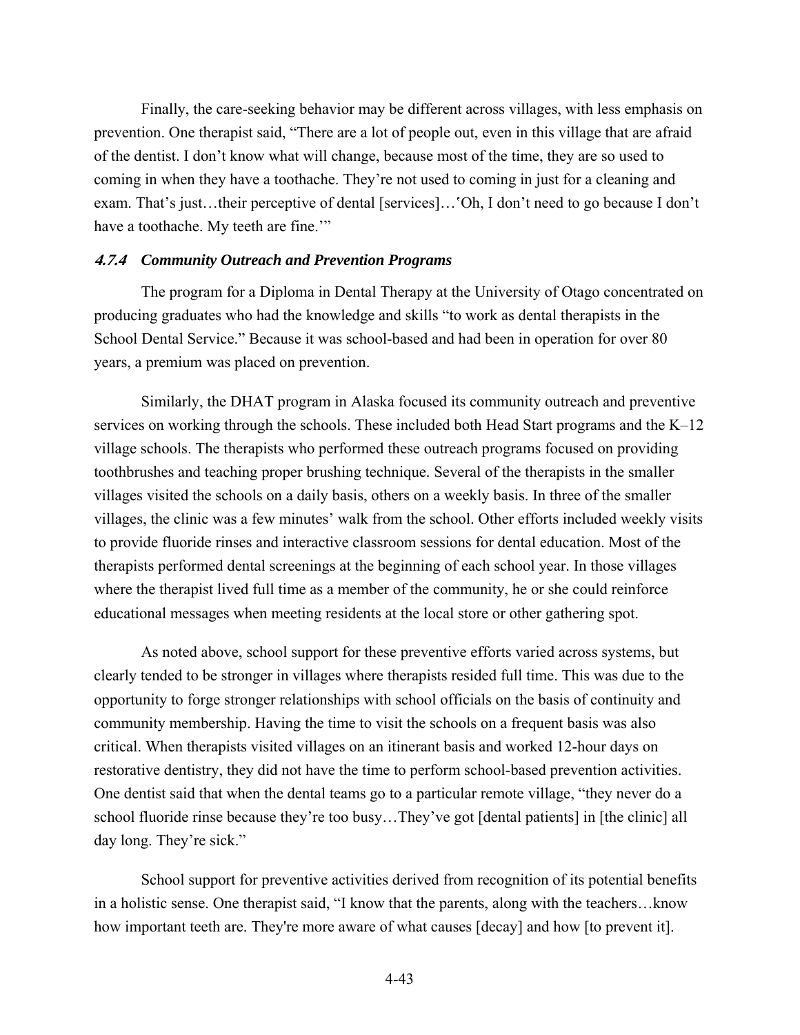Finally, the care-seeking behavior may be different across villages, with less emphasis on prevention. One therapist said, "There are a lot of people out, even in this village that are afraid of the dentist. I don't know what will change, because most of the time, they are so used to coming in when they have a toothache. They're not used to coming in just for a cleaning and exam. That's just…their perceptive of dental [services]…'Oh, I don't need to go because I don't have a toothache. My teeth are fine.'"

### *4.7.4 Community Outreach and Prevention Programs*

The program for a Diploma in Dental Therapy at the University of Otago concentrated on producing graduates who had the knowledge and skills "to work as dental therapists in the School Dental Service." Because it was school-based and had been in operation for over 80 years, a premium was placed on prevention.

Similarly, the DHAT program in Alaska focused its community outreach and preventive services on working through the schools. These included both Head Start programs and the K–12 village schools. The therapists who performed these outreach programs focused on providing toothbrushes and teaching proper brushing technique. Several of the therapists in the smaller villages visited the schools on a daily basis, others on a weekly basis. In three of the smaller villages, the clinic was a few minutes' walk from the school. Other efforts included weekly visits to provide fluoride rinses and interactive classroom sessions for dental education. Most of the therapists performed dental screenings at the beginning of each school year. In those villages where the therapist lived full time as a member of the community, he or she could reinforce educational messages when meeting residents at the local store or other gathering spot.

As noted above, school support for these preventive efforts varied across systems, but clearly tended to be stronger in villages where therapists resided full time. This was due to the opportunity to forge stronger relationships with school officials on the basis of continuity and community membership. Having the time to visit the schools on a frequent basis was also critical. When therapists visited villages on an itinerant basis and worked 12-hour days on restorative dentistry, they did not have the time to perform school-based prevention activities. One dentist said that when the dental teams go to a particular remote village, "they never do a school fluoride rinse because they're too busy…They've got [dental patients] in [the clinic] all day long. They're sick."

School support for preventive activities derived from recognition of its potential benefits in a holistic sense. One therapist said, "I know that the parents, along with the teachers…know how important teeth are. They're more aware of what causes [decay] and how [to prevent it].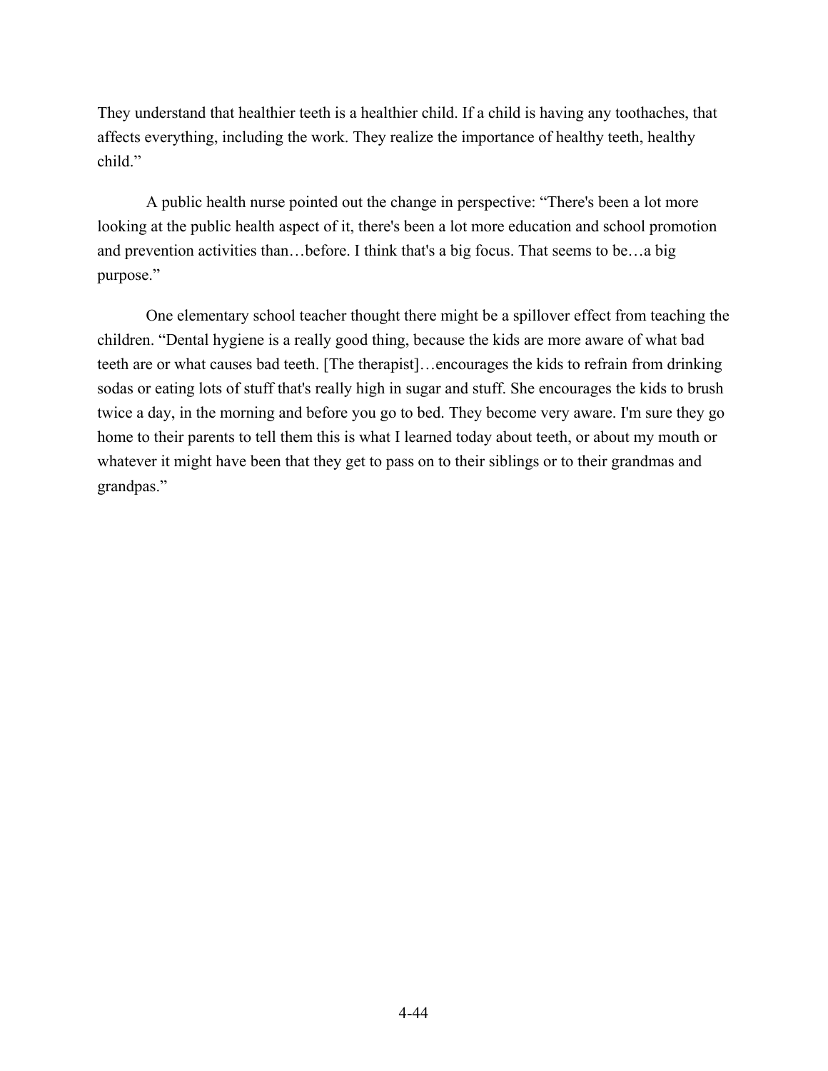They understand that healthier teeth is a healthier child. If a child is having any toothaches, that affects everything, including the work. They realize the importance of healthy teeth, healthy child."

A public health nurse pointed out the change in perspective: "There's been a lot more looking at the public health aspect of it, there's been a lot more education and school promotion and prevention activities than…before. I think that's a big focus. That seems to be…a big purpose."

One elementary school teacher thought there might be a spillover effect from teaching the children. "Dental hygiene is a really good thing, because the kids are more aware of what bad teeth are or what causes bad teeth. [The therapist]…encourages the kids to refrain from drinking sodas or eating lots of stuff that's really high in sugar and stuff. She encourages the kids to brush twice a day, in the morning and before you go to bed. They become very aware. I'm sure they go home to their parents to tell them this is what I learned today about teeth, or about my mouth or whatever it might have been that they get to pass on to their siblings or to their grandmas and grandpas."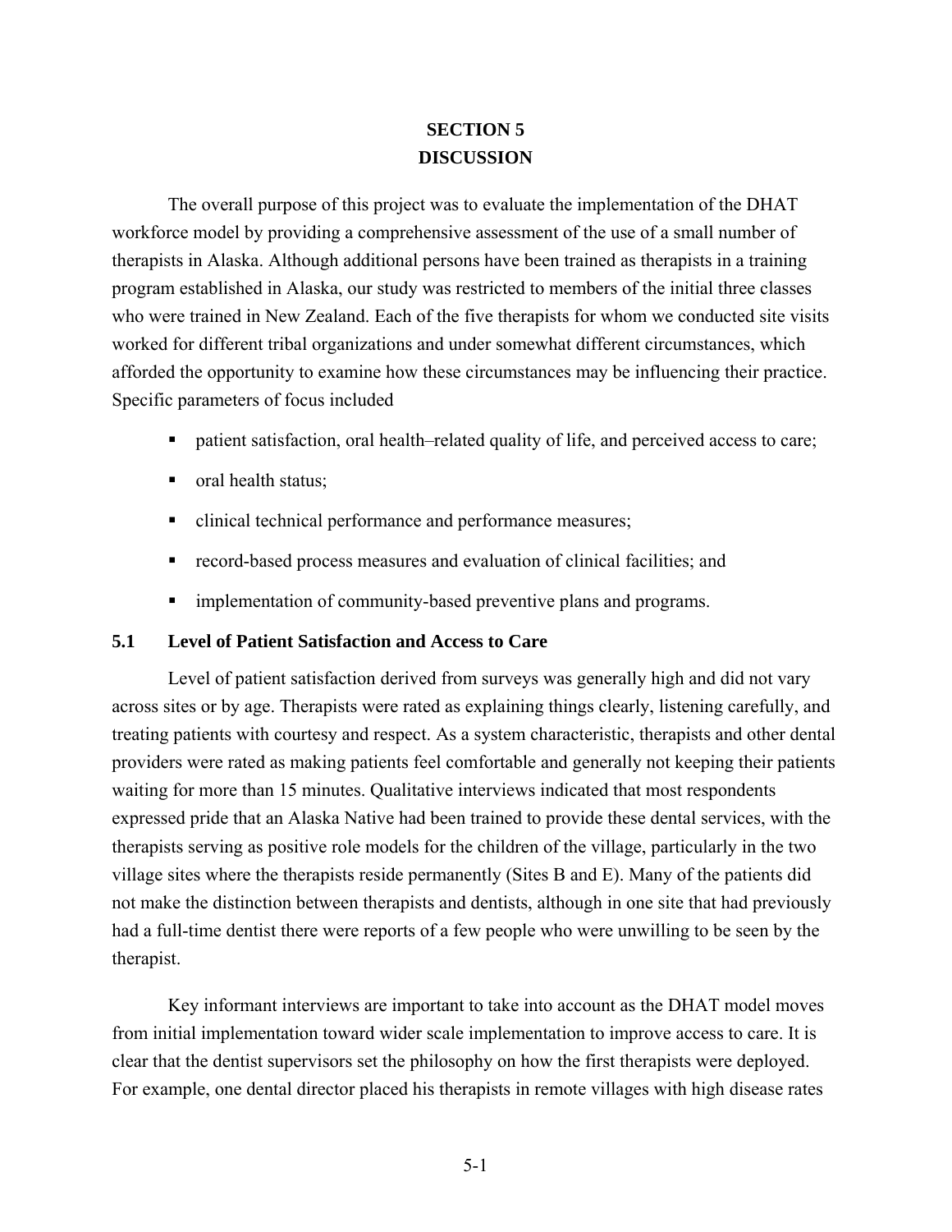# SECTION 5
# DISCUSSION

The overall purpose of this project was to evaluate the implementation of the DHAT workforce model by providing a comprehensive assessment of the use of a small number of therapists in Alaska. Although additional persons have been trained as therapists in a training program established in Alaska, our study was restricted to members of the initial three classes who were trained in New Zealand. Each of the five therapists for whom we conducted site visits worked for different tribal organizations and under somewhat different circumstances, which afforded the opportunity to examine how these circumstances may be influencing their practice. Specific parameters of focus included

- patient satisfaction, oral health–related quality of life, and perceived access to care;
- oral health status;
- clinical technical performance and performance measures;
- record-based process measures and evaluation of clinical facilities; and
- implementation of community-based preventive plans and programs.

## 5.1 Level of Patient Satisfaction and Access to Care

Level of patient satisfaction derived from surveys was generally high and did not vary across sites or by age. Therapists were rated as explaining things clearly, listening carefully, and treating patients with courtesy and respect. As a system characteristic, therapists and other dental providers were rated as making patients feel comfortable and generally not keeping their patients waiting for more than 15 minutes. Qualitative interviews indicated that most respondents expressed pride that an Alaska Native had been trained to provide these dental services, with the therapists serving as positive role models for the children of the village, particularly in the two village sites where the therapists reside permanently (Sites B and E). Many of the patients did not make the distinction between therapists and dentists, although in one site that had previously had a full-time dentist there were reports of a few people who were unwilling to be seen by the therapist.

Key informant interviews are important to take into account as the DHAT model moves from initial implementation toward wider scale implementation to improve access to care. It is clear that the dentist supervisors set the philosophy on how the first therapists were deployed. For example, one dental director placed his therapists in remote villages with high disease rates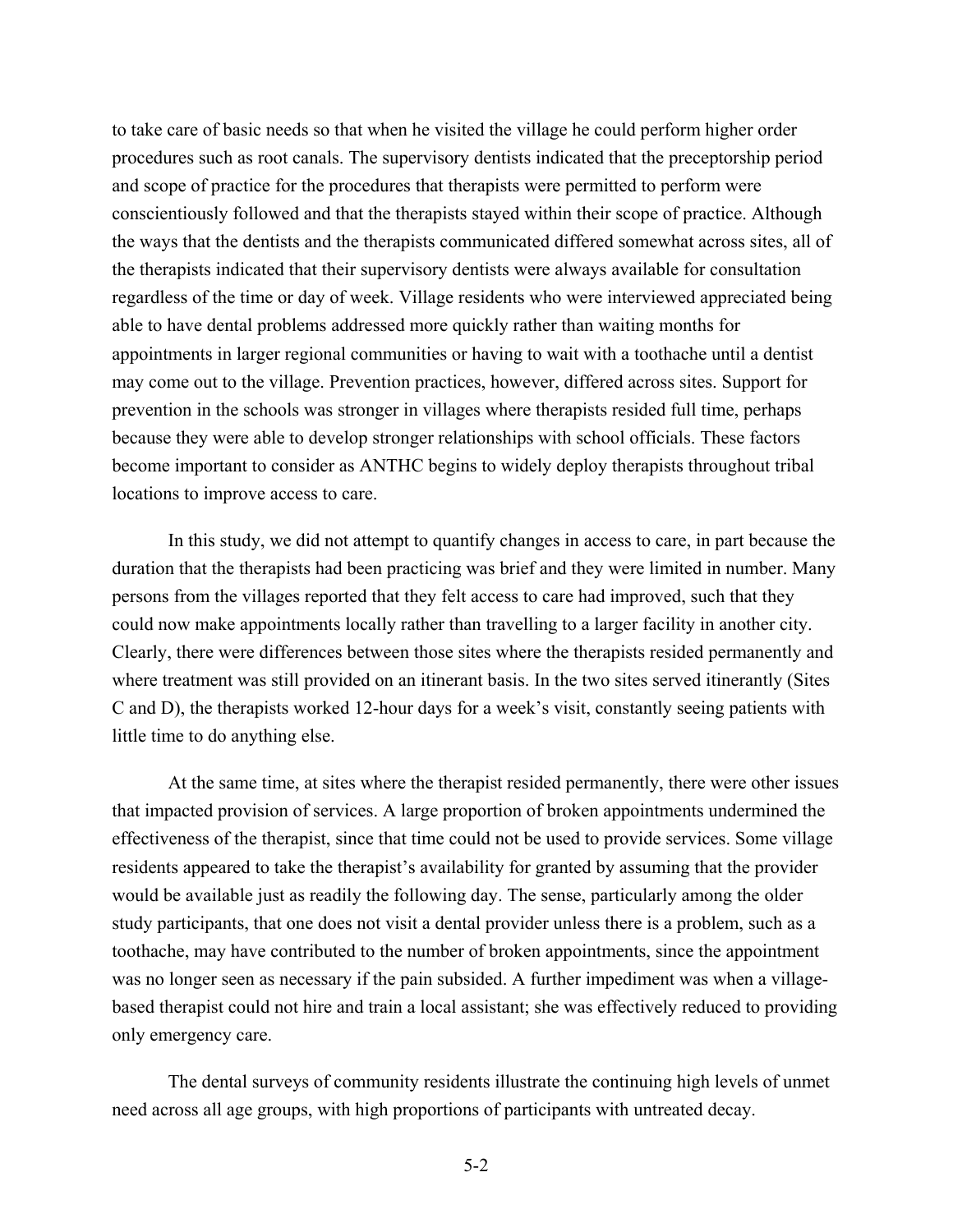to take care of basic needs so that when he visited the village he could perform higher order procedures such as root canals. The supervisory dentists indicated that the preceptorship period and scope of practice for the procedures that therapists were permitted to perform were conscientiously followed and that the therapists stayed within their scope of practice. Although the ways that the dentists and the therapists communicated differed somewhat across sites, all of the therapists indicated that their supervisory dentists were always available for consultation regardless of the time or day of week. Village residents who were interviewed appreciated being able to have dental problems addressed more quickly rather than waiting months for appointments in larger regional communities or having to wait with a toothache until a dentist may come out to the village. Prevention practices, however, differed across sites. Support for prevention in the schools was stronger in villages where therapists resided full time, perhaps because they were able to develop stronger relationships with school officials. These factors become important to consider as ANTHC begins to widely deploy therapists throughout tribal locations to improve access to care.

In this study, we did not attempt to quantify changes in access to care, in part because the duration that the therapists had been practicing was brief and they were limited in number. Many persons from the villages reported that they felt access to care had improved, such that they could now make appointments locally rather than travelling to a larger facility in another city. Clearly, there were differences between those sites where the therapists resided permanently and where treatment was still provided on an itinerant basis. In the two sites served itinerantly (Sites C and D), the therapists worked 12-hour days for a week's visit, constantly seeing patients with little time to do anything else.

At the same time, at sites where the therapist resided permanently, there were other issues that impacted provision of services. A large proportion of broken appointments undermined the effectiveness of the therapist, since that time could not be used to provide services. Some village residents appeared to take the therapist's availability for granted by assuming that the provider would be available just as readily the following day. The sense, particularly among the older study participants, that one does not visit a dental provider unless there is a problem, such as a toothache, may have contributed to the number of broken appointments, since the appointment was no longer seen as necessary if the pain subsided. A further impediment was when a village-based therapist could not hire and train a local assistant; she was effectively reduced to providing only emergency care.

The dental surveys of community residents illustrate the continuing high levels of unmet need across all age groups, with high proportions of participants with untreated decay.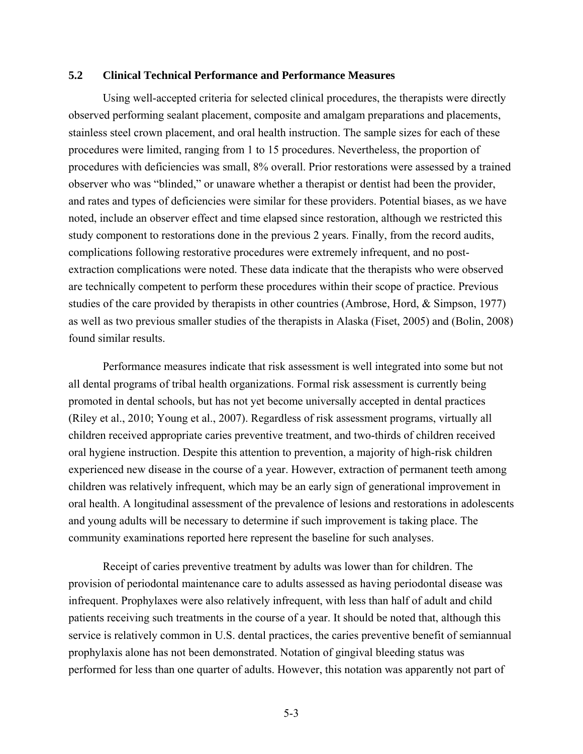## 5.2 Clinical Technical Performance and Performance Measures

Using well-accepted criteria for selected clinical procedures, the therapists were directly observed performing sealant placement, composite and amalgam preparations and placements, stainless steel crown placement, and oral health instruction. The sample sizes for each of these procedures were limited, ranging from 1 to 15 procedures. Nevertheless, the proportion of procedures with deficiencies was small, 8% overall. Prior restorations were assessed by a trained observer who was "blinded," or unaware whether a therapist or dentist had been the provider, and rates and types of deficiencies were similar for these providers. Potential biases, as we have noted, include an observer effect and time elapsed since restoration, although we restricted this study component to restorations done in the previous 2 years. Finally, from the record audits, complications following restorative procedures were extremely infrequent, and no post-extraction complications were noted. These data indicate that the therapists who were observed are technically competent to perform these procedures within their scope of practice. Previous studies of the care provided by therapists in other countries (Ambrose, Hord, & Simpson, 1977) as well as two previous smaller studies of the therapists in Alaska (Fiset, 2005) and (Bolin, 2008) found similar results.

Performance measures indicate that risk assessment is well integrated into some but not all dental programs of tribal health organizations. Formal risk assessment is currently being promoted in dental schools, but has not yet become universally accepted in dental practices (Riley et al., 2010; Young et al., 2007). Regardless of risk assessment programs, virtually all children received appropriate caries preventive treatment, and two-thirds of children received oral hygiene instruction. Despite this attention to prevention, a majority of high-risk children experienced new disease in the course of a year. However, extraction of permanent teeth among children was relatively infrequent, which may be an early sign of generational improvement in oral health. A longitudinal assessment of the prevalence of lesions and restorations in adolescents and young adults will be necessary to determine if such improvement is taking place. The community examinations reported here represent the baseline for such analyses.

Receipt of caries preventive treatment by adults was lower than for children. The provision of periodontal maintenance care to adults assessed as having periodontal disease was infrequent. Prophylaxes were also relatively infrequent, with less than half of adult and child patients receiving such treatments in the course of a year. It should be noted that, although this service is relatively common in U.S. dental practices, the caries preventive benefit of semiannual prophylaxis alone has not been demonstrated. Notation of gingival bleeding status was performed for less than one quarter of adults. However, this notation was apparently not part of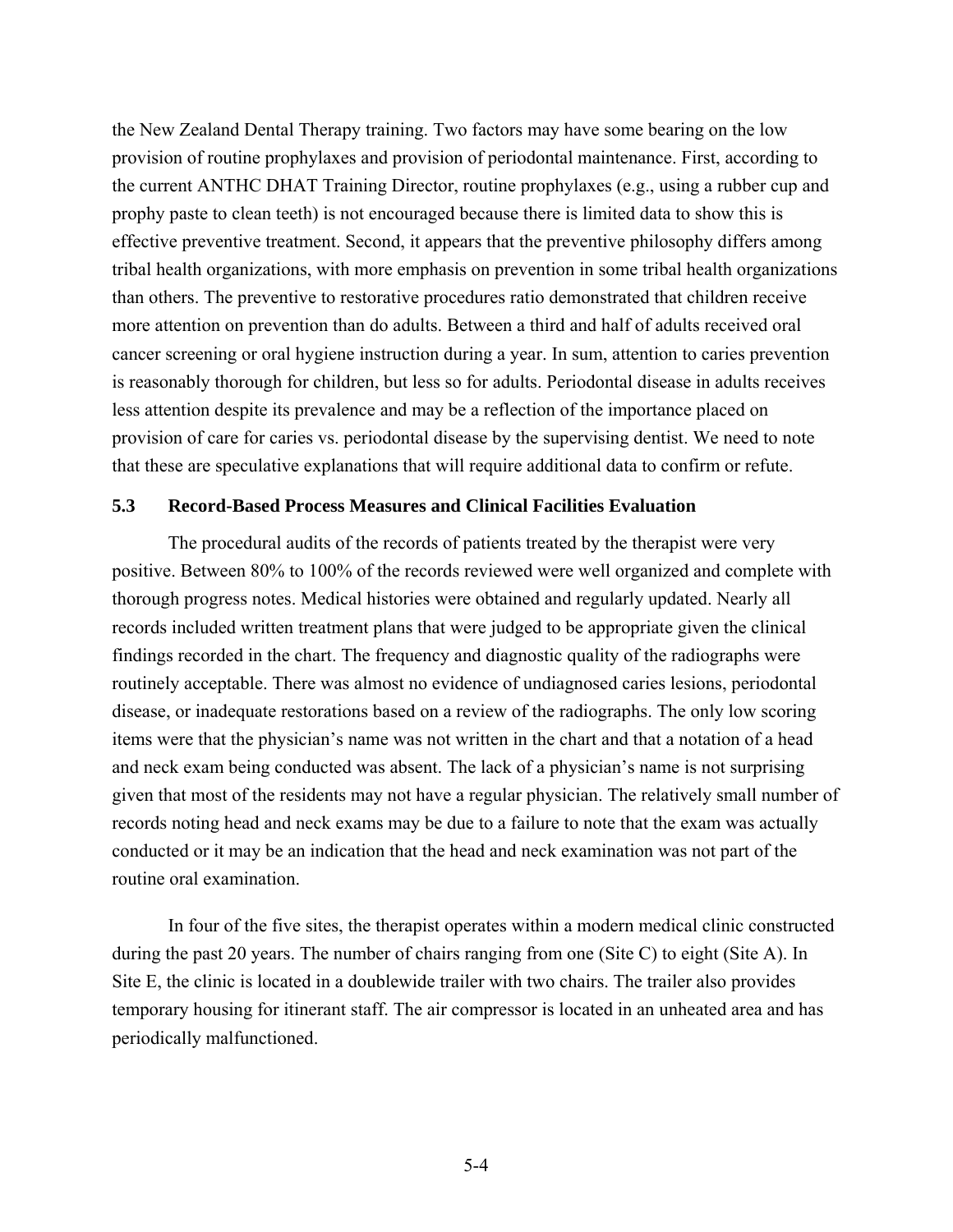the New Zealand Dental Therapy training. Two factors may have some bearing on the low provision of routine prophylaxes and provision of periodontal maintenance. First, according to the current ANTHC DHAT Training Director, routine prophylaxes (e.g., using a rubber cup and prophy paste to clean teeth) is not encouraged because there is limited data to show this is effective preventive treatment. Second, it appears that the preventive philosophy differs among tribal health organizations, with more emphasis on prevention in some tribal health organizations than others. The preventive to restorative procedures ratio demonstrated that children receive more attention on prevention than do adults. Between a third and half of adults received oral cancer screening or oral hygiene instruction during a year. In sum, attention to caries prevention is reasonably thorough for children, but less so for adults. Periodontal disease in adults receives less attention despite its prevalence and may be a reflection of the importance placed on provision of care for caries vs. periodontal disease by the supervising dentist. We need to note that these are speculative explanations that will require additional data to confirm or refute.

### 5.3 Record-Based Process Measures and Clinical Facilities Evaluation

The procedural audits of the records of patients treated by the therapist were very positive. Between 80% to 100% of the records reviewed were well organized and complete with thorough progress notes. Medical histories were obtained and regularly updated. Nearly all records included written treatment plans that were judged to be appropriate given the clinical findings recorded in the chart. The frequency and diagnostic quality of the radiographs were routinely acceptable. There was almost no evidence of undiagnosed caries lesions, periodontal disease, or inadequate restorations based on a review of the radiographs. The only low scoring items were that the physician's name was not written in the chart and that a notation of a head and neck exam being conducted was absent. The lack of a physician's name is not surprising given that most of the residents may not have a regular physician. The relatively small number of records noting head and neck exams may be due to a failure to note that the exam was actually conducted or it may be an indication that the head and neck examination was not part of the routine oral examination.

In four of the five sites, the therapist operates within a modern medical clinic constructed during the past 20 years. The number of chairs ranging from one (Site C) to eight (Site A). In Site E, the clinic is located in a doublewide trailer with two chairs. The trailer also provides temporary housing for itinerant staff. The air compressor is located in an unheated area and has periodically malfunctioned.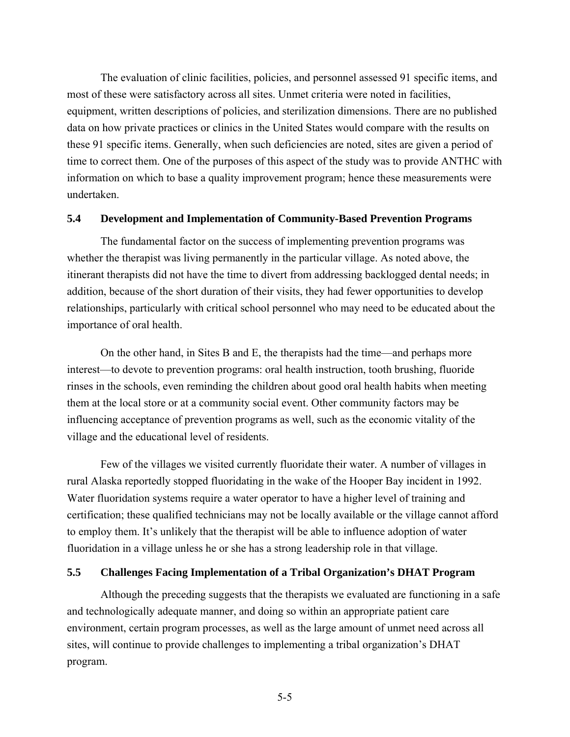The evaluation of clinic facilities, policies, and personnel assessed 91 specific items, and most of these were satisfactory across all sites. Unmet criteria were noted in facilities, equipment, written descriptions of policies, and sterilization dimensions. There are no published data on how private practices or clinics in the United States would compare with the results on these 91 specific items. Generally, when such deficiencies are noted, sites are given a period of time to correct them. One of the purposes of this aspect of the study was to provide ANTHC with information on which to base a quality improvement program; hence these measurements were undertaken.

### 5.4 Development and Implementation of Community-Based Prevention Programs

The fundamental factor on the success of implementing prevention programs was whether the therapist was living permanently in the particular village. As noted above, the itinerant therapists did not have the time to divert from addressing backlogged dental needs; in addition, because of the short duration of their visits, they had fewer opportunities to develop relationships, particularly with critical school personnel who may need to be educated about the importance of oral health.

On the other hand, in Sites B and E, the therapists had the time—and perhaps more interest—to devote to prevention programs: oral health instruction, tooth brushing, fluoride rinses in the schools, even reminding the children about good oral health habits when meeting them at the local store or at a community social event. Other community factors may be influencing acceptance of prevention programs as well, such as the economic vitality of the village and the educational level of residents.

Few of the villages we visited currently fluoridate their water. A number of villages in rural Alaska reportedly stopped fluoridating in the wake of the Hooper Bay incident in 1992. Water fluoridation systems require a water operator to have a higher level of training and certification; these qualified technicians may not be locally available or the village cannot afford to employ them. It's unlikely that the therapist will be able to influence adoption of water fluoridation in a village unless he or she has a strong leadership role in that village.

### 5.5 Challenges Facing Implementation of a Tribal Organization's DHAT Program

Although the preceding suggests that the therapists we evaluated are functioning in a safe and technologically adequate manner, and doing so within an appropriate patient care environment, certain program processes, as well as the large amount of unmet need across all sites, will continue to provide challenges to implementing a tribal organization's DHAT program.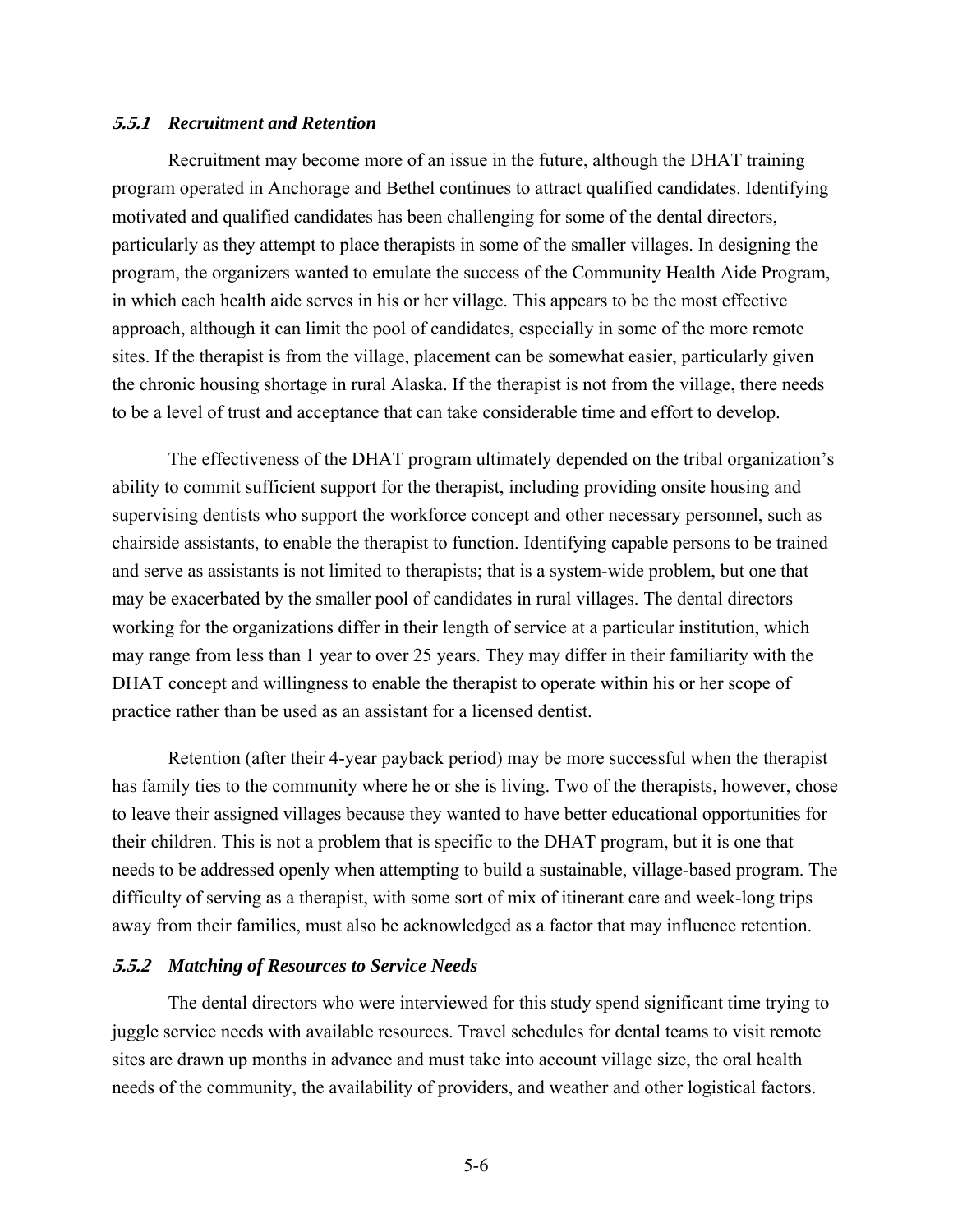### *5.5.1 Recruitment and Retention*

Recruitment may become more of an issue in the future, although the DHAT training program operated in Anchorage and Bethel continues to attract qualified candidates. Identifying motivated and qualified candidates has been challenging for some of the dental directors, particularly as they attempt to place therapists in some of the smaller villages. In designing the program, the organizers wanted to emulate the success of the Community Health Aide Program, in which each health aide serves in his or her village. This appears to be the most effective approach, although it can limit the pool of candidates, especially in some of the more remote sites. If the therapist is from the village, placement can be somewhat easier, particularly given the chronic housing shortage in rural Alaska. If the therapist is not from the village, there needs to be a level of trust and acceptance that can take considerable time and effort to develop.

The effectiveness of the DHAT program ultimately depended on the tribal organization's ability to commit sufficient support for the therapist, including providing onsite housing and supervising dentists who support the workforce concept and other necessary personnel, such as chairside assistants, to enable the therapist to function. Identifying capable persons to be trained and serve as assistants is not limited to therapists; that is a system-wide problem, but one that may be exacerbated by the smaller pool of candidates in rural villages. The dental directors working for the organizations differ in their length of service at a particular institution, which may range from less than 1 year to over 25 years. They may differ in their familiarity with the DHAT concept and willingness to enable the therapist to operate within his or her scope of practice rather than be used as an assistant for a licensed dentist.

Retention (after their 4-year payback period) may be more successful when the therapist has family ties to the community where he or she is living. Two of the therapists, however, chose to leave their assigned villages because they wanted to have better educational opportunities for their children. This is not a problem that is specific to the DHAT program, but it is one that needs to be addressed openly when attempting to build a sustainable, village-based program. The difficulty of serving as a therapist, with some sort of mix of itinerant care and week-long trips away from their families, must also be acknowledged as a factor that may influence retention.

### *5.5.2 Matching of Resources to Service Needs*

The dental directors who were interviewed for this study spend significant time trying to juggle service needs with available resources. Travel schedules for dental teams to visit remote sites are drawn up months in advance and must take into account village size, the oral health needs of the community, the availability of providers, and weather and other logistical factors.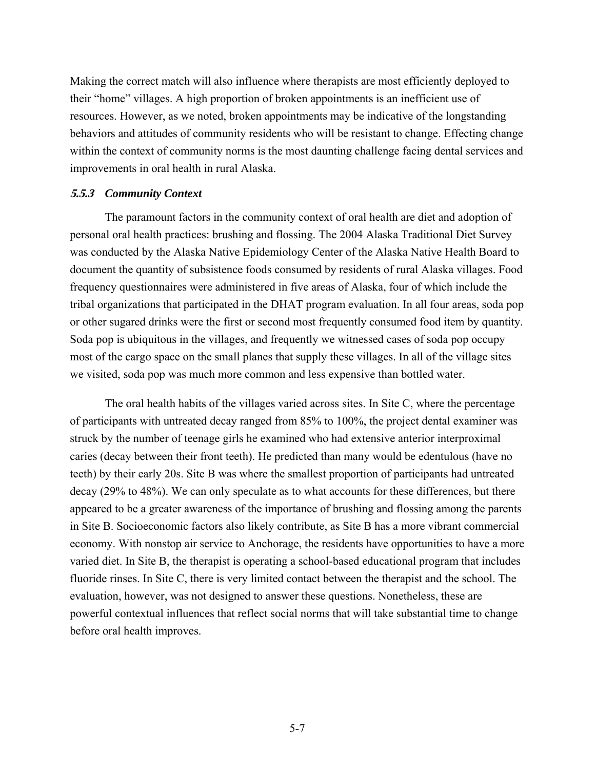Making the correct match will also influence where therapists are most efficiently deployed to their "home" villages. A high proportion of broken appointments is an inefficient use of resources. However, as we noted, broken appointments may be indicative of the longstanding behaviors and attitudes of community residents who will be resistant to change. Effecting change within the context of community norms is the most daunting challenge facing dental services and improvements in oral health in rural Alaska.

### *5.5.3 Community Context*

The paramount factors in the community context of oral health are diet and adoption of personal oral health practices: brushing and flossing. The 2004 Alaska Traditional Diet Survey was conducted by the Alaska Native Epidemiology Center of the Alaska Native Health Board to document the quantity of subsistence foods consumed by residents of rural Alaska villages. Food frequency questionnaires were administered in five areas of Alaska, four of which include the tribal organizations that participated in the DHAT program evaluation. In all four areas, soda pop or other sugared drinks were the first or second most frequently consumed food item by quantity. Soda pop is ubiquitous in the villages, and frequently we witnessed cases of soda pop occupy most of the cargo space on the small planes that supply these villages. In all of the village sites we visited, soda pop was much more common and less expensive than bottled water.

The oral health habits of the villages varied across sites. In Site C, where the percentage of participants with untreated decay ranged from 85% to 100%, the project dental examiner was struck by the number of teenage girls he examined who had extensive anterior interproximal caries (decay between their front teeth). He predicted than many would be edentulous (have no teeth) by their early 20s. Site B was where the smallest proportion of participants had untreated decay (29% to 48%). We can only speculate as to what accounts for these differences, but there appeared to be a greater awareness of the importance of brushing and flossing among the parents in Site B. Socioeconomic factors also likely contribute, as Site B has a more vibrant commercial economy. With nonstop air service to Anchorage, the residents have opportunities to have a more varied diet. In Site B, the therapist is operating a school-based educational program that includes fluoride rinses. In Site C, there is very limited contact between the therapist and the school. The evaluation, however, was not designed to answer these questions. Nonetheless, these are powerful contextual influences that reflect social norms that will take substantial time to change before oral health improves.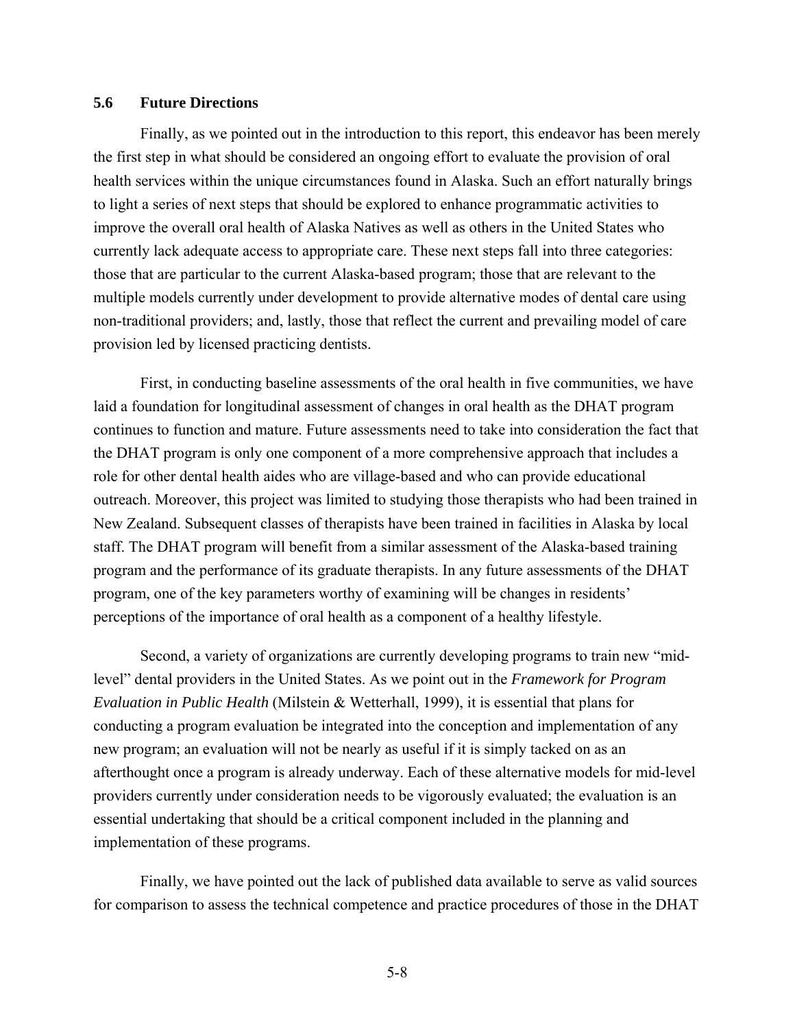## 5.6 Future Directions

Finally, as we pointed out in the introduction to this report, this endeavor has been merely the first step in what should be considered an ongoing effort to evaluate the provision of oral health services within the unique circumstances found in Alaska. Such an effort naturally brings to light a series of next steps that should be explored to enhance programmatic activities to improve the overall oral health of Alaska Natives as well as others in the United States who currently lack adequate access to appropriate care. These next steps fall into three categories: those that are particular to the current Alaska-based program; those that are relevant to the multiple models currently under development to provide alternative modes of dental care using non-traditional providers; and, lastly, those that reflect the current and prevailing model of care provision led by licensed practicing dentists.

First, in conducting baseline assessments of the oral health in five communities, we have laid a foundation for longitudinal assessment of changes in oral health as the DHAT program continues to function and mature. Future assessments need to take into consideration the fact that the DHAT program is only one component of a more comprehensive approach that includes a role for other dental health aides who are village-based and who can provide educational outreach. Moreover, this project was limited to studying those therapists who had been trained in New Zealand. Subsequent classes of therapists have been trained in facilities in Alaska by local staff. The DHAT program will benefit from a similar assessment of the Alaska-based training program and the performance of its graduate therapists. In any future assessments of the DHAT program, one of the key parameters worthy of examining will be changes in residents' perceptions of the importance of oral health as a component of a healthy lifestyle.

Second, a variety of organizations are currently developing programs to train new "mid-level" dental providers in the United States. As we point out in the *Framework for Program Evaluation in Public Health* (Milstein & Wetterhall, 1999), it is essential that plans for conducting a program evaluation be integrated into the conception and implementation of any new program; an evaluation will not be nearly as useful if it is simply tacked on as an afterthought once a program is already underway. Each of these alternative models for mid-level providers currently under consideration needs to be vigorously evaluated; the evaluation is an essential undertaking that should be a critical component included in the planning and implementation of these programs.

Finally, we have pointed out the lack of published data available to serve as valid sources for comparison to assess the technical competence and practice procedures of those in the DHAT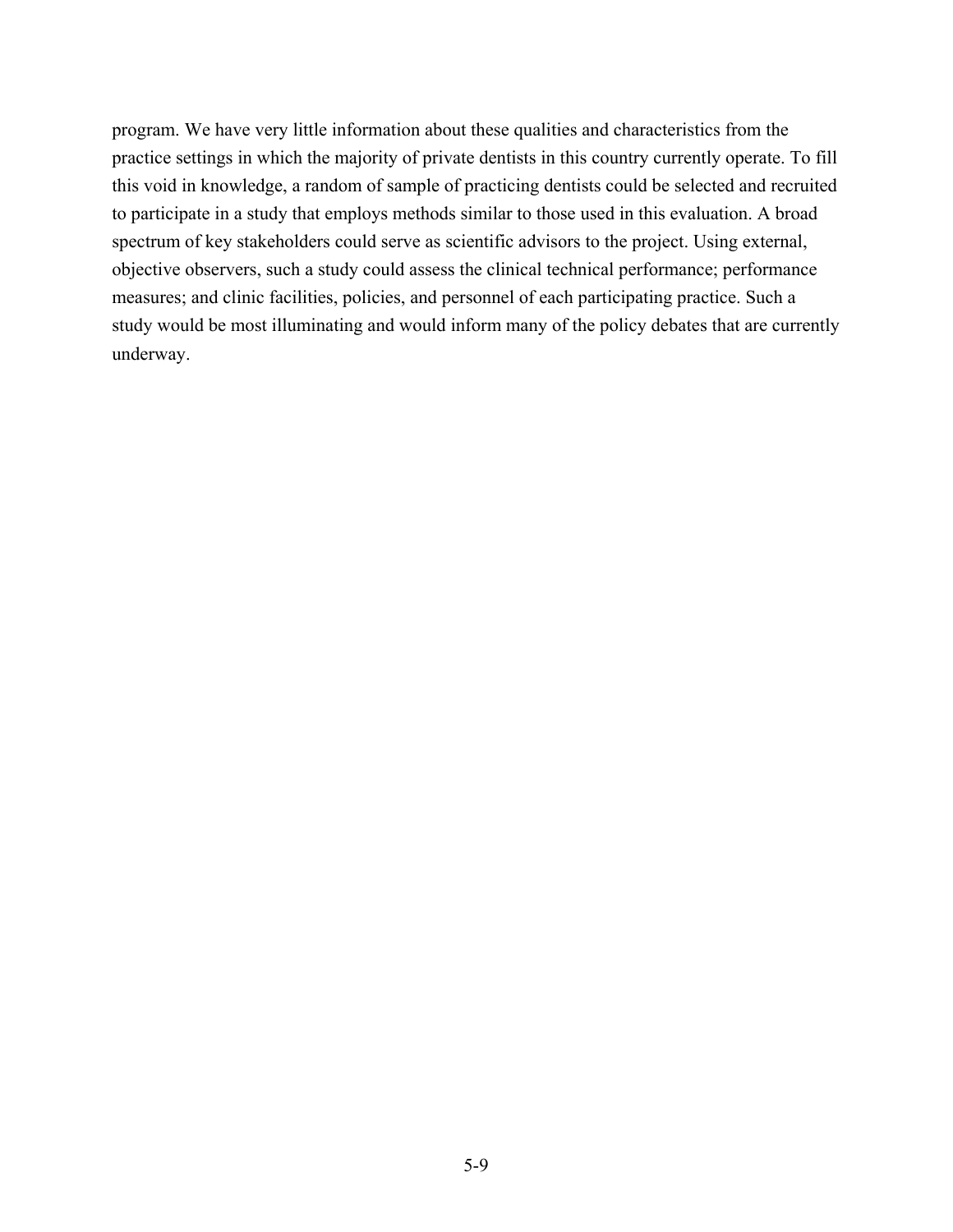program. We have very little information about these qualities and characteristics from the practice settings in which the majority of private dentists in this country currently operate. To fill this void in knowledge, a random of sample of practicing dentists could be selected and recruited to participate in a study that employs methods similar to those used in this evaluation. A broad spectrum of key stakeholders could serve as scientific advisors to the project. Using external, objective observers, such a study could assess the clinical technical performance; performance measures; and clinic facilities, policies, and personnel of each participating practice. Such a study would be most illuminating and would inform many of the policy debates that are currently underway.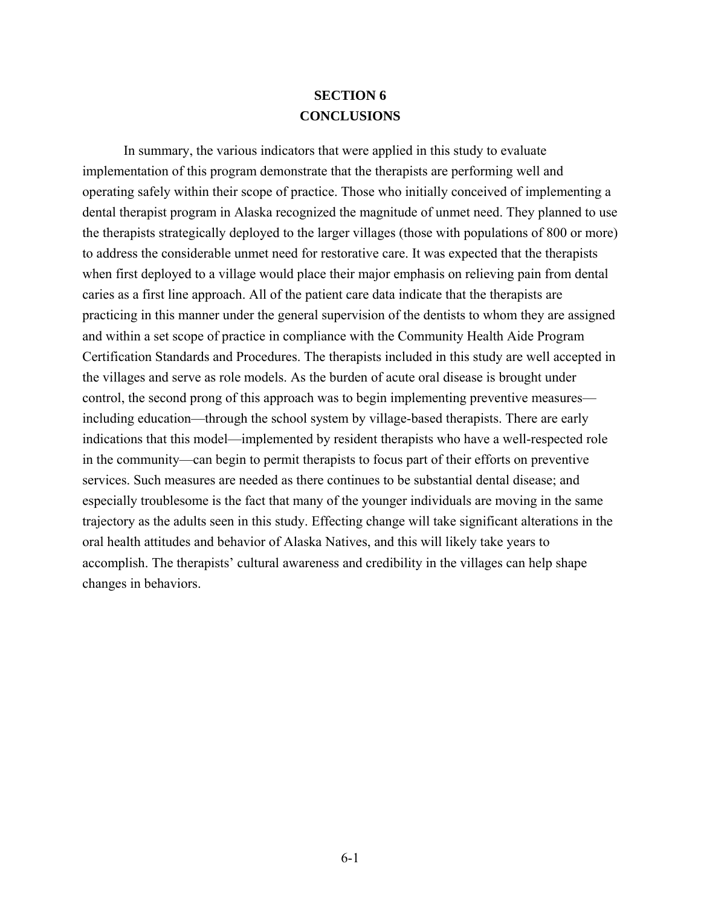# SECTION 6
# CONCLUSIONS

In summary, the various indicators that were applied in this study to evaluate implementation of this program demonstrate that the therapists are performing well and operating safely within their scope of practice. Those who initially conceived of implementing a dental therapist program in Alaska recognized the magnitude of unmet need. They planned to use the therapists strategically deployed to the larger villages (those with populations of 800 or more) to address the considerable unmet need for restorative care. It was expected that the therapists when first deployed to a village would place their major emphasis on relieving pain from dental caries as a first line approach. All of the patient care data indicate that the therapists are practicing in this manner under the general supervision of the dentists to whom they are assigned and within a set scope of practice in compliance with the Community Health Aide Program Certification Standards and Procedures. The therapists included in this study are well accepted in the villages and serve as role models. As the burden of acute oral disease is brought under control, the second prong of this approach was to begin implementing preventive measures—including education—through the school system by village-based therapists. There are early indications that this model—implemented by resident therapists who have a well-respected role in the community—can begin to permit therapists to focus part of their efforts on preventive services. Such measures are needed as there continues to be substantial dental disease; and especially troublesome is the fact that many of the younger individuals are moving in the same trajectory as the adults seen in this study. Effecting change will take significant alterations in the oral health attitudes and behavior of Alaska Natives, and this will likely take years to accomplish. The therapists' cultural awareness and credibility in the villages can help shape changes in behaviors.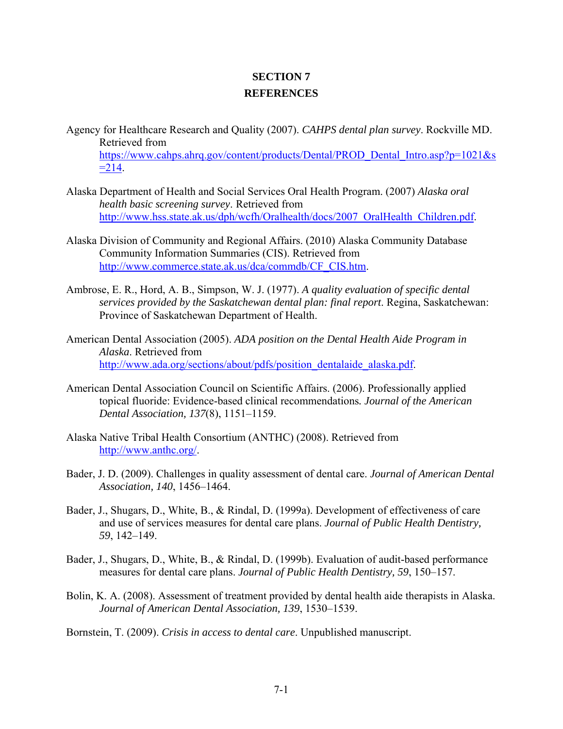# SECTION 7
# REFERENCES

Agency for Healthcare Research and Quality (2007). *CAHPS dental plan survey*. Rockville MD. Retrieved from https://www.cahps.ahrq.gov/content/products/Dental/PROD_Dental_Intro.asp?p=1021&s=214.

Alaska Department of Health and Social Services Oral Health Program. (2007) *Alaska oral health basic screening survey*. Retrieved from http://www.hss.state.ak.us/dph/wcfh/Oralhealth/docs/2007_OralHealth_Children.pdf.

Alaska Division of Community and Regional Affairs. (2010) Alaska Community Database Community Information Summaries (CIS). Retrieved from http://www.commerce.state.ak.us/dca/commdb/CF_CIS.htm.

Ambrose, E. R., Hord, A. B., Simpson, W. J. (1977). *A quality evaluation of specific dental services provided by the Saskatchewan dental plan: final report*. Regina, Saskatchewan: Province of Saskatchewan Department of Health.

American Dental Association (2005). *ADA position on the Dental Health Aide Program in Alaska*. Retrieved from http://www.ada.org/sections/about/pdfs/position_dentalaide_alaska.pdf.

American Dental Association Council on Scientific Affairs. (2006). Professionally applied topical fluoride: Evidence-based clinical recommendations*. Journal of the American Dental Association, 137*(8), 1151–1159.

Alaska Native Tribal Health Consortium (ANTHC) (2008). Retrieved from http://www.anthc.org/.

Bader, J. D. (2009). Challenges in quality assessment of dental care. *Journal of American Dental Association, 140*, 1456–1464.

Bader, J., Shugars, D., White, B., & Rindal, D. (1999a). Development of effectiveness of care and use of services measures for dental care plans. *Journal of Public Health Dentistry, 59*, 142–149.

Bader, J., Shugars, D., White, B., & Rindal, D. (1999b). Evaluation of audit-based performance measures for dental care plans. *Journal of Public Health Dentistry, 59*, 150–157.

Bolin, K. A. (2008). Assessment of treatment provided by dental health aide therapists in Alaska. *Journal of American Dental Association, 139*, 1530–1539.

Bornstein, T. (2009). *Crisis in access to dental care*. Unpublished manuscript.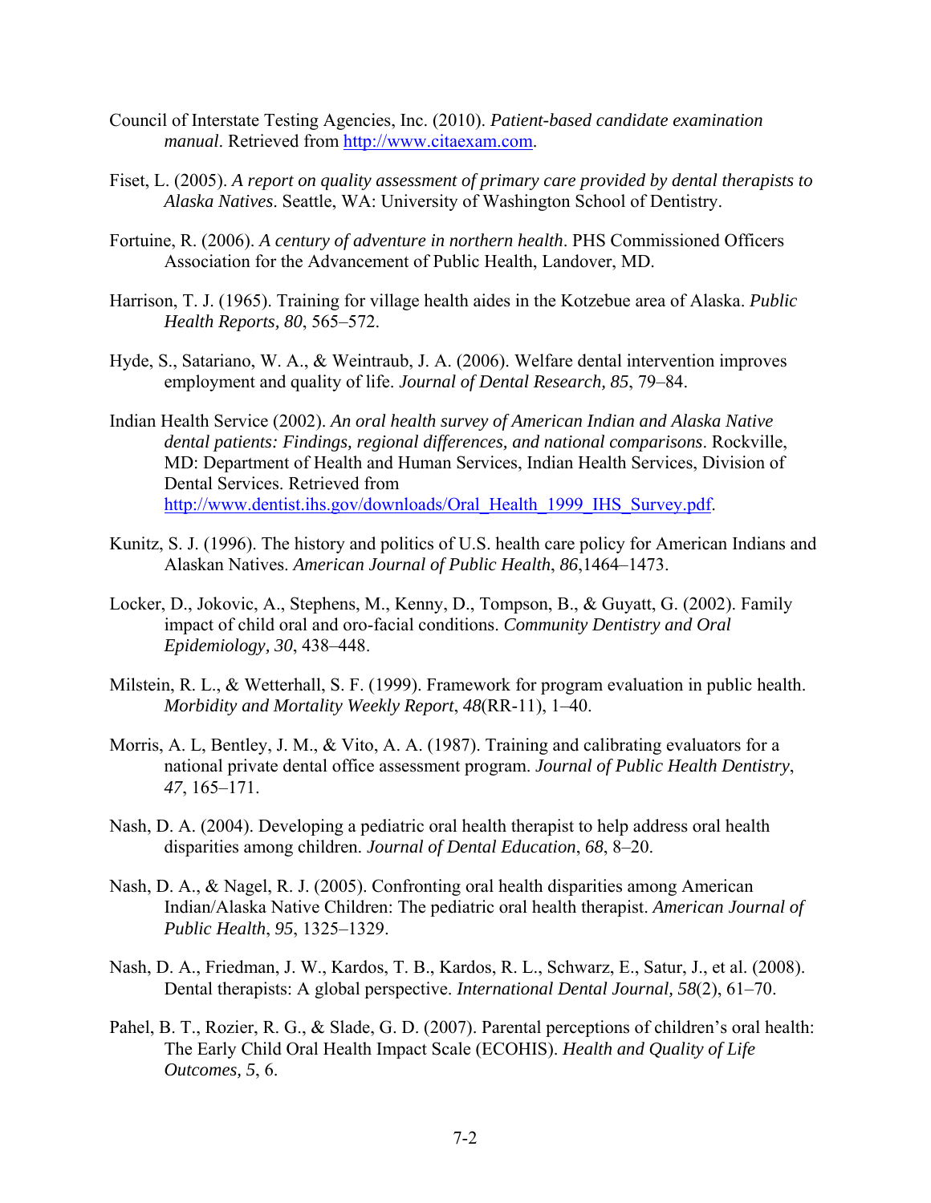Council of Interstate Testing Agencies, Inc. (2010). *Patient-based candidate examination manual*. Retrieved from http://www.citaexam.com.

Fiset, L. (2005). *A report on quality assessment of primary care provided by dental therapists to Alaska Natives*. Seattle, WA: University of Washington School of Dentistry.

Fortuine, R. (2006). *A century of adventure in northern health*. PHS Commissioned Officers Association for the Advancement of Public Health, Landover, MD.

Harrison, T. J. (1965). Training for village health aides in the Kotzebue area of Alaska. *Public Health Reports, 80*, 565–572.

Hyde, S., Satariano, W. A., & Weintraub, J. A. (2006). Welfare dental intervention improves employment and quality of life. *Journal of Dental Research, 85*, 79–84.

Indian Health Service (2002). *An oral health survey of American Indian and Alaska Native dental patients: Findings, regional differences, and national comparisons*. Rockville, MD: Department of Health and Human Services, Indian Health Services, Division of Dental Services. Retrieved from http://www.dentist.ihs.gov/downloads/Oral_Health_1999_IHS_Survey.pdf.

Kunitz, S. J. (1996). The history and politics of U.S. health care policy for American Indians and Alaskan Natives. *American Journal of Public Health*, *86*,1464–1473.

Locker, D., Jokovic, A., Stephens, M., Kenny, D., Tompson, B., & Guyatt, G. (2002). Family impact of child oral and oro-facial conditions. *Community Dentistry and Oral Epidemiology, 30*, 438–448.

Milstein, R. L., & Wetterhall, S. F. (1999). Framework for program evaluation in public health. *Morbidity and Mortality Weekly Report*, *48*(RR-11), 1–40.

Morris, A. L, Bentley, J. M., & Vito, A. A. (1987). Training and calibrating evaluators for a national private dental office assessment program. *Journal of Public Health Dentistry*, *47*, 165–171.

Nash, D. A. (2004). Developing a pediatric oral health therapist to help address oral health disparities among children. *Journal of Dental Education*, *68*, 8–20.

Nash, D. A., & Nagel, R. J. (2005). Confronting oral health disparities among American Indian/Alaska Native Children: The pediatric oral health therapist. *American Journal of Public Health*, *95*, 1325–1329.

Nash, D. A., Friedman, J. W., Kardos, T. B., Kardos, R. L., Schwarz, E., Satur, J., et al. (2008). Dental therapists: A global perspective. *International Dental Journal, 58*(2), 61–70.

Pahel, B. T., Rozier, R. G., & Slade, G. D. (2007). Parental perceptions of children's oral health: The Early Child Oral Health Impact Scale (ECOHIS). *Health and Quality of Life Outcomes, 5*, 6.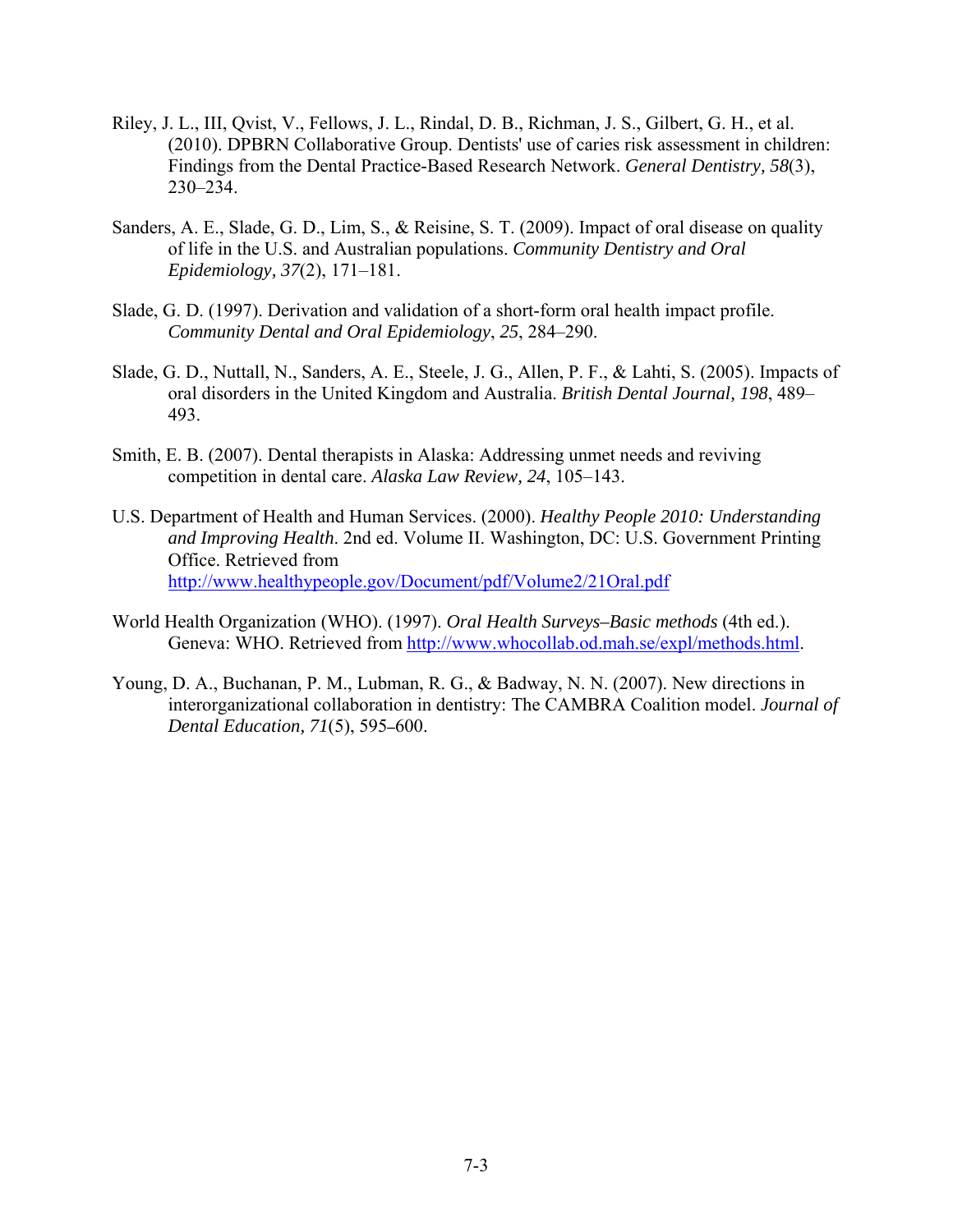Riley, J. L., III, Qvist, V., Fellows, J. L., Rindal, D. B., Richman, J. S., Gilbert, G. H., et al. (2010). DPBRN Collaborative Group. Dentists' use of caries risk assessment in children: Findings from the Dental Practice-Based Research Network. *General Dentistry, 58*(3), 230–234.

Sanders, A. E., Slade, G. D., Lim, S., & Reisine, S. T. (2009). Impact of oral disease on quality of life in the U.S. and Australian populations. *Community Dentistry and Oral Epidemiology, 37*(2), 171–181.

Slade, G. D. (1997). Derivation and validation of a short-form oral health impact profile. *Community Dental and Oral Epidemiology*, *25*, 284–290.

Slade, G. D., Nuttall, N., Sanders, A. E., Steele, J. G., Allen, P. F., & Lahti, S. (2005). Impacts of oral disorders in the United Kingdom and Australia. *British Dental Journal, 198*, 489–493.

Smith, E. B. (2007). Dental therapists in Alaska: Addressing unmet needs and reviving competition in dental care. *Alaska Law Review, 24*, 105–143.

U.S. Department of Health and Human Services. (2000). *Healthy People 2010: Understanding and Improving Health*. 2nd ed. Volume II. Washington, DC: U.S. Government Printing Office. Retrieved from http://www.healthypeople.gov/Document/pdf/Volume2/21Oral.pdf

World Health Organization (WHO). (1997). *Oral Health Surveys–Basic methods* (4th ed.). Geneva: WHO. Retrieved from http://www.whocollab.od.mah.se/expl/methods.html.

Young, D. A., Buchanan, P. M., Lubman, R. G., & Badway, N. N. (2007). New directions in interorganizational collaboration in dentistry: The CAMBRA Coalition model. *Journal of Dental Education, 71*(5), 595–600.